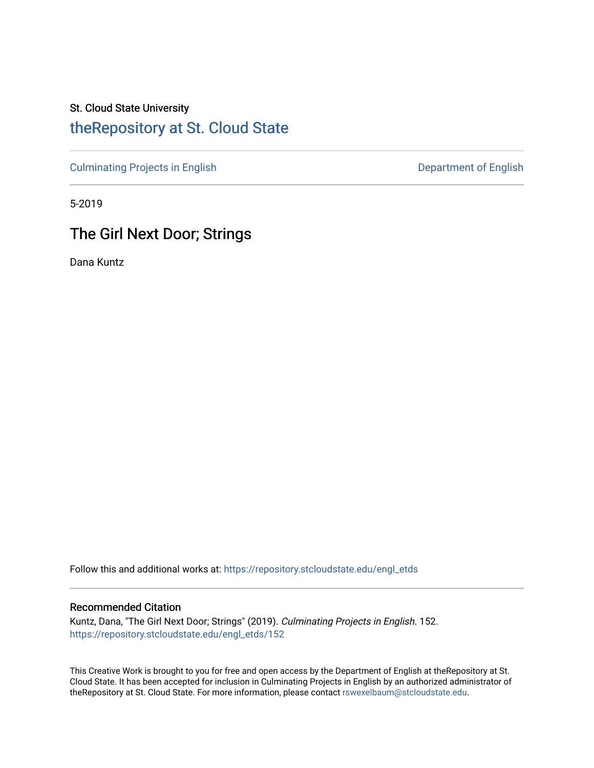St. Cloud State University

# theRepository at St. Cloud State

Culminating Projects in English | Department of English

5-2019

## The Girl Next Door; Strings

Dana Kuntz

Follow this and additional works at: https://repository.stcloudstate.edu/engl_etds

### Recommended Citation

Kuntz, Dana, "The Girl Next Door; Strings" (2019). *Culminating Projects in English*. 152.
https://repository.stcloudstate.edu/engl_etds/152

This Creative Work is brought to you for free and open access by the Department of English at theRepository at St. Cloud State. It has been accepted for inclusion in Culminating Projects in English by an authorized administrator of theRepository at St. Cloud State. For more information, please contact rswexelbaum@stcloudstate.edu.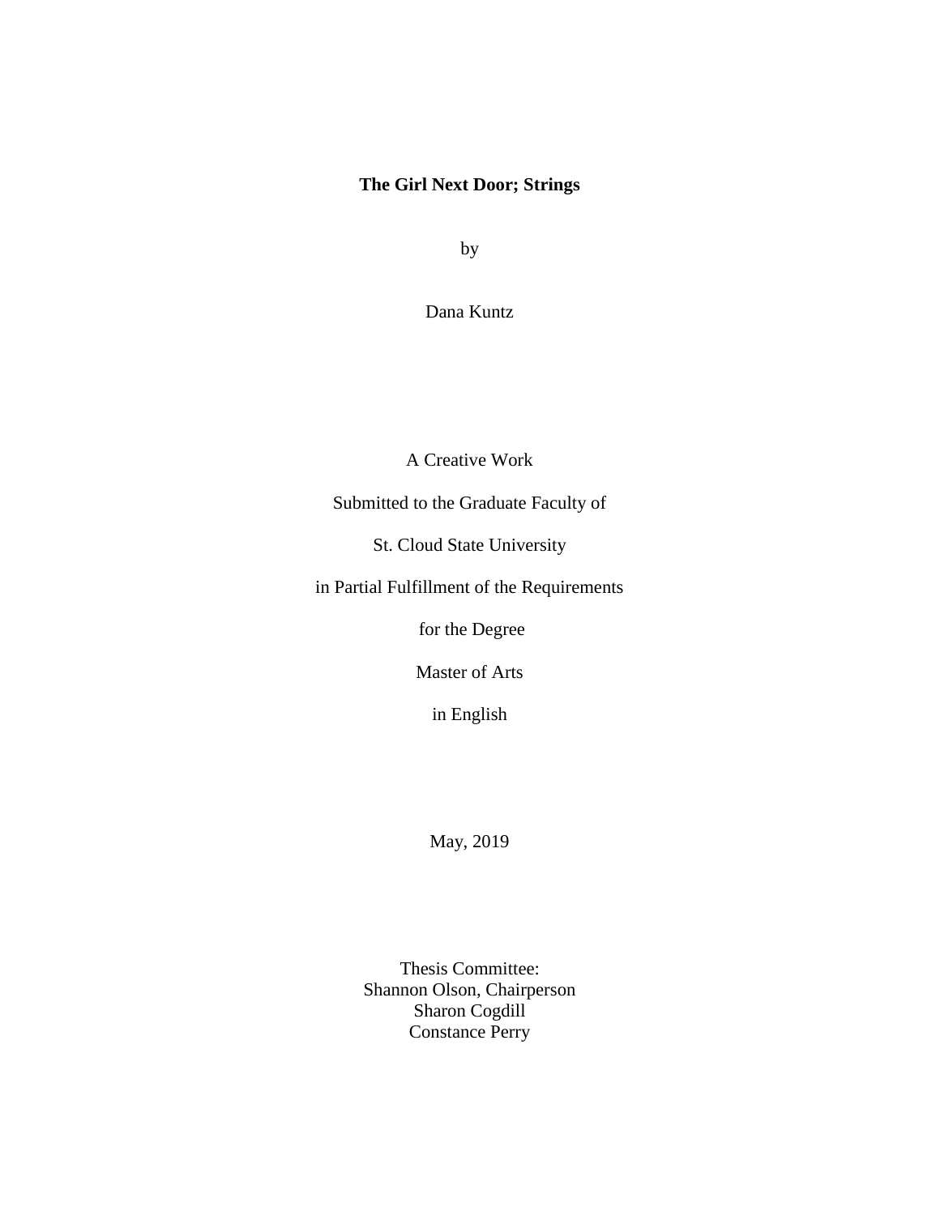# The Girl Next Door; Strings

by

Dana Kuntz

A Creative Work

Submitted to the Graduate Faculty of

St. Cloud State University

in Partial Fulfillment of the Requirements

for the Degree

Master of Arts

in English

May, 2019

Thesis Committee:
Shannon Olson, Chairperson
Sharon Cogdill
Constance Perry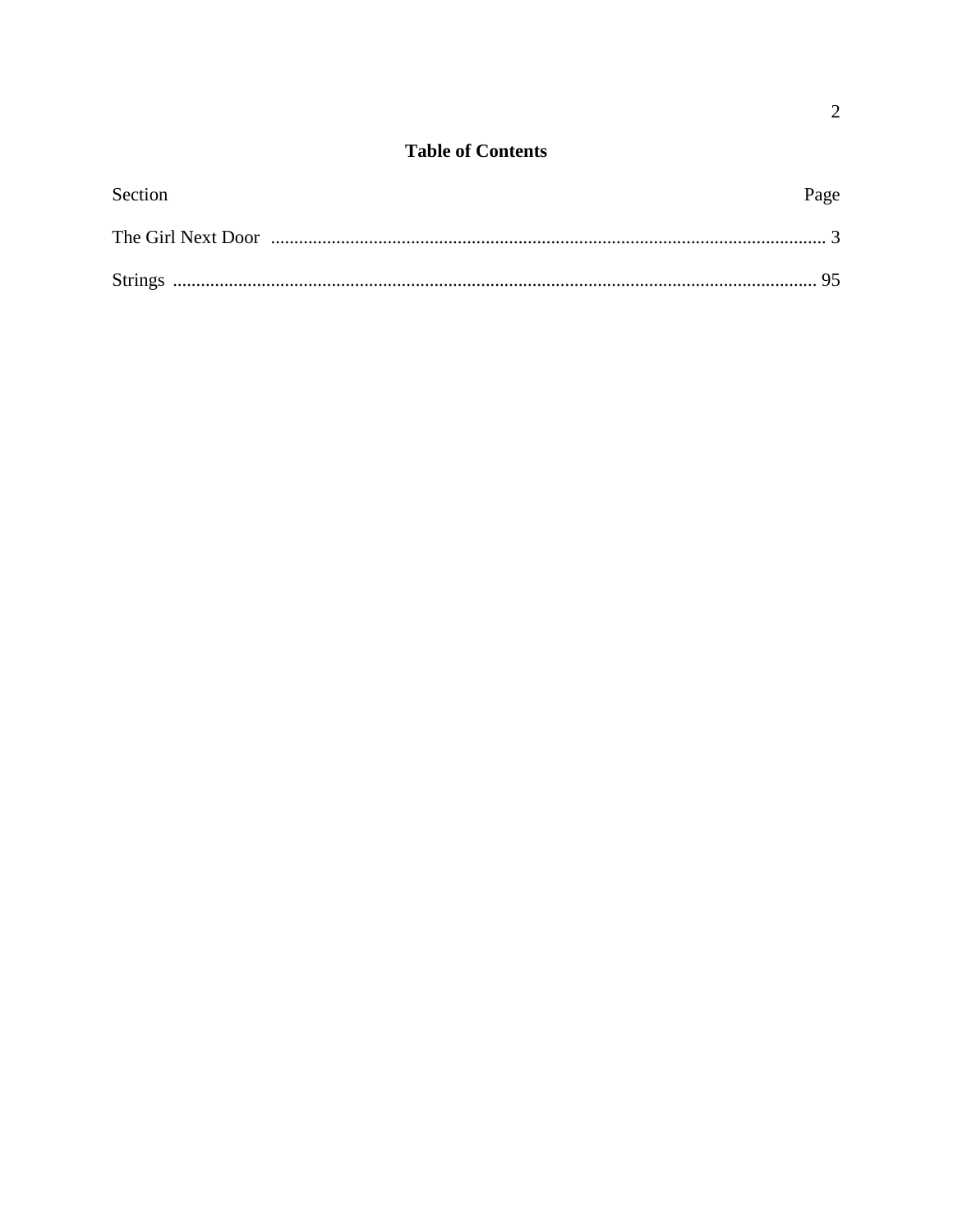# Table of Contents

| Section | Page |
|---|---|
| The Girl Next Door | 3 |
| Strings | 95 |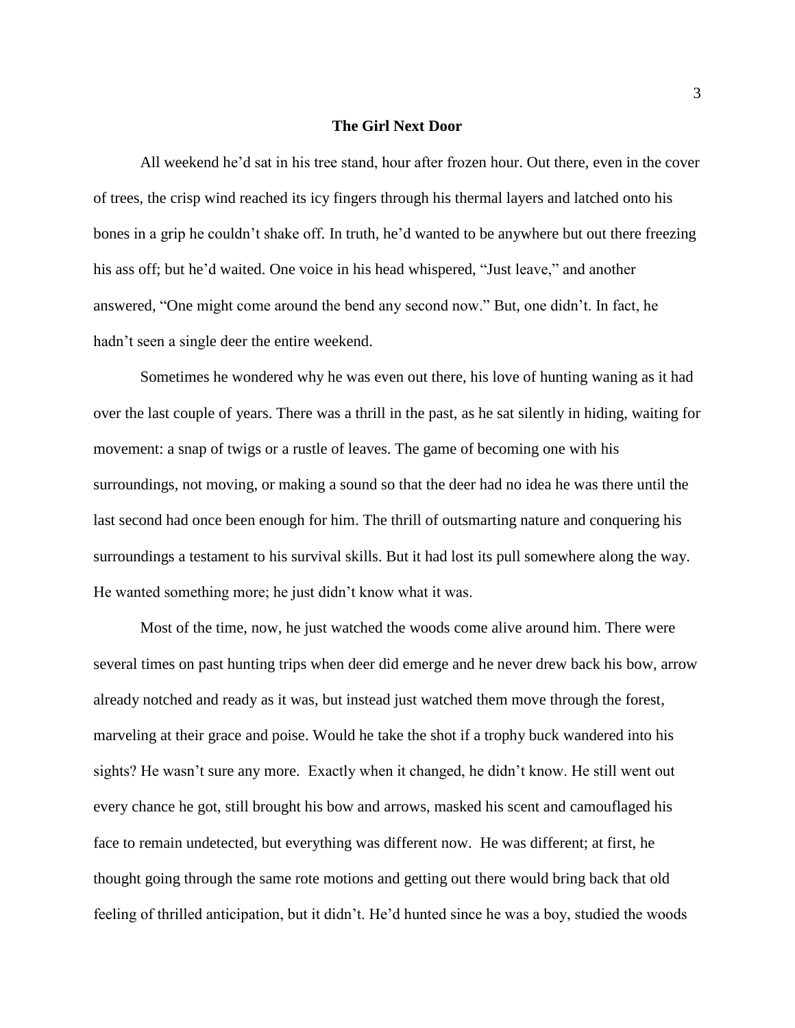# The Girl Next Door

All weekend he'd sat in his tree stand, hour after frozen hour. Out there, even in the cover of trees, the crisp wind reached its icy fingers through his thermal layers and latched onto his bones in a grip he couldn't shake off. In truth, he'd wanted to be anywhere but out there freezing his ass off; but he'd waited. One voice in his head whispered, "Just leave," and another answered, "One might come around the bend any second now." But, one didn't. In fact, he hadn't seen a single deer the entire weekend.

Sometimes he wondered why he was even out there, his love of hunting waning as it had over the last couple of years. There was a thrill in the past, as he sat silently in hiding, waiting for movement: a snap of twigs or a rustle of leaves. The game of becoming one with his surroundings, not moving, or making a sound so that the deer had no idea he was there until the last second had once been enough for him. The thrill of outsmarting nature and conquering his surroundings a testament to his survival skills. But it had lost its pull somewhere along the way. He wanted something more; he just didn't know what it was.

Most of the time, now, he just watched the woods come alive around him. There were several times on past hunting trips when deer did emerge and he never drew back his bow, arrow already notched and ready as it was, but instead just watched them move through the forest, marveling at their grace and poise. Would he take the shot if a trophy buck wandered into his sights? He wasn't sure any more. Exactly when it changed, he didn't know. He still went out every chance he got, still brought his bow and arrows, masked his scent and camouflaged his face to remain undetected, but everything was different now. He was different; at first, he thought going through the same rote motions and getting out there would bring back that old feeling of thrilled anticipation, but it didn't. He'd hunted since he was a boy, studied the woods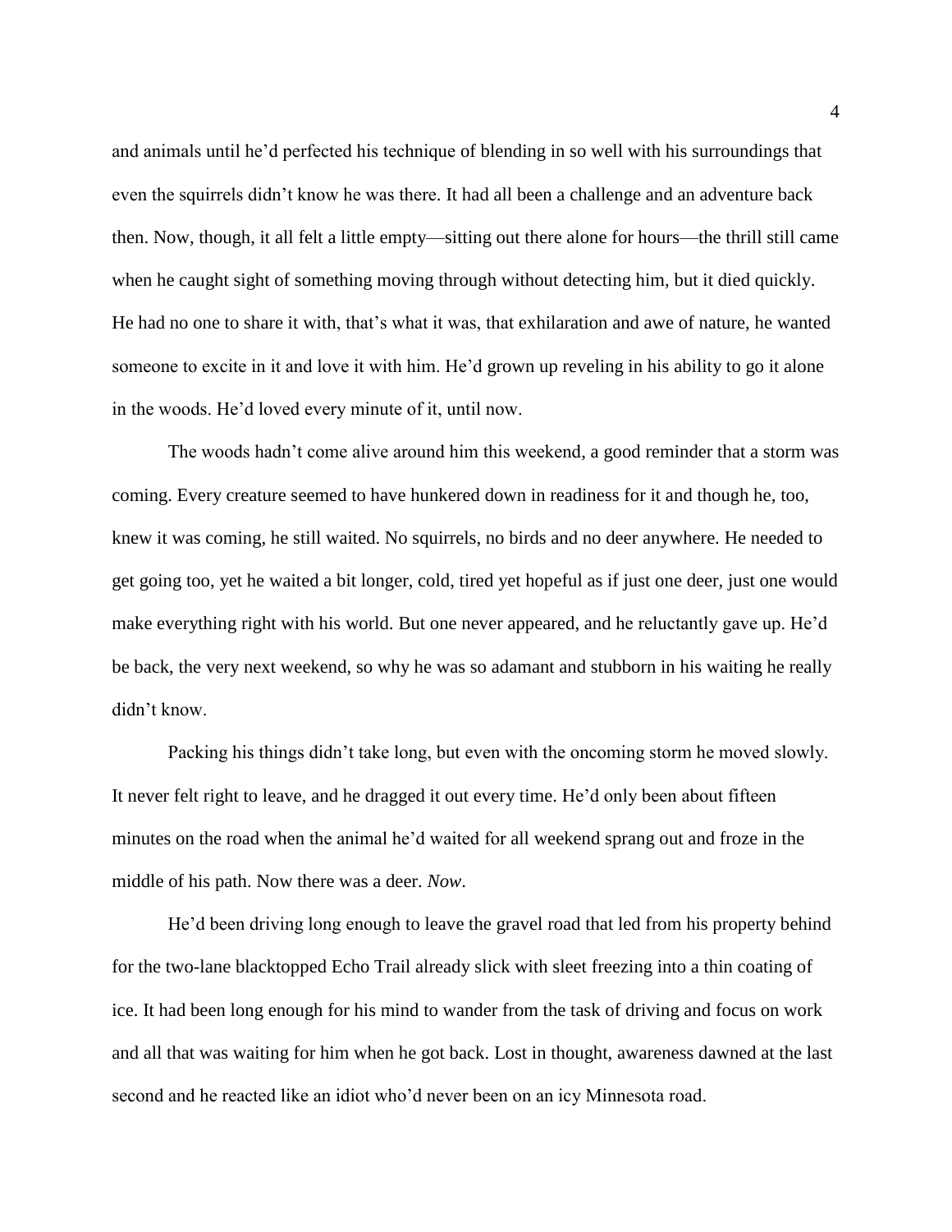and animals until he'd perfected his technique of blending in so well with his surroundings that even the squirrels didn't know he was there. It had all been a challenge and an adventure back then. Now, though, it all felt a little empty—sitting out there alone for hours—the thrill still came when he caught sight of something moving through without detecting him, but it died quickly. He had no one to share it with, that's what it was, that exhilaration and awe of nature, he wanted someone to excite in it and love it with him. He'd grown up reveling in his ability to go it alone in the woods. He'd loved every minute of it, until now.

The woods hadn't come alive around him this weekend, a good reminder that a storm was coming. Every creature seemed to have hunkered down in readiness for it and though he, too, knew it was coming, he still waited. No squirrels, no birds and no deer anywhere. He needed to get going too, yet he waited a bit longer, cold, tired yet hopeful as if just one deer, just one would make everything right with his world. But one never appeared, and he reluctantly gave up. He'd be back, the very next weekend, so why he was so adamant and stubborn in his waiting he really didn't know.

Packing his things didn't take long, but even with the oncoming storm he moved slowly. It never felt right to leave, and he dragged it out every time. He'd only been about fifteen minutes on the road when the animal he'd waited for all weekend sprang out and froze in the middle of his path. Now there was a deer. *Now*.

He'd been driving long enough to leave the gravel road that led from his property behind for the two-lane blacktopped Echo Trail already slick with sleet freezing into a thin coating of ice. It had been long enough for his mind to wander from the task of driving and focus on work and all that was waiting for him when he got back. Lost in thought, awareness dawned at the last second and he reacted like an idiot who'd never been on an icy Minnesota road.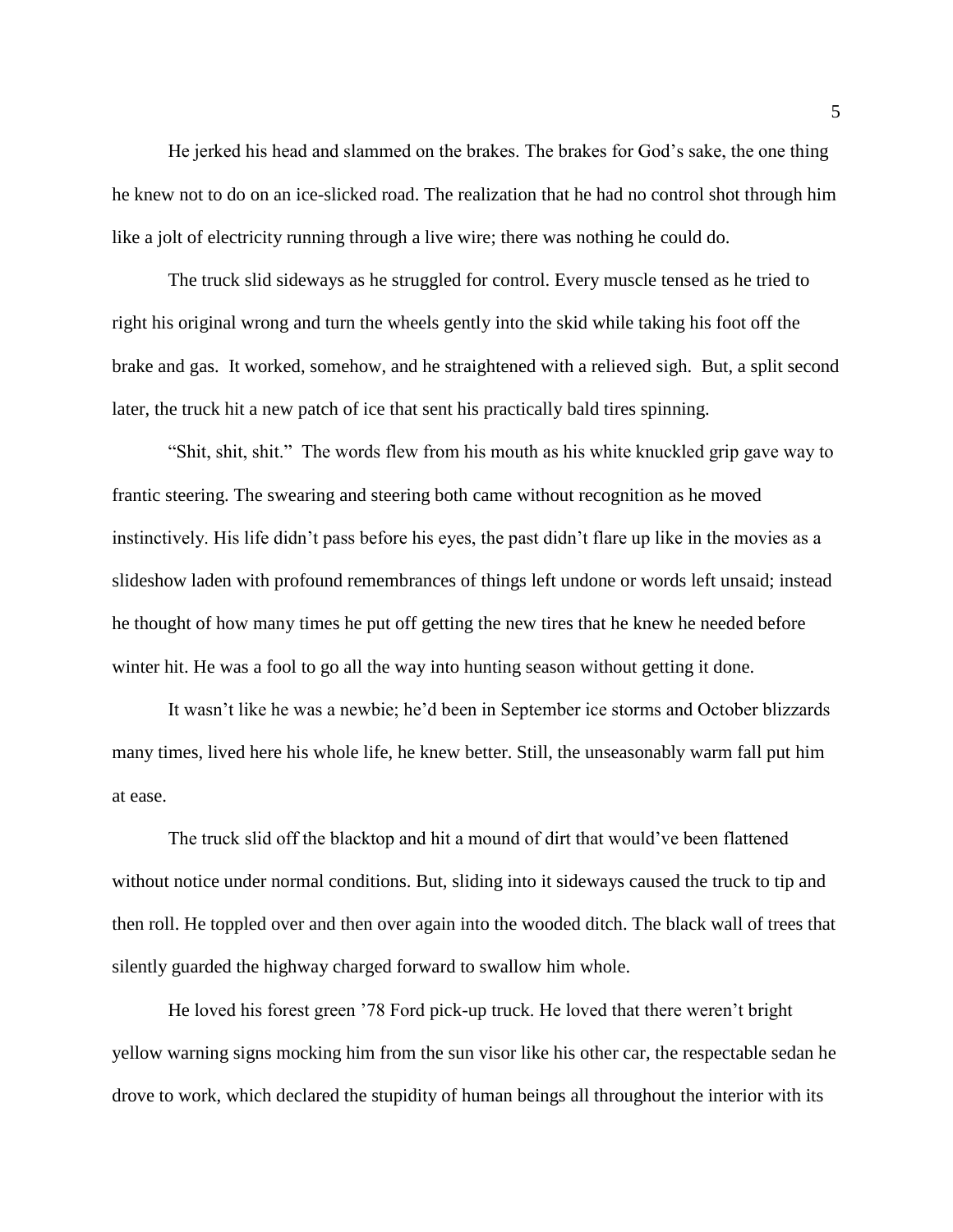He jerked his head and slammed on the brakes. The brakes for God's sake, the one thing he knew not to do on an ice-slicked road. The realization that he had no control shot through him like a jolt of electricity running through a live wire; there was nothing he could do.

The truck slid sideways as he struggled for control. Every muscle tensed as he tried to right his original wrong and turn the wheels gently into the skid while taking his foot off the brake and gas. It worked, somehow, and he straightened with a relieved sigh. But, a split second later, the truck hit a new patch of ice that sent his practically bald tires spinning.

"Shit, shit, shit." The words flew from his mouth as his white knuckled grip gave way to frantic steering. The swearing and steering both came without recognition as he moved instinctively. His life didn't pass before his eyes, the past didn't flare up like in the movies as a slideshow laden with profound remembrances of things left undone or words left unsaid; instead he thought of how many times he put off getting the new tires that he knew he needed before winter hit. He was a fool to go all the way into hunting season without getting it done.

It wasn't like he was a newbie; he'd been in September ice storms and October blizzards many times, lived here his whole life, he knew better. Still, the unseasonably warm fall put him at ease.

The truck slid off the blacktop and hit a mound of dirt that would've been flattened without notice under normal conditions. But, sliding into it sideways caused the truck to tip and then roll. He toppled over and then over again into the wooded ditch. The black wall of trees that silently guarded the highway charged forward to swallow him whole.

He loved his forest green '78 Ford pick-up truck. He loved that there weren't bright yellow warning signs mocking him from the sun visor like his other car, the respectable sedan he drove to work, which declared the stupidity of human beings all throughout the interior with its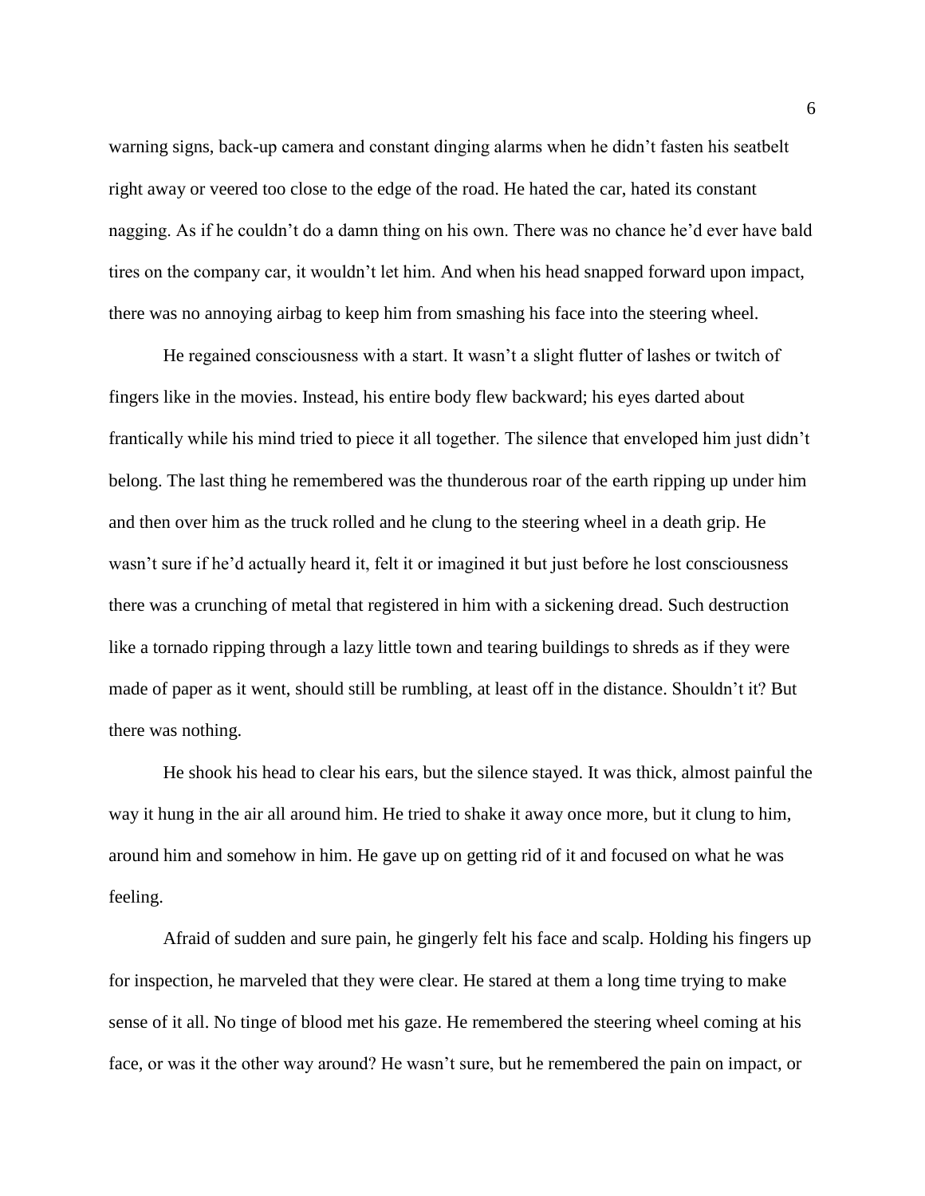warning signs, back-up camera and constant dinging alarms when he didn't fasten his seatbelt right away or veered too close to the edge of the road. He hated the car, hated its constant nagging. As if he couldn't do a damn thing on his own. There was no chance he'd ever have bald tires on the company car, it wouldn't let him. And when his head snapped forward upon impact, there was no annoying airbag to keep him from smashing his face into the steering wheel.

He regained consciousness with a start. It wasn't a slight flutter of lashes or twitch of fingers like in the movies. Instead, his entire body flew backward; his eyes darted about frantically while his mind tried to piece it all together. The silence that enveloped him just didn't belong. The last thing he remembered was the thunderous roar of the earth ripping up under him and then over him as the truck rolled and he clung to the steering wheel in a death grip. He wasn't sure if he'd actually heard it, felt it or imagined it but just before he lost consciousness there was a crunching of metal that registered in him with a sickening dread. Such destruction like a tornado ripping through a lazy little town and tearing buildings to shreds as if they were made of paper as it went, should still be rumbling, at least off in the distance. Shouldn't it? But there was nothing.

He shook his head to clear his ears, but the silence stayed. It was thick, almost painful the way it hung in the air all around him. He tried to shake it away once more, but it clung to him, around him and somehow in him. He gave up on getting rid of it and focused on what he was feeling.

Afraid of sudden and sure pain, he gingerly felt his face and scalp. Holding his fingers up for inspection, he marveled that they were clear. He stared at them a long time trying to make sense of it all. No tinge of blood met his gaze. He remembered the steering wheel coming at his face, or was it the other way around? He wasn't sure, but he remembered the pain on impact, or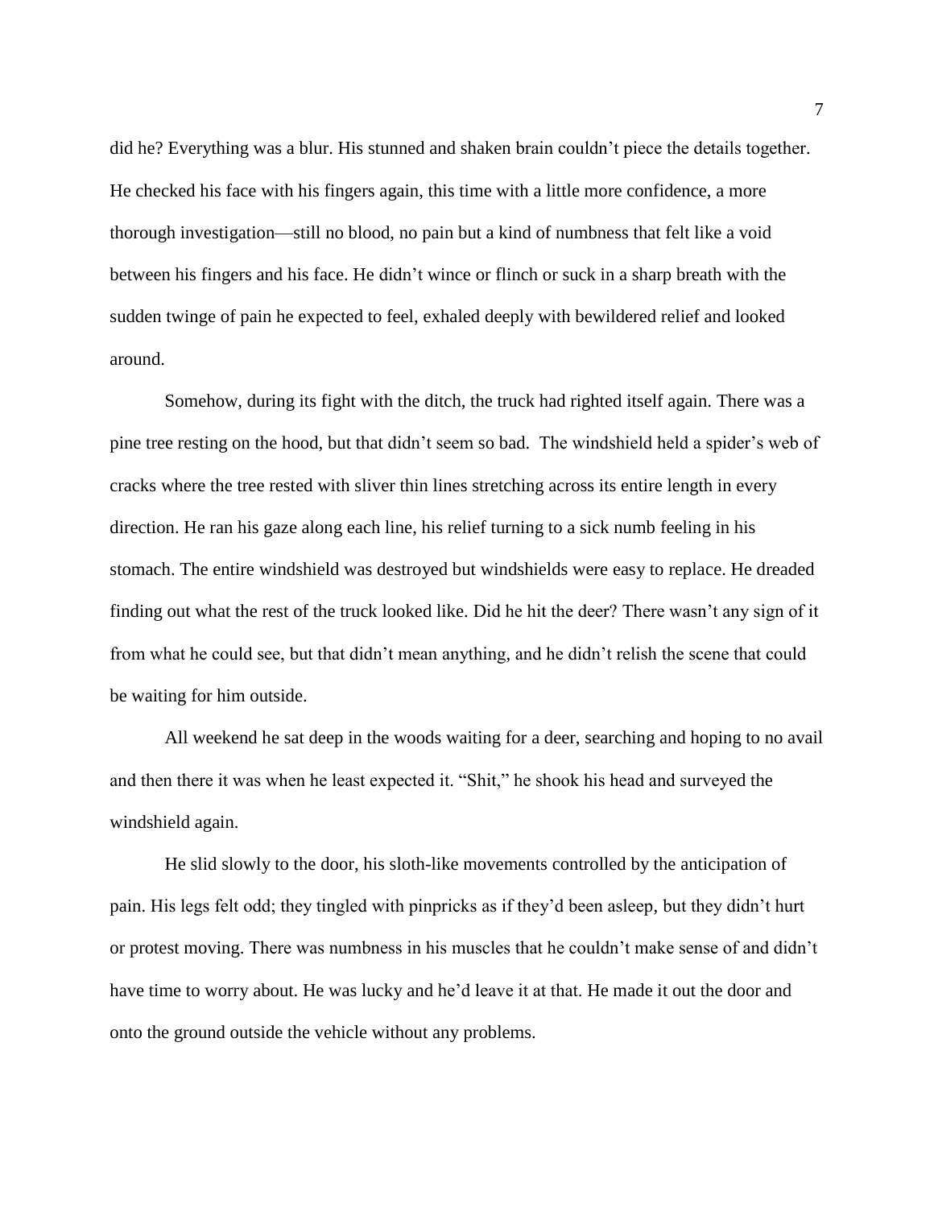did he? Everything was a blur. His stunned and shaken brain couldn't piece the details together. He checked his face with his fingers again, this time with a little more confidence, a more thorough investigation—still no blood, no pain but a kind of numbness that felt like a void between his fingers and his face. He didn't wince or flinch or suck in a sharp breath with the sudden twinge of pain he expected to feel, exhaled deeply with bewildered relief and looked around.

Somehow, during its fight with the ditch, the truck had righted itself again. There was a pine tree resting on the hood, but that didn't seem so bad.  The windshield held a spider's web of cracks where the tree rested with sliver thin lines stretching across its entire length in every direction. He ran his gaze along each line, his relief turning to a sick numb feeling in his stomach. The entire windshield was destroyed but windshields were easy to replace. He dreaded finding out what the rest of the truck looked like. Did he hit the deer? There wasn't any sign of it from what he could see, but that didn't mean anything, and he didn't relish the scene that could be waiting for him outside.

All weekend he sat deep in the woods waiting for a deer, searching and hoping to no avail and then there it was when he least expected it. "Shit," he shook his head and surveyed the windshield again.

He slid slowly to the door, his sloth-like movements controlled by the anticipation of pain. His legs felt odd; they tingled with pinpricks as if they'd been asleep, but they didn't hurt or protest moving. There was numbness in his muscles that he couldn't make sense of and didn't have time to worry about. He was lucky and he'd leave it at that. He made it out the door and onto the ground outside the vehicle without any problems.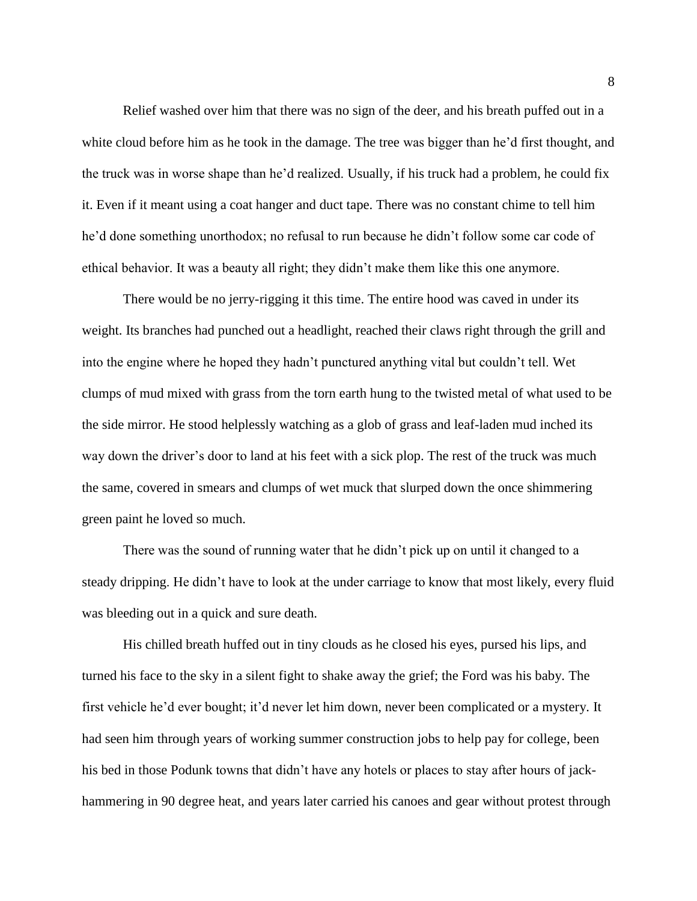Relief washed over him that there was no sign of the deer, and his breath puffed out in a white cloud before him as he took in the damage. The tree was bigger than he'd first thought, and the truck was in worse shape than he'd realized. Usually, if his truck had a problem, he could fix it. Even if it meant using a coat hanger and duct tape. There was no constant chime to tell him he'd done something unorthodox; no refusal to run because he didn't follow some car code of ethical behavior. It was a beauty all right; they didn't make them like this one anymore.

There would be no jerry-rigging it this time. The entire hood was caved in under its weight. Its branches had punched out a headlight, reached their claws right through the grill and into the engine where he hoped they hadn't punctured anything vital but couldn't tell. Wet clumps of mud mixed with grass from the torn earth hung to the twisted metal of what used to be the side mirror. He stood helplessly watching as a glob of grass and leaf-laden mud inched its way down the driver's door to land at his feet with a sick plop. The rest of the truck was much the same, covered in smears and clumps of wet muck that slurped down the once shimmering green paint he loved so much.

There was the sound of running water that he didn't pick up on until it changed to a steady dripping. He didn't have to look at the under carriage to know that most likely, every fluid was bleeding out in a quick and sure death.

His chilled breath huffed out in tiny clouds as he closed his eyes, pursed his lips, and turned his face to the sky in a silent fight to shake away the grief; the Ford was his baby. The first vehicle he'd ever bought; it'd never let him down, never been complicated or a mystery. It had seen him through years of working summer construction jobs to help pay for college, been his bed in those Podunk towns that didn't have any hotels or places to stay after hours of jack-hammering in 90 degree heat, and years later carried his canoes and gear without protest through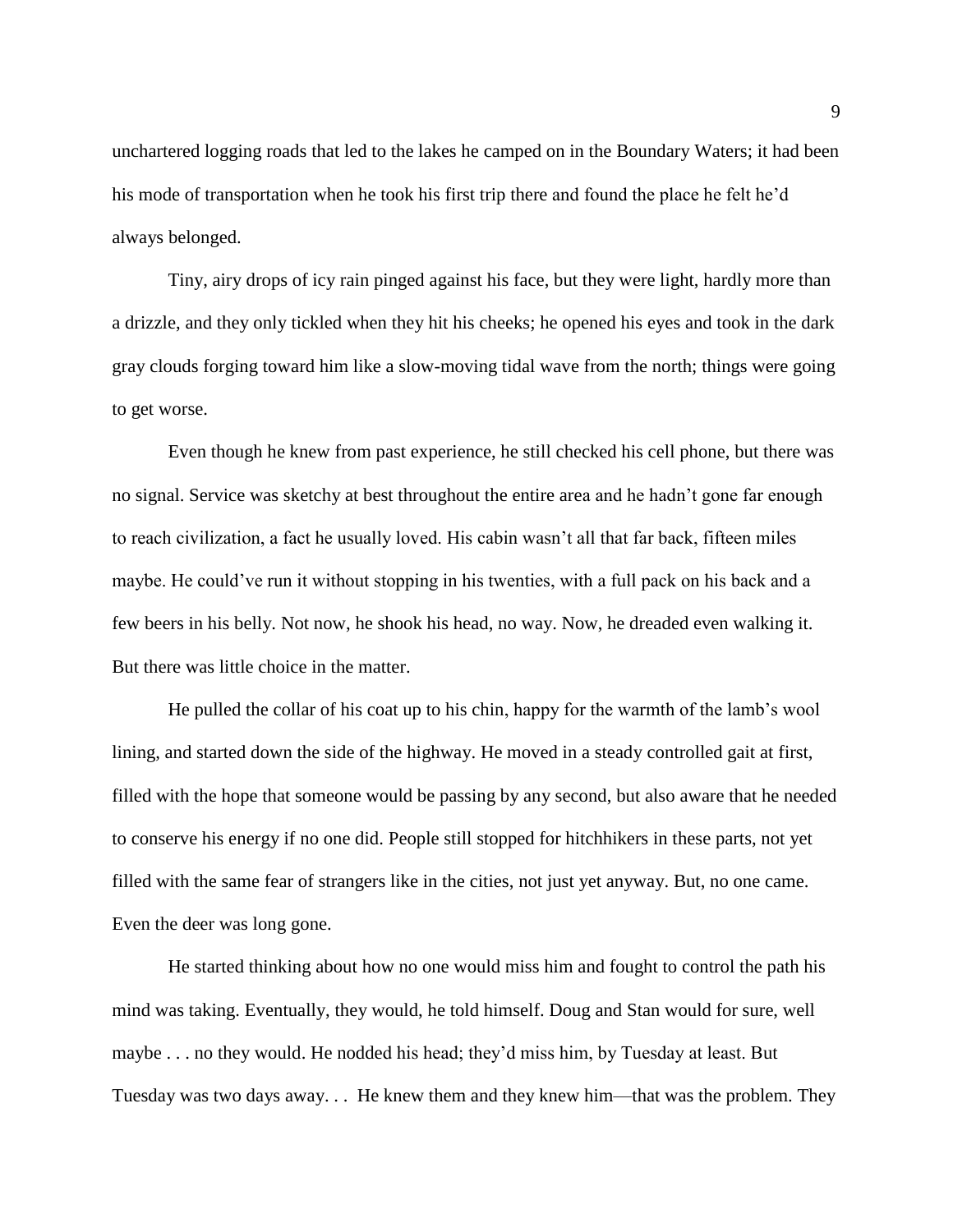unchartered logging roads that led to the lakes he camped on in the Boundary Waters; it had been his mode of transportation when he took his first trip there and found the place he felt he'd always belonged.

Tiny, airy drops of icy rain pinged against his face, but they were light, hardly more than a drizzle, and they only tickled when they hit his cheeks; he opened his eyes and took in the dark gray clouds forging toward him like a slow-moving tidal wave from the north; things were going to get worse.

Even though he knew from past experience, he still checked his cell phone, but there was no signal. Service was sketchy at best throughout the entire area and he hadn't gone far enough to reach civilization, a fact he usually loved. His cabin wasn't all that far back, fifteen miles maybe. He could've run it without stopping in his twenties, with a full pack on his back and a few beers in his belly. Not now, he shook his head, no way. Now, he dreaded even walking it. But there was little choice in the matter.

He pulled the collar of his coat up to his chin, happy for the warmth of the lamb's wool lining, and started down the side of the highway. He moved in a steady controlled gait at first, filled with the hope that someone would be passing by any second, but also aware that he needed to conserve his energy if no one did. People still stopped for hitchhikers in these parts, not yet filled with the same fear of strangers like in the cities, not just yet anyway. But, no one came. Even the deer was long gone.

He started thinking about how no one would miss him and fought to control the path his mind was taking. Eventually, they would, he told himself. Doug and Stan would for sure, well maybe . . . no they would. He nodded his head; they'd miss him, by Tuesday at least. But Tuesday was two days away. . . He knew them and they knew him—that was the problem. They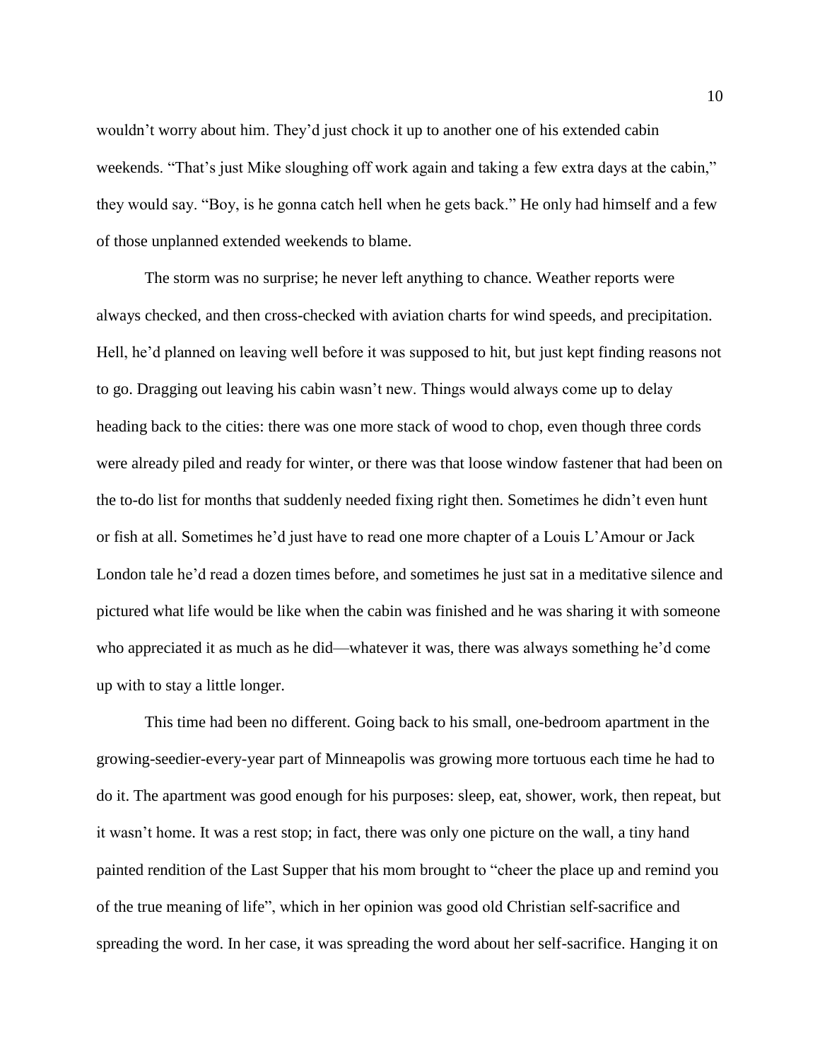wouldn't worry about him. They'd just chock it up to another one of his extended cabin weekends. "That's just Mike sloughing off work again and taking a few extra days at the cabin," they would say. "Boy, is he gonna catch hell when he gets back." He only had himself and a few of those unplanned extended weekends to blame.

The storm was no surprise; he never left anything to chance. Weather reports were always checked, and then cross-checked with aviation charts for wind speeds, and precipitation. Hell, he'd planned on leaving well before it was supposed to hit, but just kept finding reasons not to go. Dragging out leaving his cabin wasn't new. Things would always come up to delay heading back to the cities: there was one more stack of wood to chop, even though three cords were already piled and ready for winter, or there was that loose window fastener that had been on the to-do list for months that suddenly needed fixing right then. Sometimes he didn't even hunt or fish at all. Sometimes he'd just have to read one more chapter of a Louis L'Amour or Jack London tale he'd read a dozen times before, and sometimes he just sat in a meditative silence and pictured what life would be like when the cabin was finished and he was sharing it with someone who appreciated it as much as he did—whatever it was, there was always something he'd come up with to stay a little longer.

This time had been no different. Going back to his small, one-bedroom apartment in the growing-seedier-every-year part of Minneapolis was growing more tortuous each time he had to do it. The apartment was good enough for his purposes: sleep, eat, shower, work, then repeat, but it wasn't home. It was a rest stop; in fact, there was only one picture on the wall, a tiny hand painted rendition of the Last Supper that his mom brought to "cheer the place up and remind you of the true meaning of life", which in her opinion was good old Christian self-sacrifice and spreading the word. In her case, it was spreading the word about her self-sacrifice. Hanging it on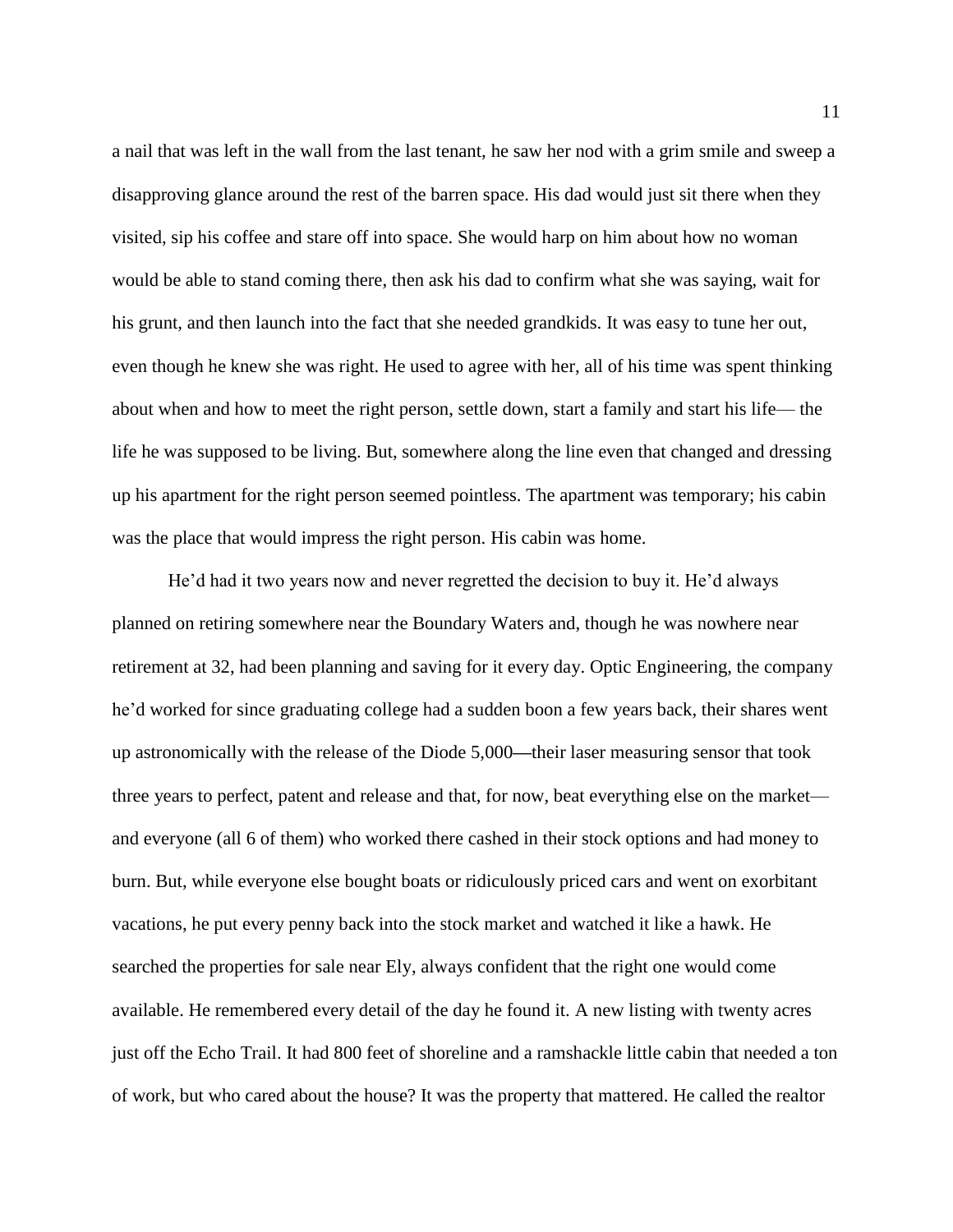a nail that was left in the wall from the last tenant, he saw her nod with a grim smile and sweep a disapproving glance around the rest of the barren space. His dad would just sit there when they visited, sip his coffee and stare off into space. She would harp on him about how no woman would be able to stand coming there, then ask his dad to confirm what she was saying, wait for his grunt, and then launch into the fact that she needed grandkids. It was easy to tune her out, even though he knew she was right. He used to agree with her, all of his time was spent thinking about when and how to meet the right person, settle down, start a family and start his life— the life he was supposed to be living. But, somewhere along the line even that changed and dressing up his apartment for the right person seemed pointless. The apartment was temporary; his cabin was the place that would impress the right person. His cabin was home.

He'd had it two years now and never regretted the decision to buy it. He'd always planned on retiring somewhere near the Boundary Waters and, though he was nowhere near retirement at 32, had been planning and saving for it every day. Optic Engineering, the company he'd worked for since graduating college had a sudden boon a few years back, their shares went up astronomically with the release of the Diode 5,000—their laser measuring sensor that took three years to perfect, patent and release and that, for now, beat everything else on the market—and everyone (all 6 of them) who worked there cashed in their stock options and had money to burn. But, while everyone else bought boats or ridiculously priced cars and went on exorbitant vacations, he put every penny back into the stock market and watched it like a hawk. He searched the properties for sale near Ely, always confident that the right one would come available. He remembered every detail of the day he found it. A new listing with twenty acres just off the Echo Trail. It had 800 feet of shoreline and a ramshackle little cabin that needed a ton of work, but who cared about the house? It was the property that mattered. He called the realtor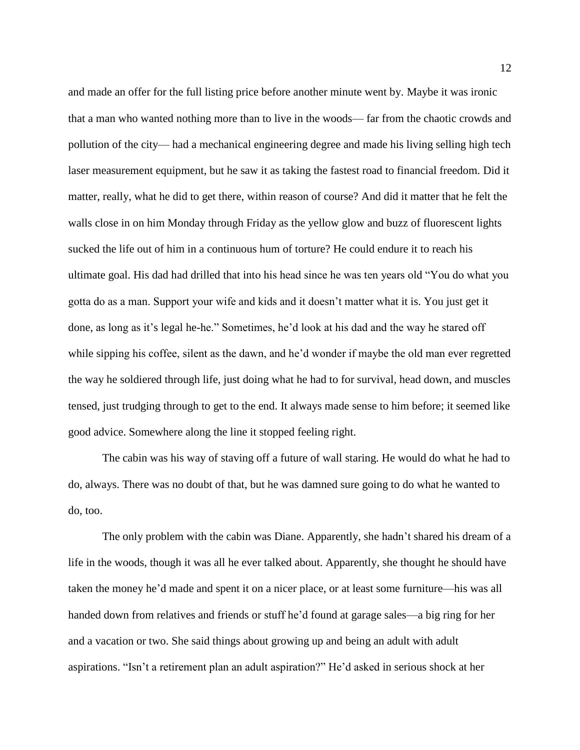and made an offer for the full listing price before another minute went by. Maybe it was ironic that a man who wanted nothing more than to live in the woods— far from the chaotic crowds and pollution of the city— had a mechanical engineering degree and made his living selling high tech laser measurement equipment, but he saw it as taking the fastest road to financial freedom. Did it matter, really, what he did to get there, within reason of course? And did it matter that he felt the walls close in on him Monday through Friday as the yellow glow and buzz of fluorescent lights sucked the life out of him in a continuous hum of torture? He could endure it to reach his ultimate goal. His dad had drilled that into his head since he was ten years old "You do what you gotta do as a man. Support your wife and kids and it doesn't matter what it is. You just get it done, as long as it's legal he-he." Sometimes, he'd look at his dad and the way he stared off while sipping his coffee, silent as the dawn, and he'd wonder if maybe the old man ever regretted the way he soldiered through life, just doing what he had to for survival, head down, and muscles tensed, just trudging through to get to the end. It always made sense to him before; it seemed like good advice. Somewhere along the line it stopped feeling right.

The cabin was his way of staving off a future of wall staring. He would do what he had to do, always. There was no doubt of that, but he was damned sure going to do what he wanted to do, too.

The only problem with the cabin was Diane. Apparently, she hadn't shared his dream of a life in the woods, though it was all he ever talked about. Apparently, she thought he should have taken the money he'd made and spent it on a nicer place, or at least some furniture—his was all handed down from relatives and friends or stuff he'd found at garage sales—a big ring for her and a vacation or two. She said things about growing up and being an adult with adult aspirations. "Isn't a retirement plan an adult aspiration?" He'd asked in serious shock at her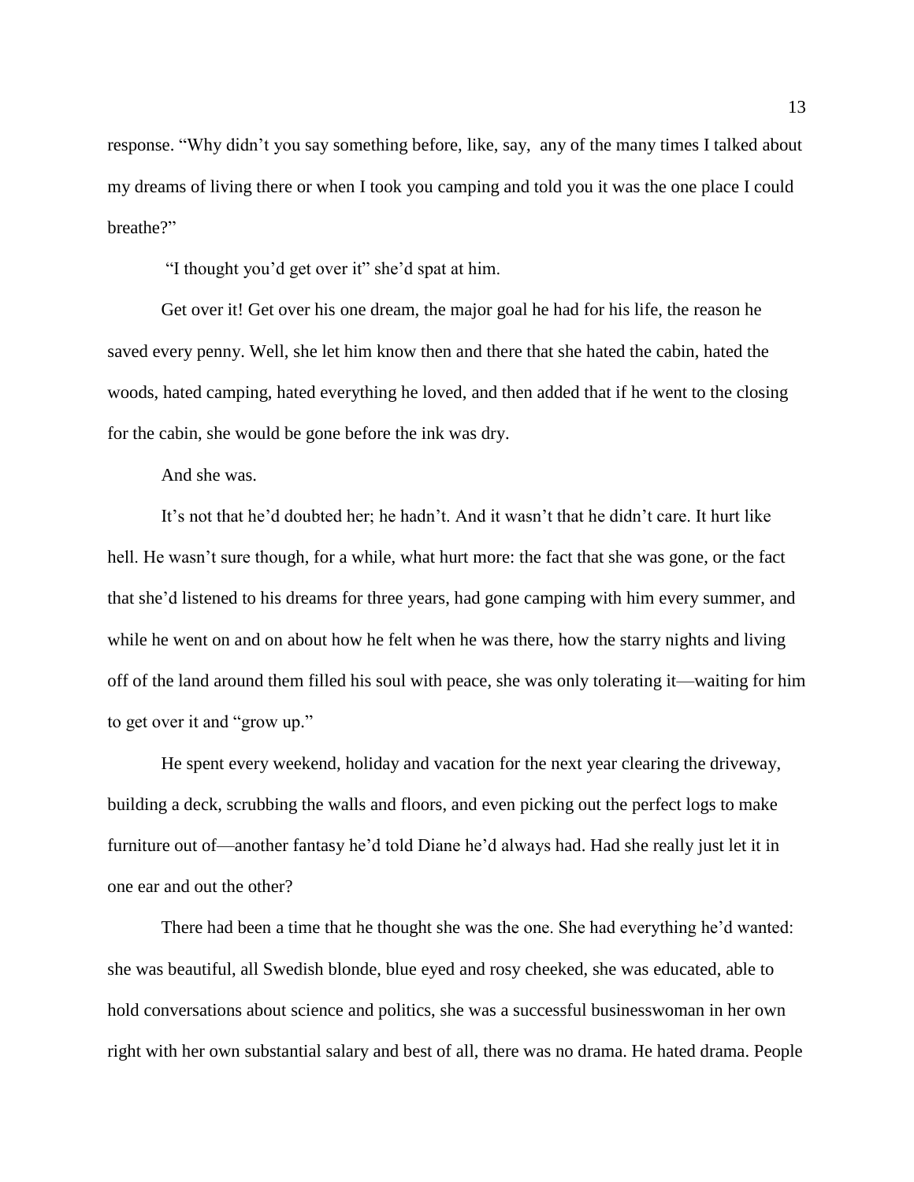response. "Why didn't you say something before, like, say, any of the many times I talked about my dreams of living there or when I took you camping and told you it was the one place I could breathe?"

"I thought you'd get over it" she'd spat at him.

Get over it! Get over his one dream, the major goal he had for his life, the reason he saved every penny. Well, she let him know then and there that she hated the cabin, hated the woods, hated camping, hated everything he loved, and then added that if he went to the closing for the cabin, she would be gone before the ink was dry.

And she was.

It's not that he'd doubted her; he hadn't. And it wasn't that he didn't care. It hurt like hell. He wasn't sure though, for a while, what hurt more: the fact that she was gone, or the fact that she'd listened to his dreams for three years, had gone camping with him every summer, and while he went on and on about how he felt when he was there, how the starry nights and living off of the land around them filled his soul with peace, she was only tolerating it—waiting for him to get over it and "grow up."

He spent every weekend, holiday and vacation for the next year clearing the driveway, building a deck, scrubbing the walls and floors, and even picking out the perfect logs to make furniture out of—another fantasy he'd told Diane he'd always had. Had she really just let it in one ear and out the other?

There had been a time that he thought she was the one. She had everything he'd wanted: she was beautiful, all Swedish blonde, blue eyed and rosy cheeked, she was educated, able to hold conversations about science and politics, she was a successful businesswoman in her own right with her own substantial salary and best of all, there was no drama. He hated drama. People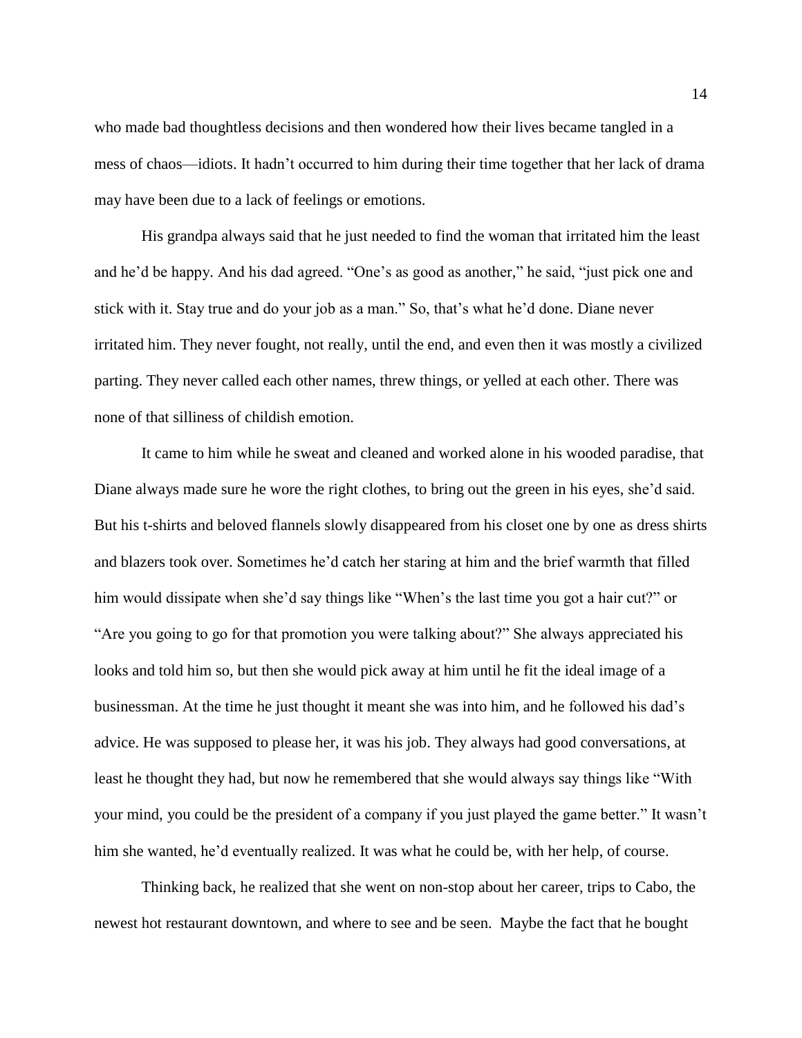who made bad thoughtless decisions and then wondered how their lives became tangled in a mess of chaos—idiots. It hadn't occurred to him during their time together that her lack of drama may have been due to a lack of feelings or emotions.

His grandpa always said that he just needed to find the woman that irritated him the least and he'd be happy. And his dad agreed. "One's as good as another," he said, "just pick one and stick with it. Stay true and do your job as a man." So, that's what he'd done. Diane never irritated him. They never fought, not really, until the end, and even then it was mostly a civilized parting. They never called each other names, threw things, or yelled at each other. There was none of that silliness of childish emotion.

It came to him while he sweat and cleaned and worked alone in his wooded paradise, that Diane always made sure he wore the right clothes, to bring out the green in his eyes, she'd said. But his t-shirts and beloved flannels slowly disappeared from his closet one by one as dress shirts and blazers took over. Sometimes he'd catch her staring at him and the brief warmth that filled him would dissipate when she'd say things like "When's the last time you got a hair cut?" or "Are you going to go for that promotion you were talking about?" She always appreciated his looks and told him so, but then she would pick away at him until he fit the ideal image of a businessman. At the time he just thought it meant she was into him, and he followed his dad's advice. He was supposed to please her, it was his job. They always had good conversations, at least he thought they had, but now he remembered that she would always say things like "With your mind, you could be the president of a company if you just played the game better." It wasn't him she wanted, he'd eventually realized. It was what he could be, with her help, of course.

Thinking back, he realized that she went on non-stop about her career, trips to Cabo, the newest hot restaurant downtown, and where to see and be seen. Maybe the fact that he bought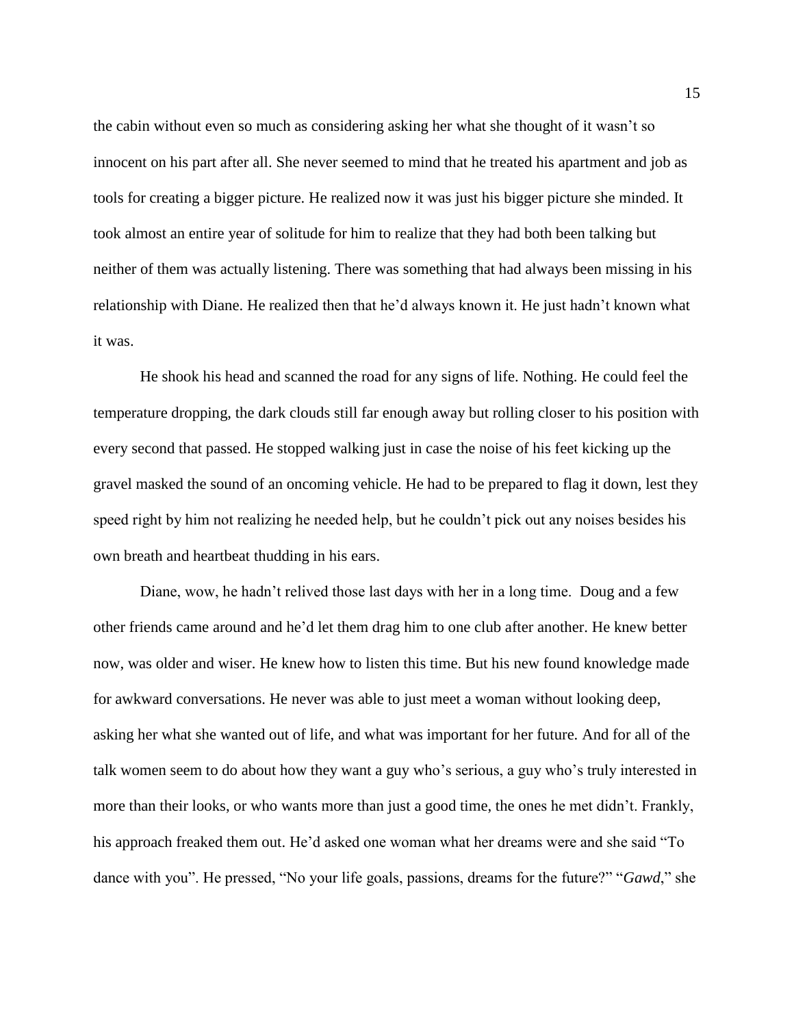the cabin without even so much as considering asking her what she thought of it wasn't so innocent on his part after all. She never seemed to mind that he treated his apartment and job as tools for creating a bigger picture. He realized now it was just his bigger picture she minded. It took almost an entire year of solitude for him to realize that they had both been talking but neither of them was actually listening. There was something that had always been missing in his relationship with Diane. He realized then that he'd always known it. He just hadn't known what it was.

He shook his head and scanned the road for any signs of life. Nothing. He could feel the temperature dropping, the dark clouds still far enough away but rolling closer to his position with every second that passed. He stopped walking just in case the noise of his feet kicking up the gravel masked the sound of an oncoming vehicle. He had to be prepared to flag it down, lest they speed right by him not realizing he needed help, but he couldn't pick out any noises besides his own breath and heartbeat thudding in his ears.

Diane, wow, he hadn't relived those last days with her in a long time. Doug and a few other friends came around and he'd let them drag him to one club after another. He knew better now, was older and wiser. He knew how to listen this time. But his new found knowledge made for awkward conversations. He never was able to just meet a woman without looking deep, asking her what she wanted out of life, and what was important for her future. And for all of the talk women seem to do about how they want a guy who's serious, a guy who's truly interested in more than their looks, or who wants more than just a good time, the ones he met didn't. Frankly, his approach freaked them out. He'd asked one woman what her dreams were and she said "To dance with you". He pressed, "No your life goals, passions, dreams for the future?" "*Gawd*," she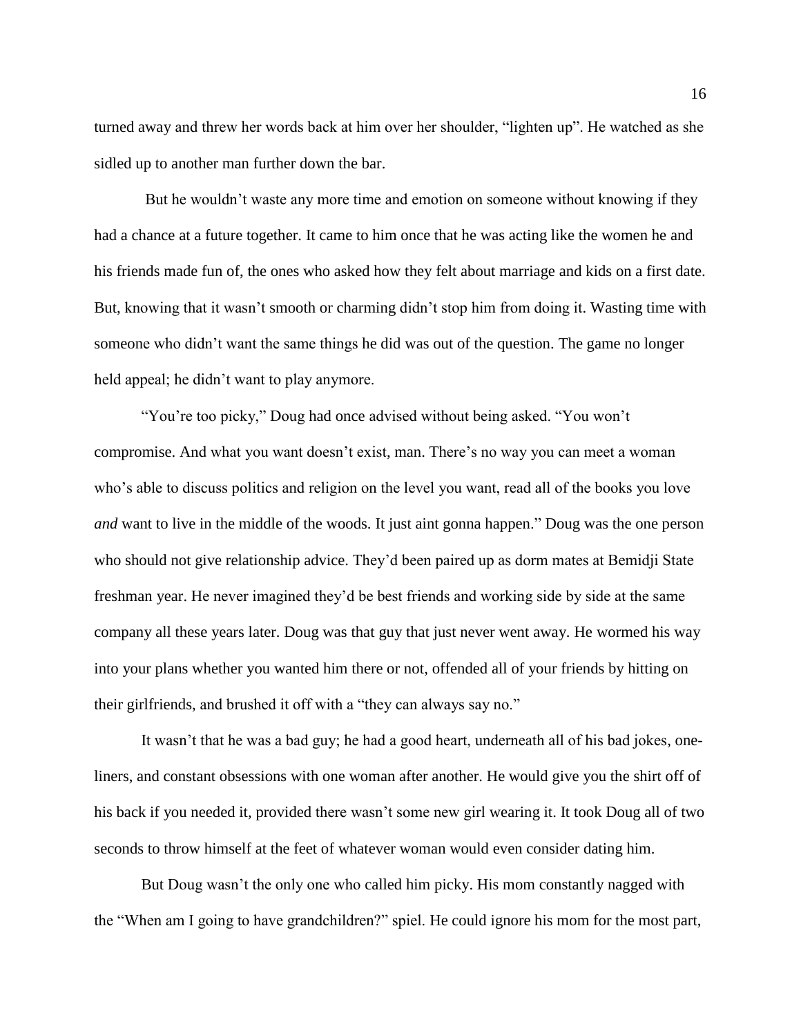turned away and threw her words back at him over her shoulder, "lighten up". He watched as she sidled up to another man further down the bar.

But he wouldn't waste any more time and emotion on someone without knowing if they had a chance at a future together. It came to him once that he was acting like the women he and his friends made fun of, the ones who asked how they felt about marriage and kids on a first date. But, knowing that it wasn't smooth or charming didn't stop him from doing it. Wasting time with someone who didn't want the same things he did was out of the question. The game no longer held appeal; he didn't want to play anymore.

"You're too picky," Doug had once advised without being asked. "You won't compromise. And what you want doesn't exist, man. There's no way you can meet a woman who's able to discuss politics and religion on the level you want, read all of the books you love *and* want to live in the middle of the woods. It just aint gonna happen." Doug was the one person who should not give relationship advice. They'd been paired up as dorm mates at Bemidji State freshman year. He never imagined they'd be best friends and working side by side at the same company all these years later. Doug was that guy that just never went away. He wormed his way into your plans whether you wanted him there or not, offended all of your friends by hitting on their girlfriends, and brushed it off with a "they can always say no."

It wasn't that he was a bad guy; he had a good heart, underneath all of his bad jokes, one-liners, and constant obsessions with one woman after another. He would give you the shirt off of his back if you needed it, provided there wasn't some new girl wearing it. It took Doug all of two seconds to throw himself at the feet of whatever woman would even consider dating him.

But Doug wasn't the only one who called him picky. His mom constantly nagged with the "When am I going to have grandchildren?" spiel. He could ignore his mom for the most part,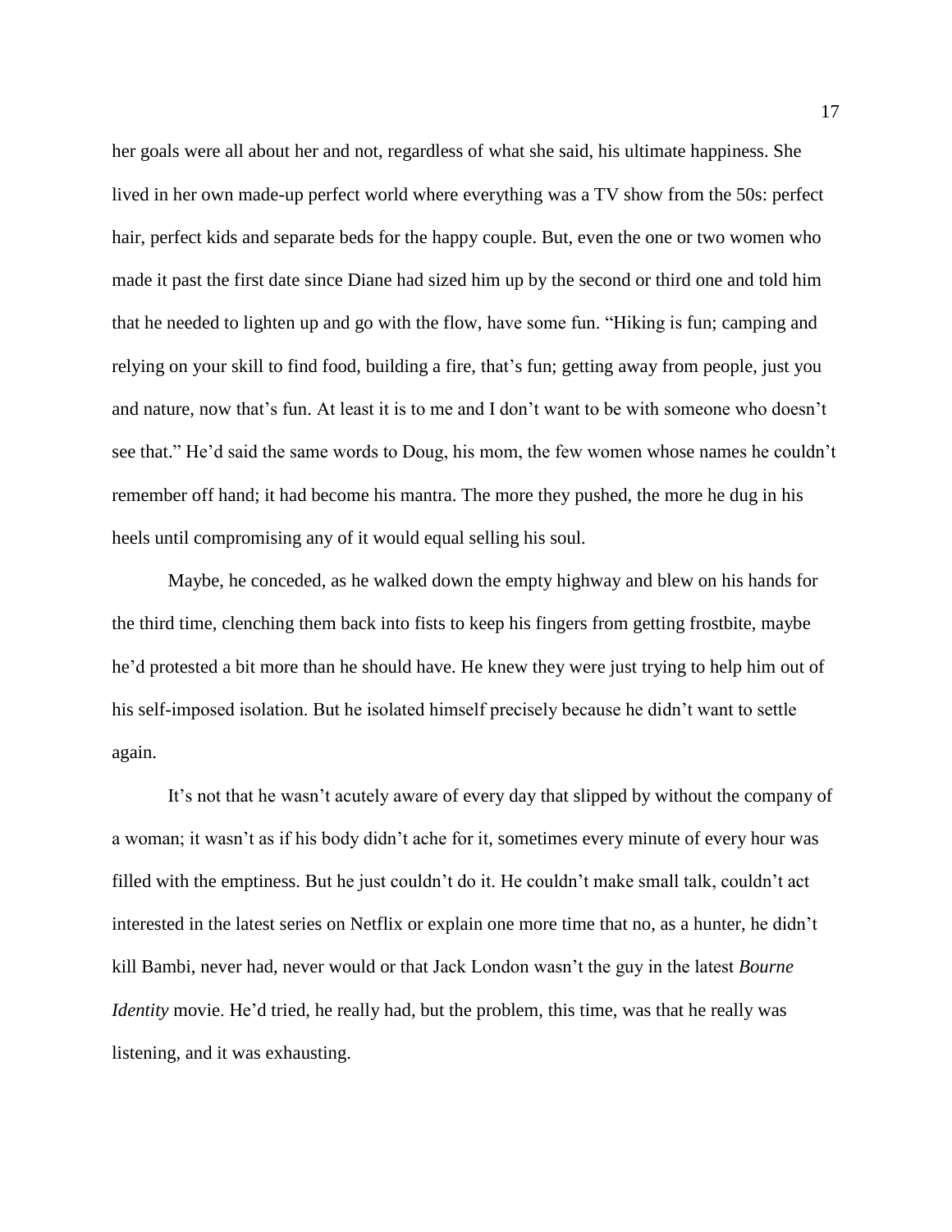her goals were all about her and not, regardless of what she said, his ultimate happiness. She lived in her own made-up perfect world where everything was a TV show from the 50s: perfect hair, perfect kids and separate beds for the happy couple. But, even the one or two women who made it past the first date since Diane had sized him up by the second or third one and told him that he needed to lighten up and go with the flow, have some fun. "Hiking is fun; camping and relying on your skill to find food, building a fire, that's fun; getting away from people, just you and nature, now that's fun. At least it is to me and I don't want to be with someone who doesn't see that." He'd said the same words to Doug, his mom, the few women whose names he couldn't remember off hand; it had become his mantra. The more they pushed, the more he dug in his heels until compromising any of it would equal selling his soul.

Maybe, he conceded, as he walked down the empty highway and blew on his hands for the third time, clenching them back into fists to keep his fingers from getting frostbite, maybe he'd protested a bit more than he should have. He knew they were just trying to help him out of his self-imposed isolation. But he isolated himself precisely because he didn't want to settle again.

It's not that he wasn't acutely aware of every day that slipped by without the company of a woman; it wasn't as if his body didn't ache for it, sometimes every minute of every hour was filled with the emptiness. But he just couldn't do it. He couldn't make small talk, couldn't act interested in the latest series on Netflix or explain one more time that no, as a hunter, he didn't kill Bambi, never had, never would or that Jack London wasn't the guy in the latest *Bourne Identity* movie. He'd tried, he really had, but the problem, this time, was that he really was listening, and it was exhausting.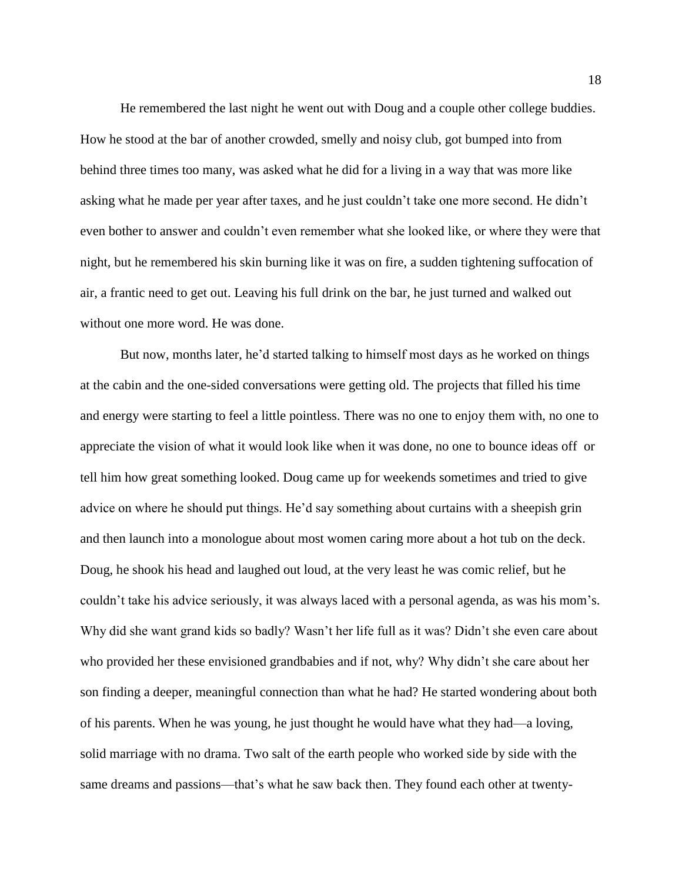He remembered the last night he went out with Doug and a couple other college buddies. How he stood at the bar of another crowded, smelly and noisy club, got bumped into from behind three times too many, was asked what he did for a living in a way that was more like asking what he made per year after taxes, and he just couldn't take one more second. He didn't even bother to answer and couldn't even remember what she looked like, or where they were that night, but he remembered his skin burning like it was on fire, a sudden tightening suffocation of air, a frantic need to get out. Leaving his full drink on the bar, he just turned and walked out without one more word. He was done.

But now, months later, he'd started talking to himself most days as he worked on things at the cabin and the one-sided conversations were getting old. The projects that filled his time and energy were starting to feel a little pointless. There was no one to enjoy them with, no one to appreciate the vision of what it would look like when it was done, no one to bounce ideas off or tell him how great something looked. Doug came up for weekends sometimes and tried to give advice on where he should put things. He'd say something about curtains with a sheepish grin and then launch into a monologue about most women caring more about a hot tub on the deck. Doug, he shook his head and laughed out loud, at the very least he was comic relief, but he couldn't take his advice seriously, it was always laced with a personal agenda, as was his mom's. Why did she want grand kids so badly? Wasn't her life full as it was? Didn't she even care about who provided her these envisioned grandbabies and if not, why? Why didn't she care about her son finding a deeper, meaningful connection than what he had? He started wondering about both of his parents. When he was young, he just thought he would have what they had—a loving, solid marriage with no drama. Two salt of the earth people who worked side by side with the same dreams and passions—that's what he saw back then. They found each other at twenty-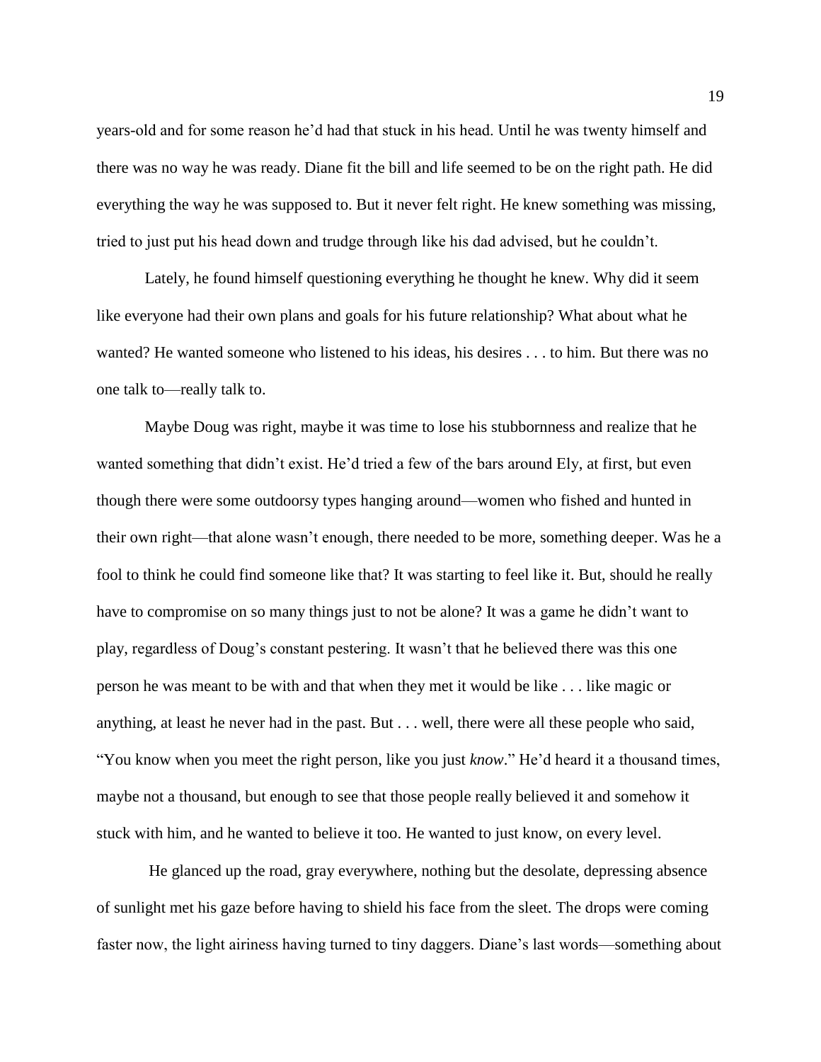years-old and for some reason he'd had that stuck in his head. Until he was twenty himself and there was no way he was ready. Diane fit the bill and life seemed to be on the right path. He did everything the way he was supposed to. But it never felt right. He knew something was missing, tried to just put his head down and trudge through like his dad advised, but he couldn't.

Lately, he found himself questioning everything he thought he knew. Why did it seem like everyone had their own plans and goals for his future relationship? What about what he wanted? He wanted someone who listened to his ideas, his desires . . . to him. But there was no one talk to—really talk to.

Maybe Doug was right, maybe it was time to lose his stubbornness and realize that he wanted something that didn't exist. He'd tried a few of the bars around Ely, at first, but even though there were some outdoorsy types hanging around—women who fished and hunted in their own right—that alone wasn't enough, there needed to be more, something deeper. Was he a fool to think he could find someone like that? It was starting to feel like it. But, should he really have to compromise on so many things just to not be alone? It was a game he didn't want to play, regardless of Doug's constant pestering. It wasn't that he believed there was this one person he was meant to be with and that when they met it would be like . . . like magic or anything, at least he never had in the past. But . . . well, there were all these people who said, "You know when you meet the right person, like you just *know*." He'd heard it a thousand times, maybe not a thousand, but enough to see that those people really believed it and somehow it stuck with him, and he wanted to believe it too. He wanted to just know, on every level.

He glanced up the road, gray everywhere, nothing but the desolate, depressing absence of sunlight met his gaze before having to shield his face from the sleet. The drops were coming faster now, the light airiness having turned to tiny daggers. Diane's last words—something about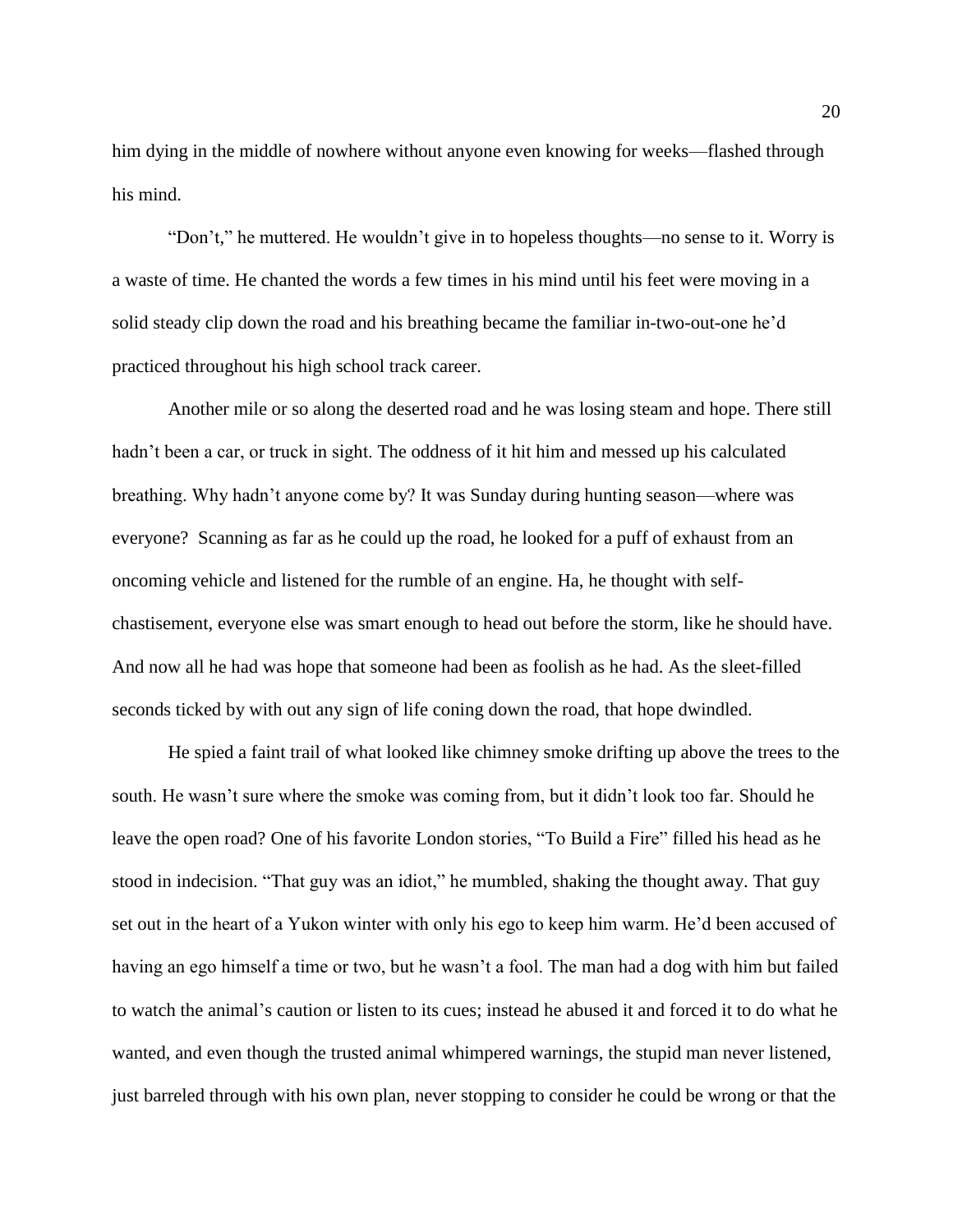him dying in the middle of nowhere without anyone even knowing for weeks—flashed through his mind.

"Don't," he muttered. He wouldn't give in to hopeless thoughts—no sense to it. Worry is a waste of time. He chanted the words a few times in his mind until his feet were moving in a solid steady clip down the road and his breathing became the familiar in-two-out-one he'd practiced throughout his high school track career.

Another mile or so along the deserted road and he was losing steam and hope. There still hadn't been a car, or truck in sight. The oddness of it hit him and messed up his calculated breathing. Why hadn't anyone come by? It was Sunday during hunting season—where was everyone? Scanning as far as he could up the road, he looked for a puff of exhaust from an oncoming vehicle and listened for the rumble of an engine. Ha, he thought with self-chastisement, everyone else was smart enough to head out before the storm, like he should have. And now all he had was hope that someone had been as foolish as he had. As the sleet-filled seconds ticked by with out any sign of life coning down the road, that hope dwindled.

He spied a faint trail of what looked like chimney smoke drifting up above the trees to the south. He wasn't sure where the smoke was coming from, but it didn't look too far. Should he leave the open road? One of his favorite London stories, "To Build a Fire" filled his head as he stood in indecision. "That guy was an idiot," he mumbled, shaking the thought away. That guy set out in the heart of a Yukon winter with only his ego to keep him warm. He'd been accused of having an ego himself a time or two, but he wasn't a fool. The man had a dog with him but failed to watch the animal's caution or listen to its cues; instead he abused it and forced it to do what he wanted, and even though the trusted animal whimpered warnings, the stupid man never listened, just barreled through with his own plan, never stopping to consider he could be wrong or that the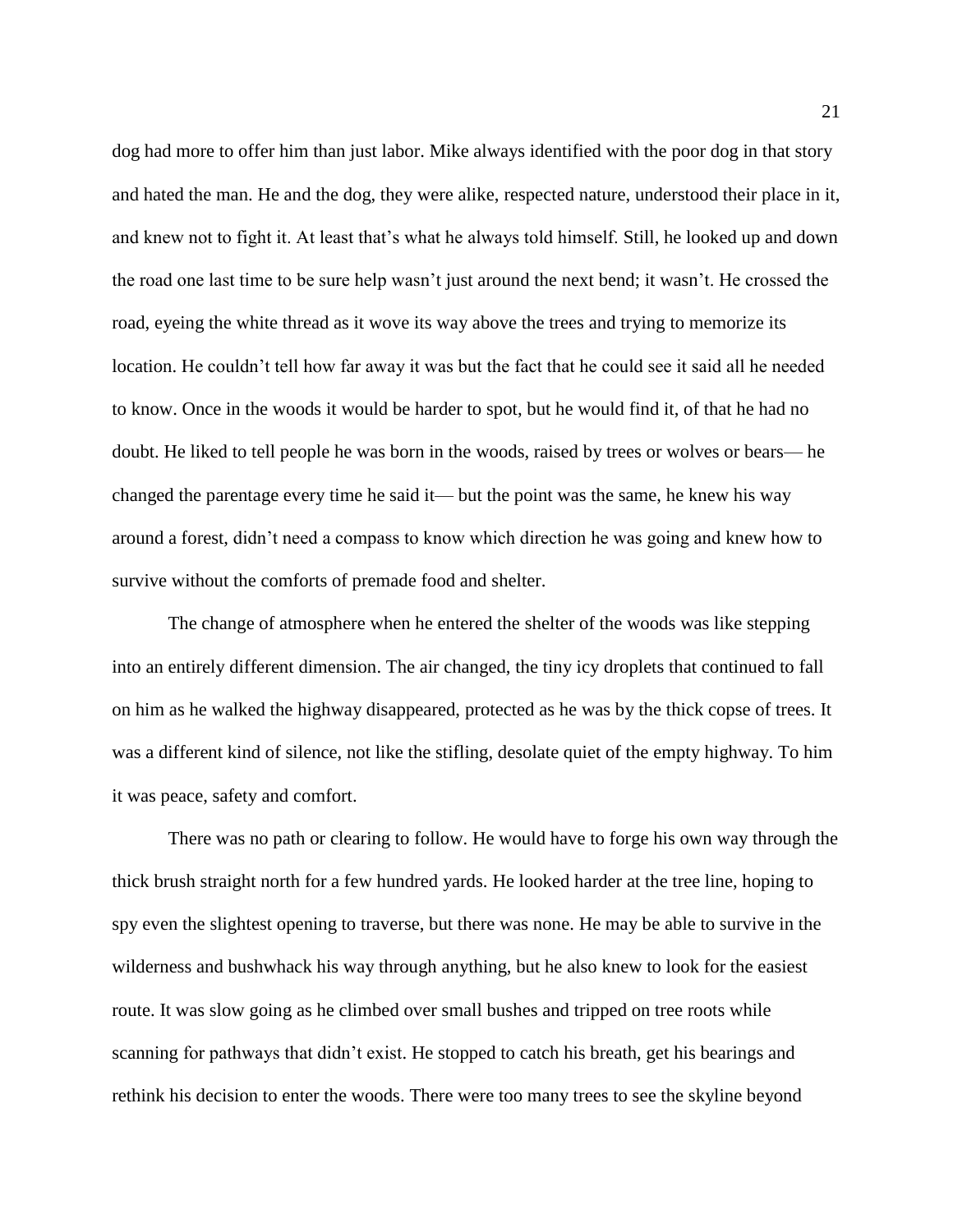dog had more to offer him than just labor. Mike always identified with the poor dog in that story and hated the man. He and the dog, they were alike, respected nature, understood their place in it, and knew not to fight it. At least that's what he always told himself. Still, he looked up and down the road one last time to be sure help wasn't just around the next bend; it wasn't. He crossed the road, eyeing the white thread as it wove its way above the trees and trying to memorize its location. He couldn't tell how far away it was but the fact that he could see it said all he needed to know. Once in the woods it would be harder to spot, but he would find it, of that he had no doubt. He liked to tell people he was born in the woods, raised by trees or wolves or bears— he changed the parentage every time he said it— but the point was the same, he knew his way around a forest, didn't need a compass to know which direction he was going and knew how to survive without the comforts of premade food and shelter.

The change of atmosphere when he entered the shelter of the woods was like stepping into an entirely different dimension. The air changed, the tiny icy droplets that continued to fall on him as he walked the highway disappeared, protected as he was by the thick copse of trees. It was a different kind of silence, not like the stifling, desolate quiet of the empty highway. To him it was peace, safety and comfort.

There was no path or clearing to follow. He would have to forge his own way through the thick brush straight north for a few hundred yards. He looked harder at the tree line, hoping to spy even the slightest opening to traverse, but there was none. He may be able to survive in the wilderness and bushwhack his way through anything, but he also knew to look for the easiest route. It was slow going as he climbed over small bushes and tripped on tree roots while scanning for pathways that didn't exist. He stopped to catch his breath, get his bearings and rethink his decision to enter the woods. There were too many trees to see the skyline beyond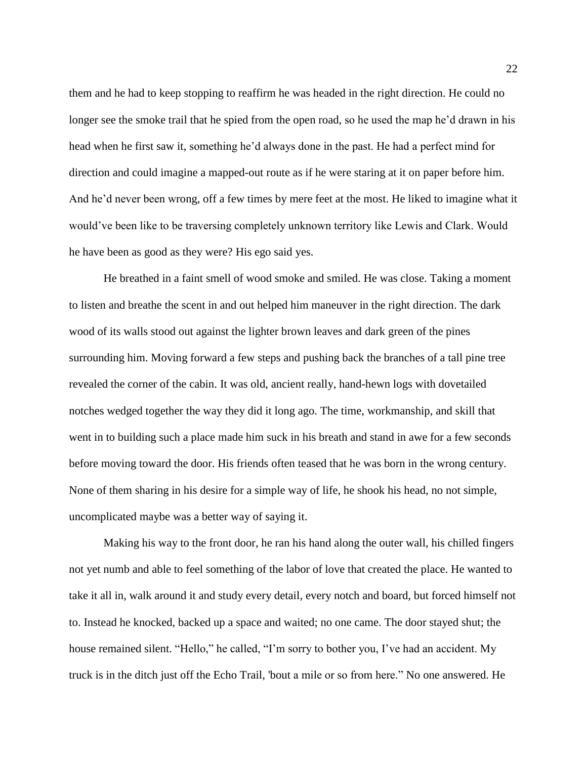them and he had to keep stopping to reaffirm he was headed in the right direction. He could no longer see the smoke trail that he spied from the open road, so he used the map he'd drawn in his head when he first saw it, something he'd always done in the past. He had a perfect mind for direction and could imagine a mapped-out route as if he were staring at it on paper before him. And he'd never been wrong, off a few times by mere feet at the most. He liked to imagine what it would've been like to be traversing completely unknown territory like Lewis and Clark. Would he have been as good as they were? His ego said yes.

He breathed in a faint smell of wood smoke and smiled. He was close. Taking a moment to listen and breathe the scent in and out helped him maneuver in the right direction. The dark wood of its walls stood out against the lighter brown leaves and dark green of the pines surrounding him. Moving forward a few steps and pushing back the branches of a tall pine tree revealed the corner of the cabin. It was old, ancient really, hand-hewn logs with dovetailed notches wedged together the way they did it long ago. The time, workmanship, and skill that went in to building such a place made him suck in his breath and stand in awe for a few seconds before moving toward the door. His friends often teased that he was born in the wrong century. None of them sharing in his desire for a simple way of life, he shook his head, no not simple, uncomplicated maybe was a better way of saying it.

Making his way to the front door, he ran his hand along the outer wall, his chilled fingers not yet numb and able to feel something of the labor of love that created the place. He wanted to take it all in, walk around it and study every detail, every notch and board, but forced himself not to. Instead he knocked, backed up a space and waited; no one came. The door stayed shut; the house remained silent. "Hello," he called, "I'm sorry to bother you, I've had an accident. My truck is in the ditch just off the Echo Trail, 'bout a mile or so from here." No one answered. He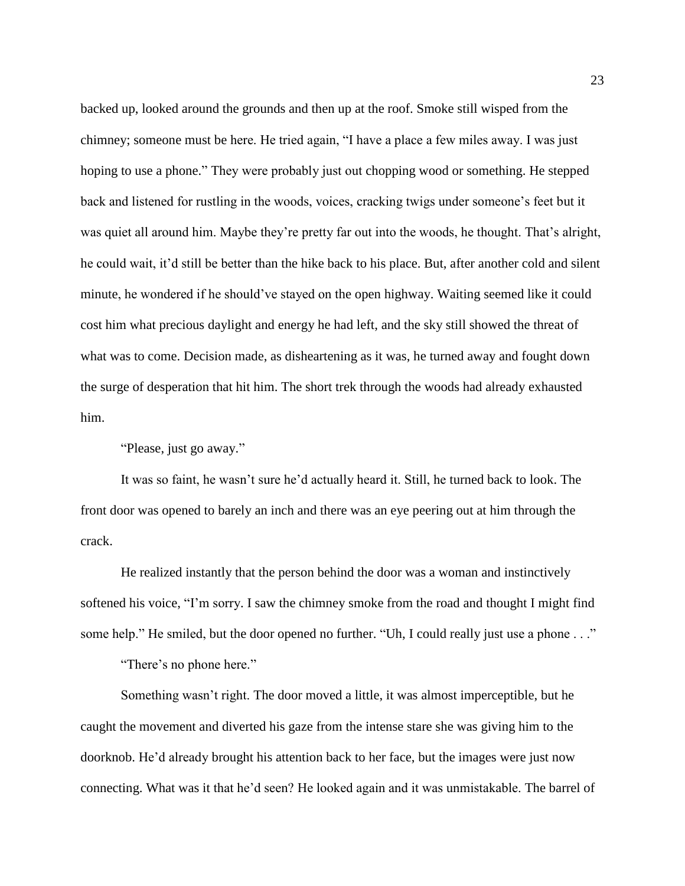backed up, looked around the grounds and then up at the roof. Smoke still wisped from the chimney; someone must be here. He tried again, "I have a place a few miles away. I was just hoping to use a phone." They were probably just out chopping wood or something. He stepped back and listened for rustling in the woods, voices, cracking twigs under someone's feet but it was quiet all around him. Maybe they're pretty far out into the woods, he thought. That's alright, he could wait, it'd still be better than the hike back to his place. But, after another cold and silent minute, he wondered if he should've stayed on the open highway. Waiting seemed like it could cost him what precious daylight and energy he had left, and the sky still showed the threat of what was to come. Decision made, as disheartening as it was, he turned away and fought down the surge of desperation that hit him. The short trek through the woods had already exhausted him.

"Please, just go away."

It was so faint, he wasn't sure he'd actually heard it. Still, he turned back to look. The front door was opened to barely an inch and there was an eye peering out at him through the crack.

He realized instantly that the person behind the door was a woman and instinctively softened his voice, "I'm sorry. I saw the chimney smoke from the road and thought I might find some help." He smiled, but the door opened no further. "Uh, I could really just use a phone . . ."

"There's no phone here."

Something wasn't right. The door moved a little, it was almost imperceptible, but he caught the movement and diverted his gaze from the intense stare she was giving him to the doorknob. He'd already brought his attention back to her face, but the images were just now connecting. What was it that he'd seen? He looked again and it was unmistakable. The barrel of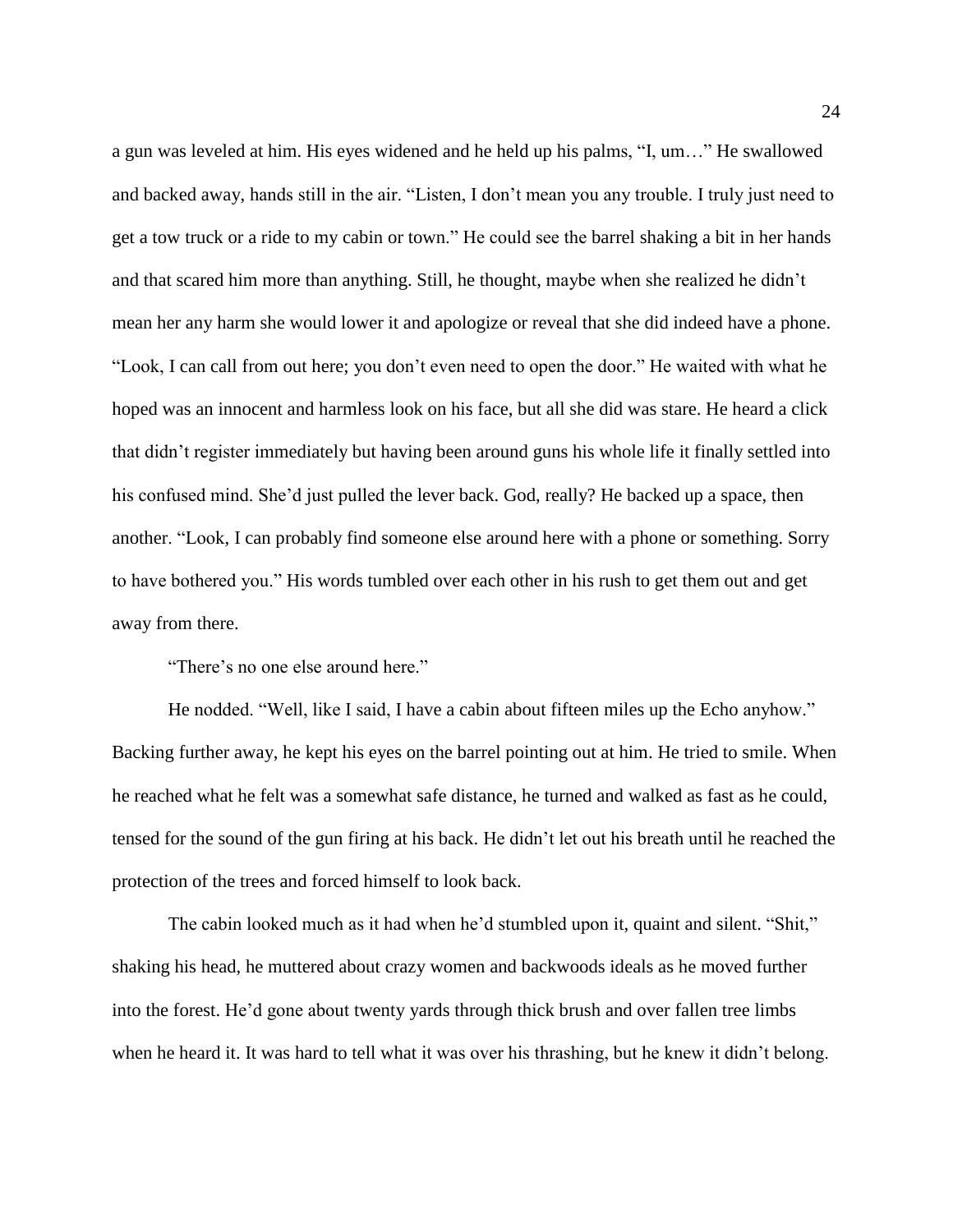a gun was leveled at him. His eyes widened and he held up his palms, "I, um…" He swallowed and backed away, hands still in the air. "Listen, I don't mean you any trouble. I truly just need to get a tow truck or a ride to my cabin or town." He could see the barrel shaking a bit in her hands and that scared him more than anything. Still, he thought, maybe when she realized he didn't mean her any harm she would lower it and apologize or reveal that she did indeed have a phone. "Look, I can call from out here; you don't even need to open the door." He waited with what he hoped was an innocent and harmless look on his face, but all she did was stare. He heard a click that didn't register immediately but having been around guns his whole life it finally settled into his confused mind. She'd just pulled the lever back. God, really? He backed up a space, then another. "Look, I can probably find someone else around here with a phone or something. Sorry to have bothered you." His words tumbled over each other in his rush to get them out and get away from there.

"There's no one else around here."

He nodded. "Well, like I said, I have a cabin about fifteen miles up the Echo anyhow." Backing further away, he kept his eyes on the barrel pointing out at him. He tried to smile. When he reached what he felt was a somewhat safe distance, he turned and walked as fast as he could, tensed for the sound of the gun firing at his back. He didn't let out his breath until he reached the protection of the trees and forced himself to look back.

The cabin looked much as it had when he'd stumbled upon it, quaint and silent. "Shit," shaking his head, he muttered about crazy women and backwoods ideals as he moved further into the forest. He'd gone about twenty yards through thick brush and over fallen tree limbs when he heard it. It was hard to tell what it was over his thrashing, but he knew it didn't belong.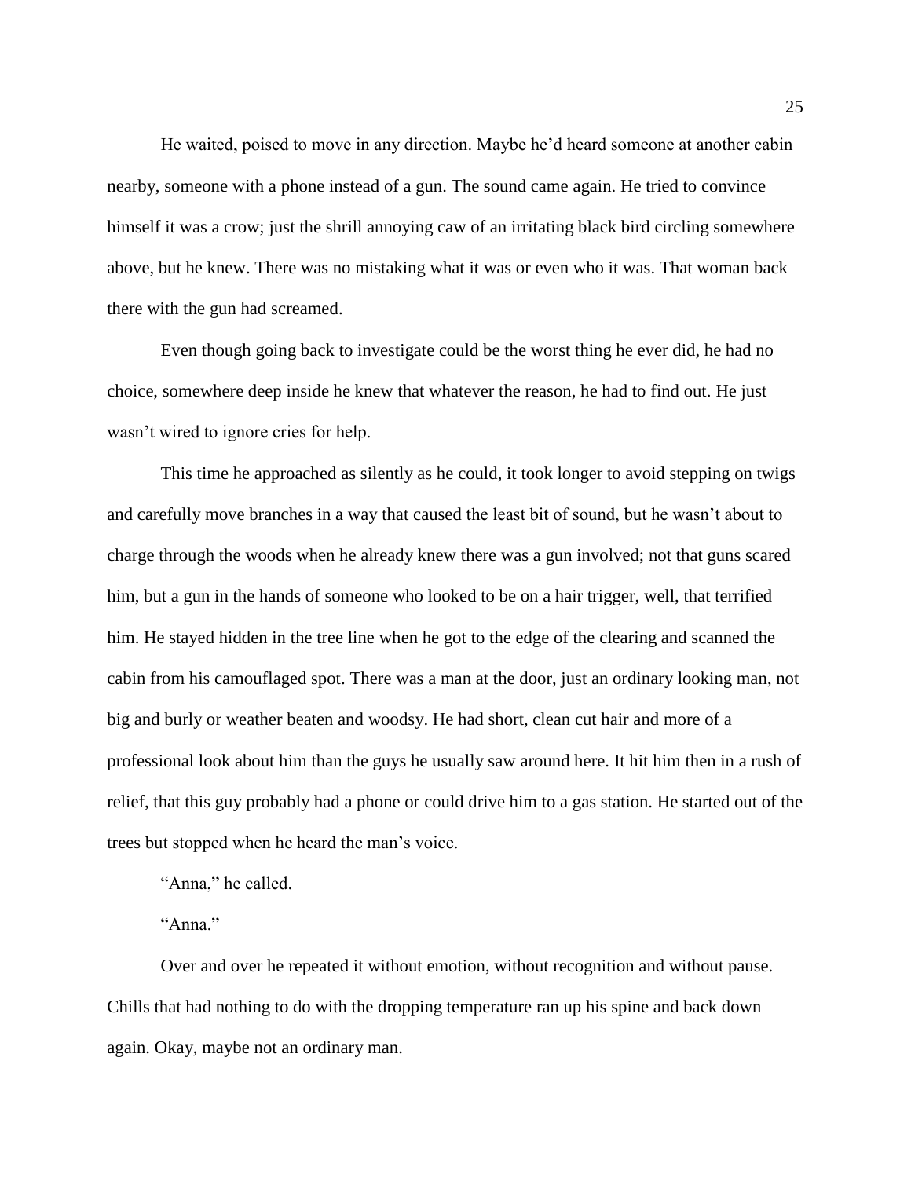He waited, poised to move in any direction. Maybe he'd heard someone at another cabin nearby, someone with a phone instead of a gun. The sound came again. He tried to convince himself it was a crow; just the shrill annoying caw of an irritating black bird circling somewhere above, but he knew. There was no mistaking what it was or even who it was. That woman back there with the gun had screamed.

Even though going back to investigate could be the worst thing he ever did, he had no choice, somewhere deep inside he knew that whatever the reason, he had to find out. He just wasn't wired to ignore cries for help.

This time he approached as silently as he could, it took longer to avoid stepping on twigs and carefully move branches in a way that caused the least bit of sound, but he wasn't about to charge through the woods when he already knew there was a gun involved; not that guns scared him, but a gun in the hands of someone who looked to be on a hair trigger, well, that terrified him. He stayed hidden in the tree line when he got to the edge of the clearing and scanned the cabin from his camouflaged spot. There was a man at the door, just an ordinary looking man, not big and burly or weather beaten and woodsy. He had short, clean cut hair and more of a professional look about him than the guys he usually saw around here. It hit him then in a rush of relief, that this guy probably had a phone or could drive him to a gas station. He started out of the trees but stopped when he heard the man's voice.

"Anna," he called.

"Anna."

Over and over he repeated it without emotion, without recognition and without pause. Chills that had nothing to do with the dropping temperature ran up his spine and back down again. Okay, maybe not an ordinary man.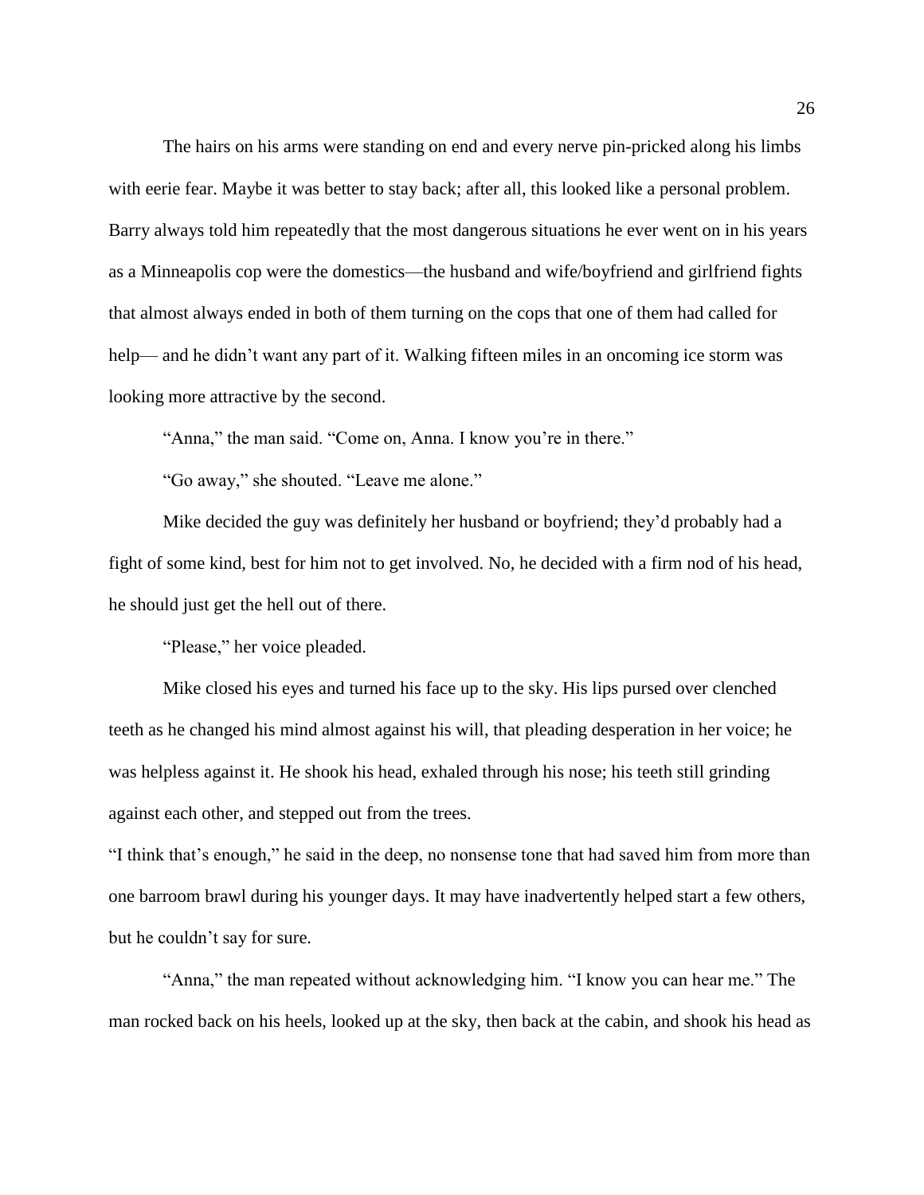The hairs on his arms were standing on end and every nerve pin-pricked along his limbs with eerie fear. Maybe it was better to stay back; after all, this looked like a personal problem. Barry always told him repeatedly that the most dangerous situations he ever went on in his years as a Minneapolis cop were the domestics—the husband and wife/boyfriend and girlfriend fights that almost always ended in both of them turning on the cops that one of them had called for help— and he didn't want any part of it. Walking fifteen miles in an oncoming ice storm was looking more attractive by the second.

"Anna," the man said. "Come on, Anna. I know you're in there."

"Go away," she shouted. "Leave me alone."

Mike decided the guy was definitely her husband or boyfriend; they'd probably had a fight of some kind, best for him not to get involved. No, he decided with a firm nod of his head, he should just get the hell out of there.

"Please," her voice pleaded.

Mike closed his eyes and turned his face up to the sky. His lips pursed over clenched teeth as he changed his mind almost against his will, that pleading desperation in her voice; he was helpless against it. He shook his head, exhaled through his nose; his teeth still grinding against each other, and stepped out from the trees.

"I think that's enough," he said in the deep, no nonsense tone that had saved him from more than one barroom brawl during his younger days. It may have inadvertently helped start a few others, but he couldn't say for sure.

"Anna," the man repeated without acknowledging him. "I know you can hear me." The man rocked back on his heels, looked up at the sky, then back at the cabin, and shook his head as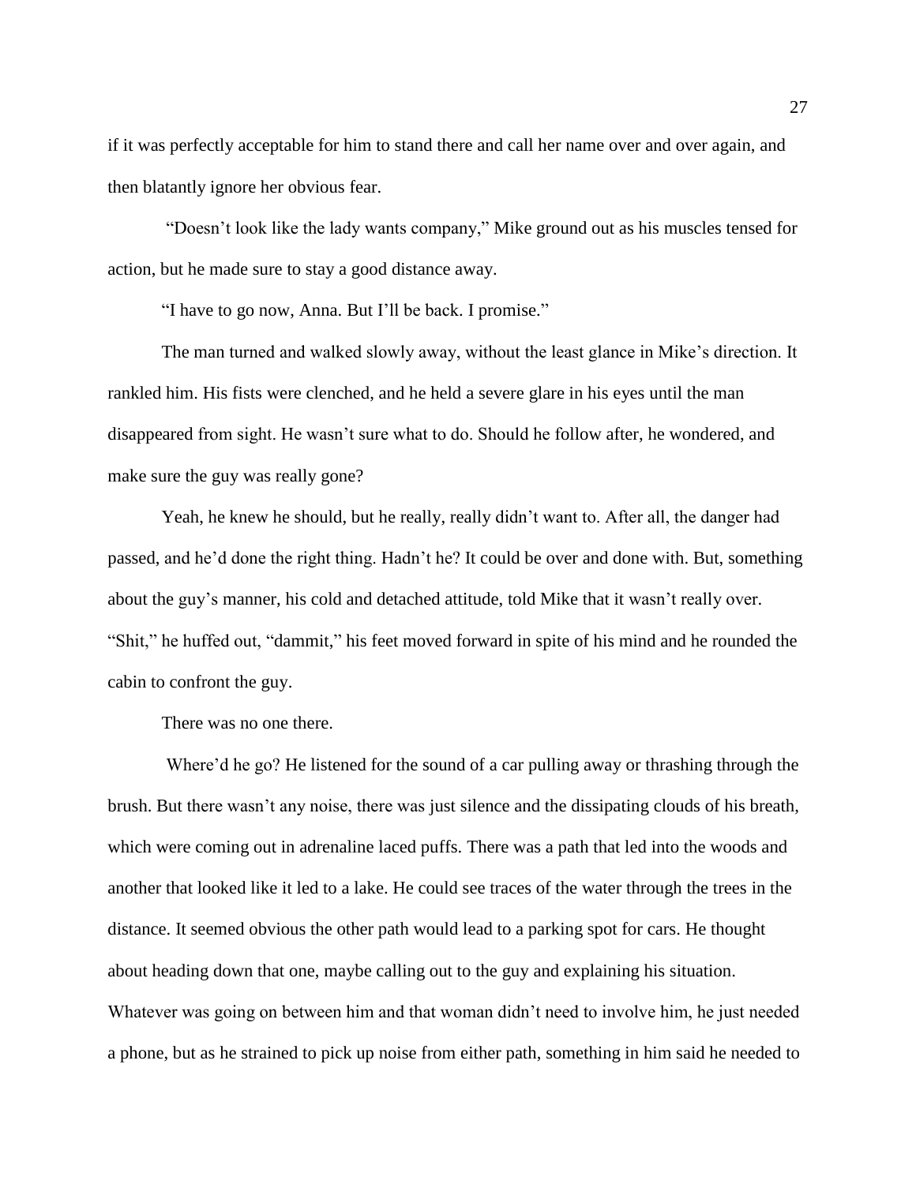if it was perfectly acceptable for him to stand there and call her name over and over again, and then blatantly ignore her obvious fear.

"Doesn't look like the lady wants company," Mike ground out as his muscles tensed for action, but he made sure to stay a good distance away.

"I have to go now, Anna. But I'll be back. I promise."

The man turned and walked slowly away, without the least glance in Mike's direction. It rankled him. His fists were clenched, and he held a severe glare in his eyes until the man disappeared from sight. He wasn't sure what to do. Should he follow after, he wondered, and make sure the guy was really gone?

Yeah, he knew he should, but he really, really didn't want to. After all, the danger had passed, and he'd done the right thing. Hadn't he? It could be over and done with. But, something about the guy's manner, his cold and detached attitude, told Mike that it wasn't really over. "Shit," he huffed out, "dammit," his feet moved forward in spite of his mind and he rounded the cabin to confront the guy.

There was no one there.

Where'd he go? He listened for the sound of a car pulling away or thrashing through the brush. But there wasn't any noise, there was just silence and the dissipating clouds of his breath, which were coming out in adrenaline laced puffs. There was a path that led into the woods and another that looked like it led to a lake. He could see traces of the water through the trees in the distance. It seemed obvious the other path would lead to a parking spot for cars. He thought about heading down that one, maybe calling out to the guy and explaining his situation. Whatever was going on between him and that woman didn't need to involve him, he just needed a phone, but as he strained to pick up noise from either path, something in him said he needed to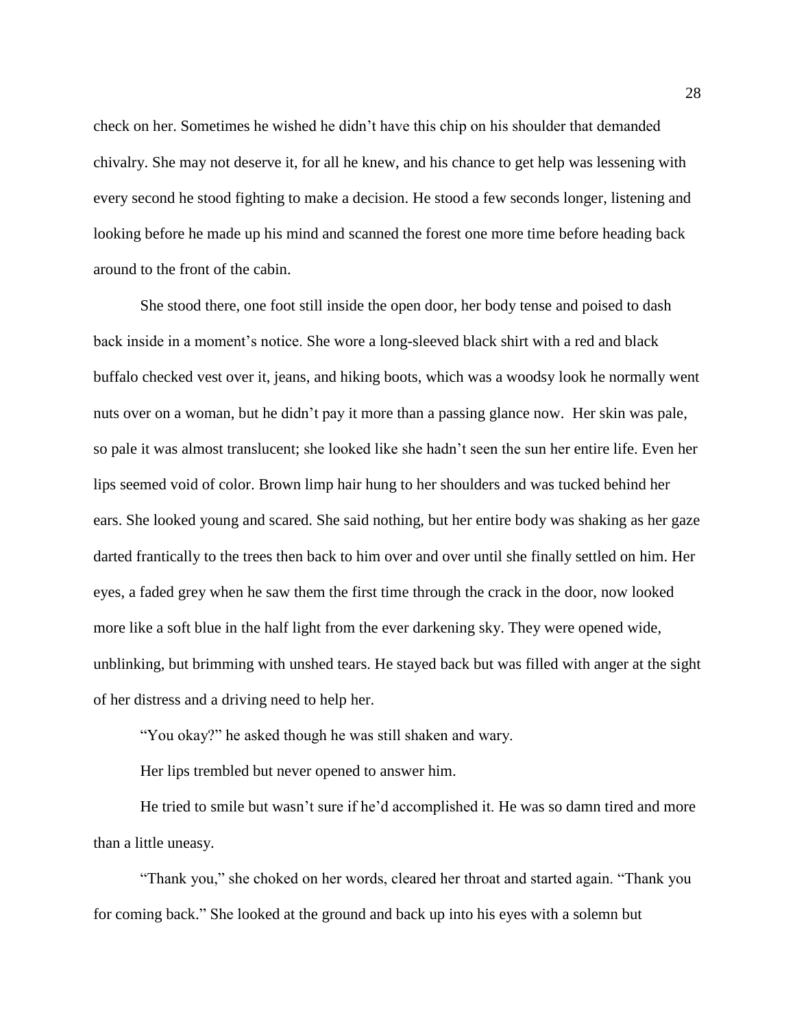check on her. Sometimes he wished he didn't have this chip on his shoulder that demanded chivalry. She may not deserve it, for all he knew, and his chance to get help was lessening with every second he stood fighting to make a decision. He stood a few seconds longer, listening and looking before he made up his mind and scanned the forest one more time before heading back around to the front of the cabin.

She stood there, one foot still inside the open door, her body tense and poised to dash back inside in a moment's notice. She wore a long-sleeved black shirt with a red and black buffalo checked vest over it, jeans, and hiking boots, which was a woodsy look he normally went nuts over on a woman, but he didn't pay it more than a passing glance now. Her skin was pale, so pale it was almost translucent; she looked like she hadn't seen the sun her entire life. Even her lips seemed void of color. Brown limp hair hung to her shoulders and was tucked behind her ears. She looked young and scared. She said nothing, but her entire body was shaking as her gaze darted frantically to the trees then back to him over and over until she finally settled on him. Her eyes, a faded grey when he saw them the first time through the crack in the door, now looked more like a soft blue in the half light from the ever darkening sky. They were opened wide, unblinking, but brimming with unshed tears. He stayed back but was filled with anger at the sight of her distress and a driving need to help her.

"You okay?" he asked though he was still shaken and wary.

Her lips trembled but never opened to answer him.

He tried to smile but wasn't sure if he'd accomplished it. He was so damn tired and more than a little uneasy.

"Thank you," she choked on her words, cleared her throat and started again. "Thank you for coming back." She looked at the ground and back up into his eyes with a solemn but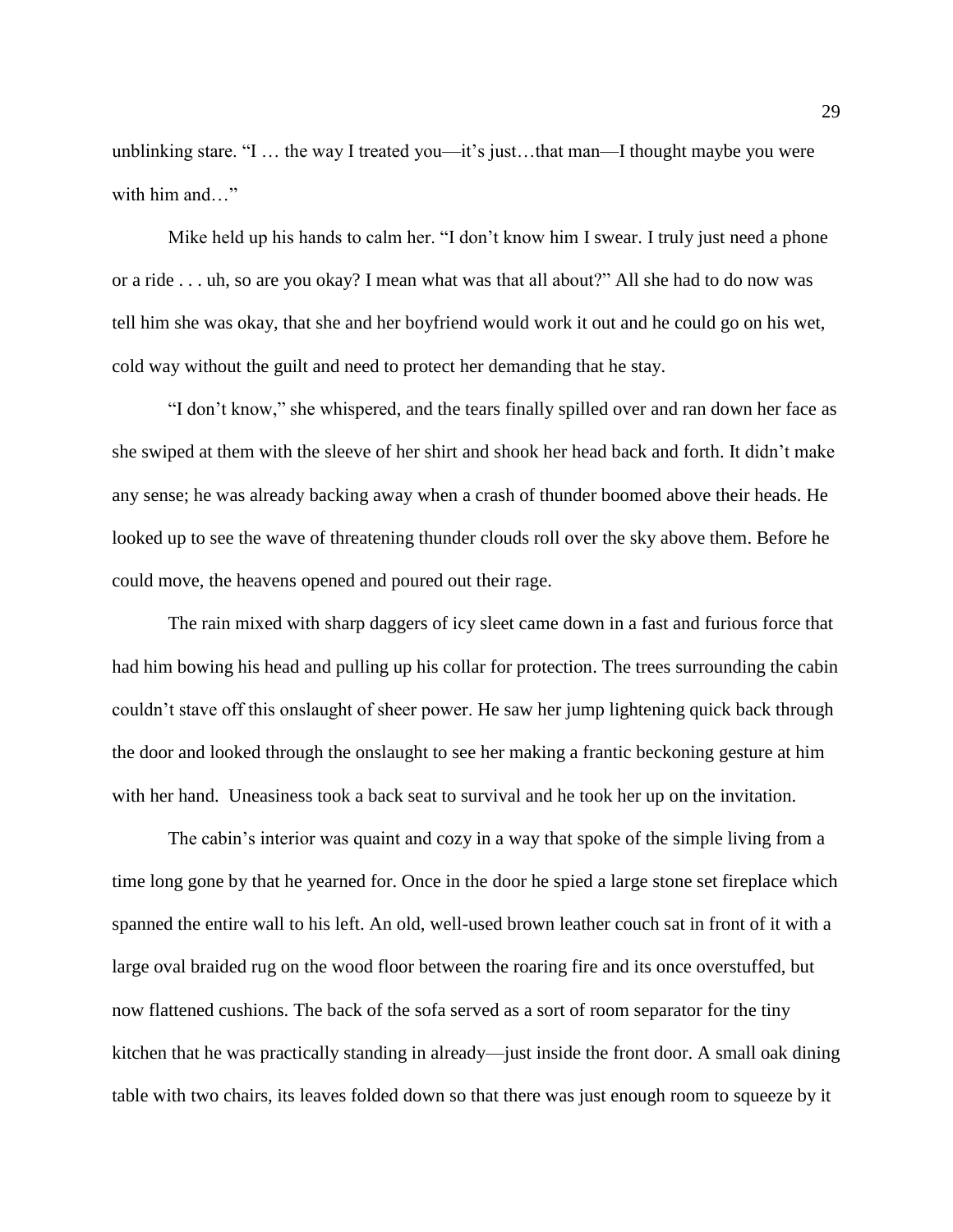unblinking stare. "I … the way I treated you—it's just…that man—I thought maybe you were with him and…"

Mike held up his hands to calm her. "I don't know him I swear. I truly just need a phone or a ride . . . uh, so are you okay? I mean what was that all about?" All she had to do now was tell him she was okay, that she and her boyfriend would work it out and he could go on his wet, cold way without the guilt and need to protect her demanding that he stay.

"I don't know," she whispered, and the tears finally spilled over and ran down her face as she swiped at them with the sleeve of her shirt and shook her head back and forth. It didn't make any sense; he was already backing away when a crash of thunder boomed above their heads. He looked up to see the wave of threatening thunder clouds roll over the sky above them. Before he could move, the heavens opened and poured out their rage.

The rain mixed with sharp daggers of icy sleet came down in a fast and furious force that had him bowing his head and pulling up his collar for protection. The trees surrounding the cabin couldn't stave off this onslaught of sheer power. He saw her jump lightening quick back through the door and looked through the onslaught to see her making a frantic beckoning gesture at him with her hand. Uneasiness took a back seat to survival and he took her up on the invitation.

The cabin's interior was quaint and cozy in a way that spoke of the simple living from a time long gone by that he yearned for. Once in the door he spied a large stone set fireplace which spanned the entire wall to his left. An old, well-used brown leather couch sat in front of it with a large oval braided rug on the wood floor between the roaring fire and its once overstuffed, but now flattened cushions. The back of the sofa served as a sort of room separator for the tiny kitchen that he was practically standing in already—just inside the front door. A small oak dining table with two chairs, its leaves folded down so that there was just enough room to squeeze by it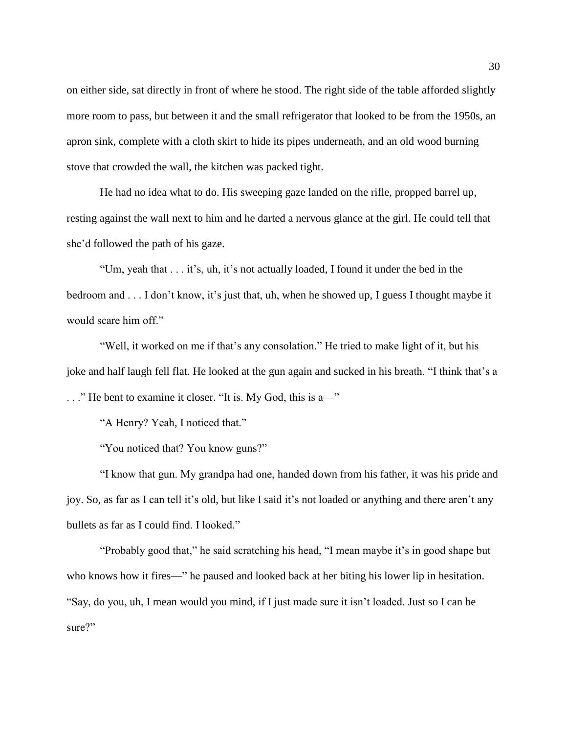on either side, sat directly in front of where he stood. The right side of the table afforded slightly more room to pass, but between it and the small refrigerator that looked to be from the 1950s, an apron sink, complete with a cloth skirt to hide its pipes underneath, and an old wood burning stove that crowded the wall, the kitchen was packed tight.

He had no idea what to do. His sweeping gaze landed on the rifle, propped barrel up, resting against the wall next to him and he darted a nervous glance at the girl. He could tell that she'd followed the path of his gaze.

"Um, yeah that . . . it's, uh, it's not actually loaded, I found it under the bed in the bedroom and . . . I don't know, it's just that, uh, when he showed up, I guess I thought maybe it would scare him off."

"Well, it worked on me if that's any consolation." He tried to make light of it, but his joke and half laugh fell flat. He looked at the gun again and sucked in his breath. "I think that's a . . ." He bent to examine it closer. "It is. My God, this is a—"

"A Henry? Yeah, I noticed that."

"You noticed that? You know guns?"

"I know that gun. My grandpa had one, handed down from his father, it was his pride and joy. So, as far as I can tell it's old, but like I said it's not loaded or anything and there aren't any bullets as far as I could find. I looked."

"Probably good that," he said scratching his head, "I mean maybe it's in good shape but who knows how it fires—" he paused and looked back at her biting his lower lip in hesitation. "Say, do you, uh, I mean would you mind, if I just made sure it isn't loaded. Just so I can be sure?"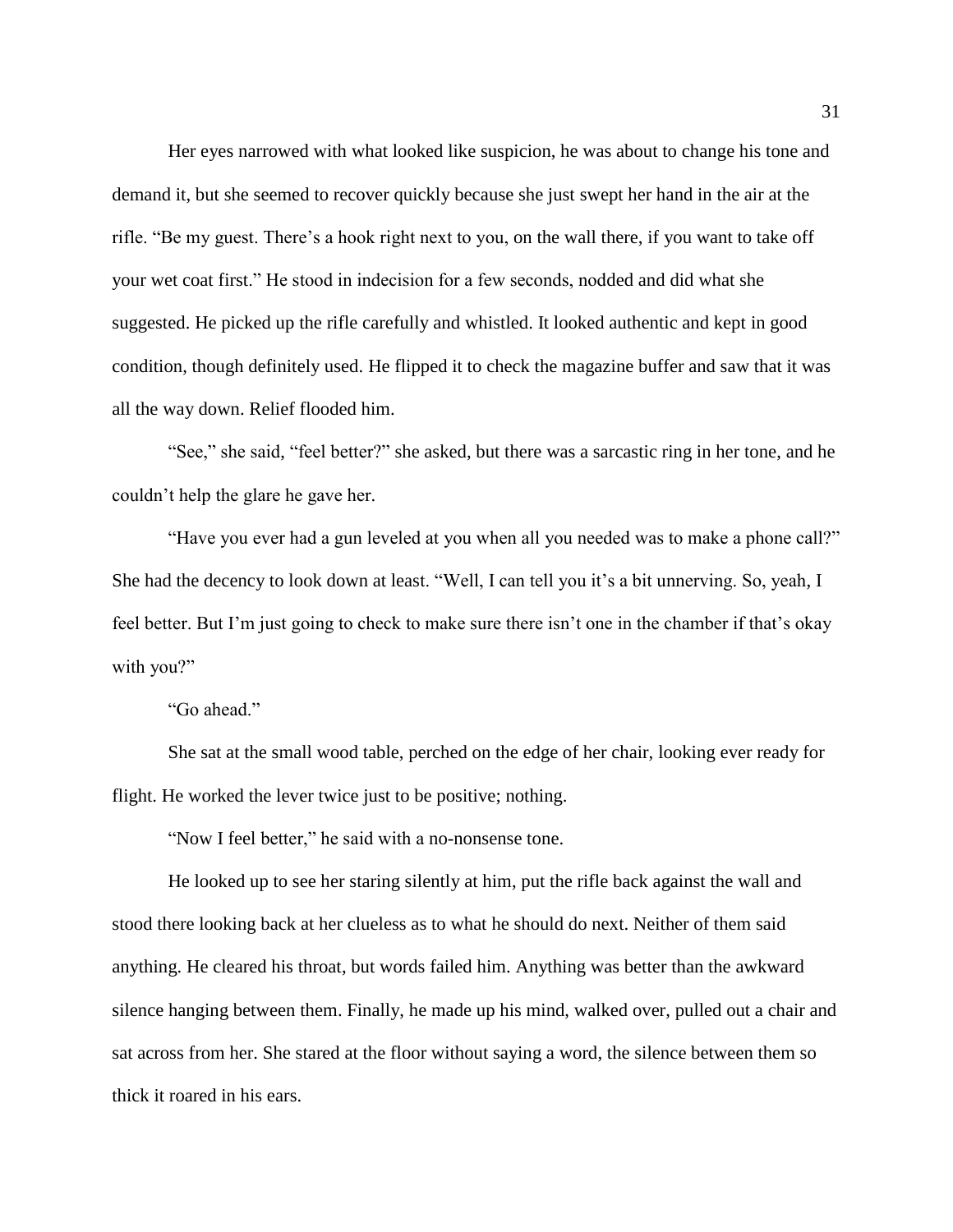Her eyes narrowed with what looked like suspicion, he was about to change his tone and demand it, but she seemed to recover quickly because she just swept her hand in the air at the rifle. "Be my guest. There's a hook right next to you, on the wall there, if you want to take off your wet coat first." He stood in indecision for a few seconds, nodded and did what she suggested. He picked up the rifle carefully and whistled. It looked authentic and kept in good condition, though definitely used. He flipped it to check the magazine buffer and saw that it was all the way down. Relief flooded him.

"See," she said, "feel better?" she asked, but there was a sarcastic ring in her tone, and he couldn't help the glare he gave her.

"Have you ever had a gun leveled at you when all you needed was to make a phone call?" She had the decency to look down at least. "Well, I can tell you it's a bit unnerving. So, yeah, I feel better. But I'm just going to check to make sure there isn't one in the chamber if that's okay with you?"

"Go ahead."

She sat at the small wood table, perched on the edge of her chair, looking ever ready for flight. He worked the lever twice just to be positive; nothing.

"Now I feel better," he said with a no-nonsense tone.

He looked up to see her staring silently at him, put the rifle back against the wall and stood there looking back at her clueless as to what he should do next. Neither of them said anything. He cleared his throat, but words failed him. Anything was better than the awkward silence hanging between them. Finally, he made up his mind, walked over, pulled out a chair and sat across from her. She stared at the floor without saying a word, the silence between them so thick it roared in his ears.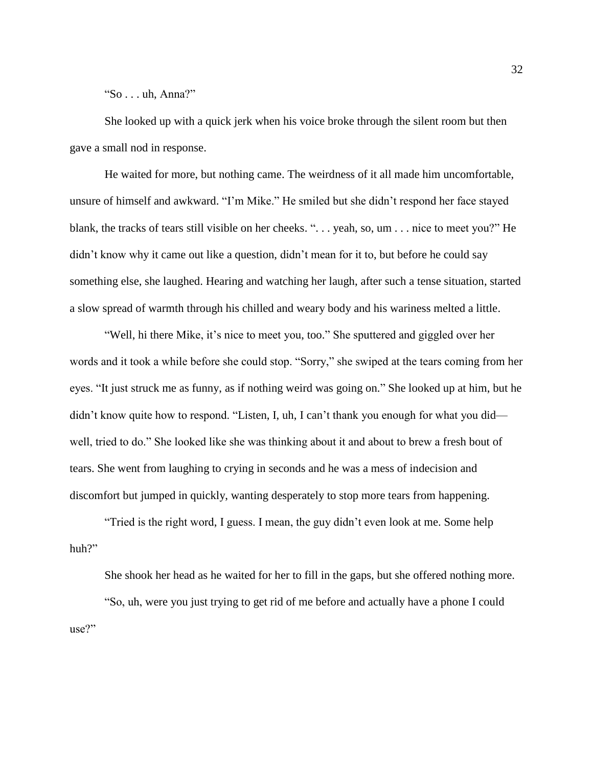"So . . . uh, Anna?"

She looked up with a quick jerk when his voice broke through the silent room but then gave a small nod in response.

He waited for more, but nothing came. The weirdness of it all made him uncomfortable, unsure of himself and awkward. "I'm Mike." He smiled but she didn't respond her face stayed blank, the tracks of tears still visible on her cheeks. ". . . yeah, so, um . . . nice to meet you?" He didn't know why it came out like a question, didn't mean for it to, but before he could say something else, she laughed. Hearing and watching her laugh, after such a tense situation, started a slow spread of warmth through his chilled and weary body and his wariness melted a little.

"Well, hi there Mike, it's nice to meet you, too." She sputtered and giggled over her words and it took a while before she could stop. "Sorry," she swiped at the tears coming from her eyes. "It just struck me as funny, as if nothing weird was going on." She looked up at him, but he didn't know quite how to respond. "Listen, I, uh, I can't thank you enough for what you did—well, tried to do." She looked like she was thinking about it and about to brew a fresh bout of tears. She went from laughing to crying in seconds and he was a mess of indecision and discomfort but jumped in quickly, wanting desperately to stop more tears from happening.

"Tried is the right word, I guess. I mean, the guy didn't even look at me. Some help huh?"

She shook her head as he waited for her to fill in the gaps, but she offered nothing more.

"So, uh, were you just trying to get rid of me before and actually have a phone I could use?"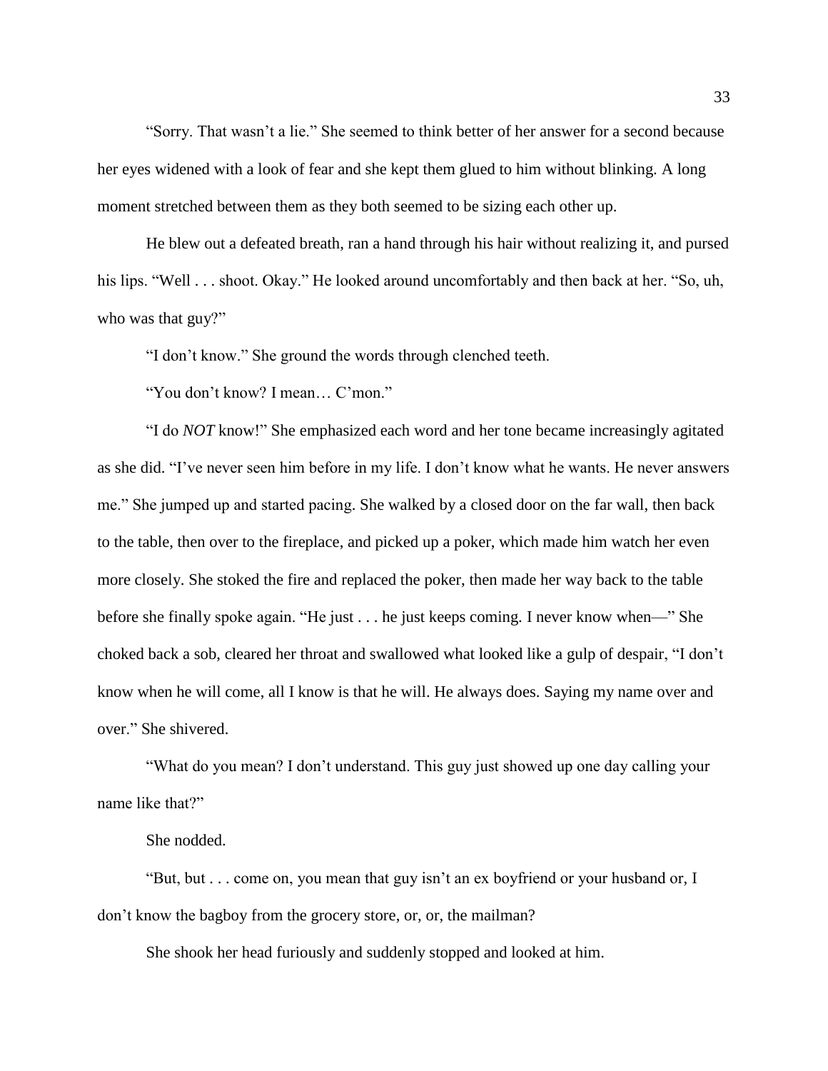"Sorry. That wasn't a lie." She seemed to think better of her answer for a second because her eyes widened with a look of fear and she kept them glued to him without blinking. A long moment stretched between them as they both seemed to be sizing each other up.

He blew out a defeated breath, ran a hand through his hair without realizing it, and pursed his lips. "Well . . . shoot. Okay." He looked around uncomfortably and then back at her. "So, uh, who was that guy?"

"I don't know." She ground the words through clenched teeth.

"You don't know? I mean… C'mon."

"I do *NOT* know!" She emphasized each word and her tone became increasingly agitated as she did. "I've never seen him before in my life. I don't know what he wants. He never answers me." She jumped up and started pacing. She walked by a closed door on the far wall, then back to the table, then over to the fireplace, and picked up a poker, which made him watch her even more closely. She stoked the fire and replaced the poker, then made her way back to the table before she finally spoke again. "He just . . . he just keeps coming. I never know when—" She choked back a sob, cleared her throat and swallowed what looked like a gulp of despair, "I don't know when he will come, all I know is that he will. He always does. Saying my name over and over." She shivered.

"What do you mean? I don't understand. This guy just showed up one day calling your name like that?"

She nodded.

"But, but . . . come on, you mean that guy isn't an ex boyfriend or your husband or, I don't know the bagboy from the grocery store, or, or, the mailman?

She shook her head furiously and suddenly stopped and looked at him.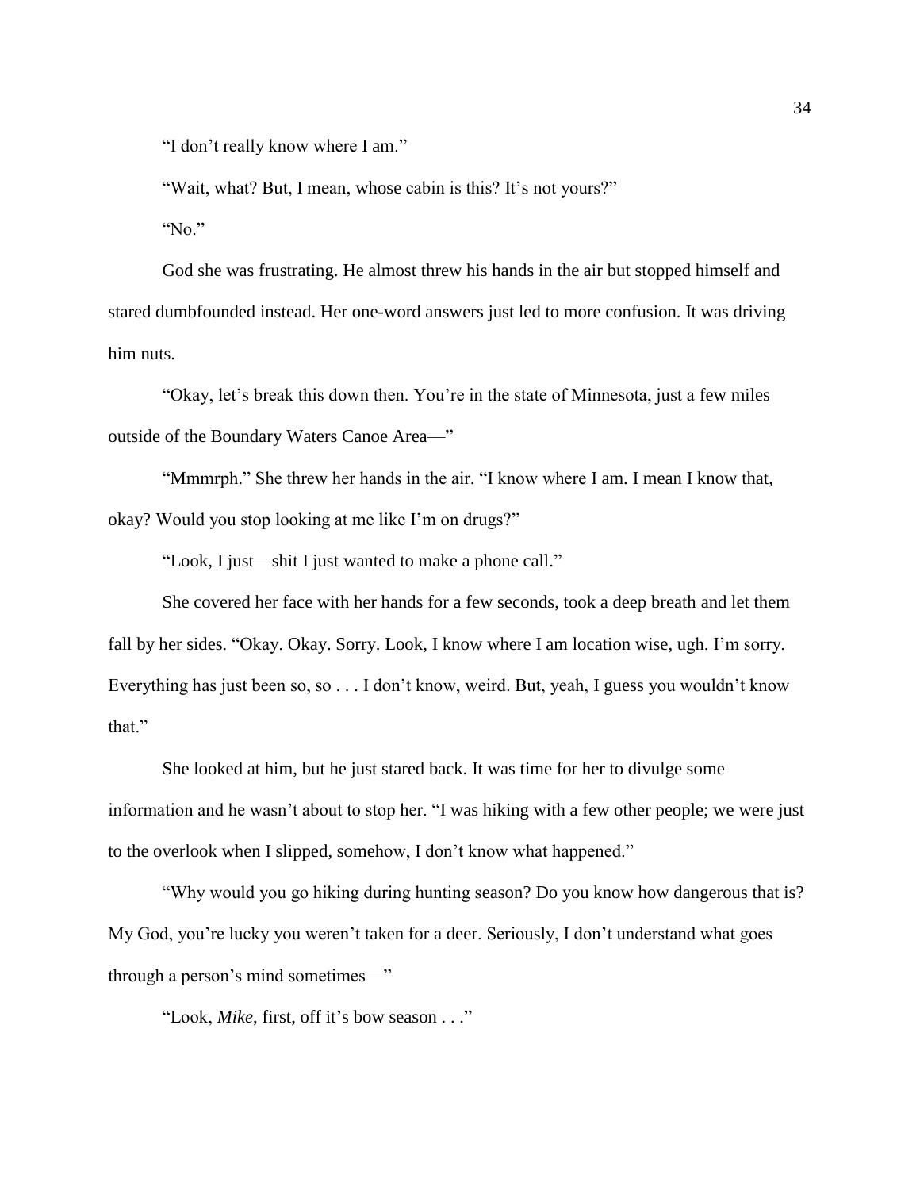"I don't really know where I am."

"Wait, what? But, I mean, whose cabin is this? It's not yours?"

"No."

God she was frustrating. He almost threw his hands in the air but stopped himself and stared dumbfounded instead. Her one-word answers just led to more confusion. It was driving him nuts.

"Okay, let's break this down then. You're in the state of Minnesota, just a few miles outside of the Boundary Waters Canoe Area—"

"Mmmrph." She threw her hands in the air. "I know where I am. I mean I know that, okay? Would you stop looking at me like I'm on drugs?"

"Look, I just—shit I just wanted to make a phone call."

She covered her face with her hands for a few seconds, took a deep breath and let them fall by her sides. "Okay. Okay. Sorry. Look, I know where I am location wise, ugh. I'm sorry. Everything has just been so, so . . . I don't know, weird. But, yeah, I guess you wouldn't know that."

She looked at him, but he just stared back. It was time for her to divulge some information and he wasn't about to stop her. "I was hiking with a few other people; we were just to the overlook when I slipped, somehow, I don't know what happened."

"Why would you go hiking during hunting season? Do you know how dangerous that is? My God, you're lucky you weren't taken for a deer. Seriously, I don't understand what goes through a person's mind sometimes—"

"Look, *Mike*, first, off it's bow season . . ."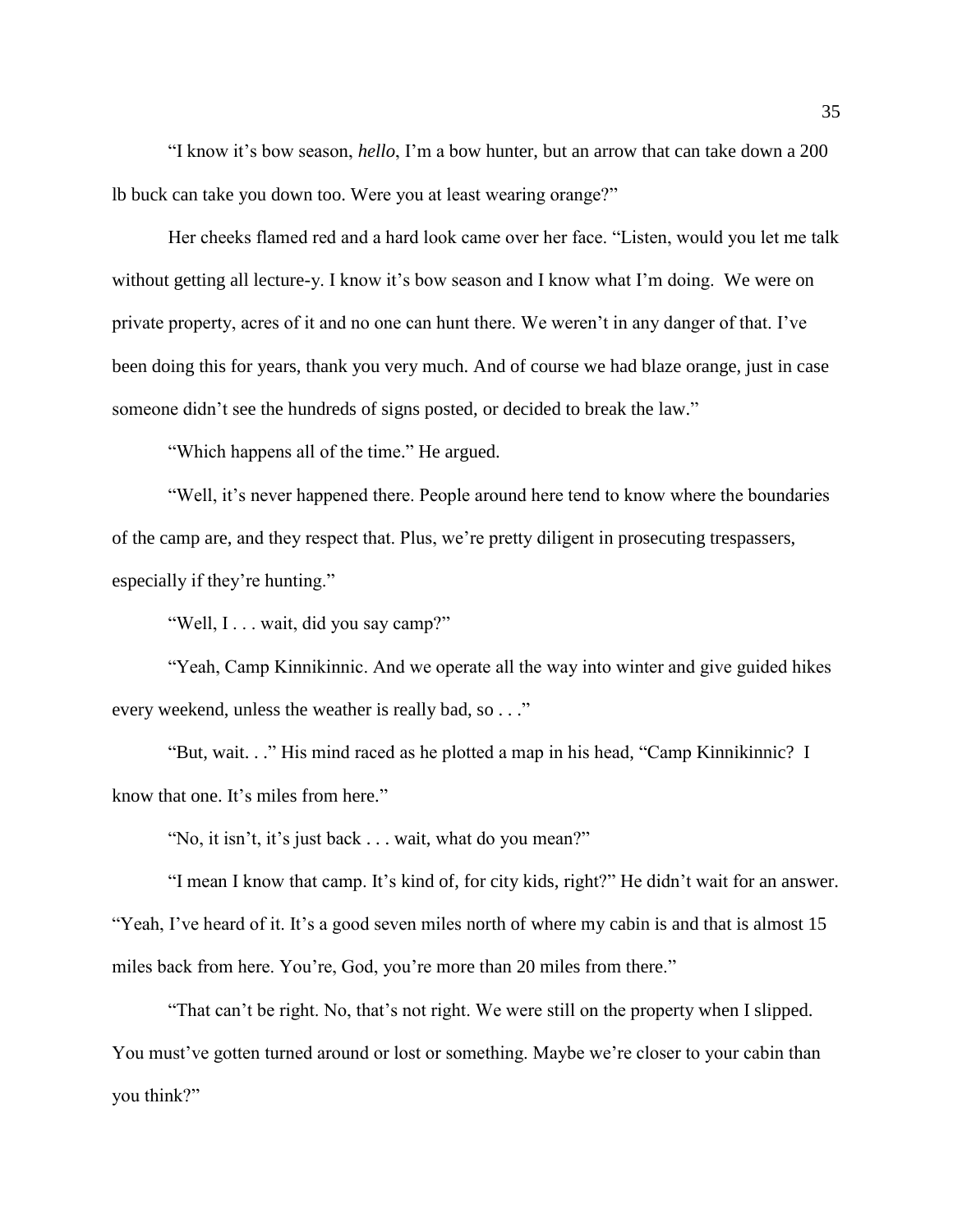"I know it's bow season, *hello*, I'm a bow hunter, but an arrow that can take down a 200 lb buck can take you down too. Were you at least wearing orange?"

Her cheeks flamed red and a hard look came over her face. "Listen, would you let me talk without getting all lecture-y. I know it's bow season and I know what I'm doing. We were on private property, acres of it and no one can hunt there. We weren't in any danger of that. I've been doing this for years, thank you very much. And of course we had blaze orange, just in case someone didn't see the hundreds of signs posted, or decided to break the law."

"Which happens all of the time." He argued.

"Well, it's never happened there. People around here tend to know where the boundaries of the camp are, and they respect that. Plus, we're pretty diligent in prosecuting trespassers, especially if they're hunting."

"Well, I . . . wait, did you say camp?"

"Yeah, Camp Kinnikinnic. And we operate all the way into winter and give guided hikes every weekend, unless the weather is really bad, so . . ."

"But, wait. . ." His mind raced as he plotted a map in his head, "Camp Kinnikinnic? I know that one. It's miles from here."

"No, it isn't, it's just back . . . wait, what do you mean?"

"I mean I know that camp. It's kind of, for city kids, right?" He didn't wait for an answer. "Yeah, I've heard of it. It's a good seven miles north of where my cabin is and that is almost 15 miles back from here. You're, God, you're more than 20 miles from there."

"That can't be right. No, that's not right. We were still on the property when I slipped. You must've gotten turned around or lost or something. Maybe we're closer to your cabin than you think?"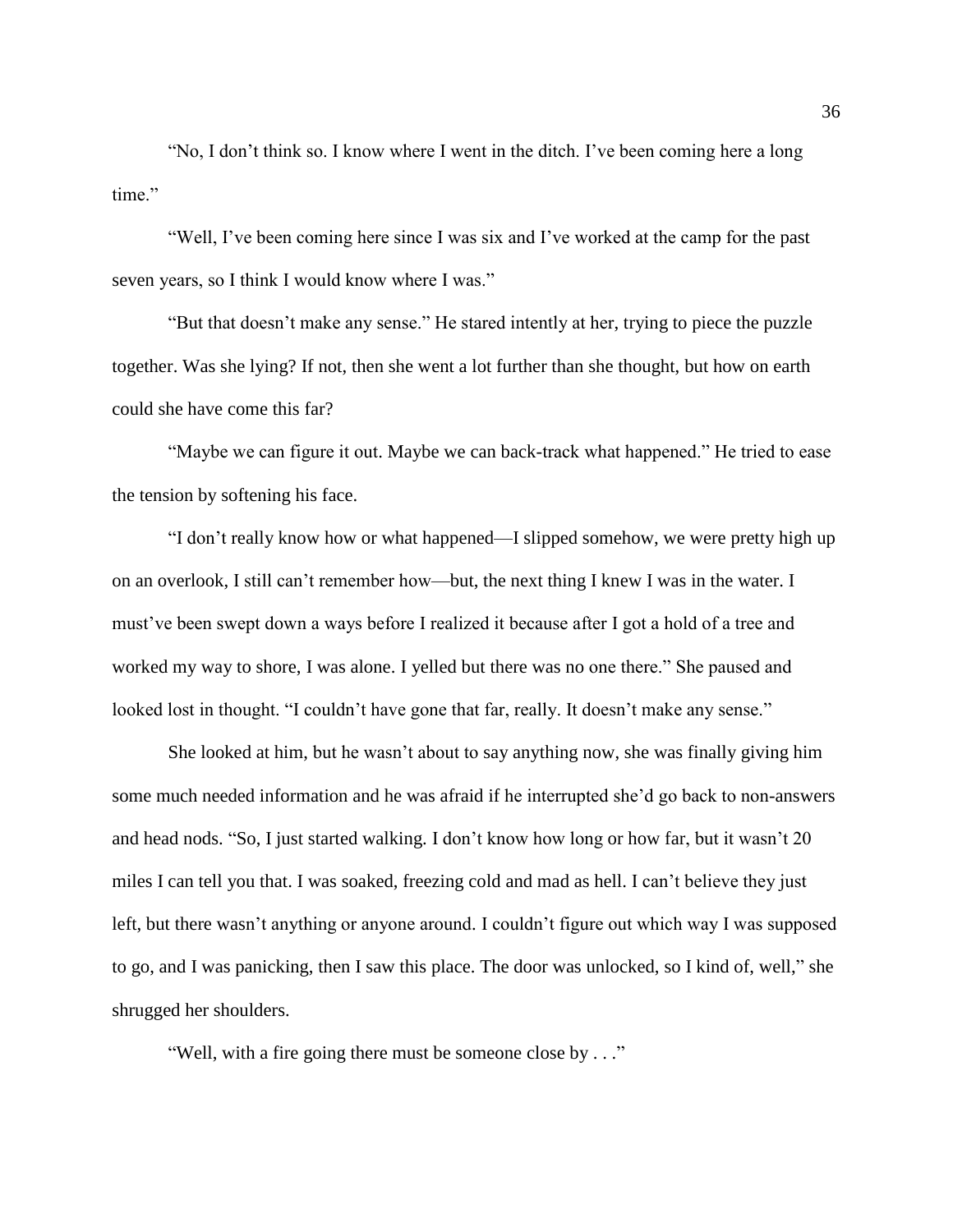"No, I don't think so. I know where I went in the ditch. I've been coming here a long time."

"Well, I've been coming here since I was six and I've worked at the camp for the past seven years, so I think I would know where I was."

"But that doesn't make any sense." He stared intently at her, trying to piece the puzzle together. Was she lying? If not, then she went a lot further than she thought, but how on earth could she have come this far?

"Maybe we can figure it out. Maybe we can back-track what happened." He tried to ease the tension by softening his face.

"I don't really know how or what happened—I slipped somehow, we were pretty high up on an overlook, I still can't remember how—but, the next thing I knew I was in the water. I must've been swept down a ways before I realized it because after I got a hold of a tree and worked my way to shore, I was alone. I yelled but there was no one there." She paused and looked lost in thought. "I couldn't have gone that far, really. It doesn't make any sense."

She looked at him, but he wasn't about to say anything now, she was finally giving him some much needed information and he was afraid if he interrupted she'd go back to non-answers and head nods. "So, I just started walking. I don't know how long or how far, but it wasn't 20 miles I can tell you that. I was soaked, freezing cold and mad as hell. I can't believe they just left, but there wasn't anything or anyone around. I couldn't figure out which way I was supposed to go, and I was panicking, then I saw this place. The door was unlocked, so I kind of, well," she shrugged her shoulders.

"Well, with a fire going there must be someone close by . . ."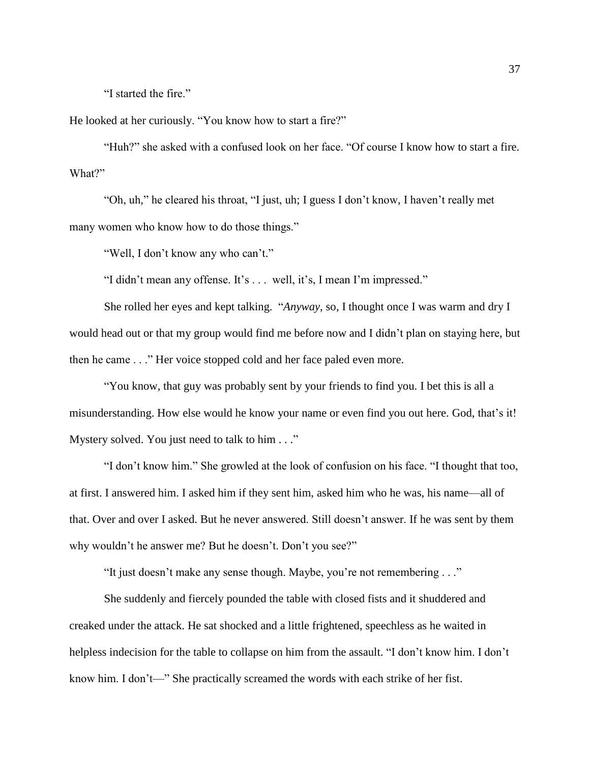"I started the fire."

He looked at her curiously. "You know how to start a fire?"

"Huh?" she asked with a confused look on her face. "Of course I know how to start a fire. What?"

"Oh, uh," he cleared his throat, "I just, uh; I guess I don't know, I haven't really met many women who know how to do those things."

"Well, I don't know any who can't."

"I didn't mean any offense. It's . . . well, it's, I mean I'm impressed."

She rolled her eyes and kept talking. "*Anyway*, so, I thought once I was warm and dry I would head out or that my group would find me before now and I didn't plan on staying here, but then he came . . ." Her voice stopped cold and her face paled even more.

"You know, that guy was probably sent by your friends to find you. I bet this is all a misunderstanding. How else would he know your name or even find you out here. God, that's it! Mystery solved. You just need to talk to him . . ."

"I don't know him." She growled at the look of confusion on his face. "I thought that too, at first. I answered him. I asked him if they sent him, asked him who he was, his name—all of that. Over and over I asked. But he never answered. Still doesn't answer. If he was sent by them why wouldn't he answer me? But he doesn't. Don't you see?"

"It just doesn't make any sense though. Maybe, you're not remembering . . ."

She suddenly and fiercely pounded the table with closed fists and it shuddered and creaked under the attack. He sat shocked and a little frightened, speechless as he waited in helpless indecision for the table to collapse on him from the assault. "I don't know him. I don't know him. I don't—" She practically screamed the words with each strike of her fist.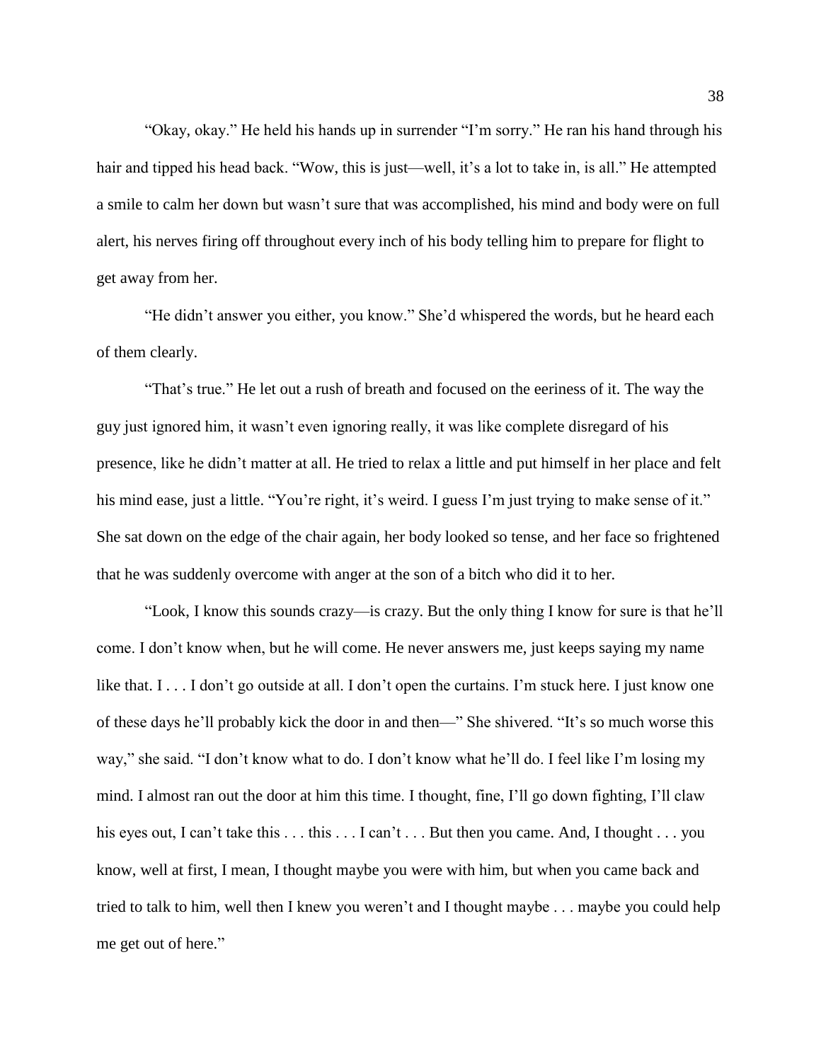"Okay, okay." He held his hands up in surrender "I'm sorry." He ran his hand through his hair and tipped his head back. "Wow, this is just—well, it's a lot to take in, is all." He attempted a smile to calm her down but wasn't sure that was accomplished, his mind and body were on full alert, his nerves firing off throughout every inch of his body telling him to prepare for flight to get away from her.

"He didn't answer you either, you know." She'd whispered the words, but he heard each of them clearly.

"That's true." He let out a rush of breath and focused on the eeriness of it. The way the guy just ignored him, it wasn't even ignoring really, it was like complete disregard of his presence, like he didn't matter at all. He tried to relax a little and put himself in her place and felt his mind ease, just a little. "You're right, it's weird. I guess I'm just trying to make sense of it." She sat down on the edge of the chair again, her body looked so tense, and her face so frightened that he was suddenly overcome with anger at the son of a bitch who did it to her.

"Look, I know this sounds crazy—is crazy. But the only thing I know for sure is that he'll come. I don't know when, but he will come. He never answers me, just keeps saying my name like that. I . . . I don't go outside at all. I don't open the curtains. I'm stuck here. I just know one of these days he'll probably kick the door in and then—" She shivered. "It's so much worse this way," she said. "I don't know what to do. I don't know what he'll do. I feel like I'm losing my mind. I almost ran out the door at him this time. I thought, fine, I'll go down fighting, I'll claw his eyes out, I can't take this . . . this . . . I can't . . . But then you came. And, I thought . . . you know, well at first, I mean, I thought maybe you were with him, but when you came back and tried to talk to him, well then I knew you weren't and I thought maybe . . . maybe you could help me get out of here."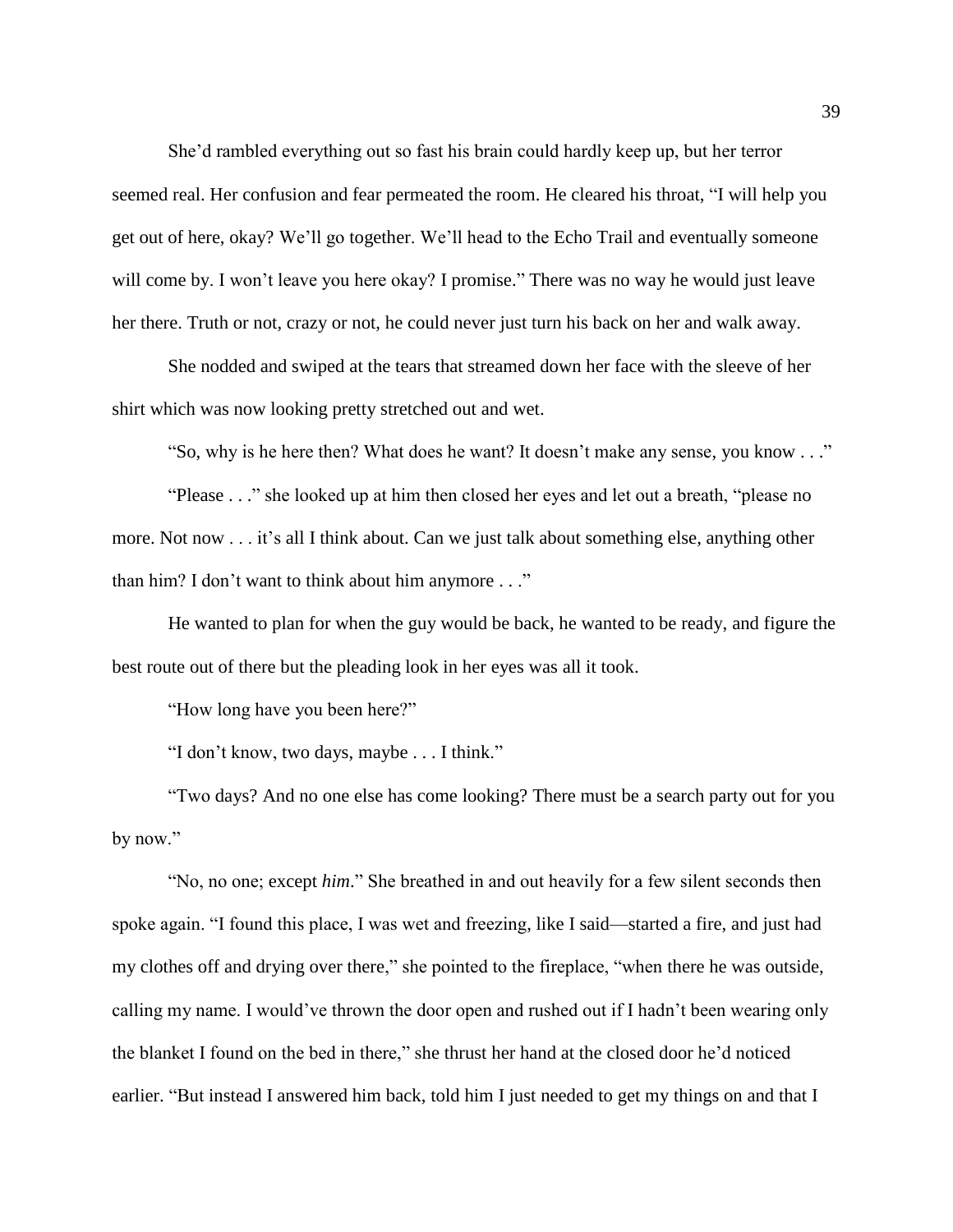She'd rambled everything out so fast his brain could hardly keep up, but her terror seemed real. Her confusion and fear permeated the room. He cleared his throat, "I will help you get out of here, okay? We'll go together. We'll head to the Echo Trail and eventually someone will come by. I won't leave you here okay? I promise." There was no way he would just leave her there. Truth or not, crazy or not, he could never just turn his back on her and walk away.

She nodded and swiped at the tears that streamed down her face with the sleeve of her shirt which was now looking pretty stretched out and wet.

"So, why is he here then? What does he want? It doesn't make any sense, you know . . ."

"Please . . ." she looked up at him then closed her eyes and let out a breath, "please no more. Not now . . . it's all I think about. Can we just talk about something else, anything other than him? I don't want to think about him anymore . . ."

He wanted to plan for when the guy would be back, he wanted to be ready, and figure the best route out of there but the pleading look in her eyes was all it took.

"How long have you been here?"

"I don't know, two days, maybe . . . I think."

"Two days? And no one else has come looking? There must be a search party out for you by now."

"No, no one; except *him*." She breathed in and out heavily for a few silent seconds then spoke again. "I found this place, I was wet and freezing, like I said—started a fire, and just had my clothes off and drying over there," she pointed to the fireplace, "when there he was outside, calling my name. I would've thrown the door open and rushed out if I hadn't been wearing only the blanket I found on the bed in there," she thrust her hand at the closed door he'd noticed earlier. "But instead I answered him back, told him I just needed to get my things on and that I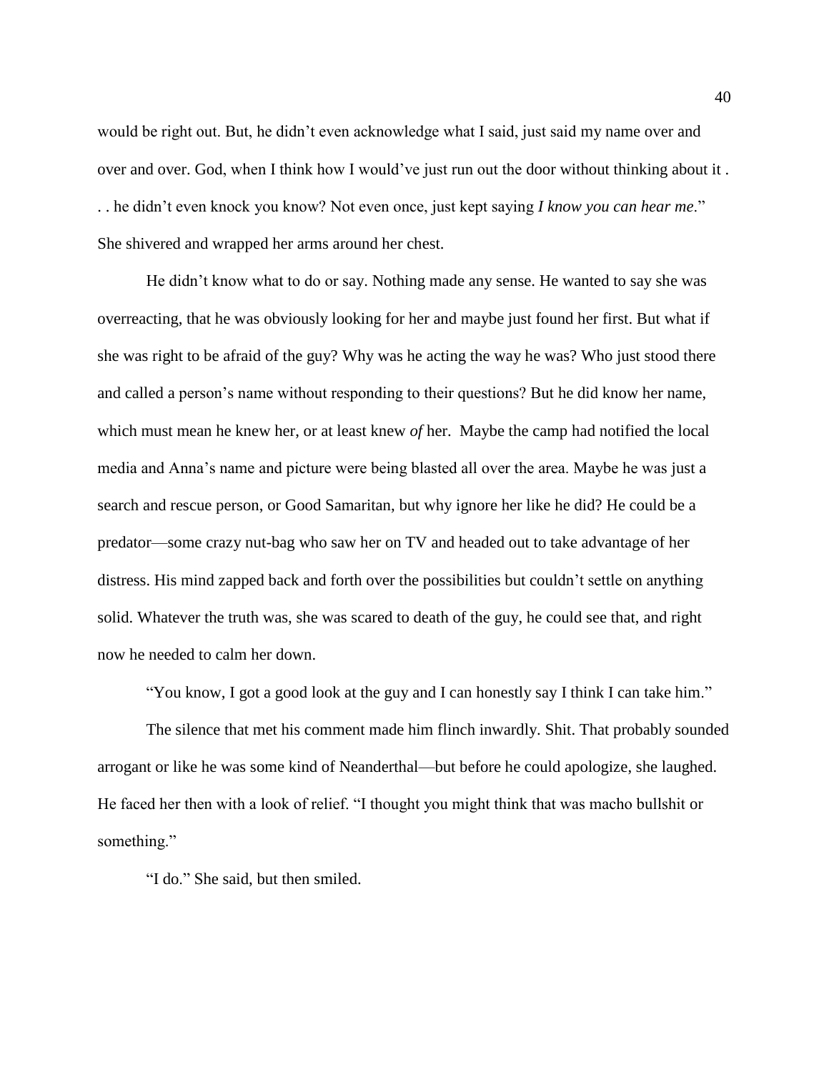would be right out. But, he didn't even acknowledge what I said, just said my name over and over and over. God, when I think how I would've just run out the door without thinking about it . . . he didn't even knock you know? Not even once, just kept saying *I know you can hear me*." She shivered and wrapped her arms around her chest.

He didn't know what to do or say. Nothing made any sense. He wanted to say she was overreacting, that he was obviously looking for her and maybe just found her first. But what if she was right to be afraid of the guy? Why was he acting the way he was? Who just stood there and called a person's name without responding to their questions? But he did know her name, which must mean he knew her, or at least knew *of* her. Maybe the camp had notified the local media and Anna's name and picture were being blasted all over the area. Maybe he was just a search and rescue person, or Good Samaritan, but why ignore her like he did? He could be a predator—some crazy nut-bag who saw her on TV and headed out to take advantage of her distress. His mind zapped back and forth over the possibilities but couldn't settle on anything solid. Whatever the truth was, she was scared to death of the guy, he could see that, and right now he needed to calm her down.

"You know, I got a good look at the guy and I can honestly say I think I can take him."

The silence that met his comment made him flinch inwardly. Shit. That probably sounded arrogant or like he was some kind of Neanderthal—but before he could apologize, she laughed. He faced her then with a look of relief. "I thought you might think that was macho bullshit or something."

"I do." She said, but then smiled.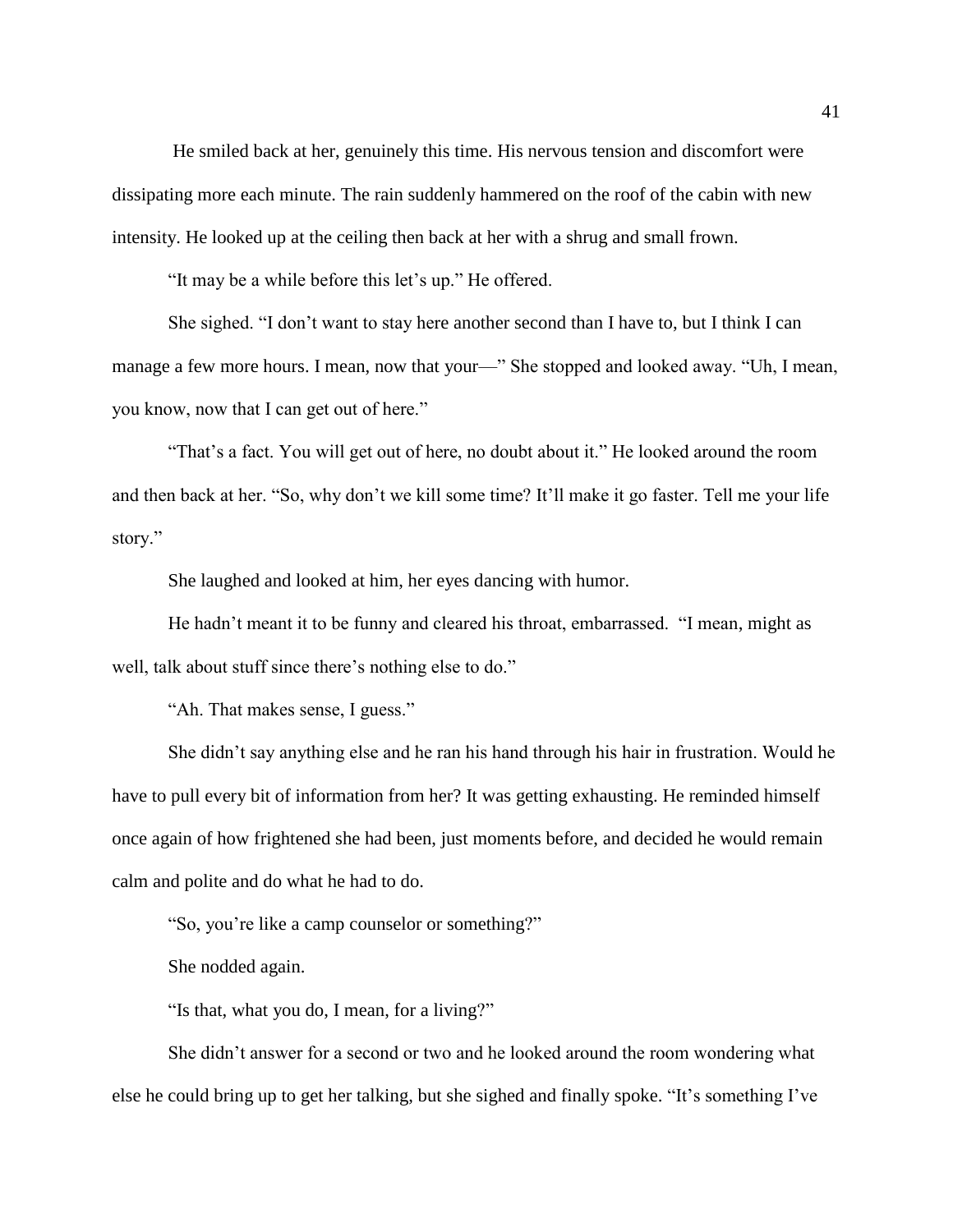He smiled back at her, genuinely this time. His nervous tension and discomfort were dissipating more each minute. The rain suddenly hammered on the roof of the cabin with new intensity. He looked up at the ceiling then back at her with a shrug and small frown.

"It may be a while before this let's up." He offered.

She sighed. "I don't want to stay here another second than I have to, but I think I can manage a few more hours. I mean, now that your—" She stopped and looked away. "Uh, I mean, you know, now that I can get out of here."

"That's a fact. You will get out of here, no doubt about it." He looked around the room and then back at her. "So, why don't we kill some time? It'll make it go faster. Tell me your life story."

She laughed and looked at him, her eyes dancing with humor.

He hadn't meant it to be funny and cleared his throat, embarrassed. "I mean, might as well, talk about stuff since there's nothing else to do."

"Ah. That makes sense, I guess."

She didn't say anything else and he ran his hand through his hair in frustration. Would he have to pull every bit of information from her? It was getting exhausting. He reminded himself once again of how frightened she had been, just moments before, and decided he would remain calm and polite and do what he had to do.

"So, you're like a camp counselor or something?"

She nodded again.

"Is that, what you do, I mean, for a living?"

She didn't answer for a second or two and he looked around the room wondering what else he could bring up to get her talking, but she sighed and finally spoke. "It's something I've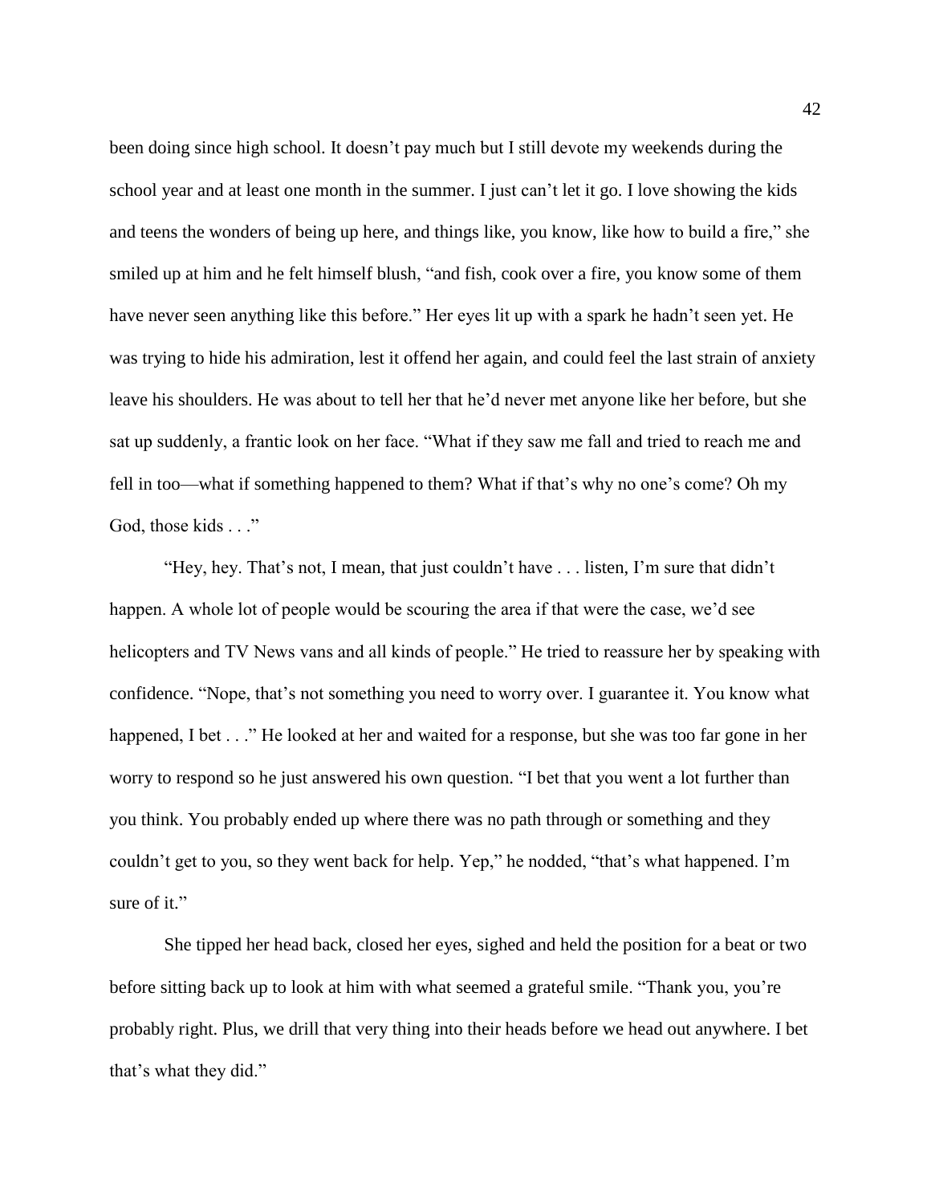been doing since high school. It doesn't pay much but I still devote my weekends during the school year and at least one month in the summer. I just can't let it go. I love showing the kids and teens the wonders of being up here, and things like, you know, like how to build a fire," she smiled up at him and he felt himself blush, "and fish, cook over a fire, you know some of them have never seen anything like this before." Her eyes lit up with a spark he hadn't seen yet. He was trying to hide his admiration, lest it offend her again, and could feel the last strain of anxiety leave his shoulders. He was about to tell her that he'd never met anyone like her before, but she sat up suddenly, a frantic look on her face. "What if they saw me fall and tried to reach me and fell in too—what if something happened to them? What if that's why no one's come? Oh my God, those kids . . ."

"Hey, hey. That's not, I mean, that just couldn't have . . . listen, I'm sure that didn't happen. A whole lot of people would be scouring the area if that were the case, we'd see helicopters and TV News vans and all kinds of people." He tried to reassure her by speaking with confidence. "Nope, that's not something you need to worry over. I guarantee it. You know what happened, I bet . . ." He looked at her and waited for a response, but she was too far gone in her worry to respond so he just answered his own question. "I bet that you went a lot further than you think. You probably ended up where there was no path through or something and they couldn't get to you, so they went back for help. Yep," he nodded, "that's what happened. I'm sure of it."

She tipped her head back, closed her eyes, sighed and held the position for a beat or two before sitting back up to look at him with what seemed a grateful smile. "Thank you, you're probably right. Plus, we drill that very thing into their heads before we head out anywhere. I bet that's what they did."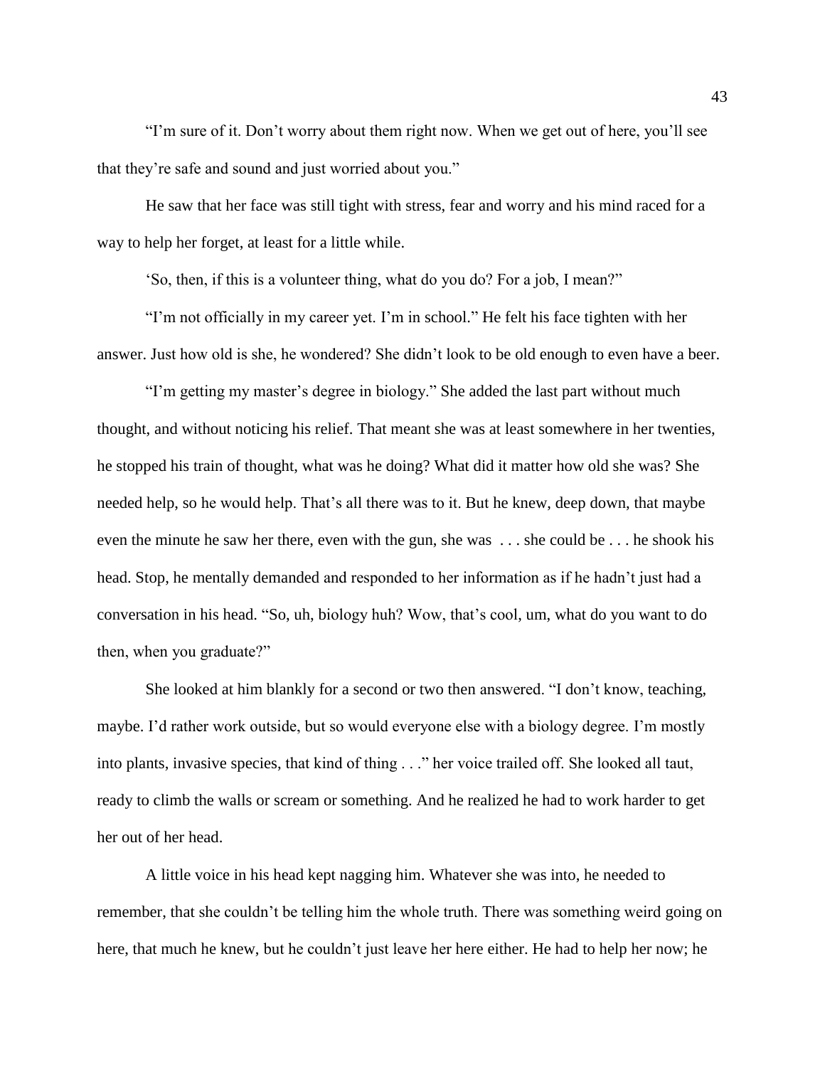"I'm sure of it. Don't worry about them right now. When we get out of here, you'll see that they're safe and sound and just worried about you."

He saw that her face was still tight with stress, fear and worry and his mind raced for a way to help her forget, at least for a little while.

'So, then, if this is a volunteer thing, what do you do? For a job, I mean?"

"I'm not officially in my career yet. I'm in school." He felt his face tighten with her answer. Just how old is she, he wondered? She didn't look to be old enough to even have a beer.

"I'm getting my master's degree in biology." She added the last part without much thought, and without noticing his relief. That meant she was at least somewhere in her twenties, he stopped his train of thought, what was he doing? What did it matter how old she was? She needed help, so he would help. That's all there was to it. But he knew, deep down, that maybe even the minute he saw her there, even with the gun, she was . . . she could be . . . he shook his head. Stop, he mentally demanded and responded to her information as if he hadn't just had a conversation in his head. "So, uh, biology huh? Wow, that's cool, um, what do you want to do then, when you graduate?"

She looked at him blankly for a second or two then answered. "I don't know, teaching, maybe. I'd rather work outside, but so would everyone else with a biology degree. I'm mostly into plants, invasive species, that kind of thing . . ." her voice trailed off. She looked all taut, ready to climb the walls or scream or something. And he realized he had to work harder to get her out of her head.

A little voice in his head kept nagging him. Whatever she was into, he needed to remember, that she couldn't be telling him the whole truth. There was something weird going on here, that much he knew, but he couldn't just leave her here either. He had to help her now; he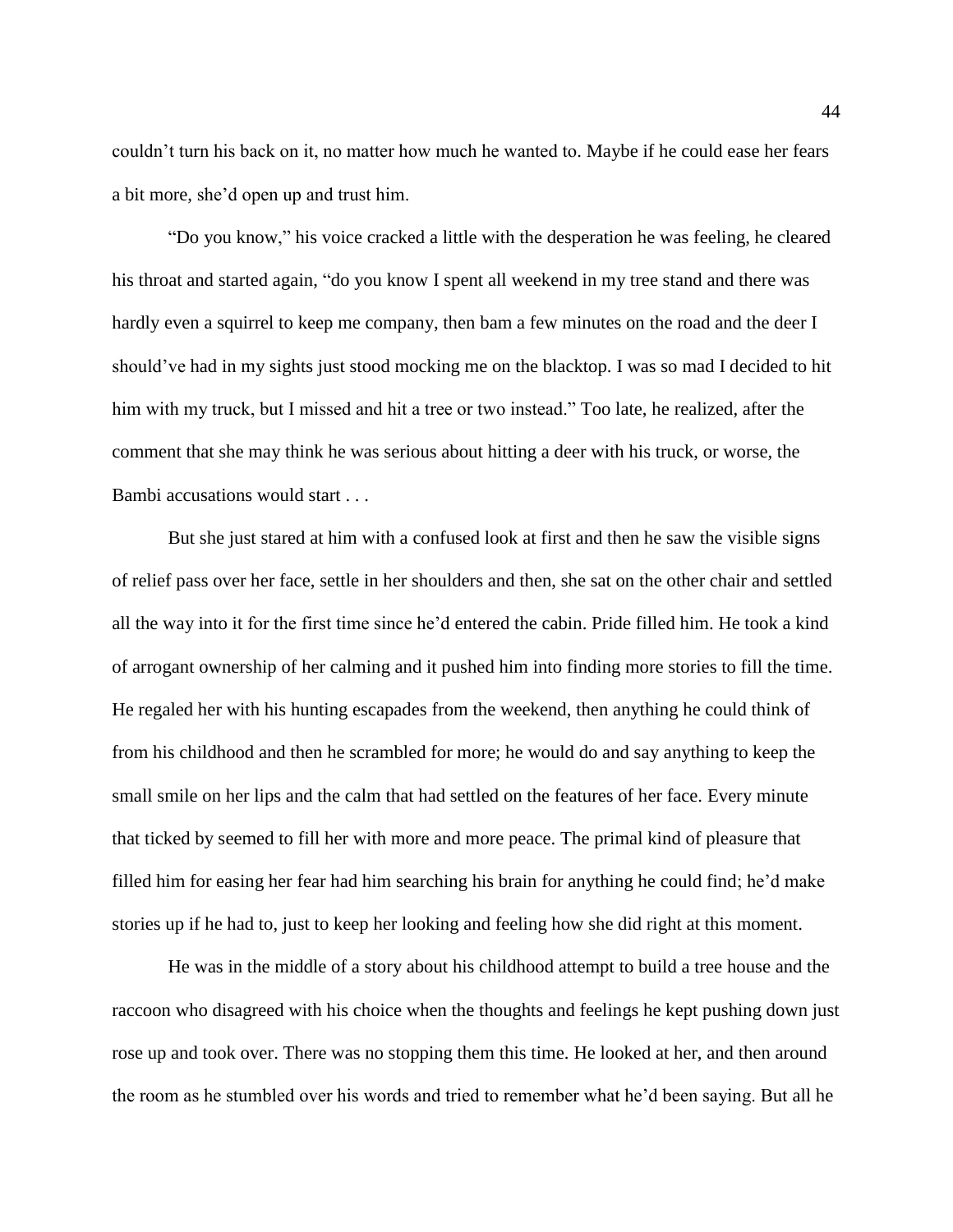couldn't turn his back on it, no matter how much he wanted to. Maybe if he could ease her fears a bit more, she'd open up and trust him.

"Do you know," his voice cracked a little with the desperation he was feeling, he cleared his throat and started again, "do you know I spent all weekend in my tree stand and there was hardly even a squirrel to keep me company, then bam a few minutes on the road and the deer I should've had in my sights just stood mocking me on the blacktop. I was so mad I decided to hit him with my truck, but I missed and hit a tree or two instead." Too late, he realized, after the comment that she may think he was serious about hitting a deer with his truck, or worse, the Bambi accusations would start . . .

But she just stared at him with a confused look at first and then he saw the visible signs of relief pass over her face, settle in her shoulders and then, she sat on the other chair and settled all the way into it for the first time since he'd entered the cabin. Pride filled him. He took a kind of arrogant ownership of her calming and it pushed him into finding more stories to fill the time. He regaled her with his hunting escapades from the weekend, then anything he could think of from his childhood and then he scrambled for more; he would do and say anything to keep the small smile on her lips and the calm that had settled on the features of her face. Every minute that ticked by seemed to fill her with more and more peace. The primal kind of pleasure that filled him for easing her fear had him searching his brain for anything he could find; he'd make stories up if he had to, just to keep her looking and feeling how she did right at this moment.

He was in the middle of a story about his childhood attempt to build a tree house and the raccoon who disagreed with his choice when the thoughts and feelings he kept pushing down just rose up and took over. There was no stopping them this time. He looked at her, and then around the room as he stumbled over his words and tried to remember what he'd been saying. But all he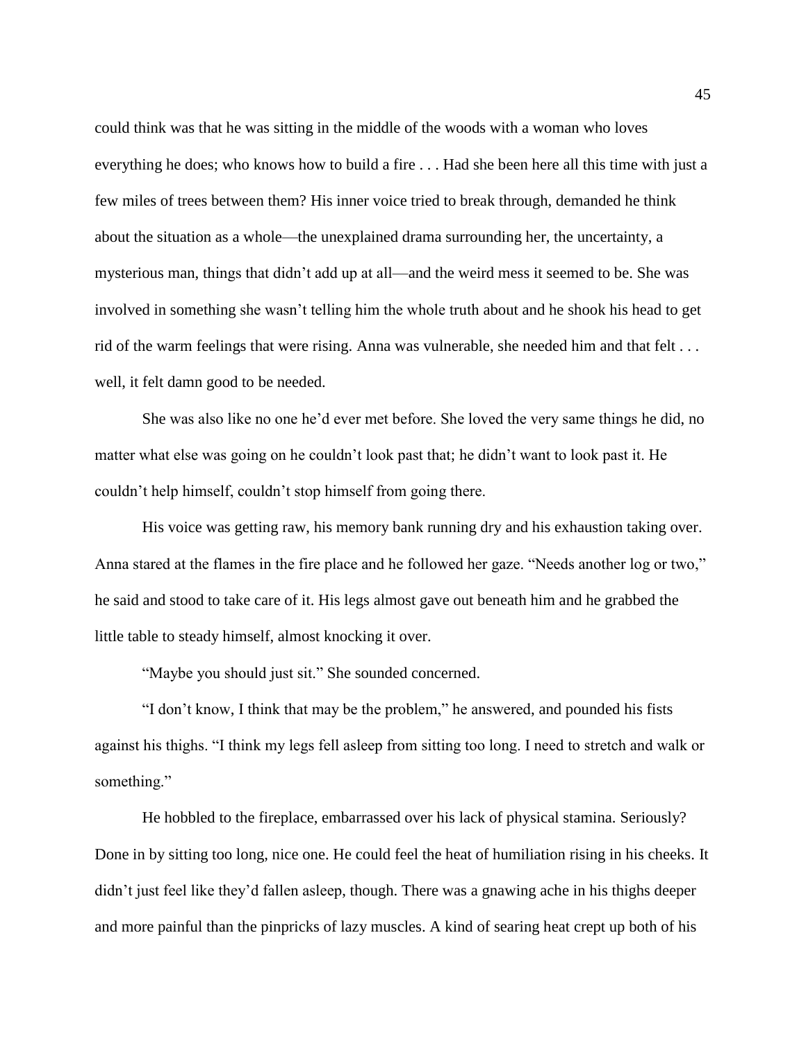could think was that he was sitting in the middle of the woods with a woman who loves everything he does; who knows how to build a fire . . . Had she been here all this time with just a few miles of trees between them? His inner voice tried to break through, demanded he think about the situation as a whole—the unexplained drama surrounding her, the uncertainty, a mysterious man, things that didn't add up at all—and the weird mess it seemed to be. She was involved in something she wasn't telling him the whole truth about and he shook his head to get rid of the warm feelings that were rising. Anna was vulnerable, she needed him and that felt . . . well, it felt damn good to be needed.

She was also like no one he'd ever met before. She loved the very same things he did, no matter what else was going on he couldn't look past that; he didn't want to look past it. He couldn't help himself, couldn't stop himself from going there.

His voice was getting raw, his memory bank running dry and his exhaustion taking over. Anna stared at the flames in the fire place and he followed her gaze. "Needs another log or two," he said and stood to take care of it. His legs almost gave out beneath him and he grabbed the little table to steady himself, almost knocking it over.

"Maybe you should just sit." She sounded concerned.

"I don't know, I think that may be the problem," he answered, and pounded his fists against his thighs. "I think my legs fell asleep from sitting too long. I need to stretch and walk or something."

He hobbled to the fireplace, embarrassed over his lack of physical stamina. Seriously? Done in by sitting too long, nice one. He could feel the heat of humiliation rising in his cheeks. It didn't just feel like they'd fallen asleep, though. There was a gnawing ache in his thighs deeper and more painful than the pinpricks of lazy muscles. A kind of searing heat crept up both of his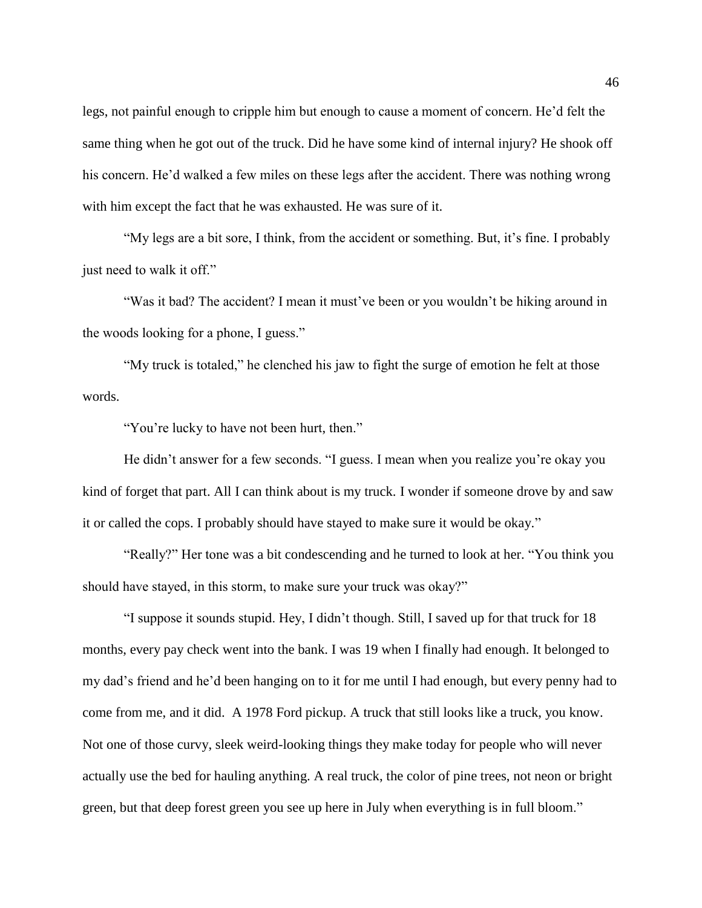legs, not painful enough to cripple him but enough to cause a moment of concern. He'd felt the same thing when he got out of the truck. Did he have some kind of internal injury? He shook off his concern. He'd walked a few miles on these legs after the accident. There was nothing wrong with him except the fact that he was exhausted. He was sure of it.

"My legs are a bit sore, I think, from the accident or something. But, it's fine. I probably just need to walk it off."

"Was it bad? The accident? I mean it must've been or you wouldn't be hiking around in the woods looking for a phone, I guess."

"My truck is totaled," he clenched his jaw to fight the surge of emotion he felt at those words.

"You're lucky to have not been hurt, then."

He didn't answer for a few seconds. "I guess. I mean when you realize you're okay you kind of forget that part. All I can think about is my truck. I wonder if someone drove by and saw it or called the cops. I probably should have stayed to make sure it would be okay."

"Really?" Her tone was a bit condescending and he turned to look at her. "You think you should have stayed, in this storm, to make sure your truck was okay?"

"I suppose it sounds stupid. Hey, I didn't though. Still, I saved up for that truck for 18 months, every pay check went into the bank. I was 19 when I finally had enough. It belonged to my dad's friend and he'd been hanging on to it for me until I had enough, but every penny had to come from me, and it did. A 1978 Ford pickup. A truck that still looks like a truck, you know. Not one of those curvy, sleek weird-looking things they make today for people who will never actually use the bed for hauling anything. A real truck, the color of pine trees, not neon or bright green, but that deep forest green you see up here in July when everything is in full bloom."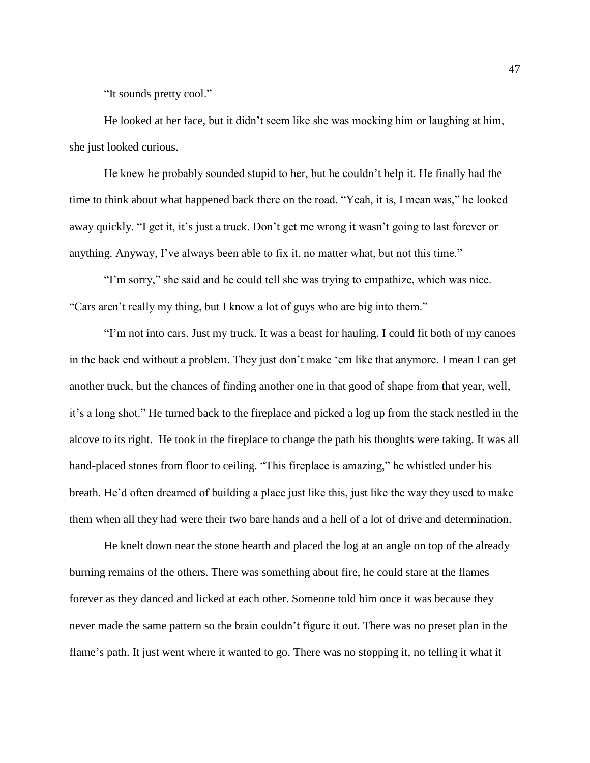"It sounds pretty cool."

He looked at her face, but it didn't seem like she was mocking him or laughing at him, she just looked curious.

He knew he probably sounded stupid to her, but he couldn't help it. He finally had the time to think about what happened back there on the road. "Yeah, it is, I mean was," he looked away quickly. "I get it, it's just a truck. Don't get me wrong it wasn't going to last forever or anything. Anyway, I've always been able to fix it, no matter what, but not this time."

"I'm sorry," she said and he could tell she was trying to empathize, which was nice. "Cars aren't really my thing, but I know a lot of guys who are big into them."

"I'm not into cars. Just my truck. It was a beast for hauling. I could fit both of my canoes in the back end without a problem. They just don't make 'em like that anymore. I mean I can get another truck, but the chances of finding another one in that good of shape from that year, well, it's a long shot." He turned back to the fireplace and picked a log up from the stack nestled in the alcove to its right. He took in the fireplace to change the path his thoughts were taking. It was all hand-placed stones from floor to ceiling. "This fireplace is amazing," he whistled under his breath. He'd often dreamed of building a place just like this, just like the way they used to make them when all they had were their two bare hands and a hell of a lot of drive and determination.

He knelt down near the stone hearth and placed the log at an angle on top of the already burning remains of the others. There was something about fire, he could stare at the flames forever as they danced and licked at each other. Someone told him once it was because they never made the same pattern so the brain couldn't figure it out. There was no preset plan in the flame's path. It just went where it wanted to go. There was no stopping it, no telling it what it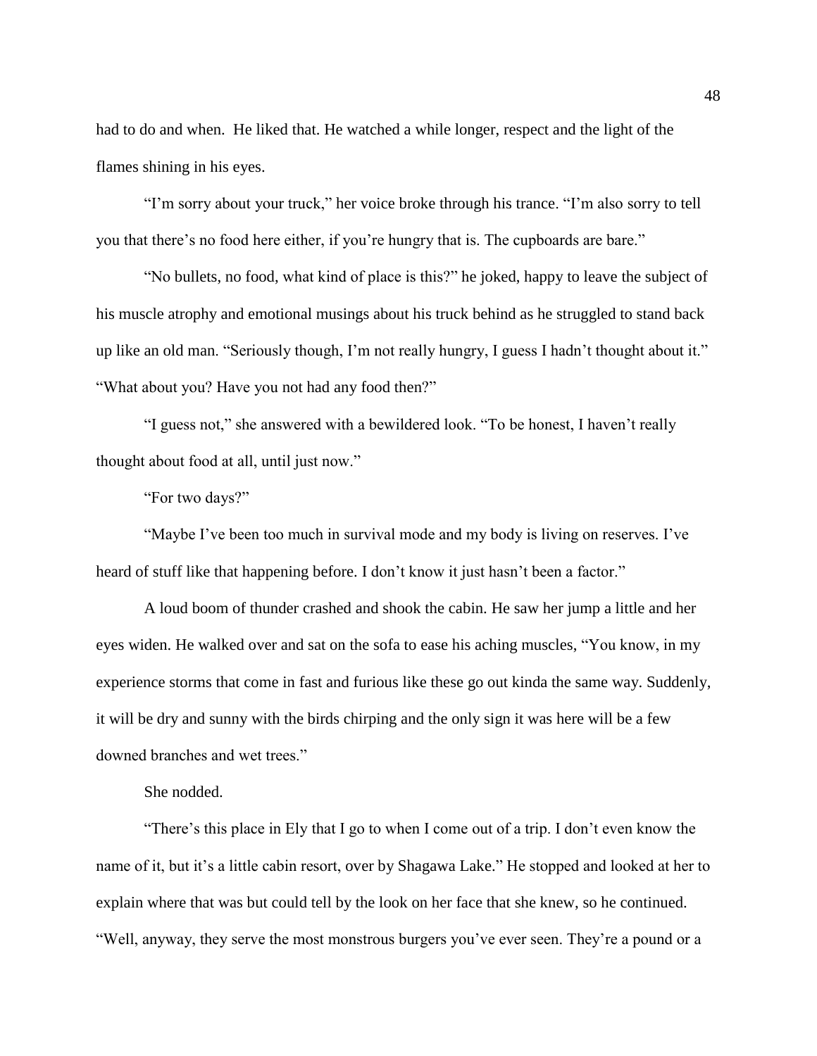had to do and when.  He liked that. He watched a while longer, respect and the light of the flames shining in his eyes.

"I'm sorry about your truck," her voice broke through his trance. "I'm also sorry to tell you that there's no food here either, if you're hungry that is. The cupboards are bare."

"No bullets, no food, what kind of place is this?" he joked, happy to leave the subject of his muscle atrophy and emotional musings about his truck behind as he struggled to stand back up like an old man. "Seriously though, I'm not really hungry, I guess I hadn't thought about it." "What about you? Have you not had any food then?"

"I guess not," she answered with a bewildered look. "To be honest, I haven't really thought about food at all, until just now."

"For two days?"

"Maybe I've been too much in survival mode and my body is living on reserves. I've heard of stuff like that happening before. I don't know it just hasn't been a factor."

A loud boom of thunder crashed and shook the cabin. He saw her jump a little and her eyes widen. He walked over and sat on the sofa to ease his aching muscles, "You know, in my experience storms that come in fast and furious like these go out kinda the same way. Suddenly, it will be dry and sunny with the birds chirping and the only sign it was here will be a few downed branches and wet trees."

She nodded.

"There's this place in Ely that I go to when I come out of a trip. I don't even know the name of it, but it's a little cabin resort, over by Shagawa Lake." He stopped and looked at her to explain where that was but could tell by the look on her face that she knew, so he continued. "Well, anyway, they serve the most monstrous burgers you've ever seen. They're a pound or a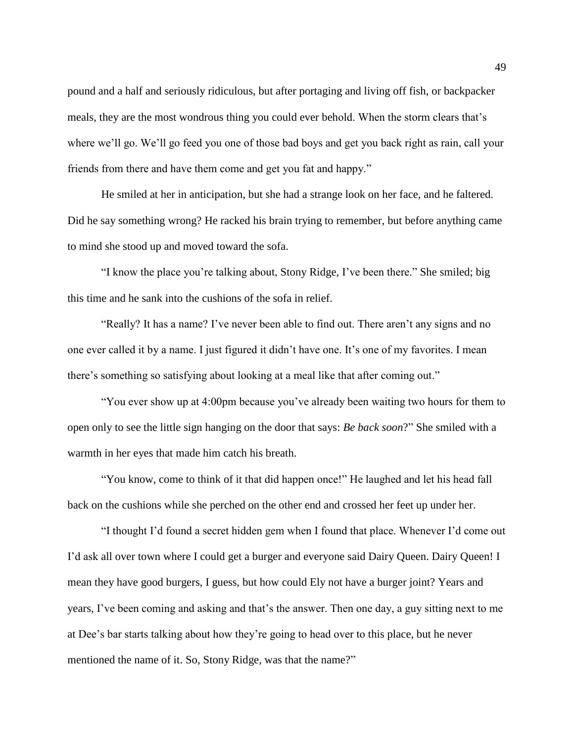pound and a half and seriously ridiculous, but after portaging and living off fish, or backpacker meals, they are the most wondrous thing you could ever behold. When the storm clears that's where we'll go. We'll go feed you one of those bad boys and get you back right as rain, call your friends from there and have them come and get you fat and happy."

He smiled at her in anticipation, but she had a strange look on her face, and he faltered. Did he say something wrong? He racked his brain trying to remember, but before anything came to mind she stood up and moved toward the sofa.

"I know the place you're talking about, Stony Ridge, I've been there." She smiled; big this time and he sank into the cushions of the sofa in relief.

"Really? It has a name? I've never been able to find out. There aren't any signs and no one ever called it by a name. I just figured it didn't have one. It's one of my favorites. I mean there's something so satisfying about looking at a meal like that after coming out."

"You ever show up at 4:00pm because you've already been waiting two hours for them to open only to see the little sign hanging on the door that says: *Be back soon*?" She smiled with a warmth in her eyes that made him catch his breath.

"You know, come to think of it that did happen once!" He laughed and let his head fall back on the cushions while she perched on the other end and crossed her feet up under her.

"I thought I'd found a secret hidden gem when I found that place. Whenever I'd come out I'd ask all over town where I could get a burger and everyone said Dairy Queen. Dairy Queen! I mean they have good burgers, I guess, but how could Ely not have a burger joint? Years and years, I've been coming and asking and that's the answer. Then one day, a guy sitting next to me at Dee's bar starts talking about how they're going to head over to this place, but he never mentioned the name of it. So, Stony Ridge, was that the name?"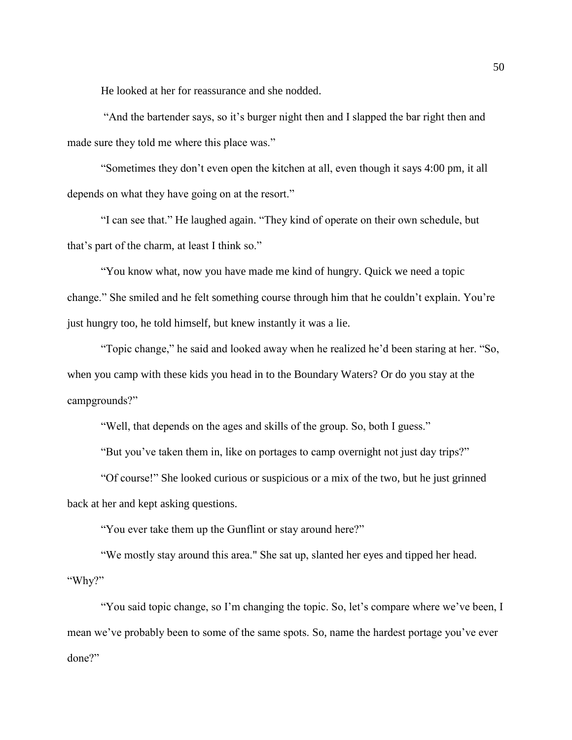He looked at her for reassurance and she nodded.

"And the bartender says, so it's burger night then and I slapped the bar right then and made sure they told me where this place was."

"Sometimes they don't even open the kitchen at all, even though it says 4:00 pm, it all depends on what they have going on at the resort."

"I can see that." He laughed again. "They kind of operate on their own schedule, but that's part of the charm, at least I think so."

"You know what, now you have made me kind of hungry. Quick we need a topic change." She smiled and he felt something course through him that he couldn't explain. You're just hungry too, he told himself, but knew instantly it was a lie.

"Topic change," he said and looked away when he realized he'd been staring at her. "So, when you camp with these kids you head in to the Boundary Waters? Or do you stay at the campgrounds?"

"Well, that depends on the ages and skills of the group. So, both I guess."

"But you've taken them in, like on portages to camp overnight not just day trips?"

"Of course!" She looked curious or suspicious or a mix of the two, but he just grinned back at her and kept asking questions.

"You ever take them up the Gunflint or stay around here?"

"We mostly stay around this area." She sat up, slanted her eyes and tipped her head. "Why?"

"You said topic change, so I'm changing the topic. So, let's compare where we've been, I mean we've probably been to some of the same spots. So, name the hardest portage you've ever done?"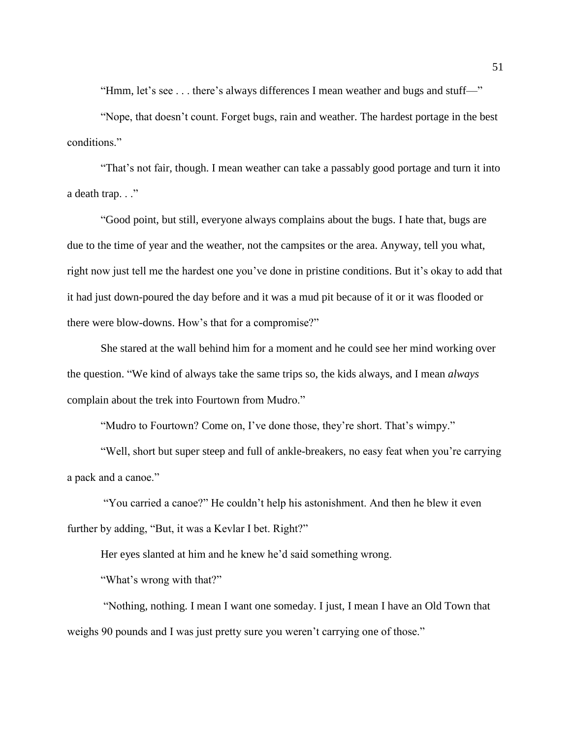"Hmm, let's see . . . there's always differences I mean weather and bugs and stuff—"

"Nope, that doesn't count. Forget bugs, rain and weather. The hardest portage in the best conditions."

"That's not fair, though. I mean weather can take a passably good portage and turn it into a death trap. . ."

"Good point, but still, everyone always complains about the bugs. I hate that, bugs are due to the time of year and the weather, not the campsites or the area. Anyway, tell you what, right now just tell me the hardest one you've done in pristine conditions. But it's okay to add that it had just down-poured the day before and it was a mud pit because of it or it was flooded or there were blow-downs. How's that for a compromise?"

She stared at the wall behind him for a moment and he could see her mind working over the question. "We kind of always take the same trips so, the kids always, and I mean *always* complain about the trek into Fourtown from Mudro."

"Mudro to Fourtown? Come on, I've done those, they're short. That's wimpy."

"Well, short but super steep and full of ankle-breakers, no easy feat when you're carrying a pack and a canoe."

"You carried a canoe?" He couldn't help his astonishment. And then he blew it even further by adding, "But, it was a Kevlar I bet. Right?"

Her eyes slanted at him and he knew he'd said something wrong.

"What's wrong with that?"

"Nothing, nothing. I mean I want one someday. I just, I mean I have an Old Town that weighs 90 pounds and I was just pretty sure you weren't carrying one of those."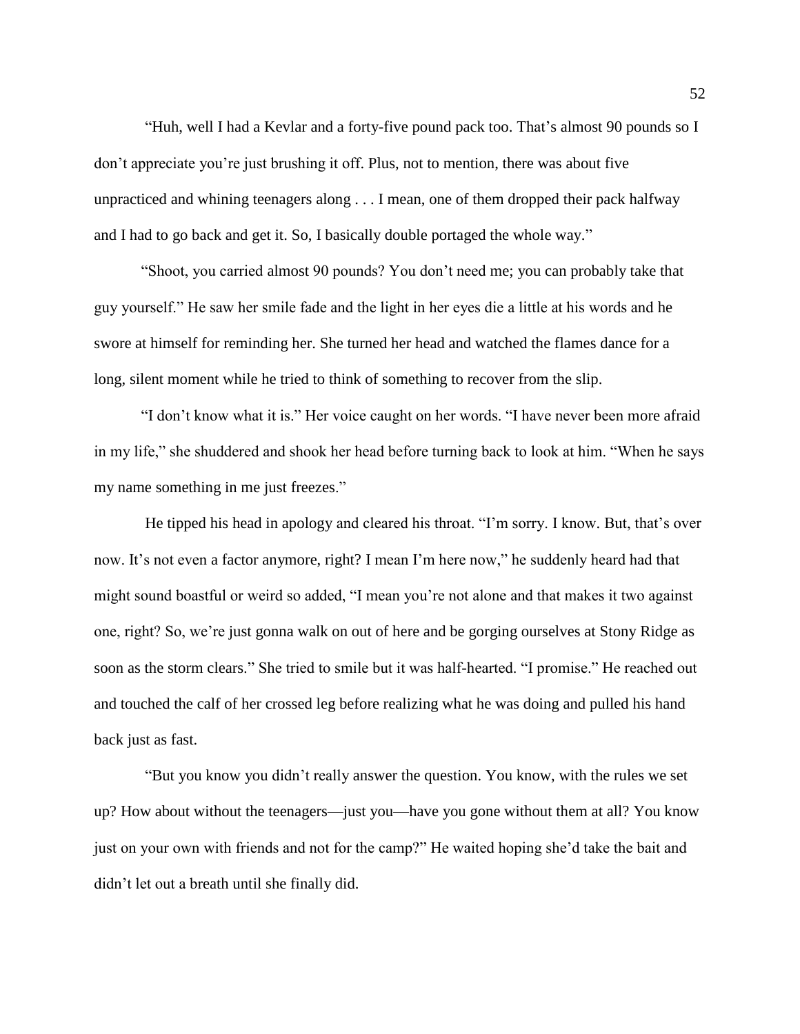"Huh, well I had a Kevlar and a forty-five pound pack too. That's almost 90 pounds so I don't appreciate you're just brushing it off. Plus, not to mention, there was about five unpracticed and whining teenagers along . . . I mean, one of them dropped their pack halfway and I had to go back and get it. So, I basically double portaged the whole way."

"Shoot, you carried almost 90 pounds? You don't need me; you can probably take that guy yourself." He saw her smile fade and the light in her eyes die a little at his words and he swore at himself for reminding her. She turned her head and watched the flames dance for a long, silent moment while he tried to think of something to recover from the slip.

"I don't know what it is." Her voice caught on her words. "I have never been more afraid in my life," she shuddered and shook her head before turning back to look at him. "When he says my name something in me just freezes."

He tipped his head in apology and cleared his throat. "I'm sorry. I know. But, that's over now. It's not even a factor anymore, right? I mean I'm here now," he suddenly heard had that might sound boastful or weird so added, "I mean you're not alone and that makes it two against one, right? So, we're just gonna walk on out of here and be gorging ourselves at Stony Ridge as soon as the storm clears." She tried to smile but it was half-hearted. "I promise." He reached out and touched the calf of her crossed leg before realizing what he was doing and pulled his hand back just as fast.

"But you know you didn't really answer the question. You know, with the rules we set up? How about without the teenagers—just you—have you gone without them at all? You know just on your own with friends and not for the camp?" He waited hoping she'd take the bait and didn't let out a breath until she finally did.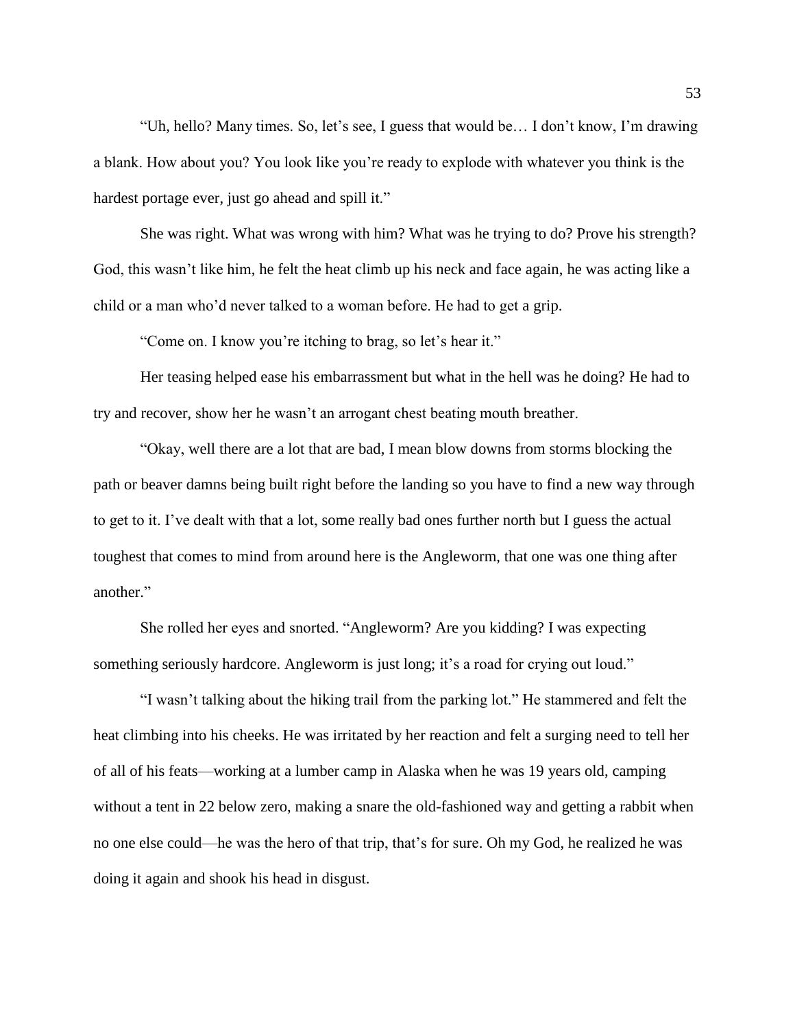"Uh, hello? Many times. So, let's see, I guess that would be… I don't know, I'm drawing a blank. How about you? You look like you're ready to explode with whatever you think is the hardest portage ever, just go ahead and spill it."

She was right. What was wrong with him? What was he trying to do? Prove his strength? God, this wasn't like him, he felt the heat climb up his neck and face again, he was acting like a child or a man who'd never talked to a woman before. He had to get a grip.

"Come on. I know you're itching to brag, so let's hear it."

Her teasing helped ease his embarrassment but what in the hell was he doing? He had to try and recover, show her he wasn't an arrogant chest beating mouth breather.

"Okay, well there are a lot that are bad, I mean blow downs from storms blocking the path or beaver damns being built right before the landing so you have to find a new way through to get to it. I've dealt with that a lot, some really bad ones further north but I guess the actual toughest that comes to mind from around here is the Angleworm, that one was one thing after another."

She rolled her eyes and snorted. "Angleworm? Are you kidding? I was expecting something seriously hardcore. Angleworm is just long; it's a road for crying out loud."

"I wasn't talking about the hiking trail from the parking lot." He stammered and felt the heat climbing into his cheeks. He was irritated by her reaction and felt a surging need to tell her of all of his feats—working at a lumber camp in Alaska when he was 19 years old, camping without a tent in 22 below zero, making a snare the old-fashioned way and getting a rabbit when no one else could—he was the hero of that trip, that's for sure. Oh my God, he realized he was doing it again and shook his head in disgust.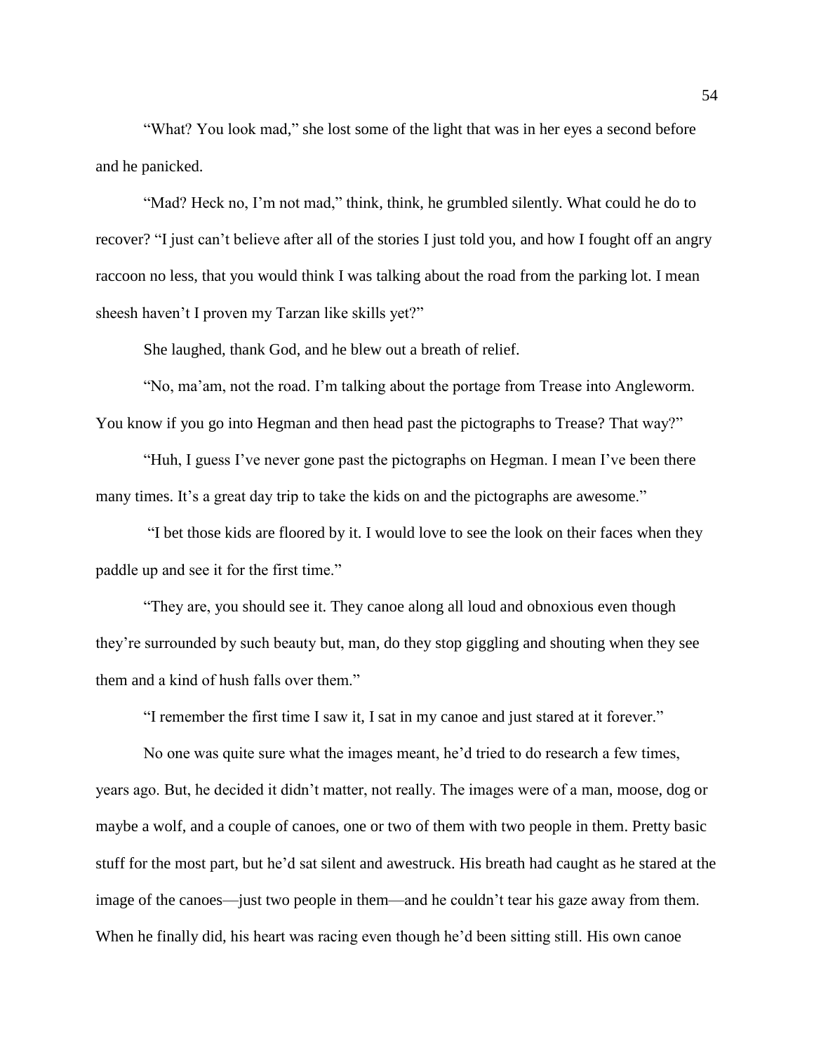"What? You look mad," she lost some of the light that was in her eyes a second before and he panicked.

"Mad? Heck no, I'm not mad," think, think, he grumbled silently. What could he do to recover? "I just can't believe after all of the stories I just told you, and how I fought off an angry raccoon no less, that you would think I was talking about the road from the parking lot. I mean sheesh haven't I proven my Tarzan like skills yet?"

She laughed, thank God, and he blew out a breath of relief.

"No, ma'am, not the road. I'm talking about the portage from Trease into Angleworm. You know if you go into Hegman and then head past the pictographs to Trease? That way?"

"Huh, I guess I've never gone past the pictographs on Hegman. I mean I've been there many times. It's a great day trip to take the kids on and the pictographs are awesome."

"I bet those kids are floored by it. I would love to see the look on their faces when they paddle up and see it for the first time."

"They are, you should see it. They canoe along all loud and obnoxious even though they're surrounded by such beauty but, man, do they stop giggling and shouting when they see them and a kind of hush falls over them."

"I remember the first time I saw it, I sat in my canoe and just stared at it forever."

No one was quite sure what the images meant, he'd tried to do research a few times, years ago. But, he decided it didn't matter, not really. The images were of a man, moose, dog or maybe a wolf, and a couple of canoes, one or two of them with two people in them. Pretty basic stuff for the most part, but he'd sat silent and awestruck. His breath had caught as he stared at the image of the canoes—just two people in them—and he couldn't tear his gaze away from them. When he finally did, his heart was racing even though he'd been sitting still. His own canoe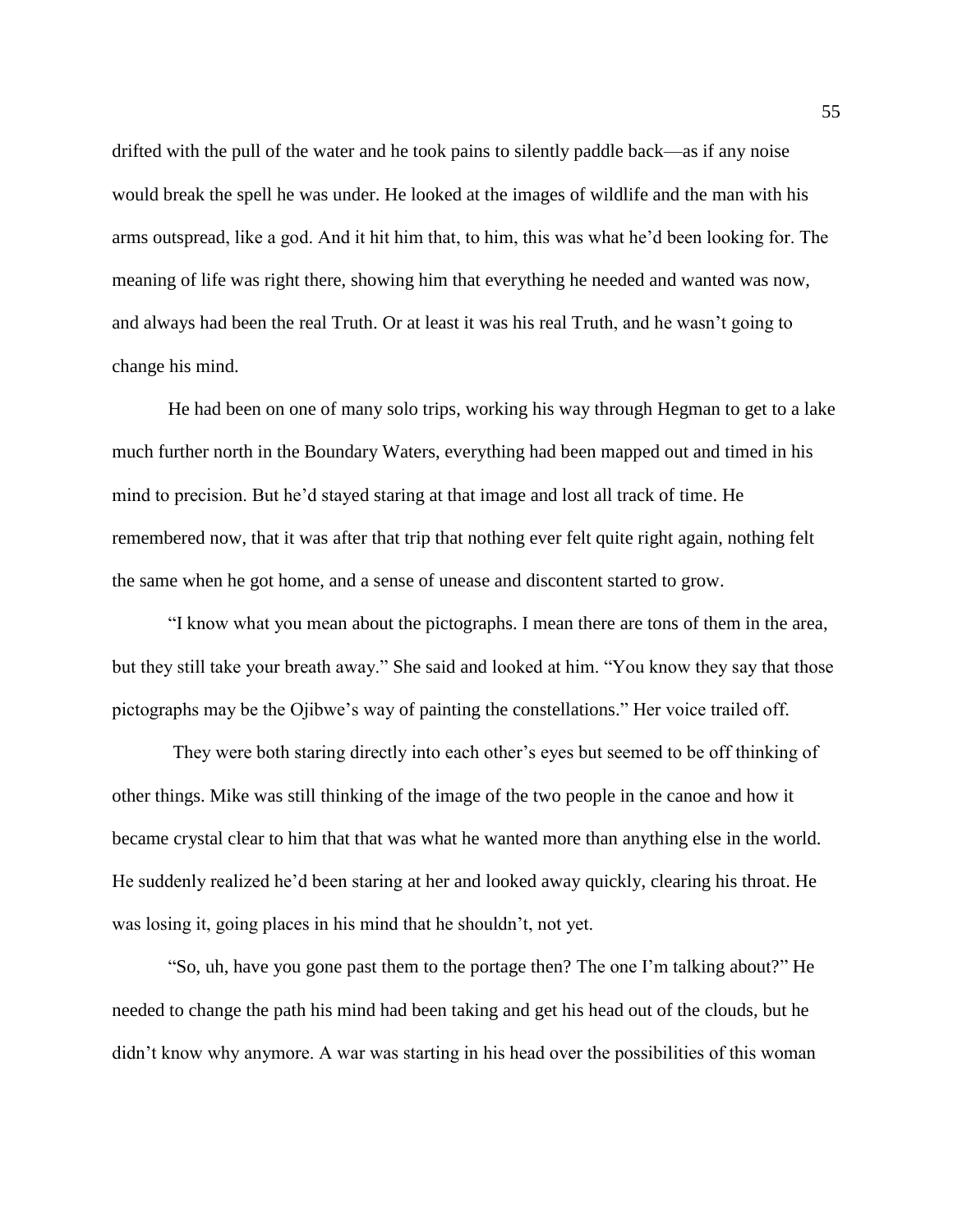drifted with the pull of the water and he took pains to silently paddle back—as if any noise would break the spell he was under. He looked at the images of wildlife and the man with his arms outspread, like a god. And it hit him that, to him, this was what he'd been looking for. The meaning of life was right there, showing him that everything he needed and wanted was now, and always had been the real Truth. Or at least it was his real Truth, and he wasn't going to change his mind.

He had been on one of many solo trips, working his way through Hegman to get to a lake much further north in the Boundary Waters, everything had been mapped out and timed in his mind to precision. But he'd stayed staring at that image and lost all track of time. He remembered now, that it was after that trip that nothing ever felt quite right again, nothing felt the same when he got home, and a sense of unease and discontent started to grow.

"I know what you mean about the pictographs. I mean there are tons of them in the area, but they still take your breath away." She said and looked at him. "You know they say that those pictographs may be the Ojibwe's way of painting the constellations." Her voice trailed off.

They were both staring directly into each other's eyes but seemed to be off thinking of other things. Mike was still thinking of the image of the two people in the canoe and how it became crystal clear to him that that was what he wanted more than anything else in the world. He suddenly realized he'd been staring at her and looked away quickly, clearing his throat. He was losing it, going places in his mind that he shouldn't, not yet.

"So, uh, have you gone past them to the portage then? The one I'm talking about?" He needed to change the path his mind had been taking and get his head out of the clouds, but he didn't know why anymore. A war was starting in his head over the possibilities of this woman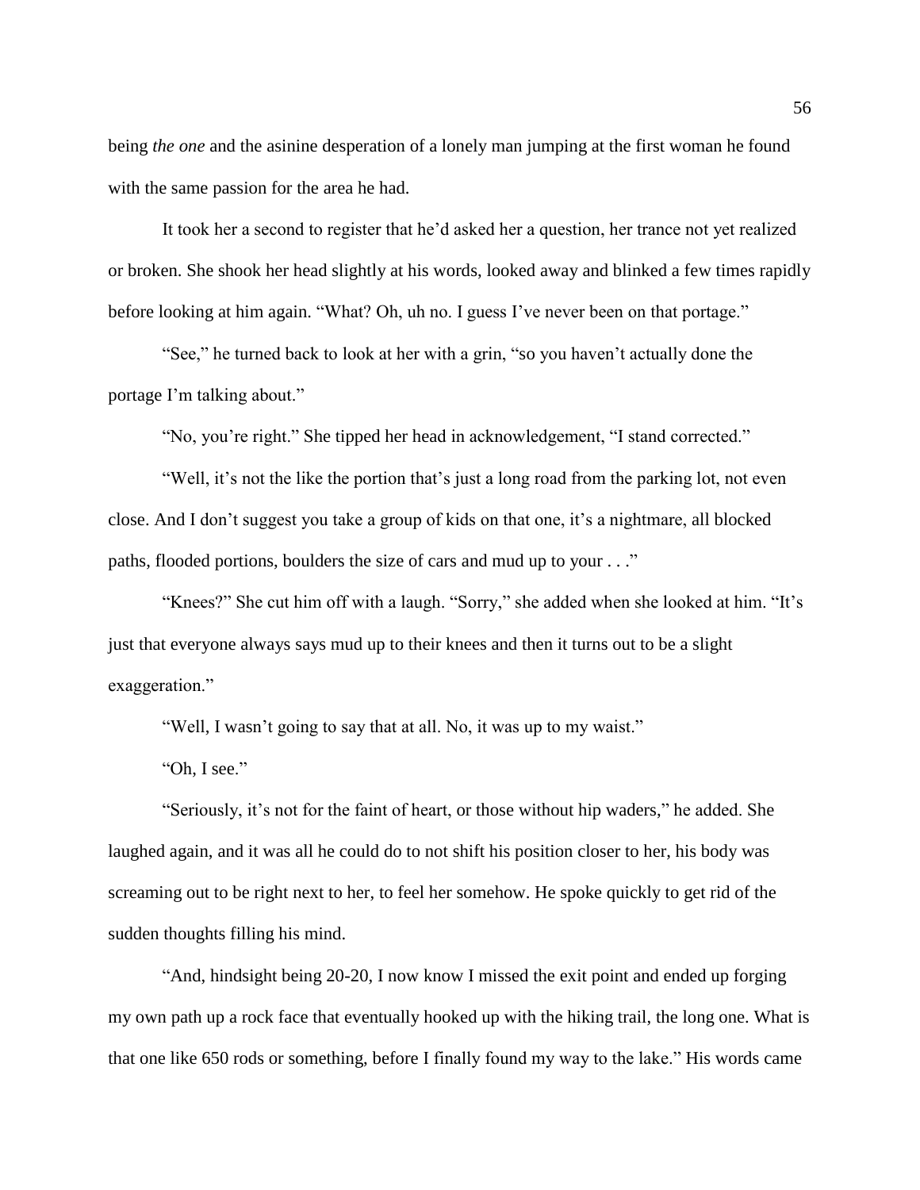being *the one* and the asinine desperation of a lonely man jumping at the first woman he found with the same passion for the area he had.

It took her a second to register that he'd asked her a question, her trance not yet realized or broken. She shook her head slightly at his words, looked away and blinked a few times rapidly before looking at him again. "What? Oh, uh no. I guess I've never been on that portage."

"See," he turned back to look at her with a grin, "so you haven't actually done the portage I'm talking about."

"No, you're right." She tipped her head in acknowledgement, "I stand corrected."

"Well, it's not the like the portion that's just a long road from the parking lot, not even close. And I don't suggest you take a group of kids on that one, it's a nightmare, all blocked paths, flooded portions, boulders the size of cars and mud up to your . . ."

"Knees?" She cut him off with a laugh. "Sorry," she added when she looked at him. "It's just that everyone always says mud up to their knees and then it turns out to be a slight exaggeration."

"Well, I wasn't going to say that at all. No, it was up to my waist."

"Oh, I see."

"Seriously, it's not for the faint of heart, or those without hip waders," he added. She laughed again, and it was all he could do to not shift his position closer to her, his body was screaming out to be right next to her, to feel her somehow. He spoke quickly to get rid of the sudden thoughts filling his mind.

"And, hindsight being 20-20, I now know I missed the exit point and ended up forging my own path up a rock face that eventually hooked up with the hiking trail, the long one. What is that one like 650 rods or something, before I finally found my way to the lake." His words came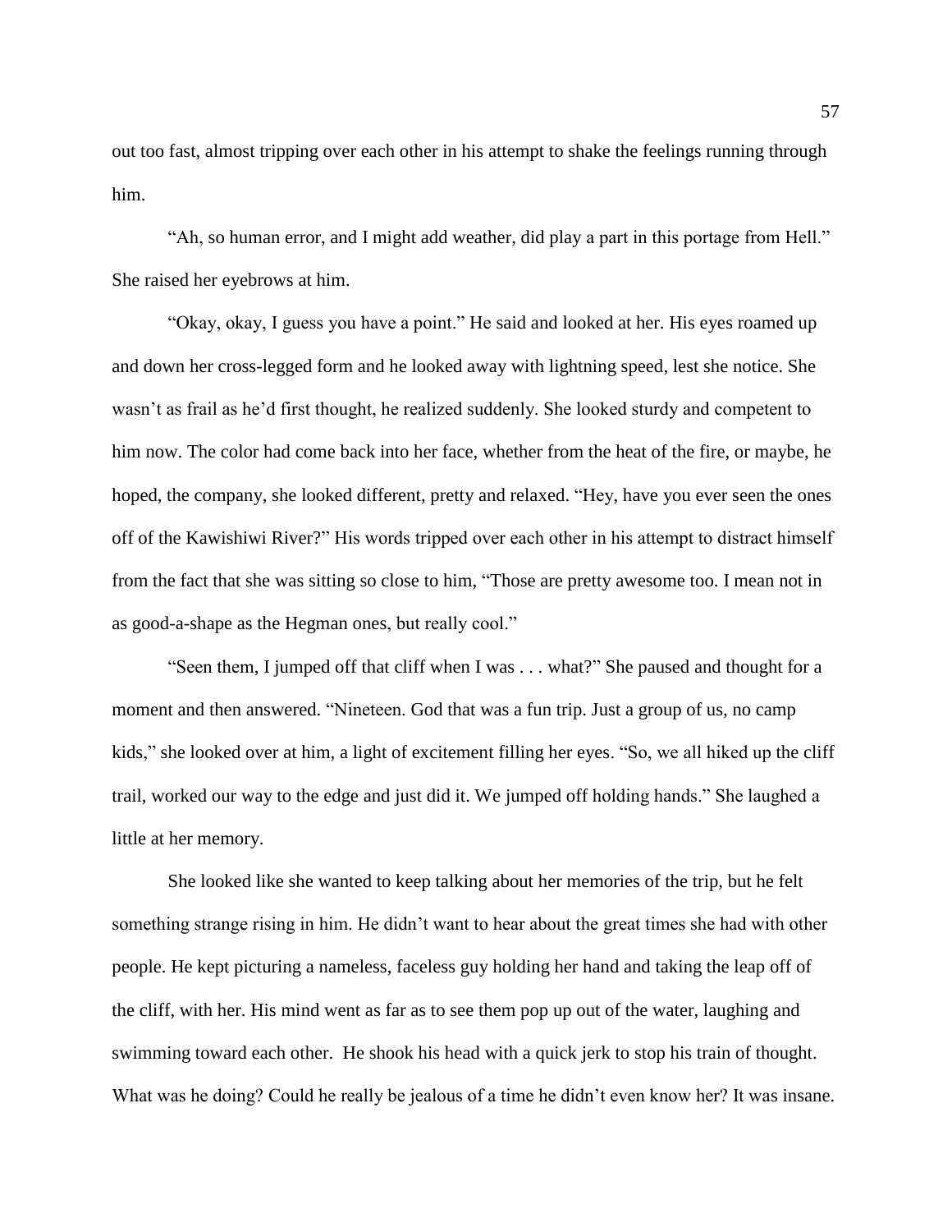out too fast, almost tripping over each other in his attempt to shake the feelings running through him.

"Ah, so human error, and I might add weather, did play a part in this portage from Hell." She raised her eyebrows at him.

"Okay, okay, I guess you have a point." He said and looked at her. His eyes roamed up and down her cross-legged form and he looked away with lightning speed, lest she notice. She wasn't as frail as he'd first thought, he realized suddenly. She looked sturdy and competent to him now. The color had come back into her face, whether from the heat of the fire, or maybe, he hoped, the company, she looked different, pretty and relaxed. "Hey, have you ever seen the ones off of the Kawishiwi River?" His words tripped over each other in his attempt to distract himself from the fact that she was sitting so close to him, "Those are pretty awesome too. I mean not in as good-a-shape as the Hegman ones, but really cool."

"Seen them, I jumped off that cliff when I was . . . what?" She paused and thought for a moment and then answered. "Nineteen. God that was a fun trip. Just a group of us, no camp kids," she looked over at him, a light of excitement filling her eyes. "So, we all hiked up the cliff trail, worked our way to the edge and just did it. We jumped off holding hands." She laughed a little at her memory.

She looked like she wanted to keep talking about her memories of the trip, but he felt something strange rising in him. He didn't want to hear about the great times she had with other people. He kept picturing a nameless, faceless guy holding her hand and taking the leap off of the cliff, with her. His mind went as far as to see them pop up out of the water, laughing and swimming toward each other. He shook his head with a quick jerk to stop his train of thought. What was he doing? Could he really be jealous of a time he didn't even know her? It was insane.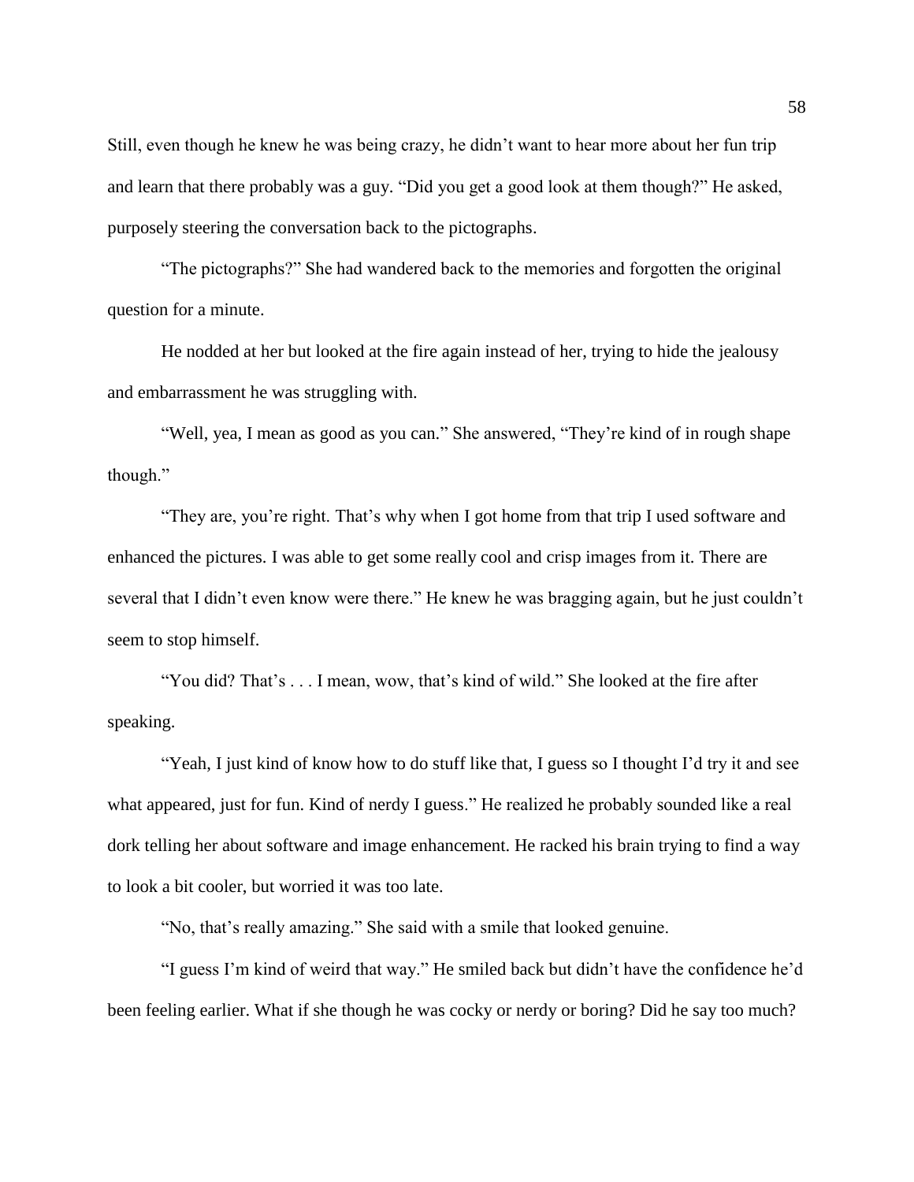Still, even though he knew he was being crazy, he didn't want to hear more about her fun trip and learn that there probably was a guy. "Did you get a good look at them though?" He asked, purposely steering the conversation back to the pictographs.

"The pictographs?" She had wandered back to the memories and forgotten the original question for a minute.

He nodded at her but looked at the fire again instead of her, trying to hide the jealousy and embarrassment he was struggling with.

"Well, yea, I mean as good as you can." She answered, "They're kind of in rough shape though."

"They are, you're right. That's why when I got home from that trip I used software and enhanced the pictures. I was able to get some really cool and crisp images from it. There are several that I didn't even know were there." He knew he was bragging again, but he just couldn't seem to stop himself.

"You did? That's . . . I mean, wow, that's kind of wild." She looked at the fire after speaking.

"Yeah, I just kind of know how to do stuff like that, I guess so I thought I'd try it and see what appeared, just for fun. Kind of nerdy I guess." He realized he probably sounded like a real dork telling her about software and image enhancement. He racked his brain trying to find a way to look a bit cooler, but worried it was too late.

"No, that's really amazing." She said with a smile that looked genuine.

"I guess I'm kind of weird that way." He smiled back but didn't have the confidence he'd been feeling earlier. What if she though he was cocky or nerdy or boring? Did he say too much?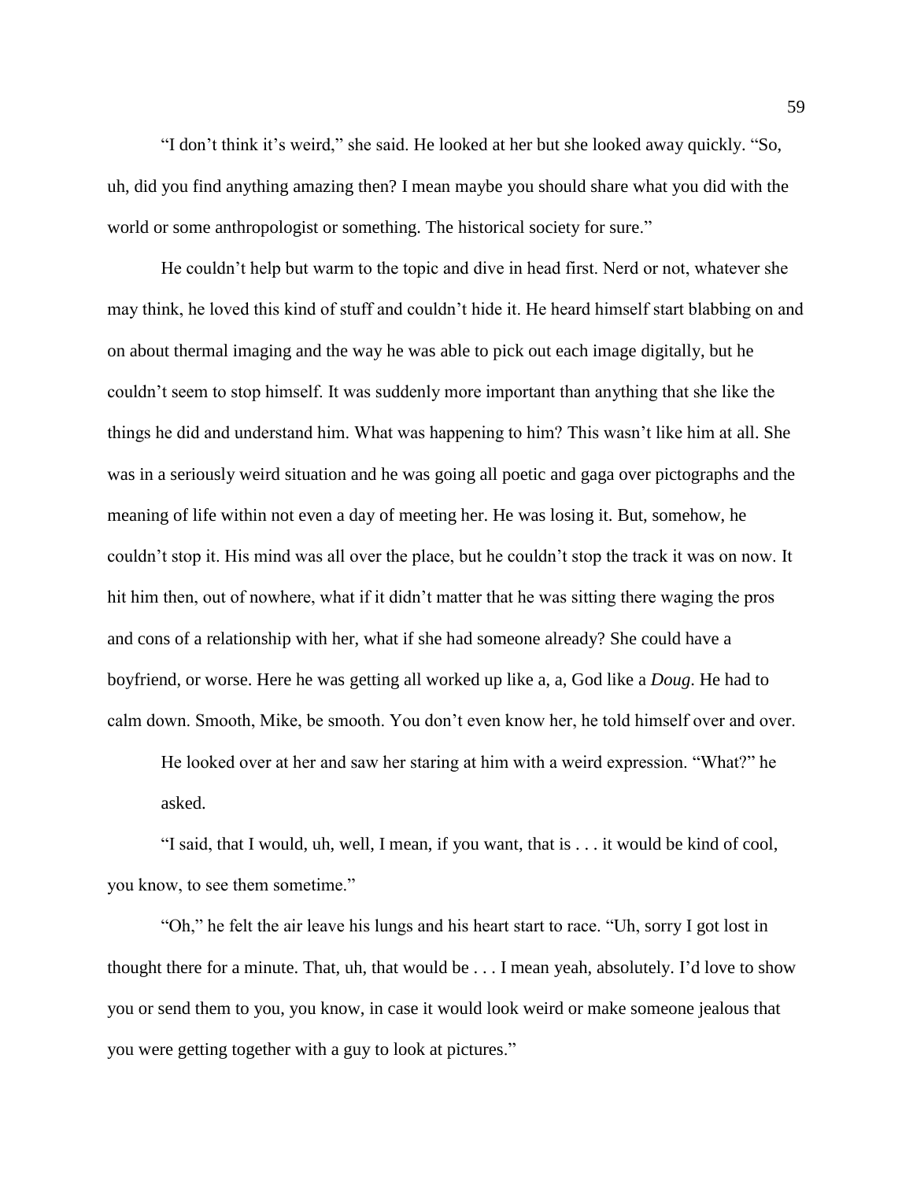"I don't think it's weird," she said. He looked at her but she looked away quickly. "So, uh, did you find anything amazing then? I mean maybe you should share what you did with the world or some anthropologist or something. The historical society for sure."

He couldn't help but warm to the topic and dive in head first. Nerd or not, whatever she may think, he loved this kind of stuff and couldn't hide it. He heard himself start blabbing on and on about thermal imaging and the way he was able to pick out each image digitally, but he couldn't seem to stop himself. It was suddenly more important than anything that she like the things he did and understand him. What was happening to him? This wasn't like him at all. She was in a seriously weird situation and he was going all poetic and gaga over pictographs and the meaning of life within not even a day of meeting her. He was losing it. But, somehow, he couldn't stop it. His mind was all over the place, but he couldn't stop the track it was on now. It hit him then, out of nowhere, what if it didn't matter that he was sitting there waging the pros and cons of a relationship with her, what if she had someone already? She could have a boyfriend, or worse. Here he was getting all worked up like a, a, God like a *Doug*. He had to calm down. Smooth, Mike, be smooth. You don't even know her, he told himself over and over.

He looked over at her and saw her staring at him with a weird expression. "What?" he asked.

"I said, that I would, uh, well, I mean, if you want, that is . . . it would be kind of cool, you know, to see them sometime."

"Oh," he felt the air leave his lungs and his heart start to race. "Uh, sorry I got lost in thought there for a minute. That, uh, that would be . . . I mean yeah, absolutely. I'd love to show you or send them to you, you know, in case it would look weird or make someone jealous that you were getting together with a guy to look at pictures."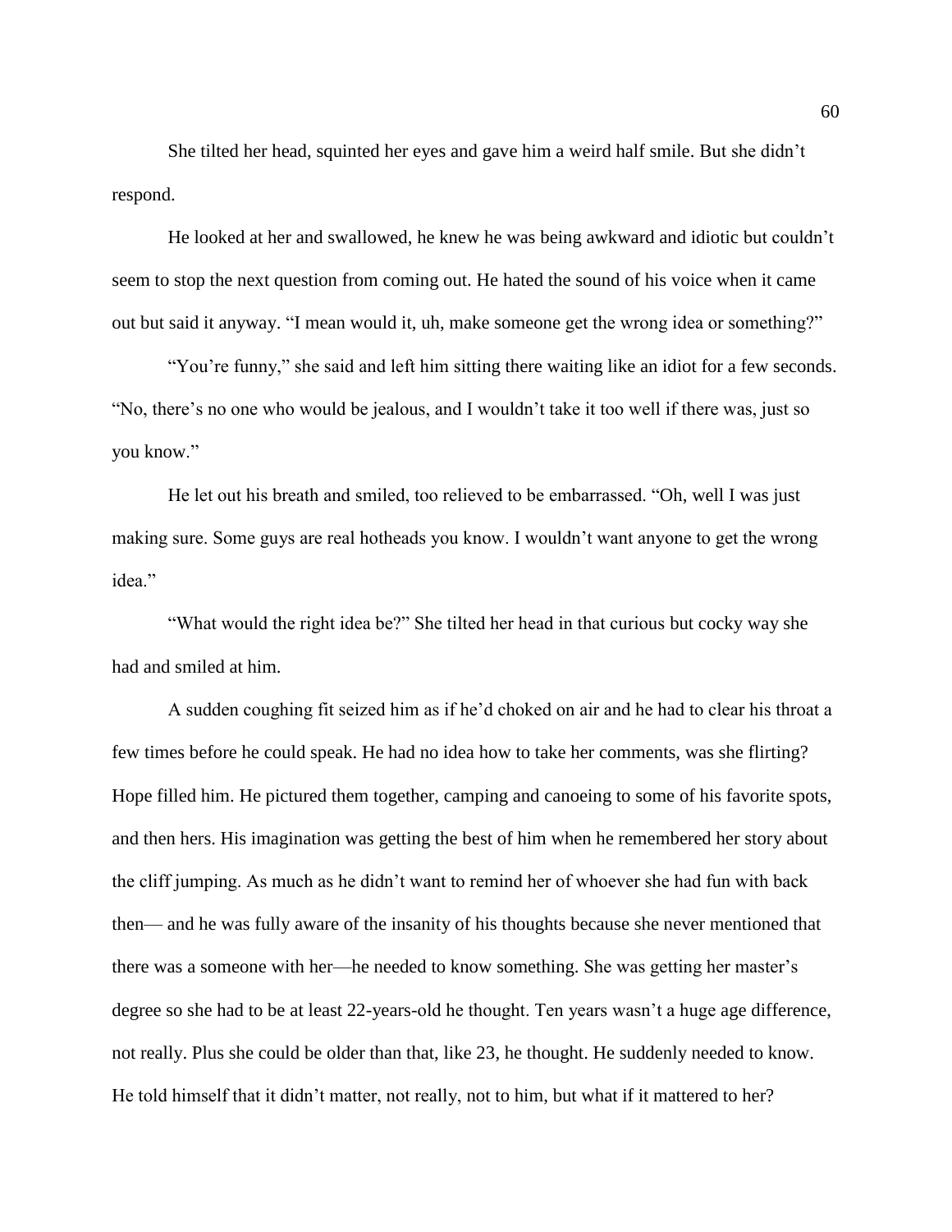She tilted her head, squinted her eyes and gave him a weird half smile. But she didn't respond.

He looked at her and swallowed, he knew he was being awkward and idiotic but couldn't seem to stop the next question from coming out. He hated the sound of his voice when it came out but said it anyway. "I mean would it, uh, make someone get the wrong idea or something?"

"You're funny," she said and left him sitting there waiting like an idiot for a few seconds. "No, there's no one who would be jealous, and I wouldn't take it too well if there was, just so you know."

He let out his breath and smiled, too relieved to be embarrassed. "Oh, well I was just making sure. Some guys are real hotheads you know. I wouldn't want anyone to get the wrong idea."

"What would the right idea be?" She tilted her head in that curious but cocky way she had and smiled at him.

A sudden coughing fit seized him as if he'd choked on air and he had to clear his throat a few times before he could speak. He had no idea how to take her comments, was she flirting? Hope filled him. He pictured them together, camping and canoeing to some of his favorite spots, and then hers. His imagination was getting the best of him when he remembered her story about the cliff jumping. As much as he didn't want to remind her of whoever she had fun with back then— and he was fully aware of the insanity of his thoughts because she never mentioned that there was a someone with her—he needed to know something. She was getting her master's degree so she had to be at least 22-years-old he thought. Ten years wasn't a huge age difference, not really. Plus she could be older than that, like 23, he thought. He suddenly needed to know. He told himself that it didn't matter, not really, not to him, but what if it mattered to her?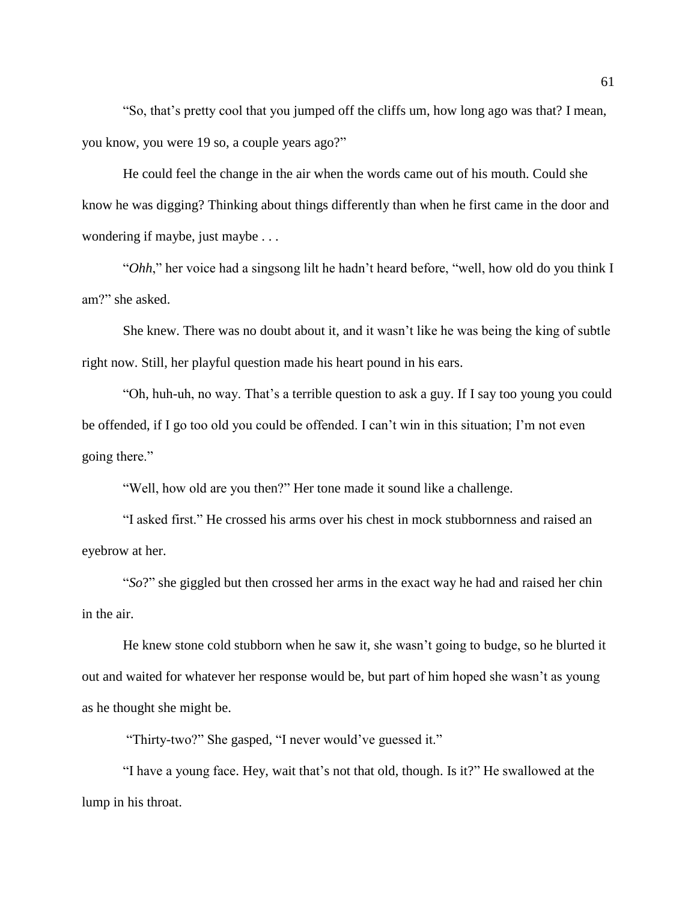"So, that's pretty cool that you jumped off the cliffs um, how long ago was that? I mean, you know, you were 19 so, a couple years ago?"

He could feel the change in the air when the words came out of his mouth. Could she know he was digging? Thinking about things differently than when he first came in the door and wondering if maybe, just maybe . . .

"*Ohh*," her voice had a singsong lilt he hadn't heard before, "well, how old do you think I am?" she asked.

She knew. There was no doubt about it, and it wasn't like he was being the king of subtle right now. Still, her playful question made his heart pound in his ears.

"Oh, huh-uh, no way. That's a terrible question to ask a guy. If I say too young you could be offended, if I go too old you could be offended. I can't win in this situation; I'm not even going there."

"Well, how old are you then?" Her tone made it sound like a challenge.

"I asked first." He crossed his arms over his chest in mock stubbornness and raised an eyebrow at her.

"*So*?" she giggled but then crossed her arms in the exact way he had and raised her chin in the air.

He knew stone cold stubborn when he saw it, she wasn't going to budge, so he blurted it out and waited for whatever her response would be, but part of him hoped she wasn't as young as he thought she might be.

"Thirty-two?" She gasped, "I never would've guessed it."

"I have a young face. Hey, wait that's not that old, though. Is it?" He swallowed at the lump in his throat.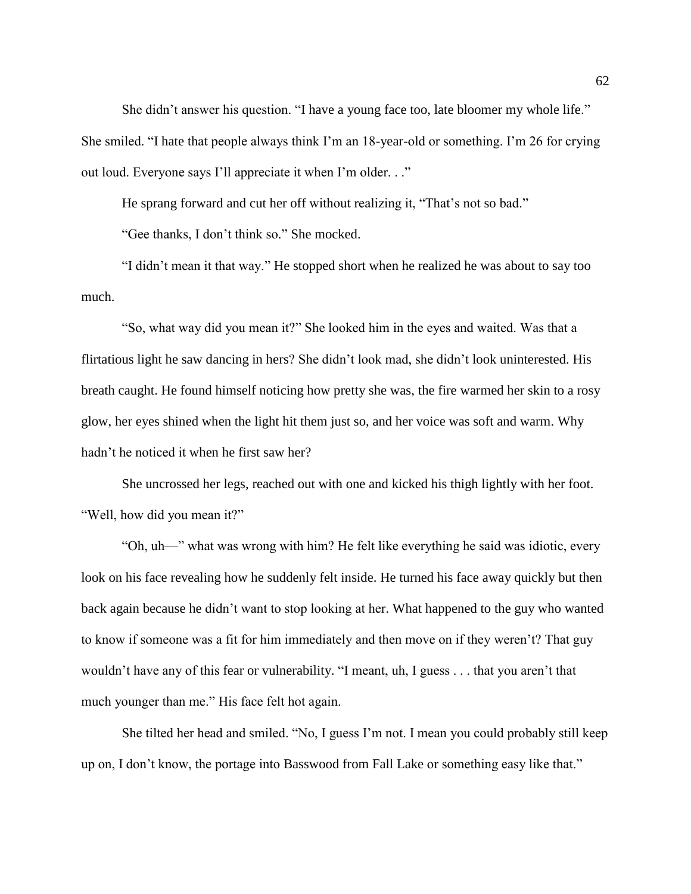She didn't answer his question. "I have a young face too, late bloomer my whole life." She smiled. "I hate that people always think I'm an 18-year-old or something. I'm 26 for crying out loud. Everyone says I'll appreciate it when I'm older. . ."

He sprang forward and cut her off without realizing it, "That's not so bad."

"Gee thanks, I don't think so." She mocked.

"I didn't mean it that way." He stopped short when he realized he was about to say too much.

"So, what way did you mean it?" She looked him in the eyes and waited. Was that a flirtatious light he saw dancing in hers? She didn't look mad, she didn't look uninterested. His breath caught. He found himself noticing how pretty she was, the fire warmed her skin to a rosy glow, her eyes shined when the light hit them just so, and her voice was soft and warm. Why hadn't he noticed it when he first saw her?

She uncrossed her legs, reached out with one and kicked his thigh lightly with her foot. "Well, how did you mean it?"

"Oh, uh—" what was wrong with him? He felt like everything he said was idiotic, every look on his face revealing how he suddenly felt inside. He turned his face away quickly but then back again because he didn't want to stop looking at her. What happened to the guy who wanted to know if someone was a fit for him immediately and then move on if they weren't? That guy wouldn't have any of this fear or vulnerability. "I meant, uh, I guess . . . that you aren't that much younger than me." His face felt hot again.

She tilted her head and smiled. "No, I guess I'm not. I mean you could probably still keep up on, I don't know, the portage into Basswood from Fall Lake or something easy like that."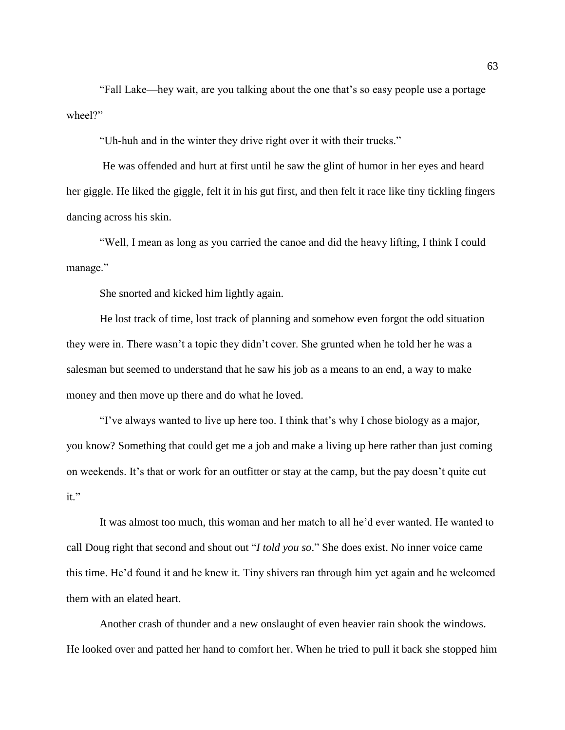"Fall Lake—hey wait, are you talking about the one that's so easy people use a portage wheel?"

"Uh-huh and in the winter they drive right over it with their trucks."

He was offended and hurt at first until he saw the glint of humor in her eyes and heard her giggle. He liked the giggle, felt it in his gut first, and then felt it race like tiny tickling fingers dancing across his skin.

"Well, I mean as long as you carried the canoe and did the heavy lifting, I think I could manage."

She snorted and kicked him lightly again.

He lost track of time, lost track of planning and somehow even forgot the odd situation they were in. There wasn't a topic they didn't cover. She grunted when he told her he was a salesman but seemed to understand that he saw his job as a means to an end, a way to make money and then move up there and do what he loved.

"I've always wanted to live up here too. I think that's why I chose biology as a major, you know? Something that could get me a job and make a living up here rather than just coming on weekends. It's that or work for an outfitter or stay at the camp, but the pay doesn't quite cut it."

It was almost too much, this woman and her match to all he'd ever wanted. He wanted to call Doug right that second and shout out "*I told you so*." She does exist. No inner voice came this time. He'd found it and he knew it. Tiny shivers ran through him yet again and he welcomed them with an elated heart.

Another crash of thunder and a new onslaught of even heavier rain shook the windows. He looked over and patted her hand to comfort her. When he tried to pull it back she stopped him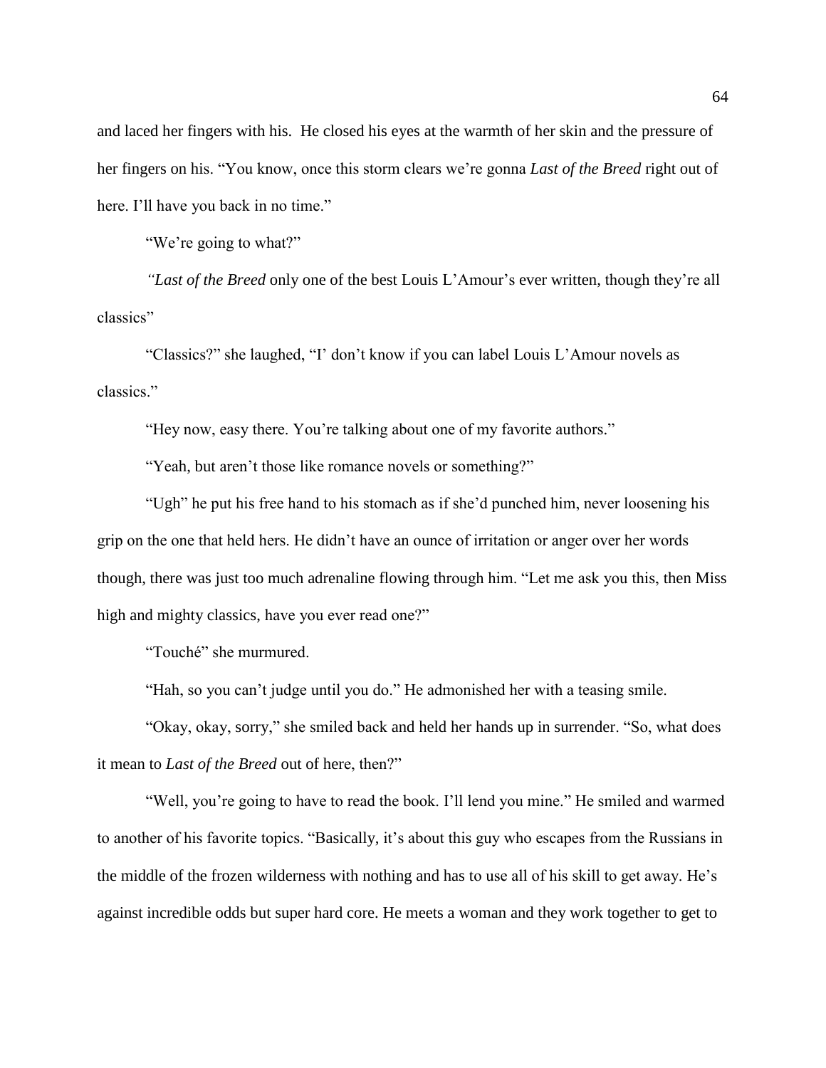and laced her fingers with his. He closed his eyes at the warmth of her skin and the pressure of her fingers on his. "You know, once this storm clears we're gonna *Last of the Breed* right out of here. I'll have you back in no time."

"We're going to what?"

*"Last of the Breed* only one of the best Louis L'Amour's ever written, though they're all classics"

"Classics?" she laughed, "I' don't know if you can label Louis L'Amour novels as classics."

"Hey now, easy there. You're talking about one of my favorite authors."

"Yeah, but aren't those like romance novels or something?"

"Ugh" he put his free hand to his stomach as if she'd punched him, never loosening his grip on the one that held hers. He didn't have an ounce of irritation or anger over her words though, there was just too much adrenaline flowing through him. "Let me ask you this, then Miss high and mighty classics, have you ever read one?"

"Touché" she murmured.

"Hah, so you can't judge until you do." He admonished her with a teasing smile.

"Okay, okay, sorry," she smiled back and held her hands up in surrender. "So, what does it mean to *Last of the Breed* out of here, then?"

"Well, you're going to have to read the book. I'll lend you mine." He smiled and warmed to another of his favorite topics. "Basically, it's about this guy who escapes from the Russians in the middle of the frozen wilderness with nothing and has to use all of his skill to get away. He's against incredible odds but super hard core. He meets a woman and they work together to get to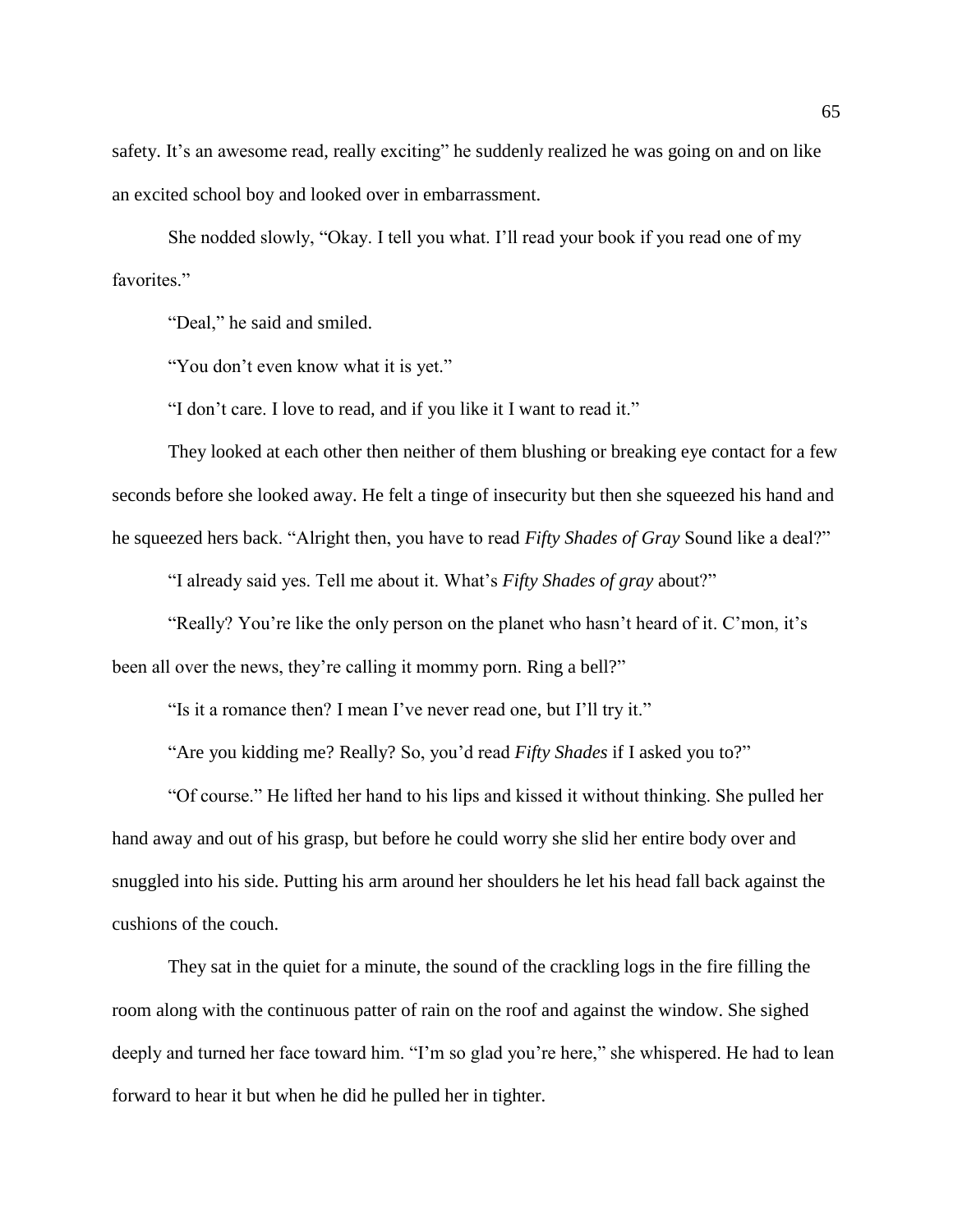safety. It's an awesome read, really exciting" he suddenly realized he was going on and on like an excited school boy and looked over in embarrassment.

She nodded slowly, "Okay. I tell you what. I'll read your book if you read one of my favorites."

"Deal," he said and smiled.

"You don't even know what it is yet."

"I don't care. I love to read, and if you like it I want to read it."

They looked at each other then neither of them blushing or breaking eye contact for a few seconds before she looked away. He felt a tinge of insecurity but then she squeezed his hand and he squeezed hers back. "Alright then, you have to read *Fifty Shades of Gray* Sound like a deal?"

"I already said yes. Tell me about it. What's *Fifty Shades of gray* about?"

"Really? You're like the only person on the planet who hasn't heard of it. C'mon, it's been all over the news, they're calling it mommy porn. Ring a bell?"

"Is it a romance then? I mean I've never read one, but I'll try it."

"Are you kidding me? Really? So, you'd read *Fifty Shades* if I asked you to?"

"Of course." He lifted her hand to his lips and kissed it without thinking. She pulled her hand away and out of his grasp, but before he could worry she slid her entire body over and snuggled into his side. Putting his arm around her shoulders he let his head fall back against the cushions of the couch.

They sat in the quiet for a minute, the sound of the crackling logs in the fire filling the room along with the continuous patter of rain on the roof and against the window. She sighed deeply and turned her face toward him. "I'm so glad you're here," she whispered. He had to lean forward to hear it but when he did he pulled her in tighter.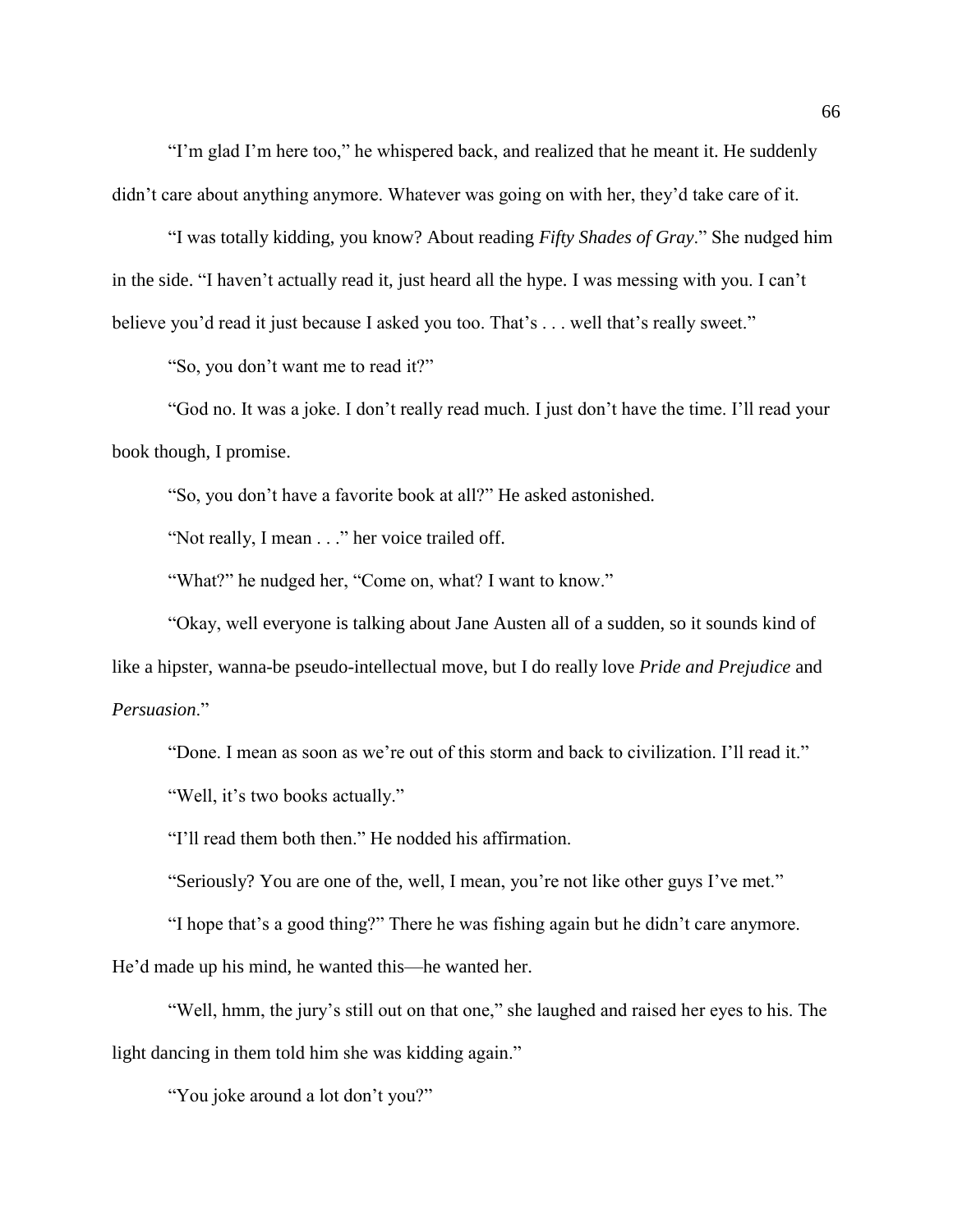"I'm glad I'm here too," he whispered back, and realized that he meant it. He suddenly didn't care about anything anymore. Whatever was going on with her, they'd take care of it.

"I was totally kidding, you know? About reading *Fifty Shades of Gray*." She nudged him in the side. "I haven't actually read it, just heard all the hype. I was messing with you. I can't believe you'd read it just because I asked you too. That's . . . well that's really sweet."

"So, you don't want me to read it?"

"God no. It was a joke. I don't really read much. I just don't have the time. I'll read your book though, I promise.

"So, you don't have a favorite book at all?" He asked astonished.

"Not really, I mean . . ." her voice trailed off.

"What?" he nudged her, "Come on, what? I want to know."

"Okay, well everyone is talking about Jane Austen all of a sudden, so it sounds kind of like a hipster, wanna-be pseudo-intellectual move, but I do really love *Pride and Prejudice* and *Persuasion*."

"Done. I mean as soon as we're out of this storm and back to civilization. I'll read it."

"Well, it's two books actually."

"I'll read them both then." He nodded his affirmation.

"Seriously? You are one of the, well, I mean, you're not like other guys I've met."

"I hope that's a good thing?" There he was fishing again but he didn't care anymore. He'd made up his mind, he wanted this—he wanted her.

"Well, hmm, the jury's still out on that one," she laughed and raised her eyes to his. The light dancing in them told him she was kidding again."

"You joke around a lot don't you?"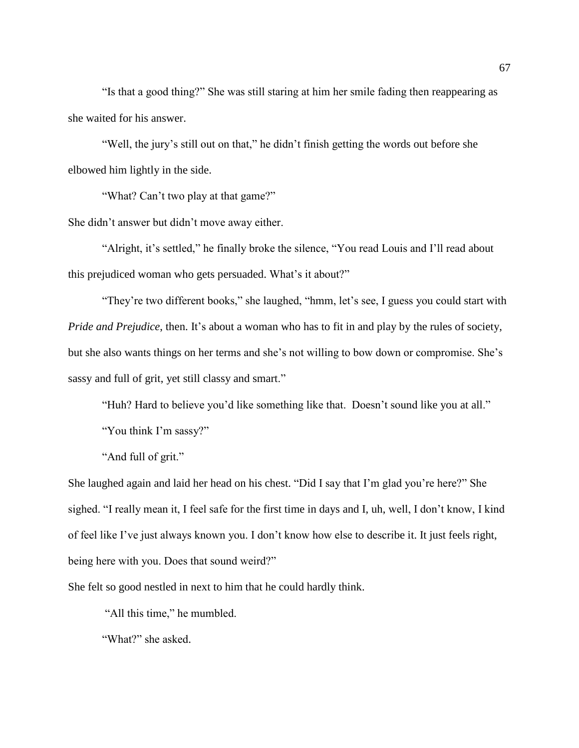"Is that a good thing?" She was still staring at him her smile fading then reappearing as she waited for his answer.

"Well, the jury's still out on that," he didn't finish getting the words out before she elbowed him lightly in the side.

"What? Can't two play at that game?"

She didn't answer but didn't move away either.

"Alright, it's settled," he finally broke the silence, "You read Louis and I'll read about this prejudiced woman who gets persuaded. What's it about?"

"They're two different books," she laughed, "hmm, let's see, I guess you could start with *Pride and Prejudice*, then. It's about a woman who has to fit in and play by the rules of society, but she also wants things on her terms and she's not willing to bow down or compromise. She's sassy and full of grit, yet still classy and smart."

"Huh? Hard to believe you'd like something like that.  Doesn't sound like you at all."

"You think I'm sassy?"

"And full of grit."

She laughed again and laid her head on his chest. "Did I say that I'm glad you're here?" She sighed. "I really mean it, I feel safe for the first time in days and I, uh, well, I don't know, I kind of feel like I've just always known you. I don't know how else to describe it. It just feels right, being here with you. Does that sound weird?"

She felt so good nestled in next to him that he could hardly think.

"All this time," he mumbled.

"What?" she asked.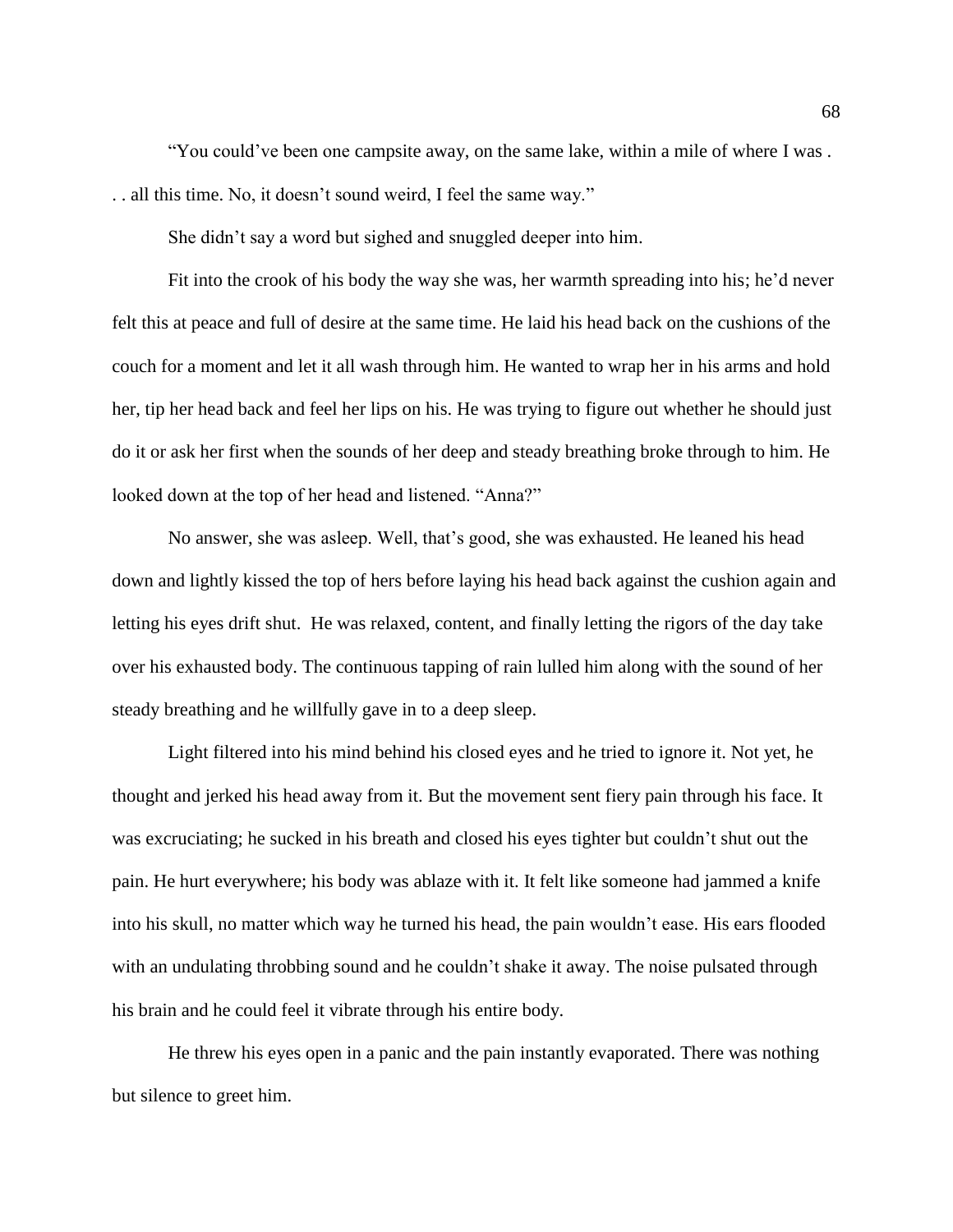"You could've been one campsite away, on the same lake, within a mile of where I was . . . all this time. No, it doesn't sound weird, I feel the same way."

She didn't say a word but sighed and snuggled deeper into him.

Fit into the crook of his body the way she was, her warmth spreading into his; he'd never felt this at peace and full of desire at the same time. He laid his head back on the cushions of the couch for a moment and let it all wash through him. He wanted to wrap her in his arms and hold her, tip her head back and feel her lips on his. He was trying to figure out whether he should just do it or ask her first when the sounds of her deep and steady breathing broke through to him. He looked down at the top of her head and listened. "Anna?"

No answer, she was asleep. Well, that's good, she was exhausted. He leaned his head down and lightly kissed the top of hers before laying his head back against the cushion again and letting his eyes drift shut. He was relaxed, content, and finally letting the rigors of the day take over his exhausted body. The continuous tapping of rain lulled him along with the sound of her steady breathing and he willfully gave in to a deep sleep.

Light filtered into his mind behind his closed eyes and he tried to ignore it. Not yet, he thought and jerked his head away from it. But the movement sent fiery pain through his face. It was excruciating; he sucked in his breath and closed his eyes tighter but couldn't shut out the pain. He hurt everywhere; his body was ablaze with it. It felt like someone had jammed a knife into his skull, no matter which way he turned his head, the pain wouldn't ease. His ears flooded with an undulating throbbing sound and he couldn't shake it away. The noise pulsated through his brain and he could feel it vibrate through his entire body.

He threw his eyes open in a panic and the pain instantly evaporated. There was nothing but silence to greet him.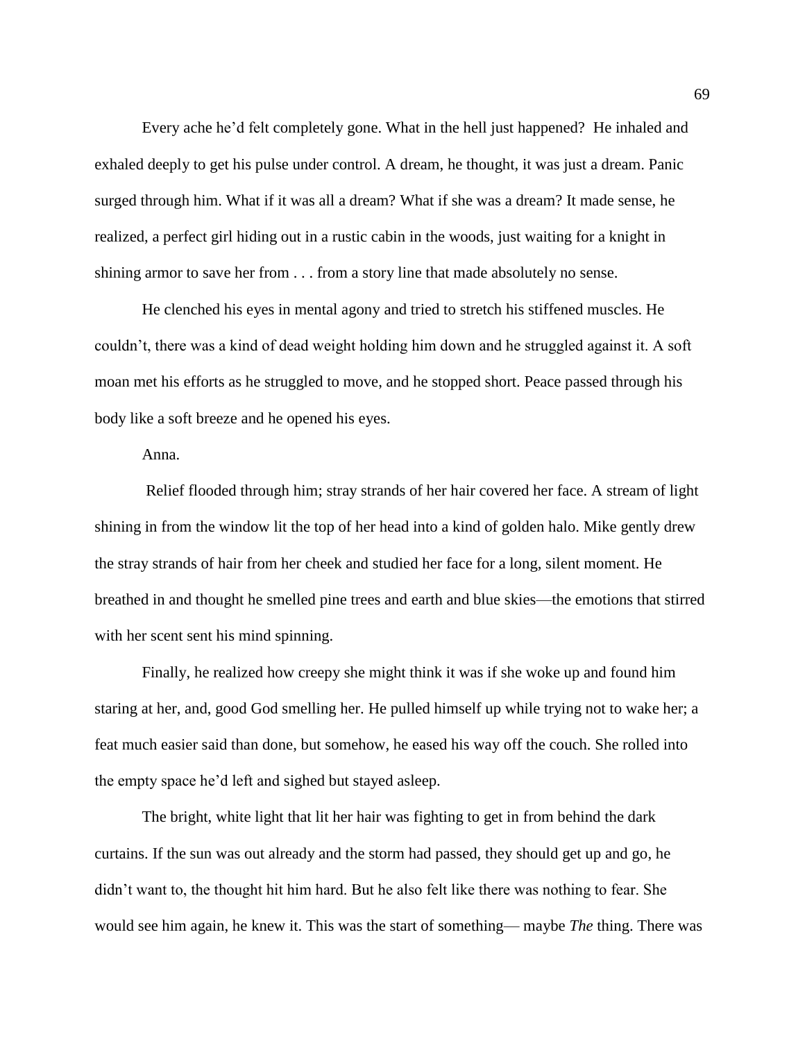Every ache he'd felt completely gone. What in the hell just happened? He inhaled and exhaled deeply to get his pulse under control. A dream, he thought, it was just a dream. Panic surged through him. What if it was all a dream? What if she was a dream? It made sense, he realized, a perfect girl hiding out in a rustic cabin in the woods, just waiting for a knight in shining armor to save her from . . . from a story line that made absolutely no sense.

He clenched his eyes in mental agony and tried to stretch his stiffened muscles. He couldn't, there was a kind of dead weight holding him down and he struggled against it. A soft moan met his efforts as he struggled to move, and he stopped short. Peace passed through his body like a soft breeze and he opened his eyes.

Anna.

Relief flooded through him; stray strands of her hair covered her face. A stream of light shining in from the window lit the top of her head into a kind of golden halo. Mike gently drew the stray strands of hair from her cheek and studied her face for a long, silent moment. He breathed in and thought he smelled pine trees and earth and blue skies—the emotions that stirred with her scent sent his mind spinning.

Finally, he realized how creepy she might think it was if she woke up and found him staring at her, and, good God smelling her. He pulled himself up while trying not to wake her; a feat much easier said than done, but somehow, he eased his way off the couch. She rolled into the empty space he'd left and sighed but stayed asleep.

The bright, white light that lit her hair was fighting to get in from behind the dark curtains. If the sun was out already and the storm had passed, they should get up and go, he didn't want to, the thought hit him hard. But he also felt like there was nothing to fear. She would see him again, he knew it. This was the start of something— maybe *The* thing. There was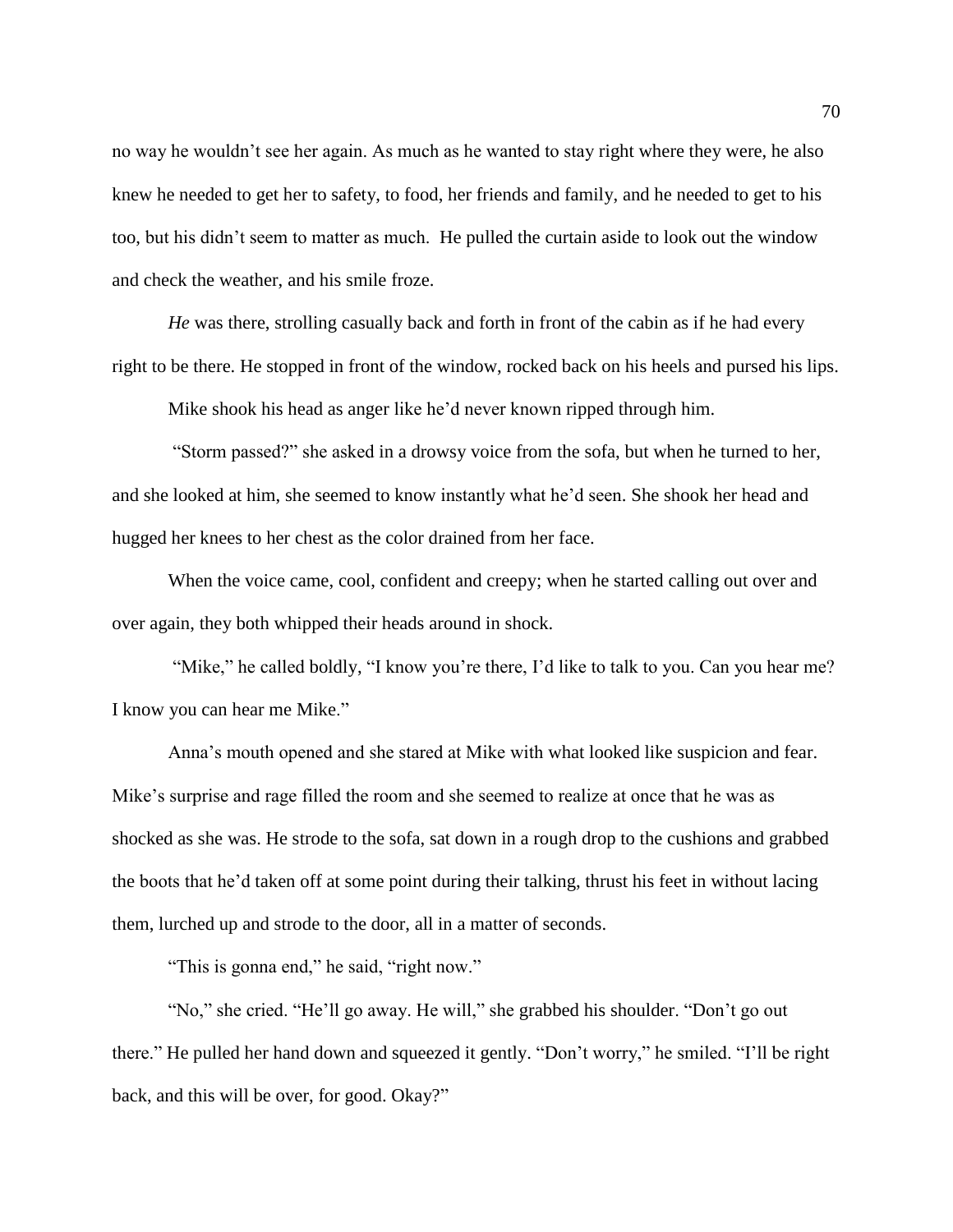no way he wouldn't see her again. As much as he wanted to stay right where they were, he also knew he needed to get her to safety, to food, her friends and family, and he needed to get to his too, but his didn't seem to matter as much. He pulled the curtain aside to look out the window and check the weather, and his smile froze.

*He* was there, strolling casually back and forth in front of the cabin as if he had every right to be there. He stopped in front of the window, rocked back on his heels and pursed his lips.

Mike shook his head as anger like he'd never known ripped through him.

"Storm passed?" she asked in a drowsy voice from the sofa, but when he turned to her, and she looked at him, she seemed to know instantly what he'd seen. She shook her head and hugged her knees to her chest as the color drained from her face.

When the voice came, cool, confident and creepy; when he started calling out over and over again, they both whipped their heads around in shock.

"Mike," he called boldly, "I know you're there, I'd like to talk to you. Can you hear me? I know you can hear me Mike."

Anna's mouth opened and she stared at Mike with what looked like suspicion and fear. Mike's surprise and rage filled the room and she seemed to realize at once that he was as shocked as she was. He strode to the sofa, sat down in a rough drop to the cushions and grabbed the boots that he'd taken off at some point during their talking, thrust his feet in without lacing them, lurched up and strode to the door, all in a matter of seconds.

"This is gonna end," he said, "right now."

"No," she cried. "He'll go away. He will," she grabbed his shoulder. "Don't go out there." He pulled her hand down and squeezed it gently. "Don't worry," he smiled. "I'll be right back, and this will be over, for good. Okay?"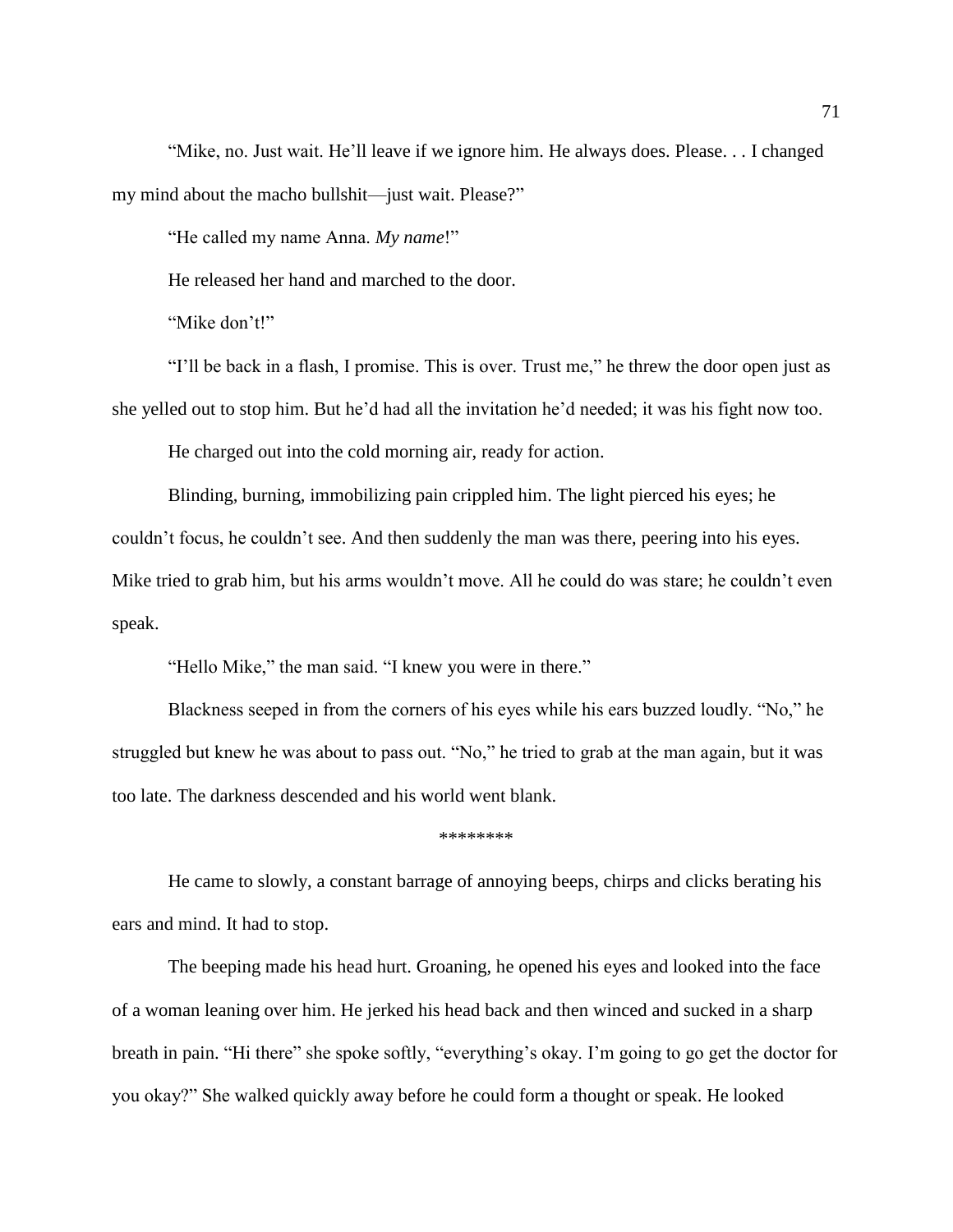"Mike, no. Just wait. He'll leave if we ignore him. He always does. Please. . . I changed my mind about the macho bullshit—just wait. Please?"

"He called my name Anna. *My name*!"

He released her hand and marched to the door.

"Mike don't!"

"I'll be back in a flash, I promise. This is over. Trust me," he threw the door open just as she yelled out to stop him. But he'd had all the invitation he'd needed; it was his fight now too.

He charged out into the cold morning air, ready for action.

Blinding, burning, immobilizing pain crippled him. The light pierced his eyes; he couldn't focus, he couldn't see. And then suddenly the man was there, peering into his eyes. Mike tried to grab him, but his arms wouldn't move. All he could do was stare; he couldn't even speak.

"Hello Mike," the man said. "I knew you were in there."

Blackness seeped in from the corners of his eyes while his ears buzzed loudly. "No," he struggled but knew he was about to pass out. "No," he tried to grab at the man again, but it was too late. The darkness descended and his world went blank.

********

He came to slowly, a constant barrage of annoying beeps, chirps and clicks berating his ears and mind. It had to stop.

The beeping made his head hurt. Groaning, he opened his eyes and looked into the face of a woman leaning over him. He jerked his head back and then winced and sucked in a sharp breath in pain. "Hi there" she spoke softly, "everything's okay. I'm going to go get the doctor for you okay?" She walked quickly away before he could form a thought or speak. He looked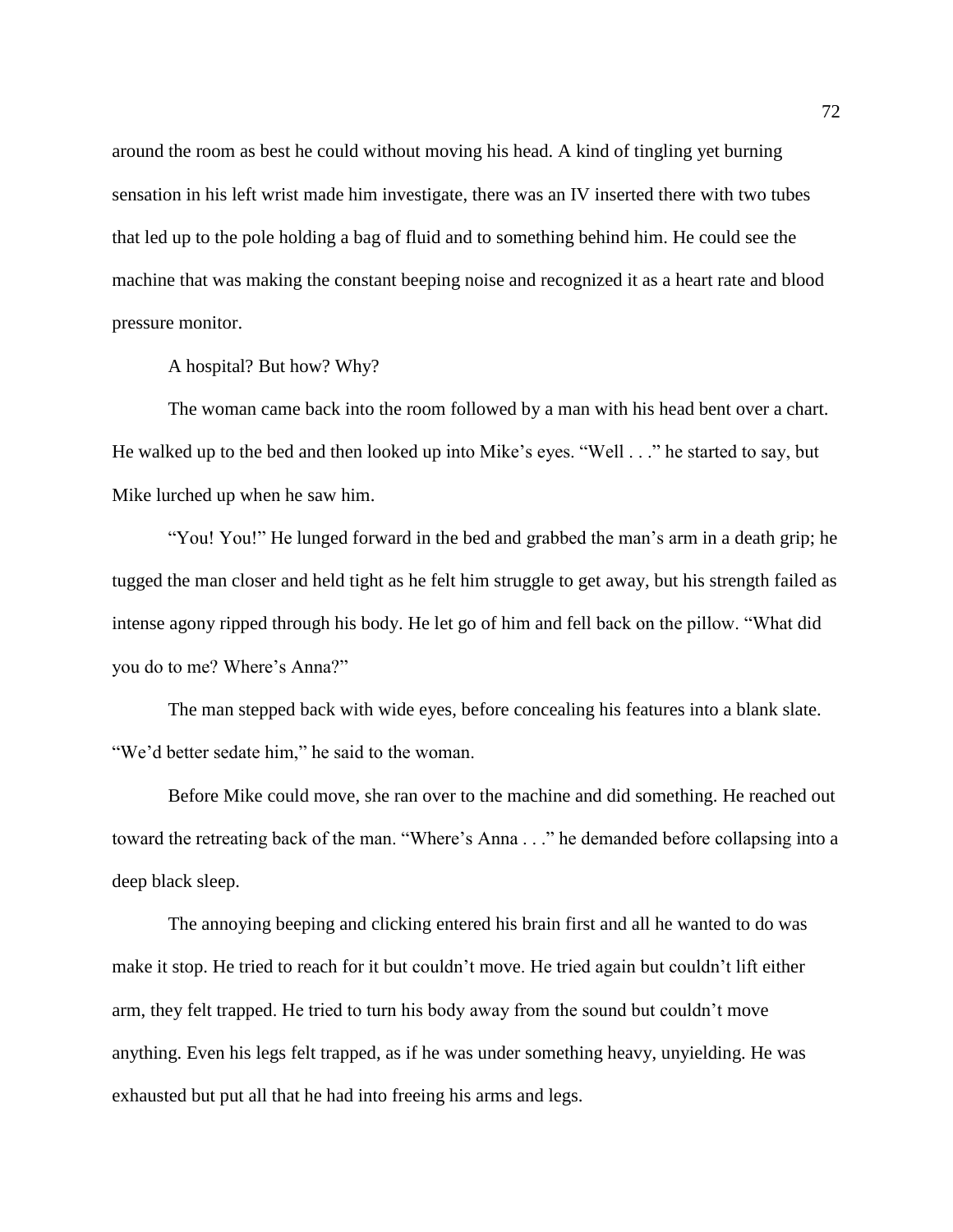around the room as best he could without moving his head. A kind of tingling yet burning sensation in his left wrist made him investigate, there was an IV inserted there with two tubes that led up to the pole holding a bag of fluid and to something behind him. He could see the machine that was making the constant beeping noise and recognized it as a heart rate and blood pressure monitor.

A hospital? But how? Why?

The woman came back into the room followed by a man with his head bent over a chart. He walked up to the bed and then looked up into Mike's eyes. "Well . . ." he started to say, but Mike lurched up when he saw him.

"You! You!" He lunged forward in the bed and grabbed the man's arm in a death grip; he tugged the man closer and held tight as he felt him struggle to get away, but his strength failed as intense agony ripped through his body. He let go of him and fell back on the pillow. "What did you do to me? Where's Anna?"

The man stepped back with wide eyes, before concealing his features into a blank slate. "We'd better sedate him," he said to the woman.

Before Mike could move, she ran over to the machine and did something. He reached out toward the retreating back of the man. "Where's Anna . . ." he demanded before collapsing into a deep black sleep.

The annoying beeping and clicking entered his brain first and all he wanted to do was make it stop. He tried to reach for it but couldn't move. He tried again but couldn't lift either arm, they felt trapped. He tried to turn his body away from the sound but couldn't move anything. Even his legs felt trapped, as if he was under something heavy, unyielding. He was exhausted but put all that he had into freeing his arms and legs.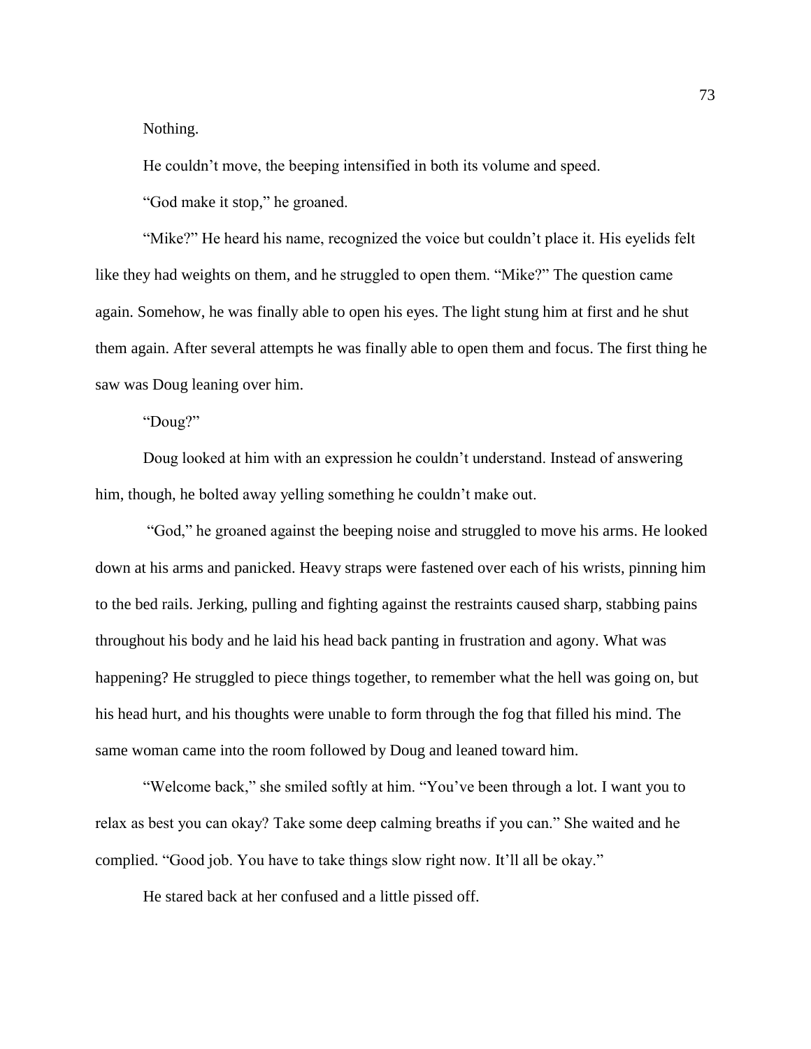Nothing.

He couldn't move, the beeping intensified in both its volume and speed.

"God make it stop," he groaned.

"Mike?" He heard his name, recognized the voice but couldn't place it. His eyelids felt like they had weights on them, and he struggled to open them. "Mike?" The question came again. Somehow, he was finally able to open his eyes. The light stung him at first and he shut them again. After several attempts he was finally able to open them and focus. The first thing he saw was Doug leaning over him.

"Doug?"

Doug looked at him with an expression he couldn't understand. Instead of answering him, though, he bolted away yelling something he couldn't make out.

"God," he groaned against the beeping noise and struggled to move his arms. He looked down at his arms and panicked. Heavy straps were fastened over each of his wrists, pinning him to the bed rails. Jerking, pulling and fighting against the restraints caused sharp, stabbing pains throughout his body and he laid his head back panting in frustration and agony. What was happening? He struggled to piece things together, to remember what the hell was going on, but his head hurt, and his thoughts were unable to form through the fog that filled his mind. The same woman came into the room followed by Doug and leaned toward him.

"Welcome back," she smiled softly at him. "You've been through a lot. I want you to relax as best you can okay? Take some deep calming breaths if you can." She waited and he complied. "Good job. You have to take things slow right now. It'll all be okay."

He stared back at her confused and a little pissed off.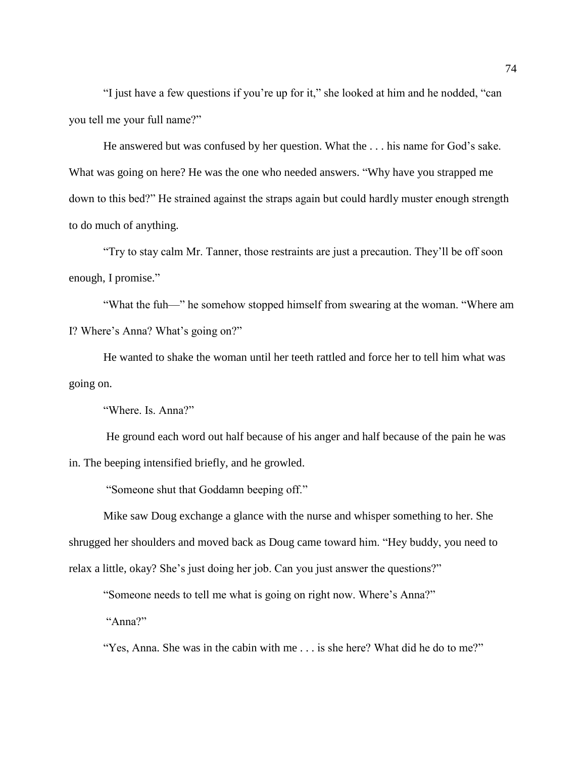"I just have a few questions if you're up for it," she looked at him and he nodded, "can you tell me your full name?"

He answered but was confused by her question. What the . . . his name for God's sake. What was going on here? He was the one who needed answers. "Why have you strapped me down to this bed?" He strained against the straps again but could hardly muster enough strength to do much of anything.

"Try to stay calm Mr. Tanner, those restraints are just a precaution. They'll be off soon enough, I promise."

"What the fuh—" he somehow stopped himself from swearing at the woman. "Where am I? Where's Anna? What's going on?"

He wanted to shake the woman until her teeth rattled and force her to tell him what was going on.

"Where. Is. Anna?"

He ground each word out half because of his anger and half because of the pain he was in. The beeping intensified briefly, and he growled.

"Someone shut that Goddamn beeping off."

Mike saw Doug exchange a glance with the nurse and whisper something to her. She shrugged her shoulders and moved back as Doug came toward him. "Hey buddy, you need to relax a little, okay? She's just doing her job. Can you just answer the questions?"

"Someone needs to tell me what is going on right now. Where's Anna?"

"Anna?"

"Yes, Anna. She was in the cabin with me . . . is she here? What did he do to me?"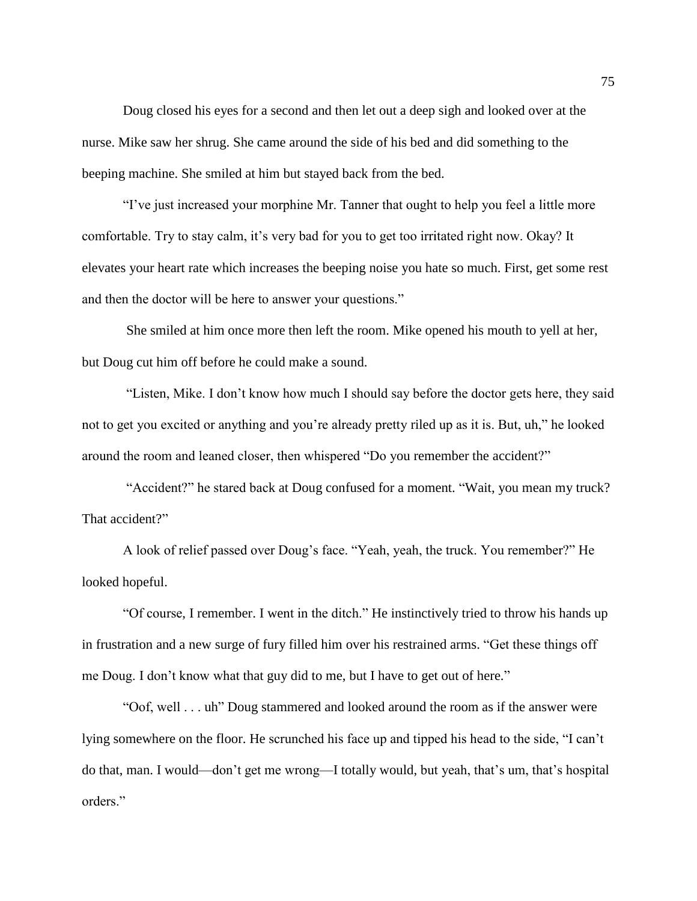Doug closed his eyes for a second and then let out a deep sigh and looked over at the nurse. Mike saw her shrug. She came around the side of his bed and did something to the beeping machine. She smiled at him but stayed back from the bed.

"I've just increased your morphine Mr. Tanner that ought to help you feel a little more comfortable. Try to stay calm, it's very bad for you to get too irritated right now. Okay? It elevates your heart rate which increases the beeping noise you hate so much. First, get some rest and then the doctor will be here to answer your questions."

She smiled at him once more then left the room. Mike opened his mouth to yell at her, but Doug cut him off before he could make a sound.

"Listen, Mike. I don't know how much I should say before the doctor gets here, they said not to get you excited or anything and you're already pretty riled up as it is. But, uh," he looked around the room and leaned closer, then whispered "Do you remember the accident?"

"Accident?" he stared back at Doug confused for a moment. "Wait, you mean my truck? That accident?"

A look of relief passed over Doug's face. "Yeah, yeah, the truck. You remember?" He looked hopeful.

"Of course, I remember. I went in the ditch." He instinctively tried to throw his hands up in frustration and a new surge of fury filled him over his restrained arms. "Get these things off me Doug. I don't know what that guy did to me, but I have to get out of here."

"Oof, well . . . uh" Doug stammered and looked around the room as if the answer were lying somewhere on the floor. He scrunched his face up and tipped his head to the side, "I can't do that, man. I would—don't get me wrong—I totally would, but yeah, that's um, that's hospital orders."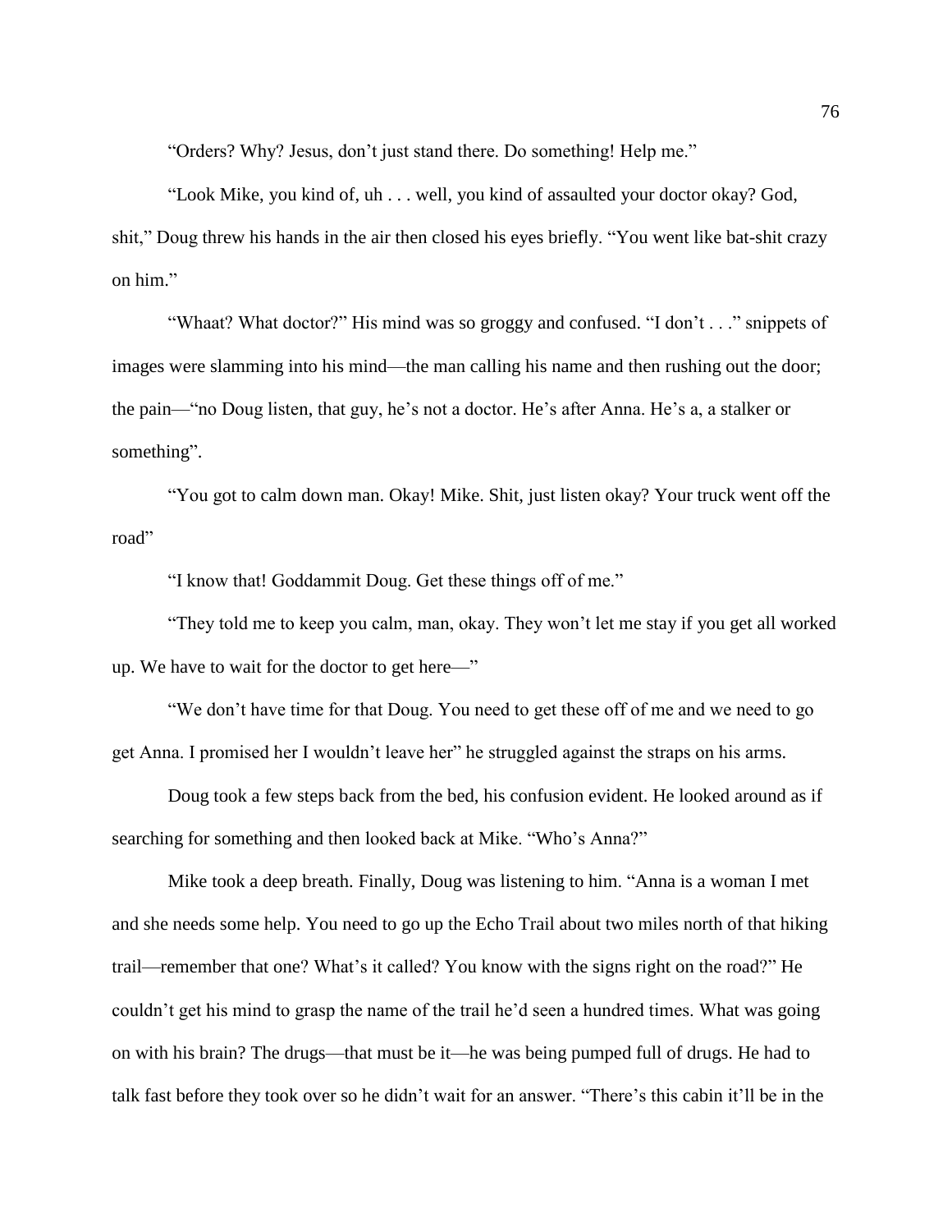"Orders? Why? Jesus, don't just stand there. Do something! Help me."

"Look Mike, you kind of, uh . . . well, you kind of assaulted your doctor okay? God, shit," Doug threw his hands in the air then closed his eyes briefly. "You went like bat-shit crazy on him."

"Whaat? What doctor?" His mind was so groggy and confused. "I don't . . ." snippets of images were slamming into his mind—the man calling his name and then rushing out the door; the pain—"no Doug listen, that guy, he's not a doctor. He's after Anna. He's a, a stalker or something".

"You got to calm down man. Okay! Mike. Shit, just listen okay? Your truck went off the road"

"I know that! Goddammit Doug. Get these things off of me."

"They told me to keep you calm, man, okay. They won't let me stay if you get all worked up. We have to wait for the doctor to get here—"

"We don't have time for that Doug. You need to get these off of me and we need to go get Anna. I promised her I wouldn't leave her" he struggled against the straps on his arms.

Doug took a few steps back from the bed, his confusion evident. He looked around as if searching for something and then looked back at Mike. "Who's Anna?"

Mike took a deep breath. Finally, Doug was listening to him. "Anna is a woman I met and she needs some help. You need to go up the Echo Trail about two miles north of that hiking trail—remember that one? What's it called? You know with the signs right on the road?" He couldn't get his mind to grasp the name of the trail he'd seen a hundred times. What was going on with his brain? The drugs—that must be it—he was being pumped full of drugs. He had to talk fast before they took over so he didn't wait for an answer. "There's this cabin it'll be in the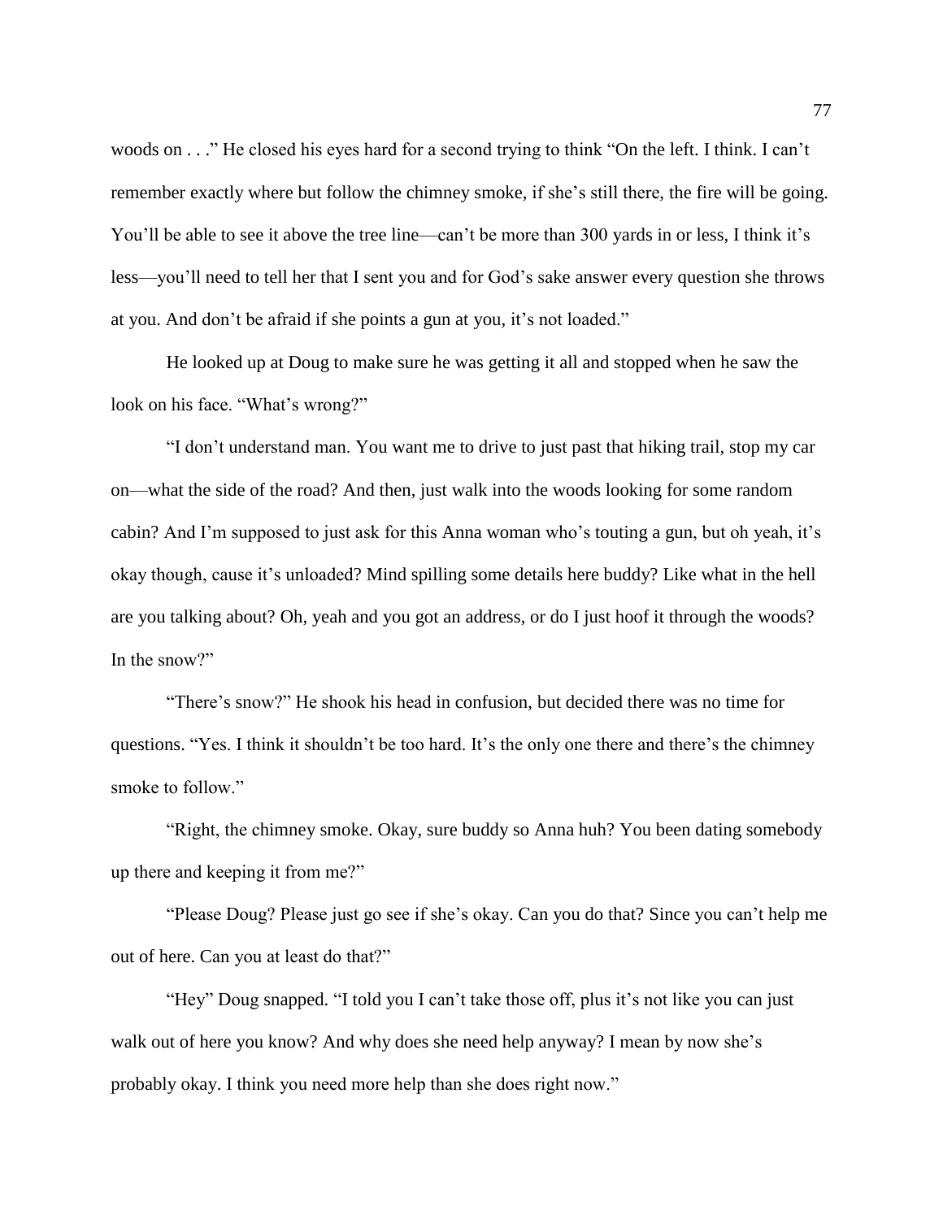woods on . . ." He closed his eyes hard for a second trying to think "On the left. I think. I can't remember exactly where but follow the chimney smoke, if she's still there, the fire will be going. You'll be able to see it above the tree line—can't be more than 300 yards in or less, I think it's less—you'll need to tell her that I sent you and for God's sake answer every question she throws at you. And don't be afraid if she points a gun at you, it's not loaded."

He looked up at Doug to make sure he was getting it all and stopped when he saw the look on his face. "What's wrong?"

"I don't understand man. You want me to drive to just past that hiking trail, stop my car on—what the side of the road? And then, just walk into the woods looking for some random cabin? And I'm supposed to just ask for this Anna woman who's touting a gun, but oh yeah, it's okay though, cause it's unloaded? Mind spilling some details here buddy? Like what in the hell are you talking about? Oh, yeah and you got an address, or do I just hoof it through the woods? In the snow?"

"There's snow?" He shook his head in confusion, but decided there was no time for questions. "Yes. I think it shouldn't be too hard. It's the only one there and there's the chimney smoke to follow."

"Right, the chimney smoke. Okay, sure buddy so Anna huh? You been dating somebody up there and keeping it from me?"

"Please Doug? Please just go see if she's okay. Can you do that? Since you can't help me out of here. Can you at least do that?"

"Hey" Doug snapped. "I told you I can't take those off, plus it's not like you can just walk out of here you know? And why does she need help anyway? I mean by now she's probably okay. I think you need more help than she does right now."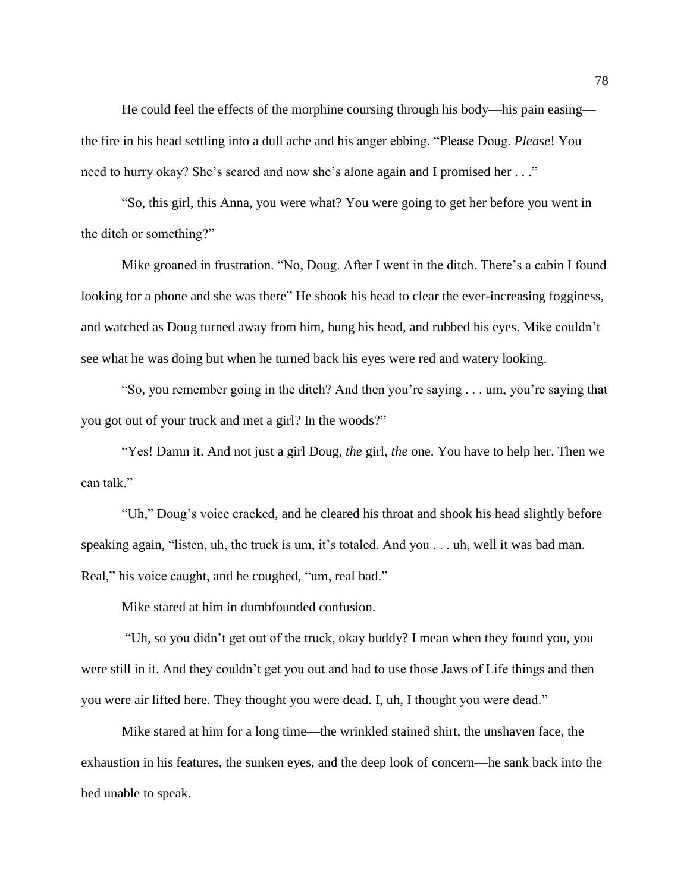He could feel the effects of the morphine coursing through his body—his pain easing—the fire in his head settling into a dull ache and his anger ebbing. "Please Doug. *Please*! You need to hurry okay? She's scared and now she's alone again and I promised her . . ."

"So, this girl, this Anna, you were what? You were going to get her before you went in the ditch or something?"

Mike groaned in frustration. "No, Doug. After I went in the ditch. There's a cabin I found looking for a phone and she was there" He shook his head to clear the ever-increasing fogginess, and watched as Doug turned away from him, hung his head, and rubbed his eyes. Mike couldn't see what he was doing but when he turned back his eyes were red and watery looking.

"So, you remember going in the ditch? And then you're saying . . . um, you're saying that you got out of your truck and met a girl? In the woods?"

"Yes! Damn it. And not just a girl Doug, *the* girl, *the* one. You have to help her. Then we can talk."

"Uh," Doug's voice cracked, and he cleared his throat and shook his head slightly before speaking again, "listen, uh, the truck is um, it's totaled. And you . . . uh, well it was bad man. Real," his voice caught, and he coughed, "um, real bad."

Mike stared at him in dumbfounded confusion.

"Uh, so you didn't get out of the truck, okay buddy? I mean when they found you, you were still in it. And they couldn't get you out and had to use those Jaws of Life things and then you were air lifted here. They thought you were dead. I, uh, I thought you were dead."

Mike stared at him for a long time—the wrinkled stained shirt, the unshaven face, the exhaustion in his features, the sunken eyes, and the deep look of concern—he sank back into the bed unable to speak.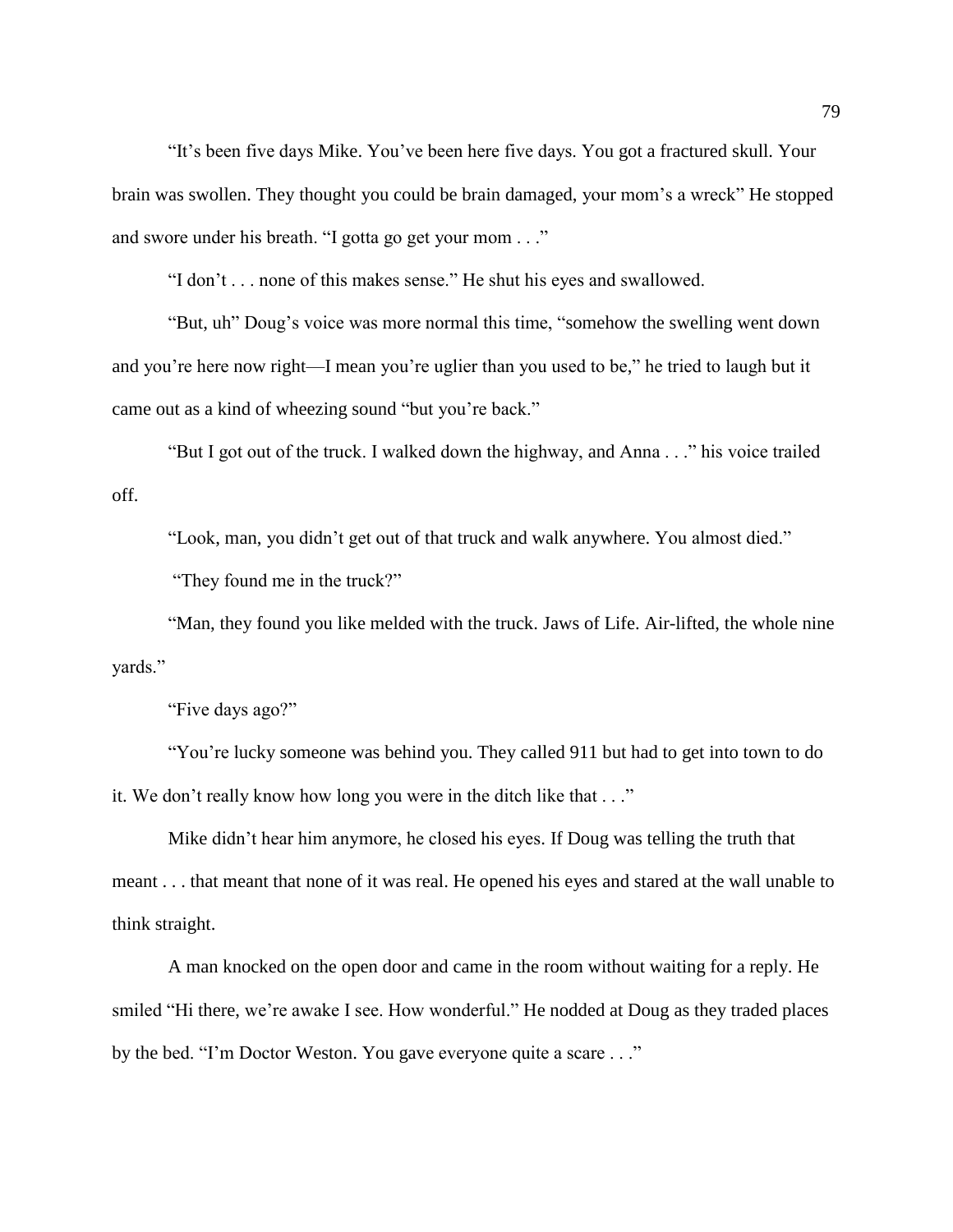"It's been five days Mike. You've been here five days. You got a fractured skull. Your brain was swollen. They thought you could be brain damaged, your mom's a wreck" He stopped and swore under his breath. "I gotta go get your mom . . ."

"I don't . . . none of this makes sense." He shut his eyes and swallowed.

"But, uh" Doug's voice was more normal this time, "somehow the swelling went down and you're here now right—I mean you're uglier than you used to be," he tried to laugh but it came out as a kind of wheezing sound "but you're back."

"But I got out of the truck. I walked down the highway, and Anna . . ." his voice trailed off.

"Look, man, you didn't get out of that truck and walk anywhere. You almost died."

"They found me in the truck?"

"Man, they found you like melded with the truck. Jaws of Life. Air-lifted, the whole nine yards."

"Five days ago?"

"You're lucky someone was behind you. They called 911 but had to get into town to do it. We don't really know how long you were in the ditch like that . . ."

Mike didn't hear him anymore, he closed his eyes. If Doug was telling the truth that meant . . . that meant that none of it was real. He opened his eyes and stared at the wall unable to think straight.

A man knocked on the open door and came in the room without waiting for a reply. He smiled "Hi there, we're awake I see. How wonderful." He nodded at Doug as they traded places by the bed. "I'm Doctor Weston. You gave everyone quite a scare . . ."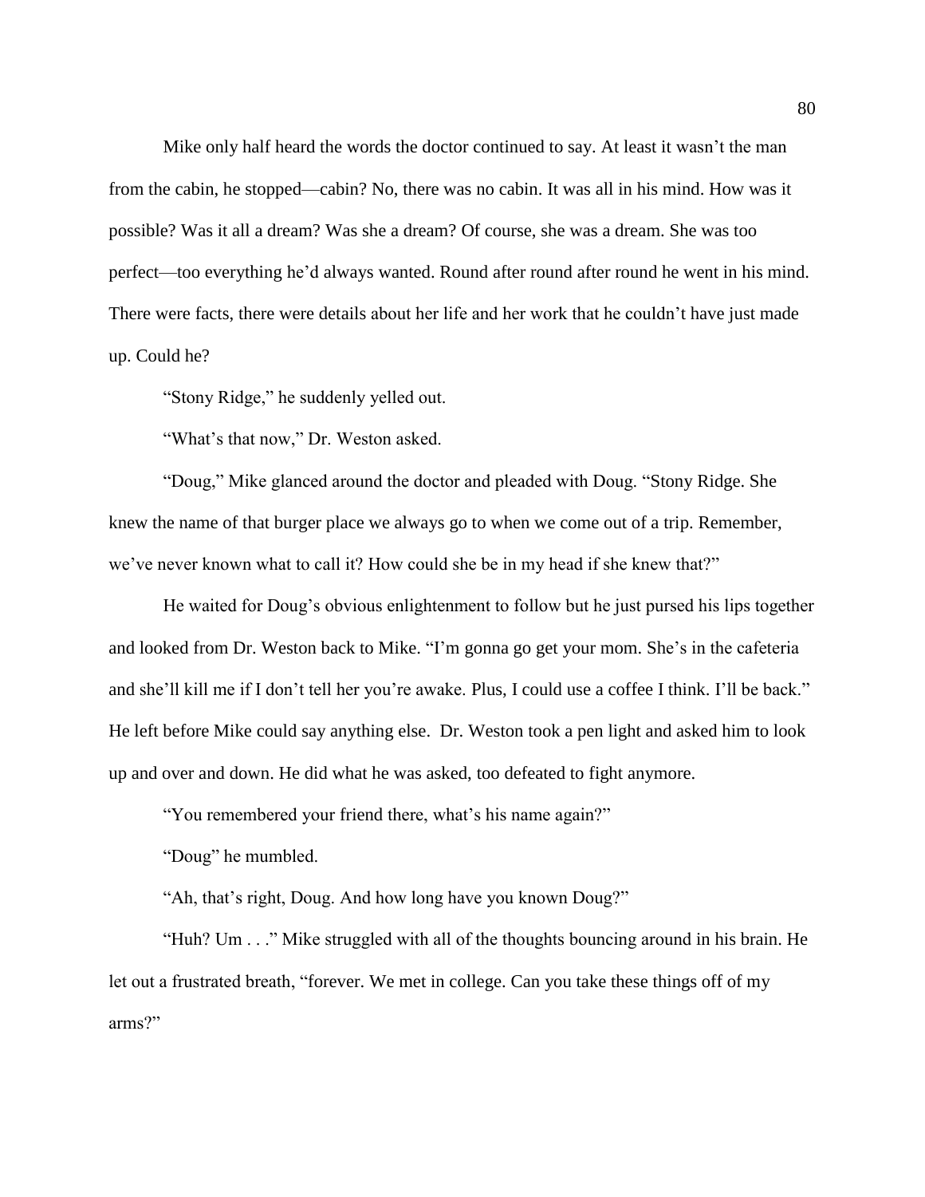Mike only half heard the words the doctor continued to say. At least it wasn't the man from the cabin, he stopped—cabin? No, there was no cabin. It was all in his mind. How was it possible? Was it all a dream? Was she a dream? Of course, she was a dream. She was too perfect—too everything he'd always wanted. Round after round after round he went in his mind. There were facts, there were details about her life and her work that he couldn't have just made up. Could he?

"Stony Ridge," he suddenly yelled out.

"What's that now," Dr. Weston asked.

"Doug," Mike glanced around the doctor and pleaded with Doug. "Stony Ridge. She knew the name of that burger place we always go to when we come out of a trip. Remember, we've never known what to call it? How could she be in my head if she knew that?"

He waited for Doug's obvious enlightenment to follow but he just pursed his lips together and looked from Dr. Weston back to Mike. "I'm gonna go get your mom. She's in the cafeteria and she'll kill me if I don't tell her you're awake. Plus, I could use a coffee I think. I'll be back." He left before Mike could say anything else. Dr. Weston took a pen light and asked him to look up and over and down. He did what he was asked, too defeated to fight anymore.

"You remembered your friend there, what's his name again?"

"Doug" he mumbled.

"Ah, that's right, Doug. And how long have you known Doug?"

"Huh? Um . . ." Mike struggled with all of the thoughts bouncing around in his brain. He let out a frustrated breath, "forever. We met in college. Can you take these things off of my arms?"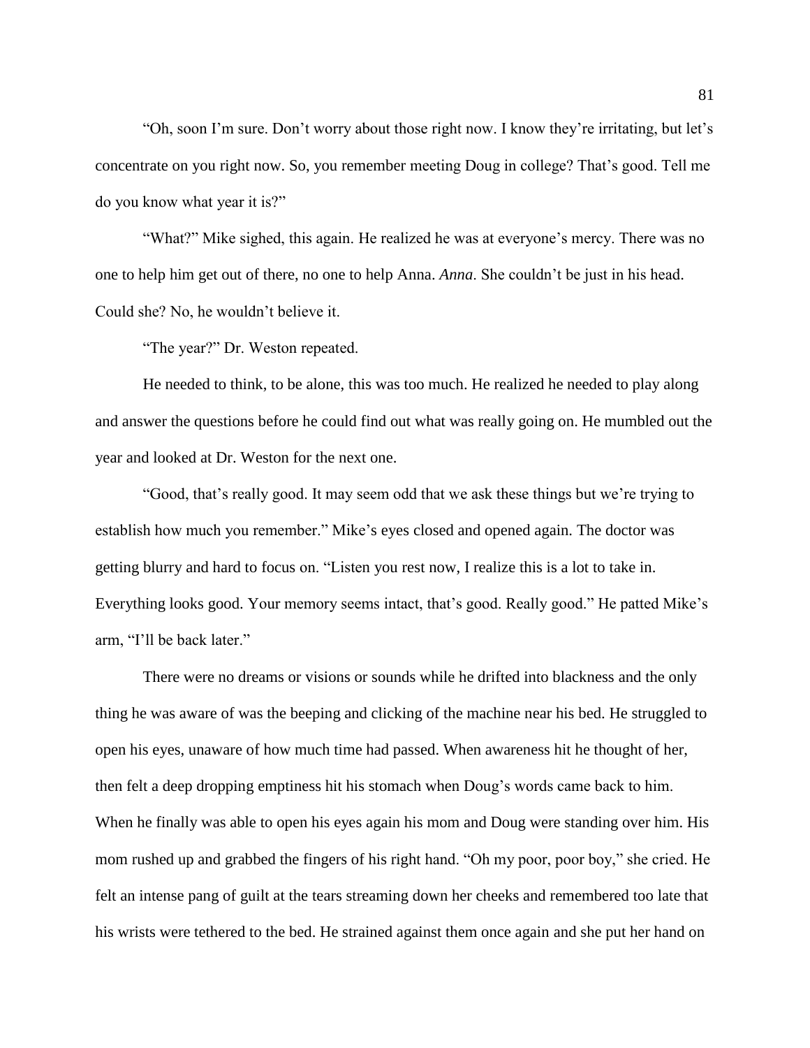"Oh, soon I'm sure. Don't worry about those right now. I know they're irritating, but let's concentrate on you right now. So, you remember meeting Doug in college? That's good. Tell me do you know what year it is?"

"What?" Mike sighed, this again. He realized he was at everyone's mercy. There was no one to help him get out of there, no one to help Anna. *Anna*. She couldn't be just in his head. Could she? No, he wouldn't believe it.

"The year?" Dr. Weston repeated.

He needed to think, to be alone, this was too much. He realized he needed to play along and answer the questions before he could find out what was really going on. He mumbled out the year and looked at Dr. Weston for the next one.

"Good, that's really good. It may seem odd that we ask these things but we're trying to establish how much you remember." Mike's eyes closed and opened again. The doctor was getting blurry and hard to focus on. "Listen you rest now, I realize this is a lot to take in. Everything looks good. Your memory seems intact, that's good. Really good." He patted Mike's arm, "I'll be back later."

There were no dreams or visions or sounds while he drifted into blackness and the only thing he was aware of was the beeping and clicking of the machine near his bed. He struggled to open his eyes, unaware of how much time had passed. When awareness hit he thought of her, then felt a deep dropping emptiness hit his stomach when Doug's words came back to him. When he finally was able to open his eyes again his mom and Doug were standing over him. His mom rushed up and grabbed the fingers of his right hand. "Oh my poor, poor boy," she cried. He felt an intense pang of guilt at the tears streaming down her cheeks and remembered too late that his wrists were tethered to the bed. He strained against them once again and she put her hand on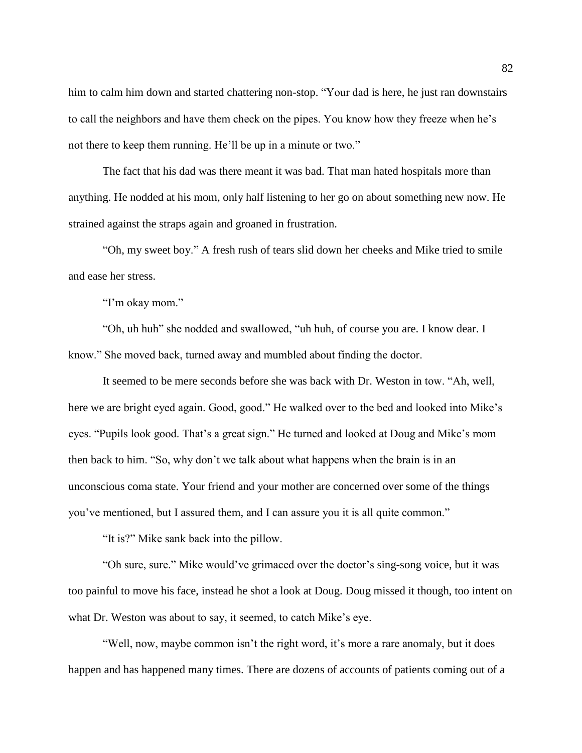him to calm him down and started chattering non-stop. "Your dad is here, he just ran downstairs to call the neighbors and have them check on the pipes. You know how they freeze when he's not there to keep them running. He'll be up in a minute or two."

The fact that his dad was there meant it was bad. That man hated hospitals more than anything. He nodded at his mom, only half listening to her go on about something new now. He strained against the straps again and groaned in frustration.

"Oh, my sweet boy." A fresh rush of tears slid down her cheeks and Mike tried to smile and ease her stress.

"I'm okay mom."

"Oh, uh huh" she nodded and swallowed, "uh huh, of course you are. I know dear. I know." She moved back, turned away and mumbled about finding the doctor.

It seemed to be mere seconds before she was back with Dr. Weston in tow. "Ah, well, here we are bright eyed again. Good, good." He walked over to the bed and looked into Mike's eyes. "Pupils look good. That's a great sign." He turned and looked at Doug and Mike's mom then back to him. "So, why don't we talk about what happens when the brain is in an unconscious coma state. Your friend and your mother are concerned over some of the things you've mentioned, but I assured them, and I can assure you it is all quite common."

"It is?" Mike sank back into the pillow.

"Oh sure, sure." Mike would've grimaced over the doctor's sing-song voice, but it was too painful to move his face, instead he shot a look at Doug. Doug missed it though, too intent on what Dr. Weston was about to say, it seemed, to catch Mike's eye.

"Well, now, maybe common isn't the right word, it's more a rare anomaly, but it does happen and has happened many times. There are dozens of accounts of patients coming out of a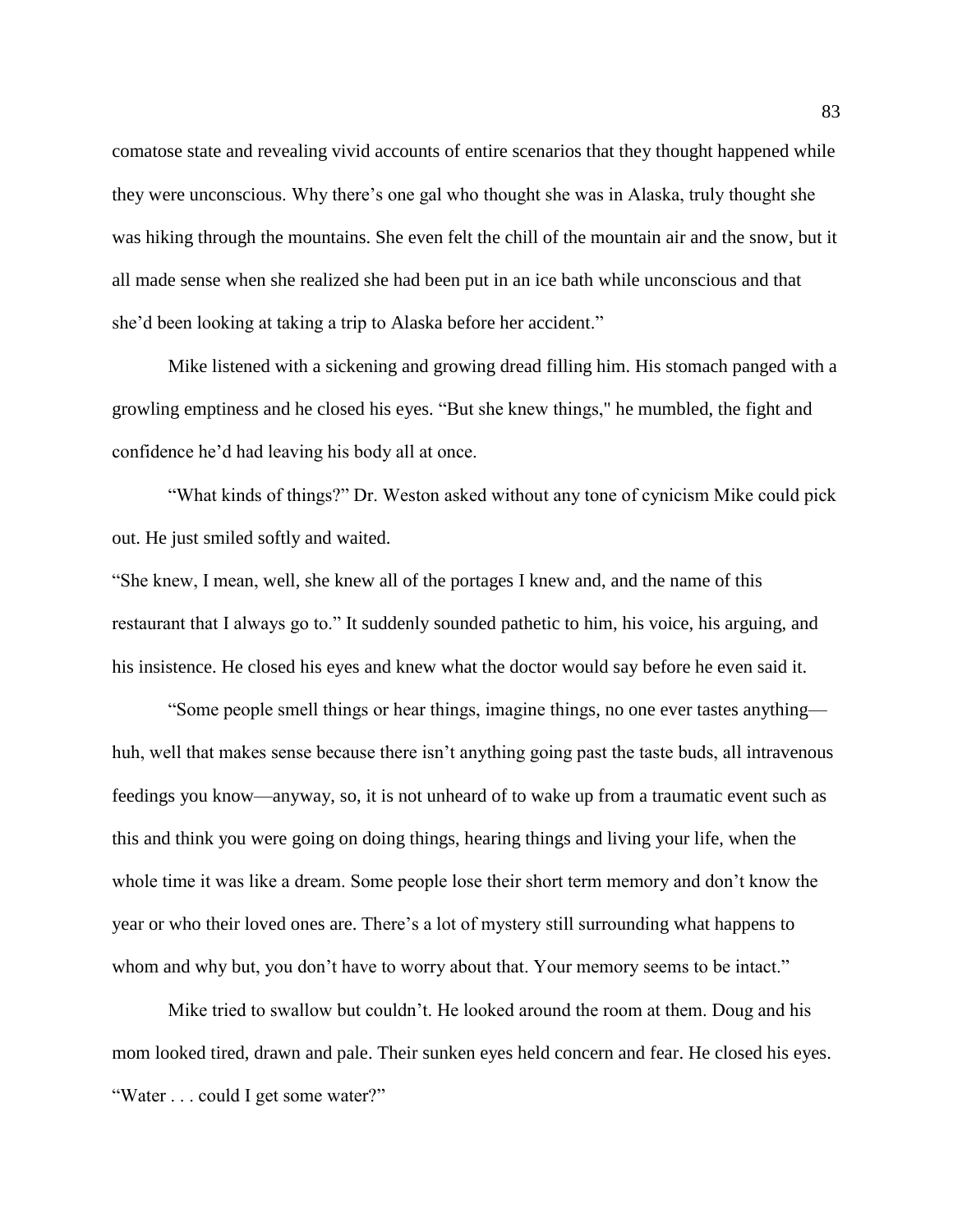comatose state and revealing vivid accounts of entire scenarios that they thought happened while they were unconscious. Why there's one gal who thought she was in Alaska, truly thought she was hiking through the mountains. She even felt the chill of the mountain air and the snow, but it all made sense when she realized she had been put in an ice bath while unconscious and that she'd been looking at taking a trip to Alaska before her accident."

Mike listened with a sickening and growing dread filling him. His stomach panged with a growling emptiness and he closed his eyes. "But she knew things," he mumbled, the fight and confidence he'd had leaving his body all at once.

"What kinds of things?" Dr. Weston asked without any tone of cynicism Mike could pick out. He just smiled softly and waited.

"She knew, I mean, well, she knew all of the portages I knew and, and the name of this restaurant that I always go to." It suddenly sounded pathetic to him, his voice, his arguing, and his insistence. He closed his eyes and knew what the doctor would say before he even said it.

"Some people smell things or hear things, imagine things, no one ever tastes anything—huh, well that makes sense because there isn't anything going past the taste buds, all intravenous feedings you know—anyway, so, it is not unheard of to wake up from a traumatic event such as this and think you were going on doing things, hearing things and living your life, when the whole time it was like a dream. Some people lose their short term memory and don't know the year or who their loved ones are. There's a lot of mystery still surrounding what happens to whom and why but, you don't have to worry about that. Your memory seems to be intact."

Mike tried to swallow but couldn't. He looked around the room at them. Doug and his mom looked tired, drawn and pale. Their sunken eyes held concern and fear. He closed his eyes. "Water . . . could I get some water?"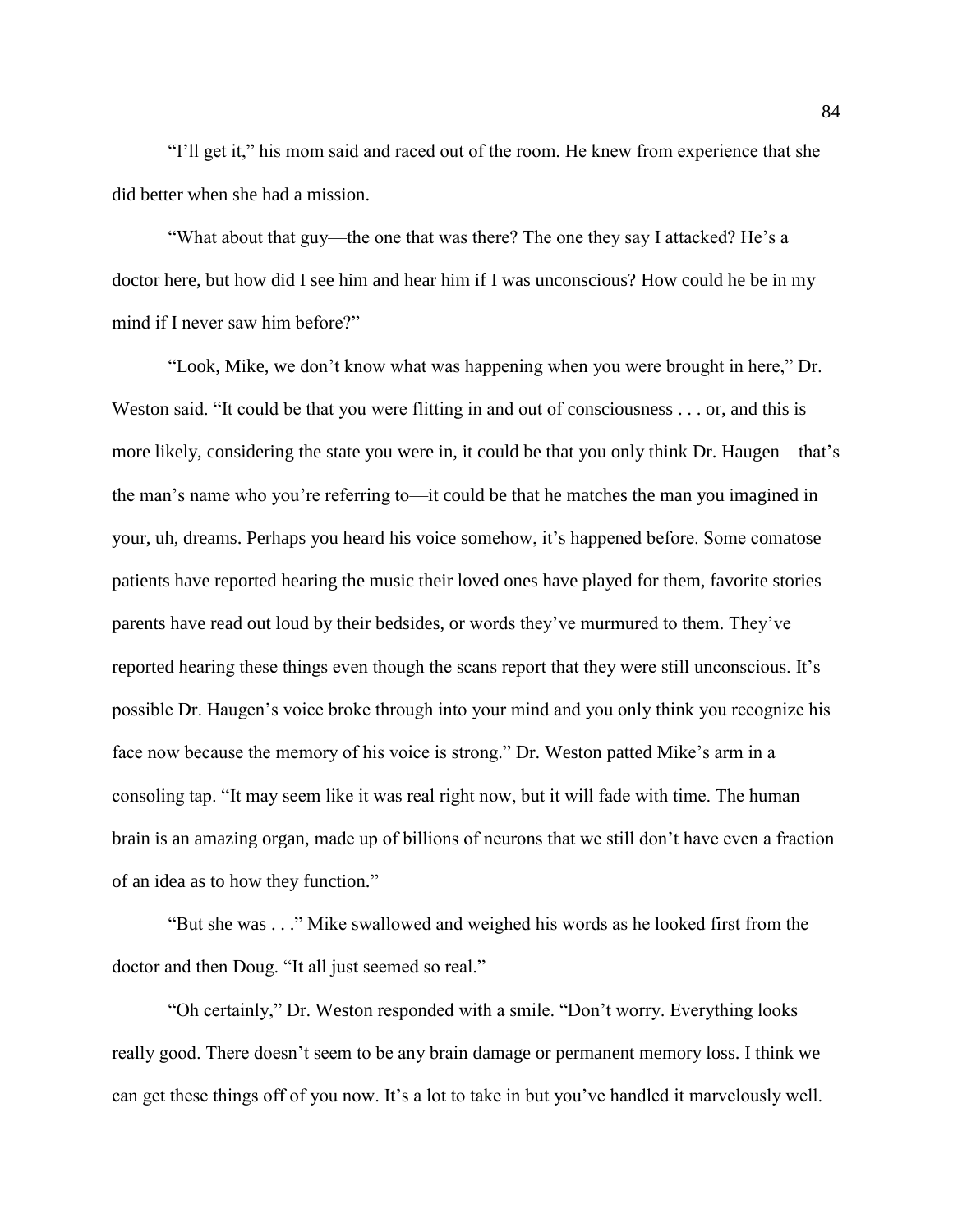"I'll get it," his mom said and raced out of the room. He knew from experience that she did better when she had a mission.

"What about that guy—the one that was there? The one they say I attacked? He's a doctor here, but how did I see him and hear him if I was unconscious? How could he be in my mind if I never saw him before?"

"Look, Mike, we don't know what was happening when you were brought in here," Dr. Weston said. "It could be that you were flitting in and out of consciousness . . . or, and this is more likely, considering the state you were in, it could be that you only think Dr. Haugen—that's the man's name who you're referring to—it could be that he matches the man you imagined in your, uh, dreams. Perhaps you heard his voice somehow, it's happened before. Some comatose patients have reported hearing the music their loved ones have played for them, favorite stories parents have read out loud by their bedsides, or words they've murmured to them. They've reported hearing these things even though the scans report that they were still unconscious. It's possible Dr. Haugen's voice broke through into your mind and you only think you recognize his face now because the memory of his voice is strong." Dr. Weston patted Mike's arm in a consoling tap. "It may seem like it was real right now, but it will fade with time. The human brain is an amazing organ, made up of billions of neurons that we still don't have even a fraction of an idea as to how they function."

"But she was . . ." Mike swallowed and weighed his words as he looked first from the doctor and then Doug. "It all just seemed so real."

"Oh certainly," Dr. Weston responded with a smile. "Don't worry. Everything looks really good. There doesn't seem to be any brain damage or permanent memory loss. I think we can get these things off of you now. It's a lot to take in but you've handled it marvelously well.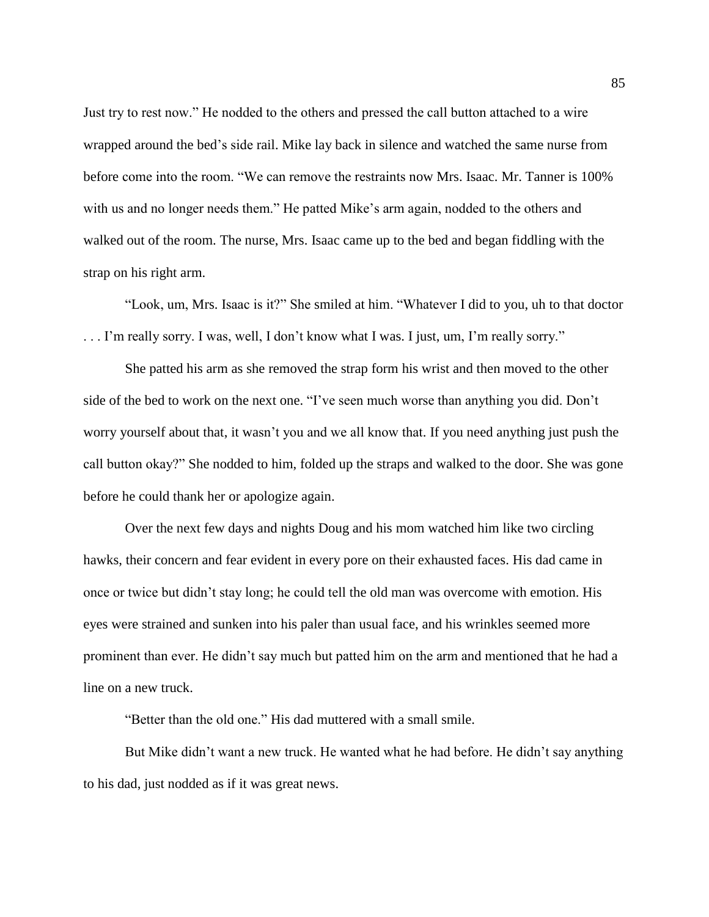Just try to rest now." He nodded to the others and pressed the call button attached to a wire wrapped around the bed's side rail. Mike lay back in silence and watched the same nurse from before come into the room. "We can remove the restraints now Mrs. Isaac. Mr. Tanner is 100% with us and no longer needs them." He patted Mike's arm again, nodded to the others and walked out of the room. The nurse, Mrs. Isaac came up to the bed and began fiddling with the strap on his right arm.

"Look, um, Mrs. Isaac is it?" She smiled at him. "Whatever I did to you, uh to that doctor . . . I'm really sorry. I was, well, I don't know what I was. I just, um, I'm really sorry."

She patted his arm as she removed the strap form his wrist and then moved to the other side of the bed to work on the next one. "I've seen much worse than anything you did. Don't worry yourself about that, it wasn't you and we all know that. If you need anything just push the call button okay?" She nodded to him, folded up the straps and walked to the door. She was gone before he could thank her or apologize again.

Over the next few days and nights Doug and his mom watched him like two circling hawks, their concern and fear evident in every pore on their exhausted faces. His dad came in once or twice but didn't stay long; he could tell the old man was overcome with emotion. His eyes were strained and sunken into his paler than usual face, and his wrinkles seemed more prominent than ever. He didn't say much but patted him on the arm and mentioned that he had a line on a new truck.

"Better than the old one." His dad muttered with a small smile.

But Mike didn't want a new truck. He wanted what he had before. He didn't say anything to his dad, just nodded as if it was great news.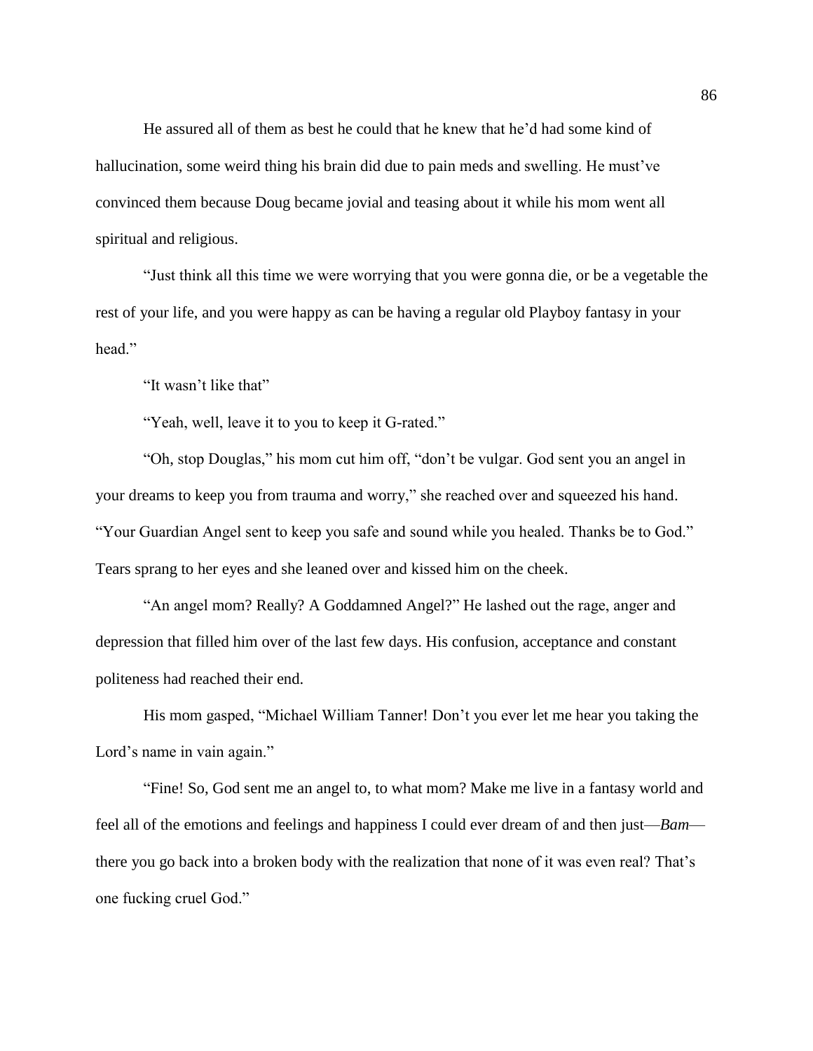He assured all of them as best he could that he knew that he'd had some kind of hallucination, some weird thing his brain did due to pain meds and swelling. He must've convinced them because Doug became jovial and teasing about it while his mom went all spiritual and religious.

"Just think all this time we were worrying that you were gonna die, or be a vegetable the rest of your life, and you were happy as can be having a regular old Playboy fantasy in your head."

"It wasn't like that"

"Yeah, well, leave it to you to keep it G-rated."

"Oh, stop Douglas," his mom cut him off, "don't be vulgar. God sent you an angel in your dreams to keep you from trauma and worry," she reached over and squeezed his hand. "Your Guardian Angel sent to keep you safe and sound while you healed. Thanks be to God." Tears sprang to her eyes and she leaned over and kissed him on the cheek.

"An angel mom? Really? A Goddamned Angel?" He lashed out the rage, anger and depression that filled him over of the last few days. His confusion, acceptance and constant politeness had reached their end.

His mom gasped, "Michael William Tanner! Don't you ever let me hear you taking the Lord's name in vain again."

"Fine! So, God sent me an angel to, to what mom? Make me live in a fantasy world and feel all of the emotions and feelings and happiness I could ever dream of and then just—*Bam*—there you go back into a broken body with the realization that none of it was even real? That's one fucking cruel God."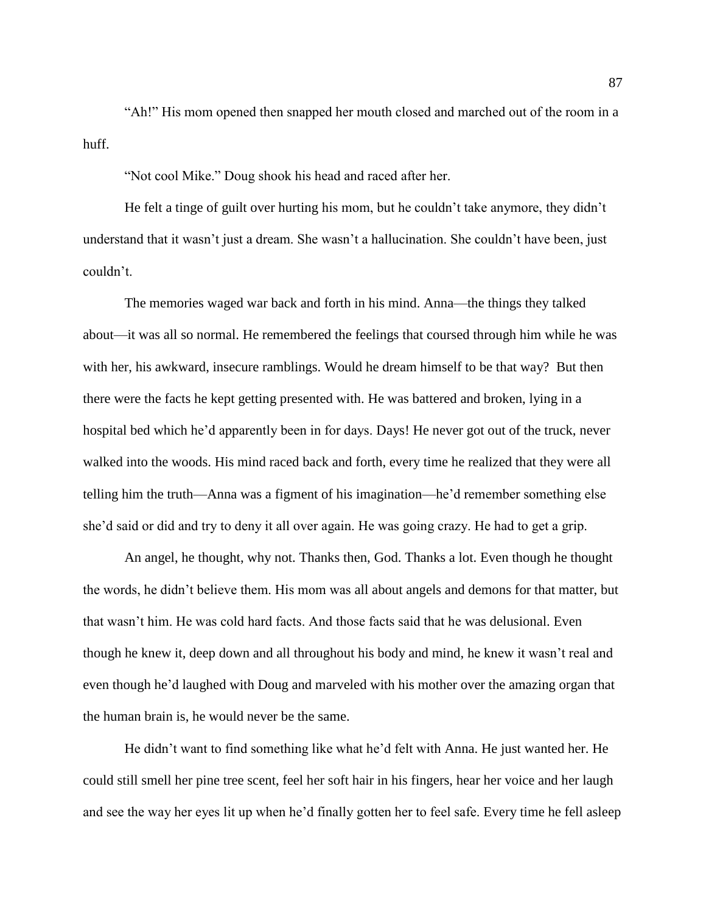"Ah!" His mom opened then snapped her mouth closed and marched out of the room in a huff.

"Not cool Mike." Doug shook his head and raced after her.

He felt a tinge of guilt over hurting his mom, but he couldn't take anymore, they didn't understand that it wasn't just a dream. She wasn't a hallucination. She couldn't have been, just couldn't.

The memories waged war back and forth in his mind. Anna—the things they talked about—it was all so normal. He remembered the feelings that coursed through him while he was with her, his awkward, insecure ramblings. Would he dream himself to be that way? But then there were the facts he kept getting presented with. He was battered and broken, lying in a hospital bed which he'd apparently been in for days. Days! He never got out of the truck, never walked into the woods. His mind raced back and forth, every time he realized that they were all telling him the truth—Anna was a figment of his imagination—he'd remember something else she'd said or did and try to deny it all over again. He was going crazy. He had to get a grip.

An angel, he thought, why not. Thanks then, God. Thanks a lot. Even though he thought the words, he didn't believe them. His mom was all about angels and demons for that matter, but that wasn't him. He was cold hard facts. And those facts said that he was delusional. Even though he knew it, deep down and all throughout his body and mind, he knew it wasn't real and even though he'd laughed with Doug and marveled with his mother over the amazing organ that the human brain is, he would never be the same.

He didn't want to find something like what he'd felt with Anna. He just wanted her. He could still smell her pine tree scent, feel her soft hair in his fingers, hear her voice and her laugh and see the way her eyes lit up when he'd finally gotten her to feel safe. Every time he fell asleep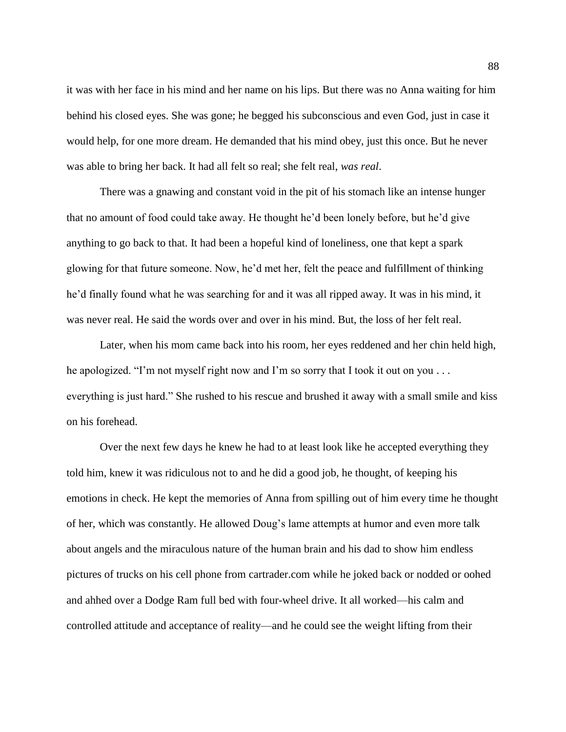it was with her face in his mind and her name on his lips. But there was no Anna waiting for him behind his closed eyes. She was gone; he begged his subconscious and even God, just in case it would help, for one more dream. He demanded that his mind obey, just this once. But he never was able to bring her back. It had all felt so real; she felt real, *was real*.

There was a gnawing and constant void in the pit of his stomach like an intense hunger that no amount of food could take away. He thought he'd been lonely before, but he'd give anything to go back to that. It had been a hopeful kind of loneliness, one that kept a spark glowing for that future someone. Now, he'd met her, felt the peace and fulfillment of thinking he'd finally found what he was searching for and it was all ripped away. It was in his mind, it was never real. He said the words over and over in his mind. But, the loss of her felt real.

Later, when his mom came back into his room, her eyes reddened and her chin held high, he apologized. "I'm not myself right now and I'm so sorry that I took it out on you . . . everything is just hard." She rushed to his rescue and brushed it away with a small smile and kiss on his forehead.

Over the next few days he knew he had to at least look like he accepted everything they told him, knew it was ridiculous not to and he did a good job, he thought, of keeping his emotions in check. He kept the memories of Anna from spilling out of him every time he thought of her, which was constantly. He allowed Doug's lame attempts at humor and even more talk about angels and the miraculous nature of the human brain and his dad to show him endless pictures of trucks on his cell phone from cartrader.com while he joked back or nodded or oohed and ahhed over a Dodge Ram full bed with four-wheel drive. It all worked—his calm and controlled attitude and acceptance of reality—and he could see the weight lifting from their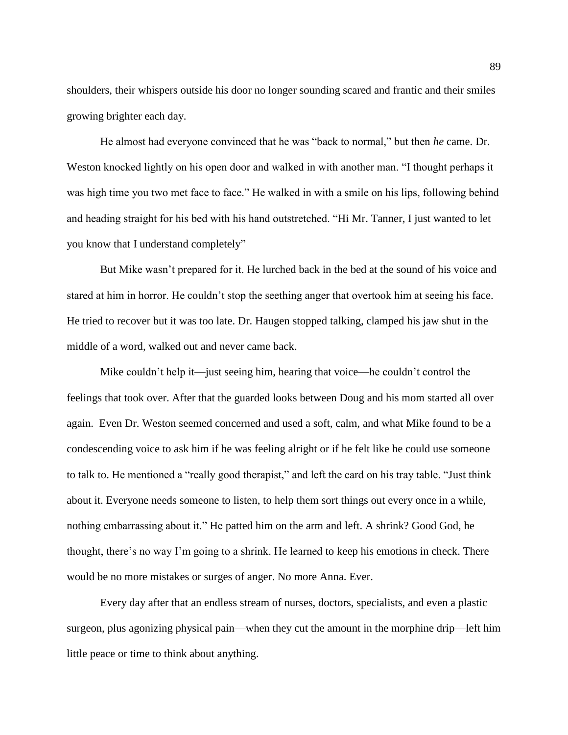shoulders, their whispers outside his door no longer sounding scared and frantic and their smiles growing brighter each day.

He almost had everyone convinced that he was "back to normal," but then *he* came. Dr. Weston knocked lightly on his open door and walked in with another man. "I thought perhaps it was high time you two met face to face." He walked in with a smile on his lips, following behind and heading straight for his bed with his hand outstretched. "Hi Mr. Tanner, I just wanted to let you know that I understand completely"

But Mike wasn't prepared for it. He lurched back in the bed at the sound of his voice and stared at him in horror. He couldn't stop the seething anger that overtook him at seeing his face. He tried to recover but it was too late. Dr. Haugen stopped talking, clamped his jaw shut in the middle of a word, walked out and never came back.

Mike couldn't help it—just seeing him, hearing that voice—he couldn't control the feelings that took over. After that the guarded looks between Doug and his mom started all over again. Even Dr. Weston seemed concerned and used a soft, calm, and what Mike found to be a condescending voice to ask him if he was feeling alright or if he felt like he could use someone to talk to. He mentioned a "really good therapist," and left the card on his tray table. "Just think about it. Everyone needs someone to listen, to help them sort things out every once in a while, nothing embarrassing about it." He patted him on the arm and left. A shrink? Good God, he thought, there's no way I'm going to a shrink. He learned to keep his emotions in check. There would be no more mistakes or surges of anger. No more Anna. Ever.

Every day after that an endless stream of nurses, doctors, specialists, and even a plastic surgeon, plus agonizing physical pain—when they cut the amount in the morphine drip—left him little peace or time to think about anything.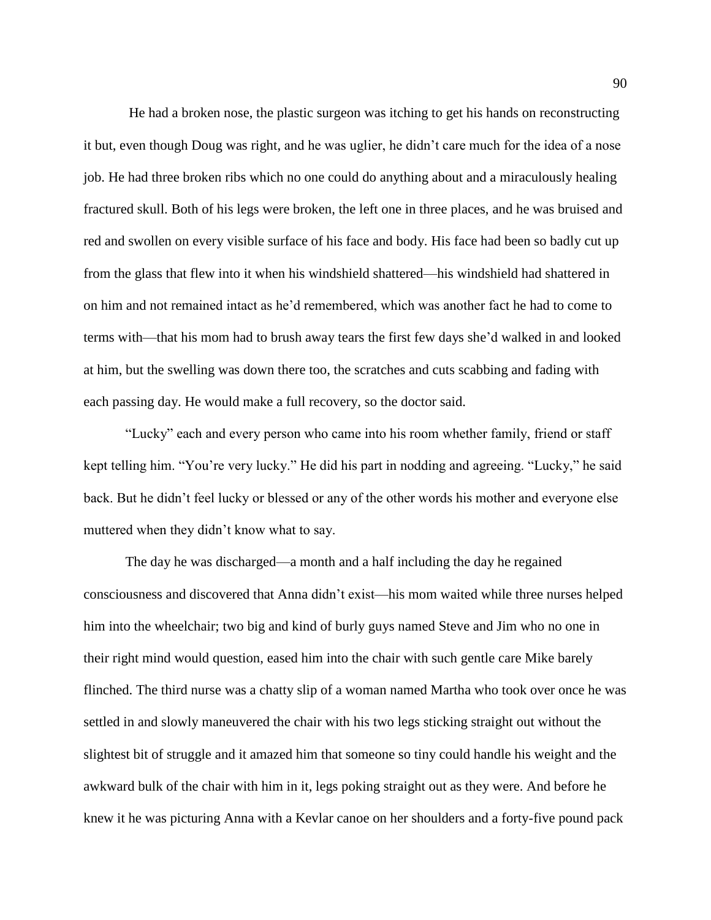He had a broken nose, the plastic surgeon was itching to get his hands on reconstructing it but, even though Doug was right, and he was uglier, he didn't care much for the idea of a nose job. He had three broken ribs which no one could do anything about and a miraculously healing fractured skull. Both of his legs were broken, the left one in three places, and he was bruised and red and swollen on every visible surface of his face and body. His face had been so badly cut up from the glass that flew into it when his windshield shattered—his windshield had shattered in on him and not remained intact as he'd remembered, which was another fact he had to come to terms with—that his mom had to brush away tears the first few days she'd walked in and looked at him, but the swelling was down there too, the scratches and cuts scabbing and fading with each passing day. He would make a full recovery, so the doctor said.

"Lucky" each and every person who came into his room whether family, friend or staff kept telling him. "You're very lucky." He did his part in nodding and agreeing. "Lucky," he said back. But he didn't feel lucky or blessed or any of the other words his mother and everyone else muttered when they didn't know what to say.

The day he was discharged—a month and a half including the day he regained consciousness and discovered that Anna didn't exist—his mom waited while three nurses helped him into the wheelchair; two big and kind of burly guys named Steve and Jim who no one in their right mind would question, eased him into the chair with such gentle care Mike barely flinched. The third nurse was a chatty slip of a woman named Martha who took over once he was settled in and slowly maneuvered the chair with his two legs sticking straight out without the slightest bit of struggle and it amazed him that someone so tiny could handle his weight and the awkward bulk of the chair with him in it, legs poking straight out as they were. And before he knew it he was picturing Anna with a Kevlar canoe on her shoulders and a forty-five pound pack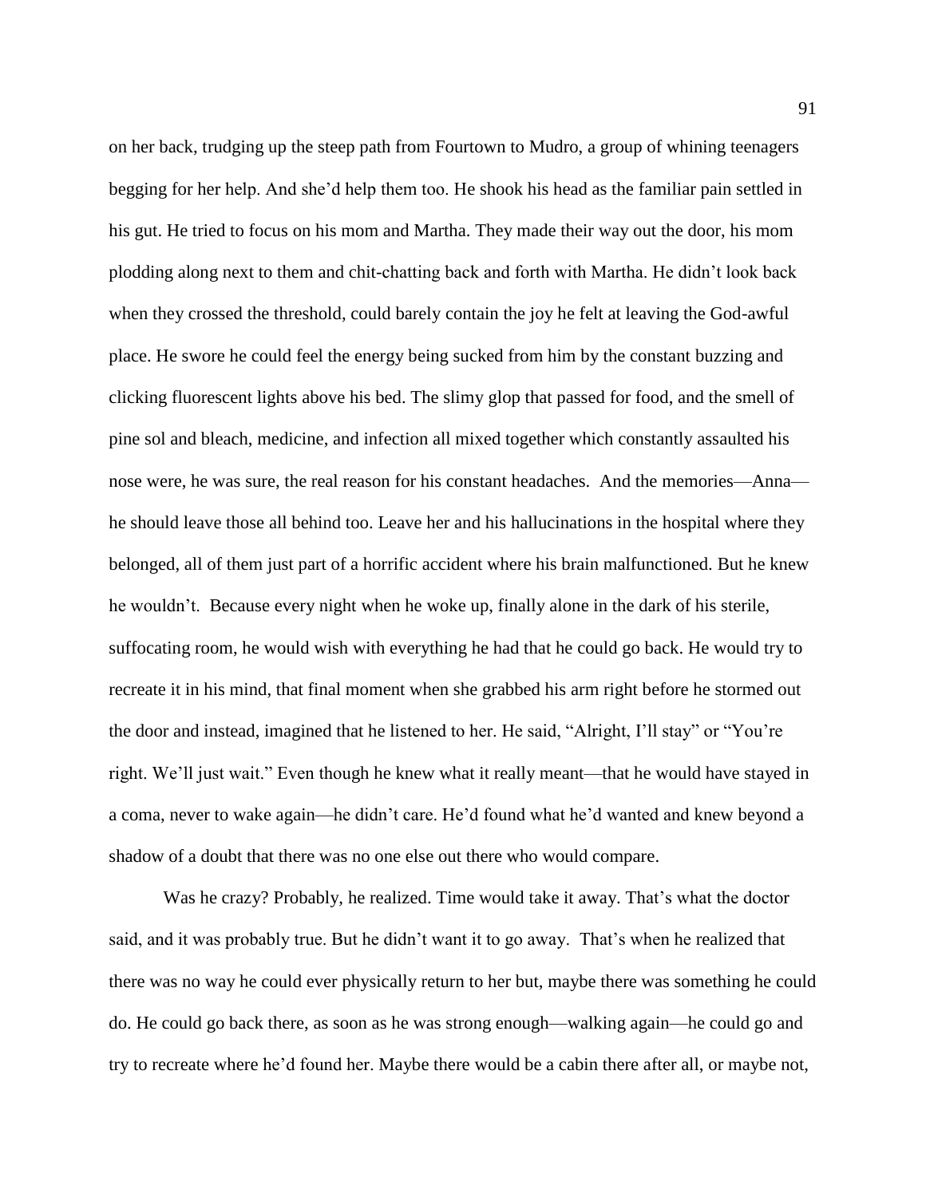on her back, trudging up the steep path from Fourtown to Mudro, a group of whining teenagers begging for her help. And she'd help them too. He shook his head as the familiar pain settled in his gut. He tried to focus on his mom and Martha. They made their way out the door, his mom plodding along next to them and chit-chatting back and forth with Martha. He didn't look back when they crossed the threshold, could barely contain the joy he felt at leaving the God-awful place. He swore he could feel the energy being sucked from him by the constant buzzing and clicking fluorescent lights above his bed. The slimy glop that passed for food, and the smell of pine sol and bleach, medicine, and infection all mixed together which constantly assaulted his nose were, he was sure, the real reason for his constant headaches. And the memories—Anna—he should leave those all behind too. Leave her and his hallucinations in the hospital where they belonged, all of them just part of a horrific accident where his brain malfunctioned. But he knew he wouldn't. Because every night when he woke up, finally alone in the dark of his sterile, suffocating room, he would wish with everything he had that he could go back. He would try to recreate it in his mind, that final moment when she grabbed his arm right before he stormed out the door and instead, imagined that he listened to her. He said, "Alright, I'll stay" or "You're right. We'll just wait." Even though he knew what it really meant—that he would have stayed in a coma, never to wake again—he didn't care. He'd found what he'd wanted and knew beyond a shadow of a doubt that there was no one else out there who would compare.

Was he crazy? Probably, he realized. Time would take it away. That's what the doctor said, and it was probably true. But he didn't want it to go away. That's when he realized that there was no way he could ever physically return to her but, maybe there was something he could do. He could go back there, as soon as he was strong enough—walking again—he could go and try to recreate where he'd found her. Maybe there would be a cabin there after all, or maybe not,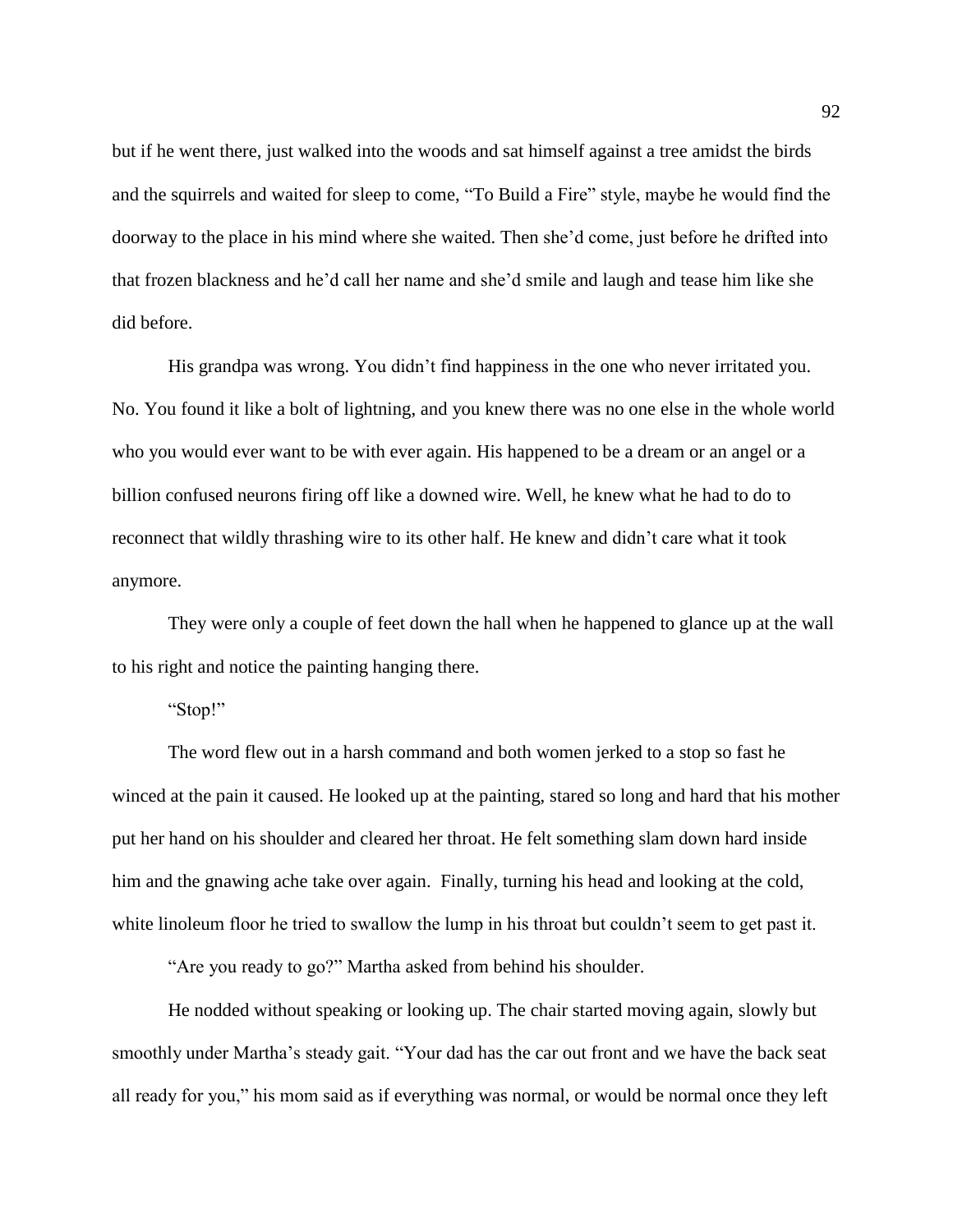but if he went there, just walked into the woods and sat himself against a tree amidst the birds and the squirrels and waited for sleep to come, "To Build a Fire" style, maybe he would find the doorway to the place in his mind where she waited. Then she'd come, just before he drifted into that frozen blackness and he'd call her name and she'd smile and laugh and tease him like she did before.

His grandpa was wrong. You didn't find happiness in the one who never irritated you. No. You found it like a bolt of lightning, and you knew there was no one else in the whole world who you would ever want to be with ever again. His happened to be a dream or an angel or a billion confused neurons firing off like a downed wire. Well, he knew what he had to do to reconnect that wildly thrashing wire to its other half. He knew and didn't care what it took anymore.

They were only a couple of feet down the hall when he happened to glance up at the wall to his right and notice the painting hanging there.

"Stop!"

The word flew out in a harsh command and both women jerked to a stop so fast he winced at the pain it caused. He looked up at the painting, stared so long and hard that his mother put her hand on his shoulder and cleared her throat. He felt something slam down hard inside him and the gnawing ache take over again. Finally, turning his head and looking at the cold, white linoleum floor he tried to swallow the lump in his throat but couldn't seem to get past it.

"Are you ready to go?" Martha asked from behind his shoulder.

He nodded without speaking or looking up. The chair started moving again, slowly but smoothly under Martha's steady gait. "Your dad has the car out front and we have the back seat all ready for you," his mom said as if everything was normal, or would be normal once they left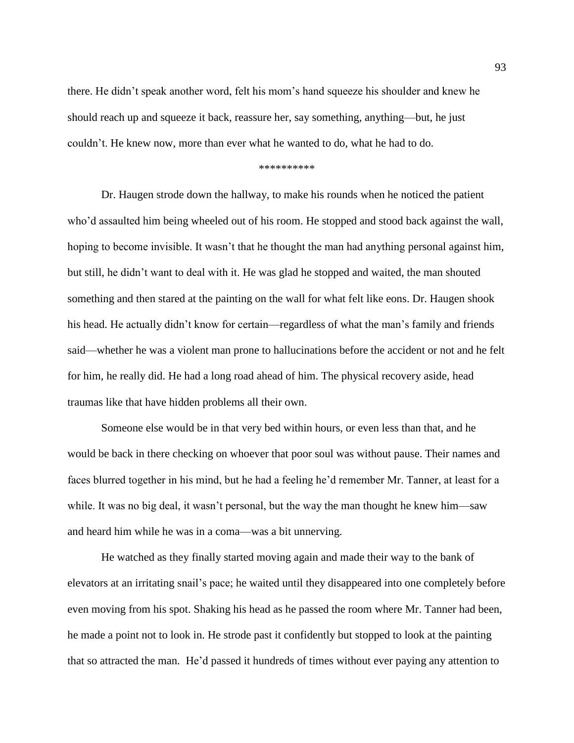there. He didn't speak another word, felt his mom's hand squeeze his shoulder and knew he should reach up and squeeze it back, reassure her, say something, anything—but, he just couldn't. He knew now, more than ever what he wanted to do, what he had to do.

**********

Dr. Haugen strode down the hallway, to make his rounds when he noticed the patient who'd assaulted him being wheeled out of his room. He stopped and stood back against the wall, hoping to become invisible. It wasn't that he thought the man had anything personal against him, but still, he didn't want to deal with it. He was glad he stopped and waited, the man shouted something and then stared at the painting on the wall for what felt like eons. Dr. Haugen shook his head. He actually didn't know for certain—regardless of what the man's family and friends said—whether he was a violent man prone to hallucinations before the accident or not and he felt for him, he really did. He had a long road ahead of him. The physical recovery aside, head traumas like that have hidden problems all their own.

Someone else would be in that very bed within hours, or even less than that, and he would be back in there checking on whoever that poor soul was without pause. Their names and faces blurred together in his mind, but he had a feeling he'd remember Mr. Tanner, at least for a while. It was no big deal, it wasn't personal, but the way the man thought he knew him—saw and heard him while he was in a coma—was a bit unnerving.

He watched as they finally started moving again and made their way to the bank of elevators at an irritating snail's pace; he waited until they disappeared into one completely before even moving from his spot. Shaking his head as he passed the room where Mr. Tanner had been, he made a point not to look in. He strode past it confidently but stopped to look at the painting that so attracted the man. He'd passed it hundreds of times without ever paying any attention to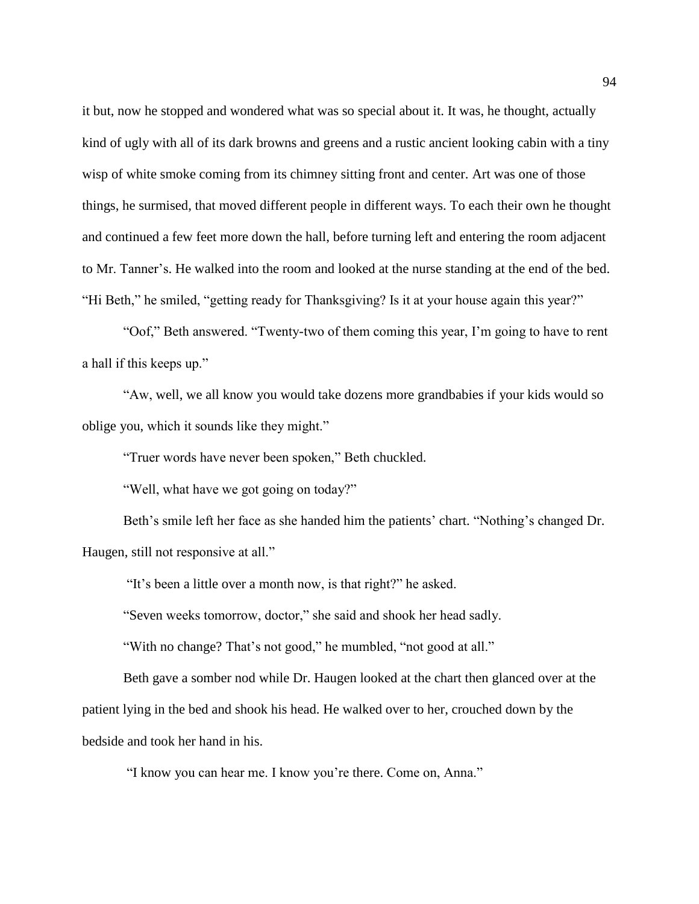it but, now he stopped and wondered what was so special about it. It was, he thought, actually kind of ugly with all of its dark browns and greens and a rustic ancient looking cabin with a tiny wisp of white smoke coming from its chimney sitting front and center. Art was one of those things, he surmised, that moved different people in different ways. To each their own he thought and continued a few feet more down the hall, before turning left and entering the room adjacent to Mr. Tanner's. He walked into the room and looked at the nurse standing at the end of the bed. "Hi Beth," he smiled, "getting ready for Thanksgiving? Is it at your house again this year?"

"Oof," Beth answered. "Twenty-two of them coming this year, I'm going to have to rent a hall if this keeps up."

"Aw, well, we all know you would take dozens more grandbabies if your kids would so oblige you, which it sounds like they might."

"Truer words have never been spoken," Beth chuckled.

"Well, what have we got going on today?"

Beth's smile left her face as she handed him the patients' chart. "Nothing's changed Dr. Haugen, still not responsive at all."

"It's been a little over a month now, is that right?" he asked.

"Seven weeks tomorrow, doctor," she said and shook her head sadly.

"With no change? That's not good," he mumbled, "not good at all."

Beth gave a somber nod while Dr. Haugen looked at the chart then glanced over at the patient lying in the bed and shook his head. He walked over to her, crouched down by the bedside and took her hand in his.

"I know you can hear me. I know you're there. Come on, Anna."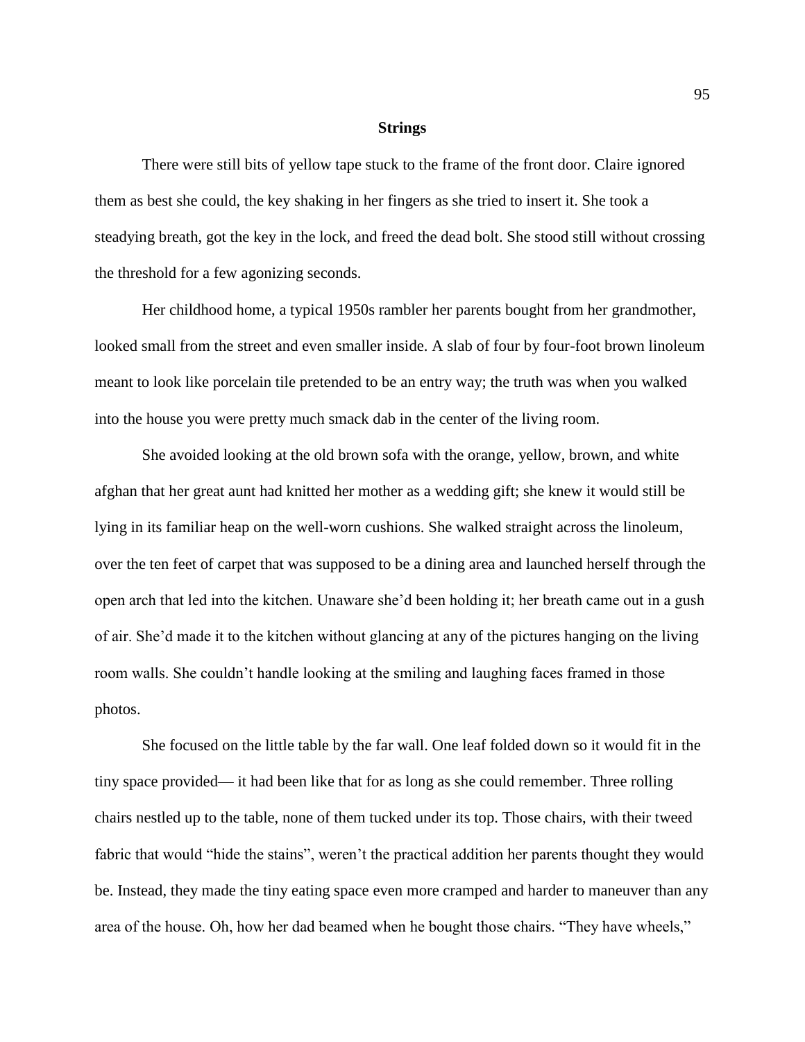## Strings

There were still bits of yellow tape stuck to the frame of the front door. Claire ignored them as best she could, the key shaking in her fingers as she tried to insert it. She took a steadying breath, got the key in the lock, and freed the dead bolt. She stood still without crossing the threshold for a few agonizing seconds.

Her childhood home, a typical 1950s rambler her parents bought from her grandmother, looked small from the street and even smaller inside. A slab of four by four-foot brown linoleum meant to look like porcelain tile pretended to be an entry way; the truth was when you walked into the house you were pretty much smack dab in the center of the living room.

She avoided looking at the old brown sofa with the orange, yellow, brown, and white afghan that her great aunt had knitted her mother as a wedding gift; she knew it would still be lying in its familiar heap on the well-worn cushions. She walked straight across the linoleum, over the ten feet of carpet that was supposed to be a dining area and launched herself through the open arch that led into the kitchen. Unaware she'd been holding it; her breath came out in a gush of air. She'd made it to the kitchen without glancing at any of the pictures hanging on the living room walls. She couldn't handle looking at the smiling and laughing faces framed in those photos.

She focused on the little table by the far wall. One leaf folded down so it would fit in the tiny space provided— it had been like that for as long as she could remember. Three rolling chairs nestled up to the table, none of them tucked under its top. Those chairs, with their tweed fabric that would "hide the stains", weren't the practical addition her parents thought they would be. Instead, they made the tiny eating space even more cramped and harder to maneuver than any area of the house. Oh, how her dad beamed when he bought those chairs. "They have wheels,"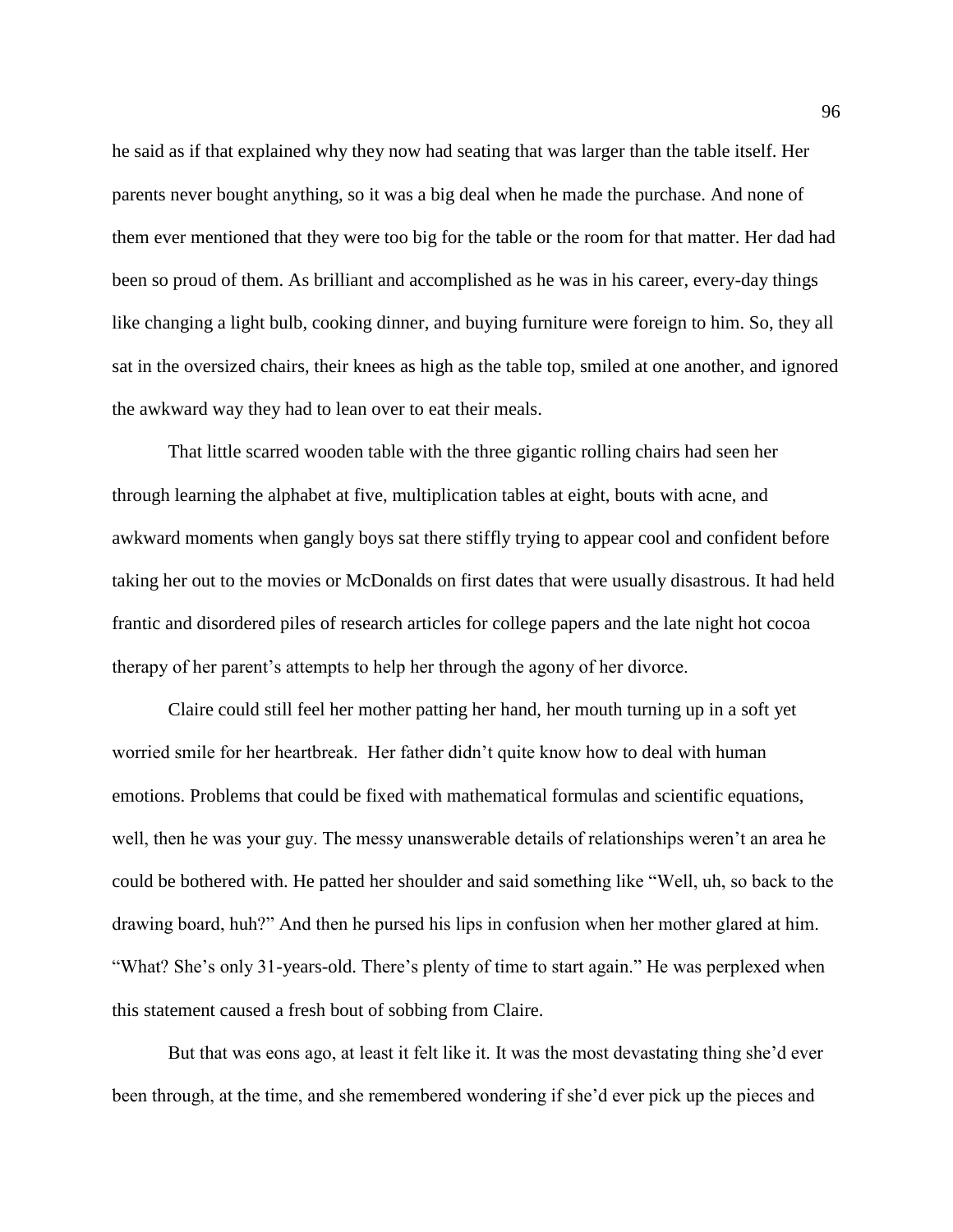he said as if that explained why they now had seating that was larger than the table itself. Her parents never bought anything, so it was a big deal when he made the purchase. And none of them ever mentioned that they were too big for the table or the room for that matter. Her dad had been so proud of them. As brilliant and accomplished as he was in his career, every-day things like changing a light bulb, cooking dinner, and buying furniture were foreign to him. So, they all sat in the oversized chairs, their knees as high as the table top, smiled at one another, and ignored the awkward way they had to lean over to eat their meals.

That little scarred wooden table with the three gigantic rolling chairs had seen her through learning the alphabet at five, multiplication tables at eight, bouts with acne, and awkward moments when gangly boys sat there stiffly trying to appear cool and confident before taking her out to the movies or McDonalds on first dates that were usually disastrous. It had held frantic and disordered piles of research articles for college papers and the late night hot cocoa therapy of her parent's attempts to help her through the agony of her divorce.

Claire could still feel her mother patting her hand, her mouth turning up in a soft yet worried smile for her heartbreak. Her father didn't quite know how to deal with human emotions. Problems that could be fixed with mathematical formulas and scientific equations, well, then he was your guy. The messy unanswerable details of relationships weren't an area he could be bothered with. He patted her shoulder and said something like "Well, uh, so back to the drawing board, huh?" And then he pursed his lips in confusion when her mother glared at him. "What? She's only 31-years-old. There's plenty of time to start again." He was perplexed when this statement caused a fresh bout of sobbing from Claire.

But that was eons ago, at least it felt like it. It was the most devastating thing she'd ever been through, at the time, and she remembered wondering if she'd ever pick up the pieces and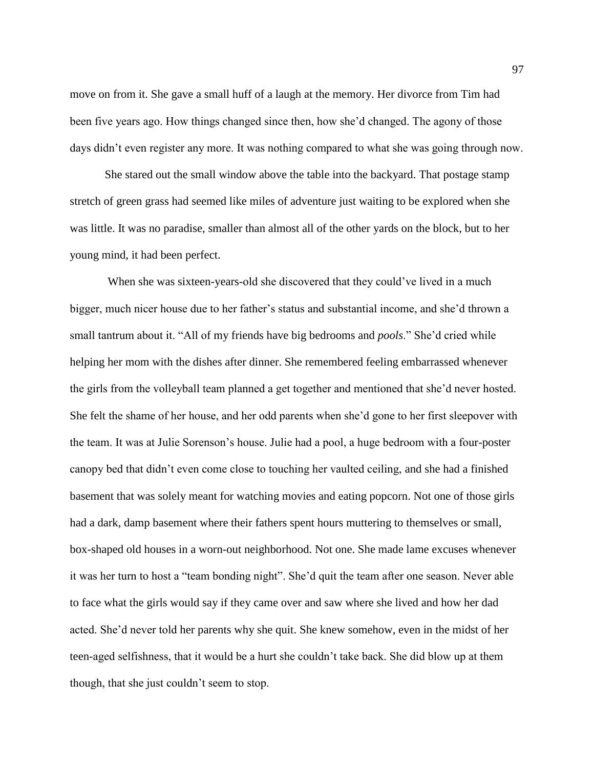move on from it. She gave a small huff of a laugh at the memory. Her divorce from Tim had been five years ago. How things changed since then, how she'd changed. The agony of those days didn't even register any more. It was nothing compared to what she was going through now.

She stared out the small window above the table into the backyard. That postage stamp stretch of green grass had seemed like miles of adventure just waiting to be explored when she was little. It was no paradise, smaller than almost all of the other yards on the block, but to her young mind, it had been perfect.

When she was sixteen-years-old she discovered that they could've lived in a much bigger, much nicer house due to her father's status and substantial income, and she'd thrown a small tantrum about it. "All of my friends have big bedrooms and *pools*." She'd cried while helping her mom with the dishes after dinner. She remembered feeling embarrassed whenever the girls from the volleyball team planned a get together and mentioned that she'd never hosted. She felt the shame of her house, and her odd parents when she'd gone to her first sleepover with the team. It was at Julie Sorenson's house. Julie had a pool, a huge bedroom with a four-poster canopy bed that didn't even come close to touching her vaulted ceiling, and she had a finished basement that was solely meant for watching movies and eating popcorn. Not one of those girls had a dark, damp basement where their fathers spent hours muttering to themselves or small, box-shaped old houses in a worn-out neighborhood. Not one. She made lame excuses whenever it was her turn to host a "team bonding night". She'd quit the team after one season. Never able to face what the girls would say if they came over and saw where she lived and how her dad acted. She'd never told her parents why she quit. She knew somehow, even in the midst of her teen-aged selfishness, that it would be a hurt she couldn't take back. She did blow up at them though, that she just couldn't seem to stop.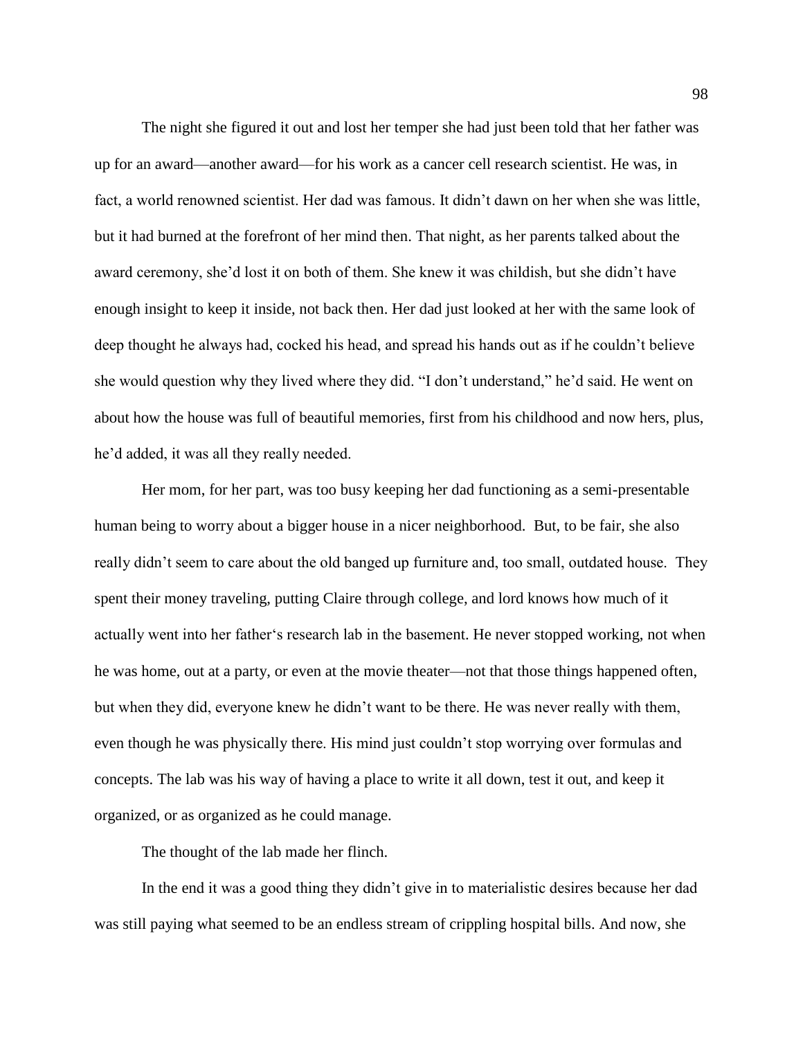The night she figured it out and lost her temper she had just been told that her father was up for an award—another award—for his work as a cancer cell research scientist. He was, in fact, a world renowned scientist. Her dad was famous. It didn't dawn on her when she was little, but it had burned at the forefront of her mind then. That night, as her parents talked about the award ceremony, she'd lost it on both of them. She knew it was childish, but she didn't have enough insight to keep it inside, not back then. Her dad just looked at her with the same look of deep thought he always had, cocked his head, and spread his hands out as if he couldn't believe she would question why they lived where they did. "I don't understand," he'd said. He went on about how the house was full of beautiful memories, first from his childhood and now hers, plus, he'd added, it was all they really needed.

Her mom, for her part, was too busy keeping her dad functioning as a semi-presentable human being to worry about a bigger house in a nicer neighborhood. But, to be fair, she also really didn't seem to care about the old banged up furniture and, too small, outdated house. They spent their money traveling, putting Claire through college, and lord knows how much of it actually went into her father's research lab in the basement. He never stopped working, not when he was home, out at a party, or even at the movie theater—not that those things happened often, but when they did, everyone knew he didn't want to be there. He was never really with them, even though he was physically there. His mind just couldn't stop worrying over formulas and concepts. The lab was his way of having a place to write it all down, test it out, and keep it organized, or as organized as he could manage.

The thought of the lab made her flinch.

In the end it was a good thing they didn't give in to materialistic desires because her dad was still paying what seemed to be an endless stream of crippling hospital bills. And now, she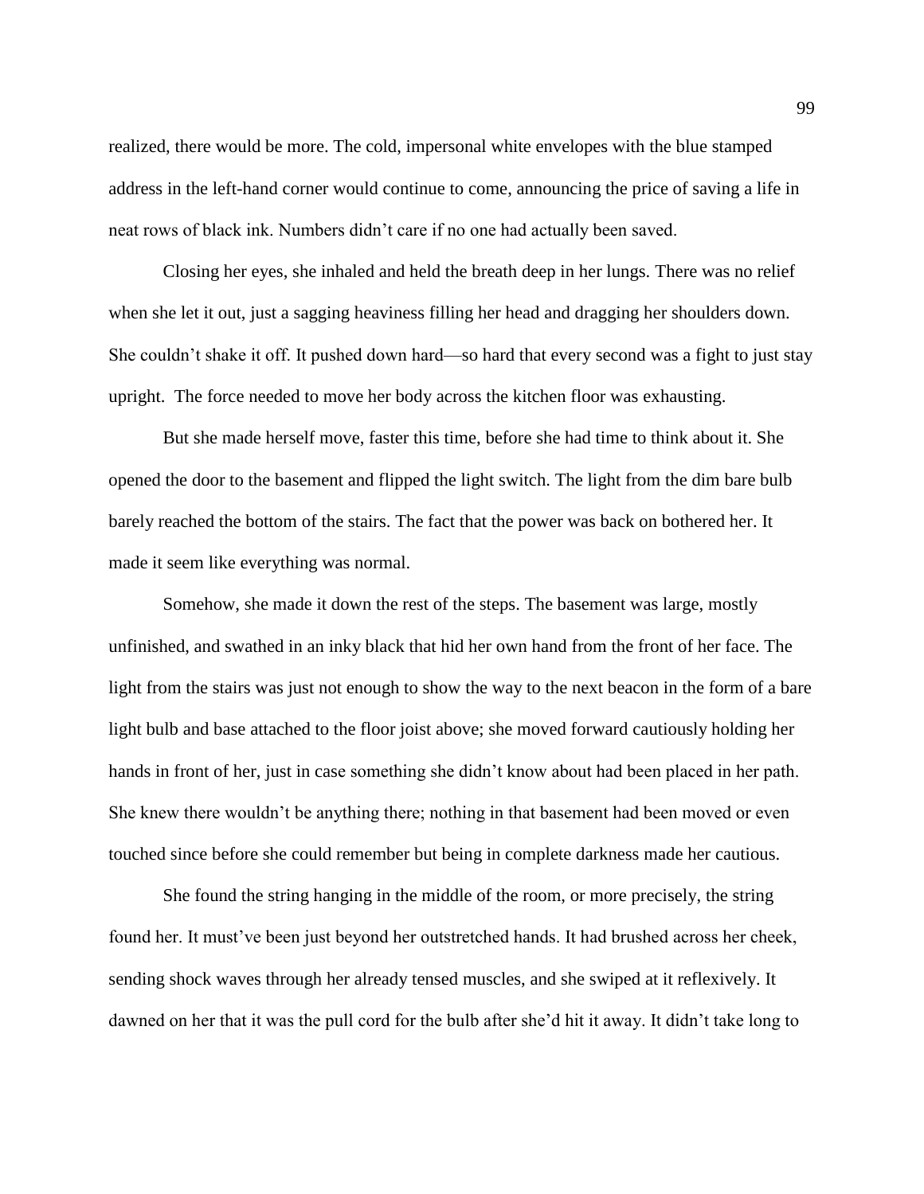realized, there would be more. The cold, impersonal white envelopes with the blue stamped address in the left-hand corner would continue to come, announcing the price of saving a life in neat rows of black ink. Numbers didn't care if no one had actually been saved.

Closing her eyes, she inhaled and held the breath deep in her lungs. There was no relief when she let it out, just a sagging heaviness filling her head and dragging her shoulders down. She couldn't shake it off. It pushed down hard—so hard that every second was a fight to just stay upright. The force needed to move her body across the kitchen floor was exhausting.

But she made herself move, faster this time, before she had time to think about it. She opened the door to the basement and flipped the light switch. The light from the dim bare bulb barely reached the bottom of the stairs. The fact that the power was back on bothered her. It made it seem like everything was normal.

Somehow, she made it down the rest of the steps. The basement was large, mostly unfinished, and swathed in an inky black that hid her own hand from the front of her face. The light from the stairs was just not enough to show the way to the next beacon in the form of a bare light bulb and base attached to the floor joist above; she moved forward cautiously holding her hands in front of her, just in case something she didn't know about had been placed in her path. She knew there wouldn't be anything there; nothing in that basement had been moved or even touched since before she could remember but being in complete darkness made her cautious.

She found the string hanging in the middle of the room, or more precisely, the string found her. It must've been just beyond her outstretched hands. It had brushed across her cheek, sending shock waves through her already tensed muscles, and she swiped at it reflexively. It dawned on her that it was the pull cord for the bulb after she'd hit it away. It didn't take long to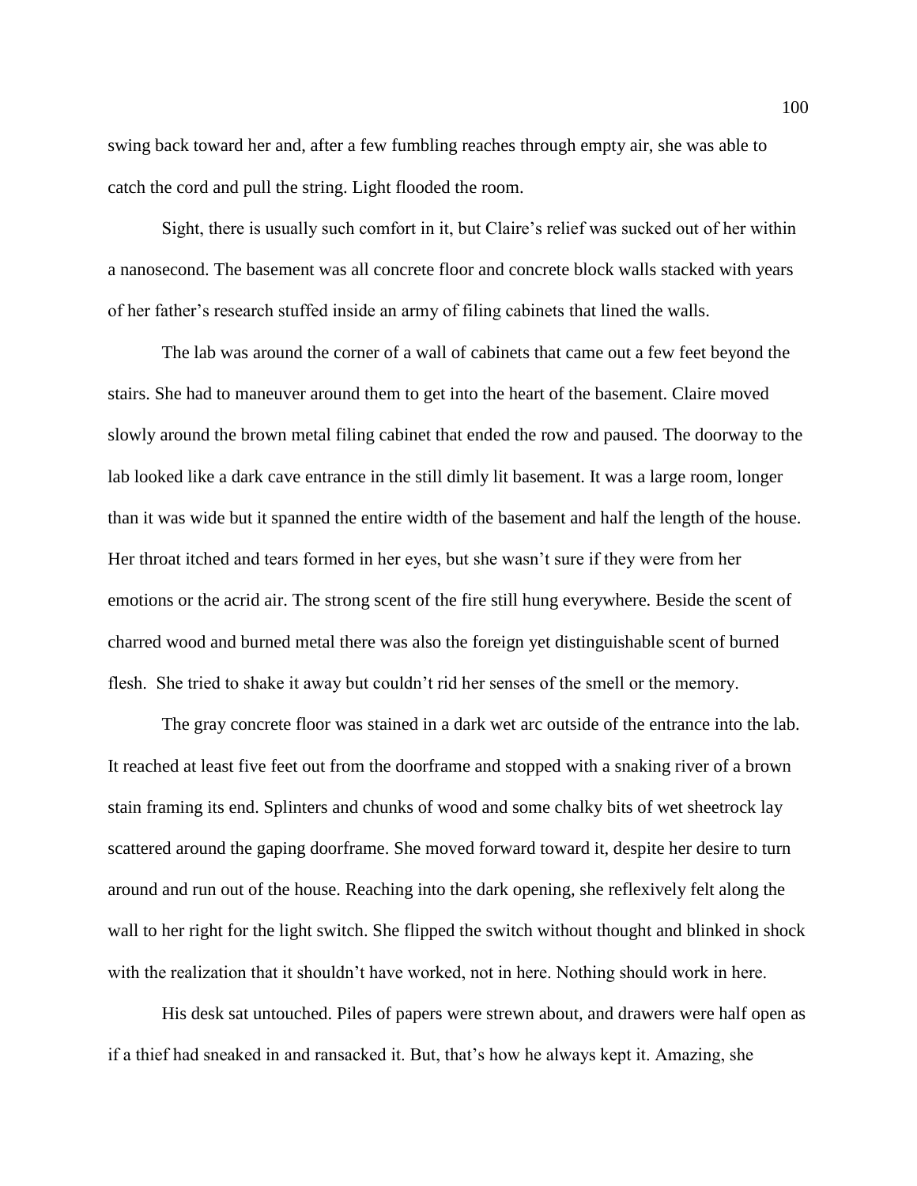swing back toward her and, after a few fumbling reaches through empty air, she was able to catch the cord and pull the string. Light flooded the room.

Sight, there is usually such comfort in it, but Claire's relief was sucked out of her within a nanosecond. The basement was all concrete floor and concrete block walls stacked with years of her father's research stuffed inside an army of filing cabinets that lined the walls.

The lab was around the corner of a wall of cabinets that came out a few feet beyond the stairs. She had to maneuver around them to get into the heart of the basement. Claire moved slowly around the brown metal filing cabinet that ended the row and paused. The doorway to the lab looked like a dark cave entrance in the still dimly lit basement. It was a large room, longer than it was wide but it spanned the entire width of the basement and half the length of the house. Her throat itched and tears formed in her eyes, but she wasn't sure if they were from her emotions or the acrid air. The strong scent of the fire still hung everywhere. Beside the scent of charred wood and burned metal there was also the foreign yet distinguishable scent of burned flesh. She tried to shake it away but couldn't rid her senses of the smell or the memory.

The gray concrete floor was stained in a dark wet arc outside of the entrance into the lab. It reached at least five feet out from the doorframe and stopped with a snaking river of a brown stain framing its end. Splinters and chunks of wood and some chalky bits of wet sheetrock lay scattered around the gaping doorframe. She moved forward toward it, despite her desire to turn around and run out of the house. Reaching into the dark opening, she reflexively felt along the wall to her right for the light switch. She flipped the switch without thought and blinked in shock with the realization that it shouldn't have worked, not in here. Nothing should work in here.

His desk sat untouched. Piles of papers were strewn about, and drawers were half open as if a thief had sneaked in and ransacked it. But, that's how he always kept it. Amazing, she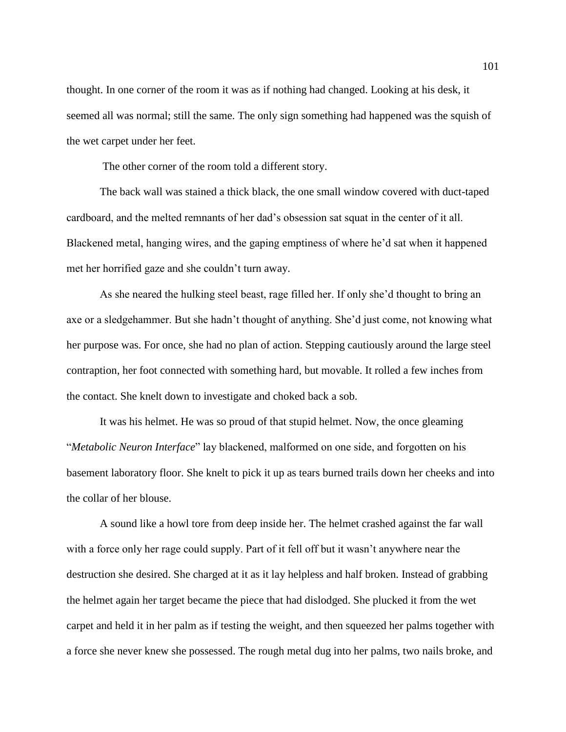thought. In one corner of the room it was as if nothing had changed. Looking at his desk, it seemed all was normal; still the same. The only sign something had happened was the squish of the wet carpet under her feet.

The other corner of the room told a different story.

The back wall was stained a thick black, the one small window covered with duct-taped cardboard, and the melted remnants of her dad's obsession sat squat in the center of it all. Blackened metal, hanging wires, and the gaping emptiness of where he'd sat when it happened met her horrified gaze and she couldn't turn away.

As she neared the hulking steel beast, rage filled her. If only she'd thought to bring an axe or a sledgehammer. But she hadn't thought of anything. She'd just come, not knowing what her purpose was. For once, she had no plan of action. Stepping cautiously around the large steel contraption, her foot connected with something hard, but movable. It rolled a few inches from the contact. She knelt down to investigate and choked back a sob.

It was his helmet. He was so proud of that stupid helmet. Now, the once gleaming "*Metabolic Neuron Interface*" lay blackened, malformed on one side, and forgotten on his basement laboratory floor. She knelt to pick it up as tears burned trails down her cheeks and into the collar of her blouse.

A sound like a howl tore from deep inside her. The helmet crashed against the far wall with a force only her rage could supply. Part of it fell off but it wasn't anywhere near the destruction she desired. She charged at it as it lay helpless and half broken. Instead of grabbing the helmet again her target became the piece that had dislodged. She plucked it from the wet carpet and held it in her palm as if testing the weight, and then squeezed her palms together with a force she never knew she possessed. The rough metal dug into her palms, two nails broke, and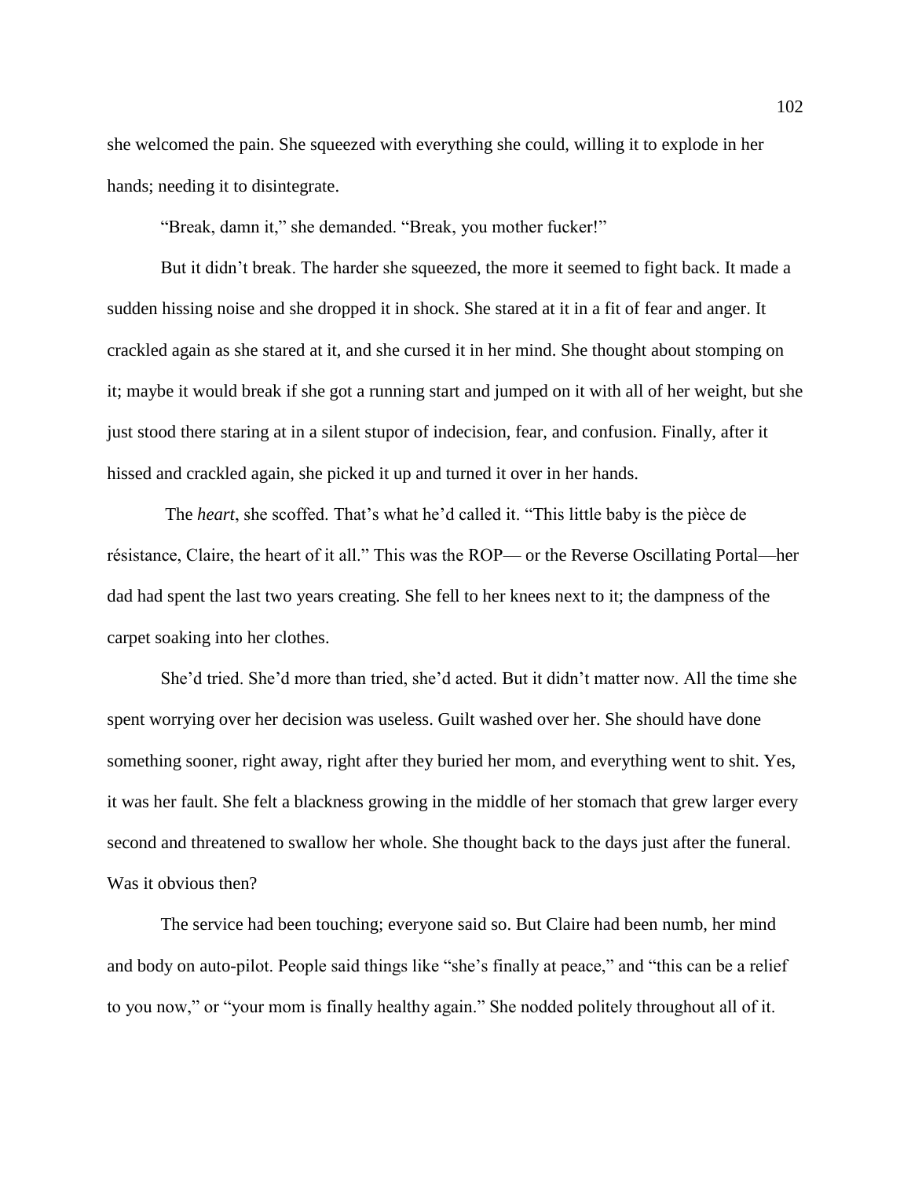she welcomed the pain. She squeezed with everything she could, willing it to explode in her hands; needing it to disintegrate.

"Break, damn it," she demanded. "Break, you mother fucker!"

But it didn't break. The harder she squeezed, the more it seemed to fight back. It made a sudden hissing noise and she dropped it in shock. She stared at it in a fit of fear and anger. It crackled again as she stared at it, and she cursed it in her mind. She thought about stomping on it; maybe it would break if she got a running start and jumped on it with all of her weight, but she just stood there staring at in a silent stupor of indecision, fear, and confusion. Finally, after it hissed and crackled again, she picked it up and turned it over in her hands.

The *heart*, she scoffed. That's what he'd called it. "This little baby is the pièce de résistance, Claire, the heart of it all." This was the ROP— or the Reverse Oscillating Portal—her dad had spent the last two years creating. She fell to her knees next to it; the dampness of the carpet soaking into her clothes.

She'd tried. She'd more than tried, she'd acted. But it didn't matter now. All the time she spent worrying over her decision was useless. Guilt washed over her. She should have done something sooner, right away, right after they buried her mom, and everything went to shit. Yes, it was her fault. She felt a blackness growing in the middle of her stomach that grew larger every second and threatened to swallow her whole. She thought back to the days just after the funeral. Was it obvious then?

The service had been touching; everyone said so. But Claire had been numb, her mind and body on auto-pilot. People said things like "she's finally at peace," and "this can be a relief to you now," or "your mom is finally healthy again." She nodded politely throughout all of it.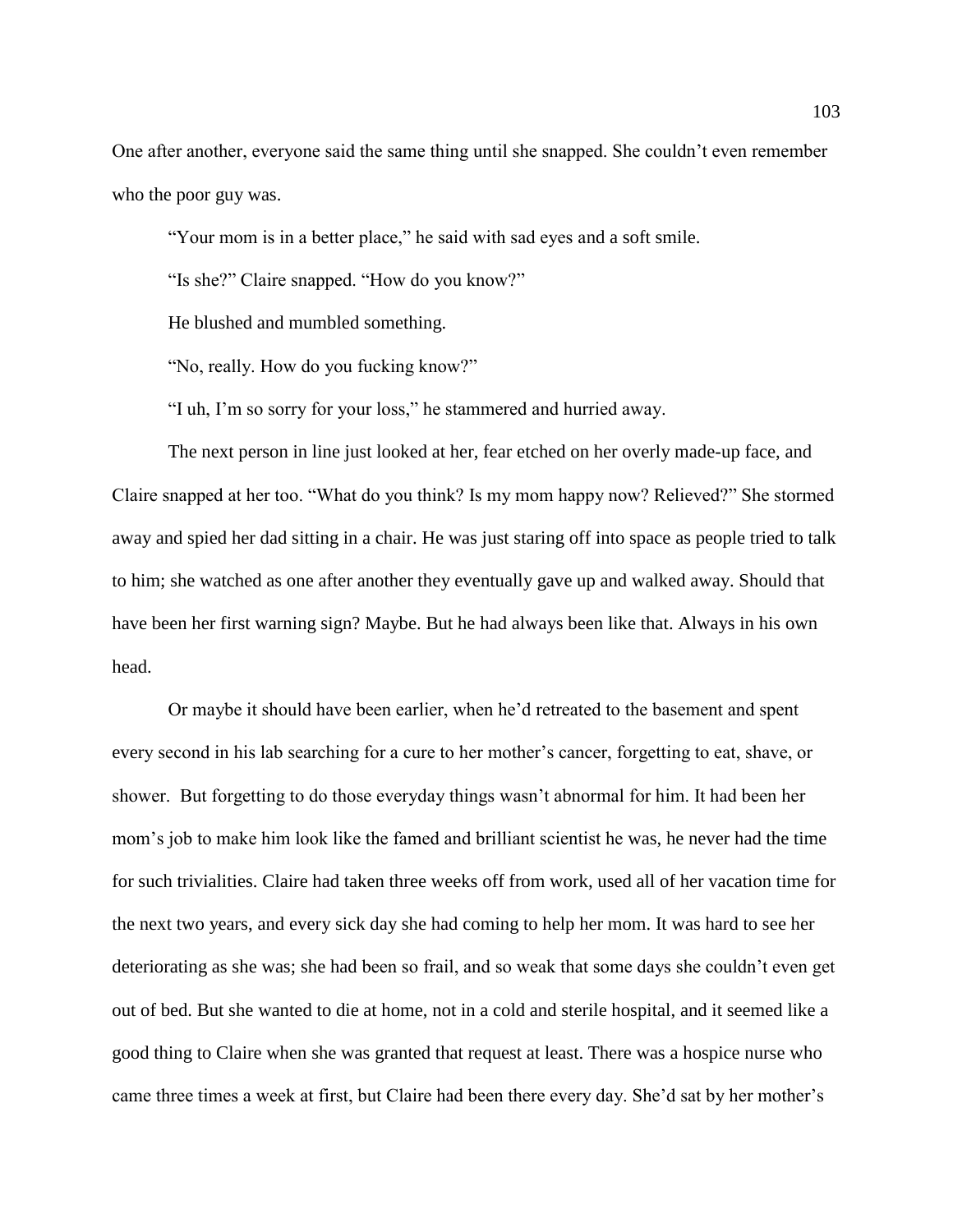One after another, everyone said the same thing until she snapped. She couldn't even remember who the poor guy was.

"Your mom is in a better place," he said with sad eyes and a soft smile.

"Is she?" Claire snapped. "How do you know?"

He blushed and mumbled something.

"No, really. How do you fucking know?"

"I uh, I'm so sorry for your loss," he stammered and hurried away.

The next person in line just looked at her, fear etched on her overly made-up face, and Claire snapped at her too. "What do you think? Is my mom happy now? Relieved?" She stormed away and spied her dad sitting in a chair. He was just staring off into space as people tried to talk to him; she watched as one after another they eventually gave up and walked away. Should that have been her first warning sign? Maybe. But he had always been like that. Always in his own head.

Or maybe it should have been earlier, when he'd retreated to the basement and spent every second in his lab searching for a cure to her mother's cancer, forgetting to eat, shave, or shower. But forgetting to do those everyday things wasn't abnormal for him. It had been her mom's job to make him look like the famed and brilliant scientist he was, he never had the time for such trivialities. Claire had taken three weeks off from work, used all of her vacation time for the next two years, and every sick day she had coming to help her mom. It was hard to see her deteriorating as she was; she had been so frail, and so weak that some days she couldn't even get out of bed. But she wanted to die at home, not in a cold and sterile hospital, and it seemed like a good thing to Claire when she was granted that request at least. There was a hospice nurse who came three times a week at first, but Claire had been there every day. She'd sat by her mother's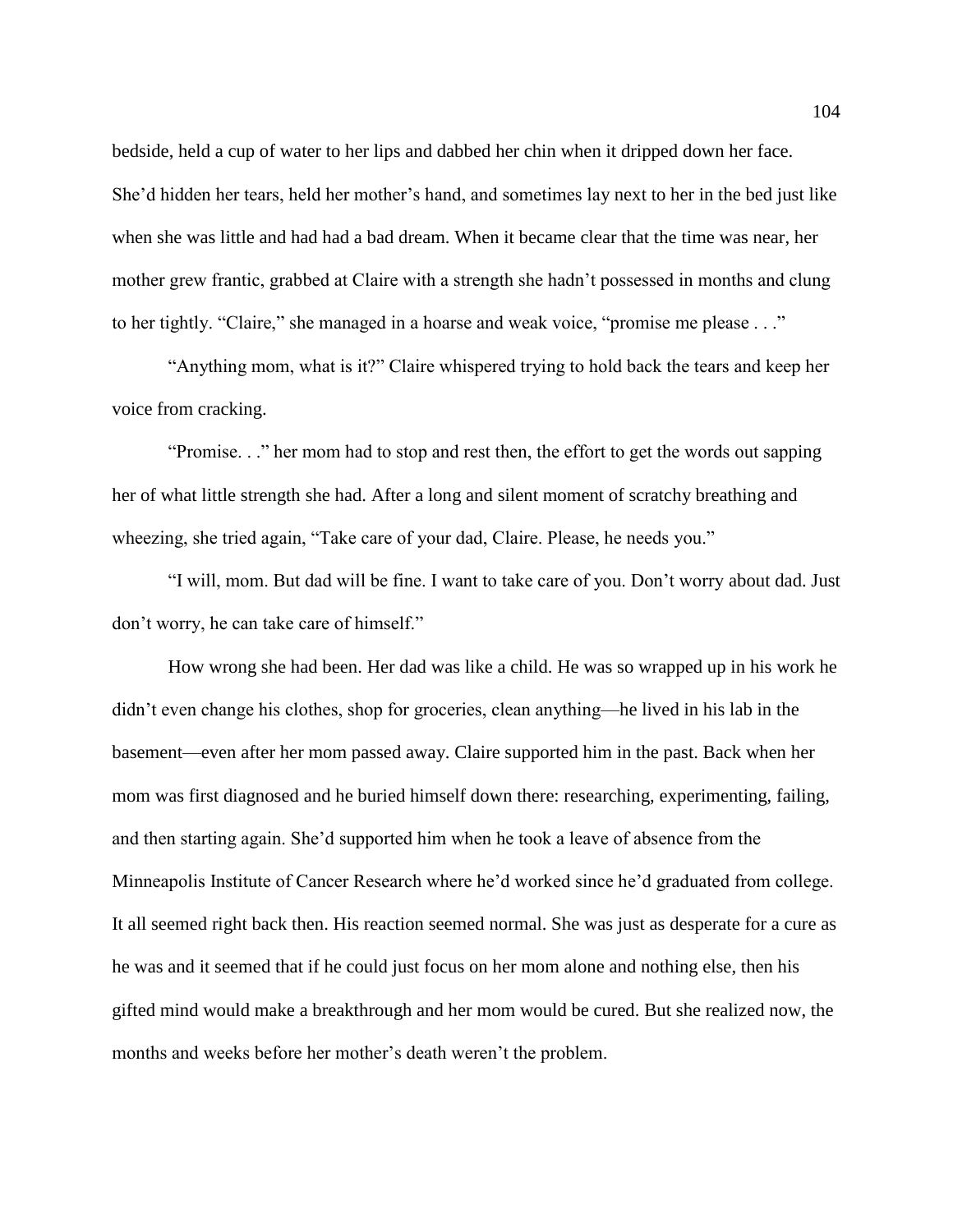bedside, held a cup of water to her lips and dabbed her chin when it dripped down her face. She'd hidden her tears, held her mother's hand, and sometimes lay next to her in the bed just like when she was little and had had a bad dream. When it became clear that the time was near, her mother grew frantic, grabbed at Claire with a strength she hadn't possessed in months and clung to her tightly. "Claire," she managed in a hoarse and weak voice, "promise me please . . ."

"Anything mom, what is it?" Claire whispered trying to hold back the tears and keep her voice from cracking.

"Promise. . ." her mom had to stop and rest then, the effort to get the words out sapping her of what little strength she had. After a long and silent moment of scratchy breathing and wheezing, she tried again, "Take care of your dad, Claire. Please, he needs you."

"I will, mom. But dad will be fine. I want to take care of you. Don't worry about dad. Just don't worry, he can take care of himself."

How wrong she had been. Her dad was like a child. He was so wrapped up in his work he didn't even change his clothes, shop for groceries, clean anything—he lived in his lab in the basement—even after her mom passed away. Claire supported him in the past. Back when her mom was first diagnosed and he buried himself down there: researching, experimenting, failing, and then starting again. She'd supported him when he took a leave of absence from the Minneapolis Institute of Cancer Research where he'd worked since he'd graduated from college. It all seemed right back then. His reaction seemed normal. She was just as desperate for a cure as he was and it seemed that if he could just focus on her mom alone and nothing else, then his gifted mind would make a breakthrough and her mom would be cured. But she realized now, the months and weeks before her mother's death weren't the problem.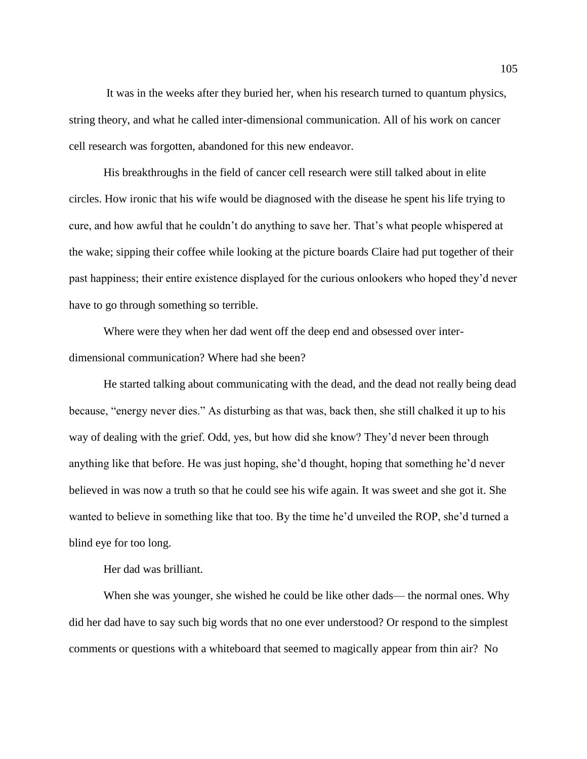It was in the weeks after they buried her, when his research turned to quantum physics, string theory, and what he called inter-dimensional communication. All of his work on cancer cell research was forgotten, abandoned for this new endeavor.

His breakthroughs in the field of cancer cell research were still talked about in elite circles. How ironic that his wife would be diagnosed with the disease he spent his life trying to cure, and how awful that he couldn't do anything to save her. That's what people whispered at the wake; sipping their coffee while looking at the picture boards Claire had put together of their past happiness; their entire existence displayed for the curious onlookers who hoped they'd never have to go through something so terrible.

Where were they when her dad went off the deep end and obsessed over inter-dimensional communication? Where had she been?

He started talking about communicating with the dead, and the dead not really being dead because, "energy never dies." As disturbing as that was, back then, she still chalked it up to his way of dealing with the grief. Odd, yes, but how did she know? They'd never been through anything like that before. He was just hoping, she'd thought, hoping that something he'd never believed in was now a truth so that he could see his wife again. It was sweet and she got it. She wanted to believe in something like that too. By the time he'd unveiled the ROP, she'd turned a blind eye for too long.

Her dad was brilliant.

When she was younger, she wished he could be like other dads— the normal ones. Why did her dad have to say such big words that no one ever understood? Or respond to the simplest comments or questions with a whiteboard that seemed to magically appear from thin air? No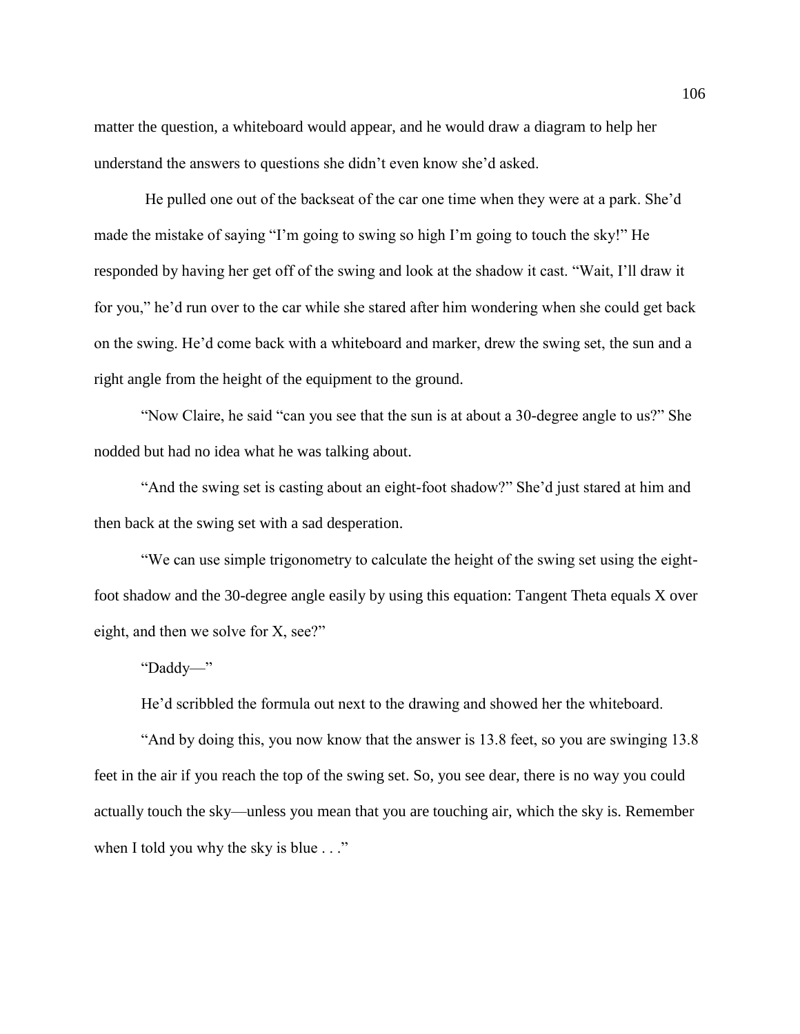matter the question, a whiteboard would appear, and he would draw a diagram to help her understand the answers to questions she didn't even know she'd asked.

He pulled one out of the backseat of the car one time when they were at a park. She'd made the mistake of saying "I'm going to swing so high I'm going to touch the sky!" He responded by having her get off of the swing and look at the shadow it cast. "Wait, I'll draw it for you," he'd run over to the car while she stared after him wondering when she could get back on the swing. He'd come back with a whiteboard and marker, drew the swing set, the sun and a right angle from the height of the equipment to the ground.

"Now Claire, he said "can you see that the sun is at about a 30-degree angle to us?" She nodded but had no idea what he was talking about.

"And the swing set is casting about an eight-foot shadow?" She'd just stared at him and then back at the swing set with a sad desperation.

"We can use simple trigonometry to calculate the height of the swing set using the eight-foot shadow and the 30-degree angle easily by using this equation: Tangent Theta equals X over eight, and then we solve for X, see?"

"Daddy—"

He'd scribbled the formula out next to the drawing and showed her the whiteboard.

"And by doing this, you now know that the answer is 13.8 feet, so you are swinging 13.8 feet in the air if you reach the top of the swing set. So, you see dear, there is no way you could actually touch the sky—unless you mean that you are touching air, which the sky is. Remember when I told you why the sky is blue . . ."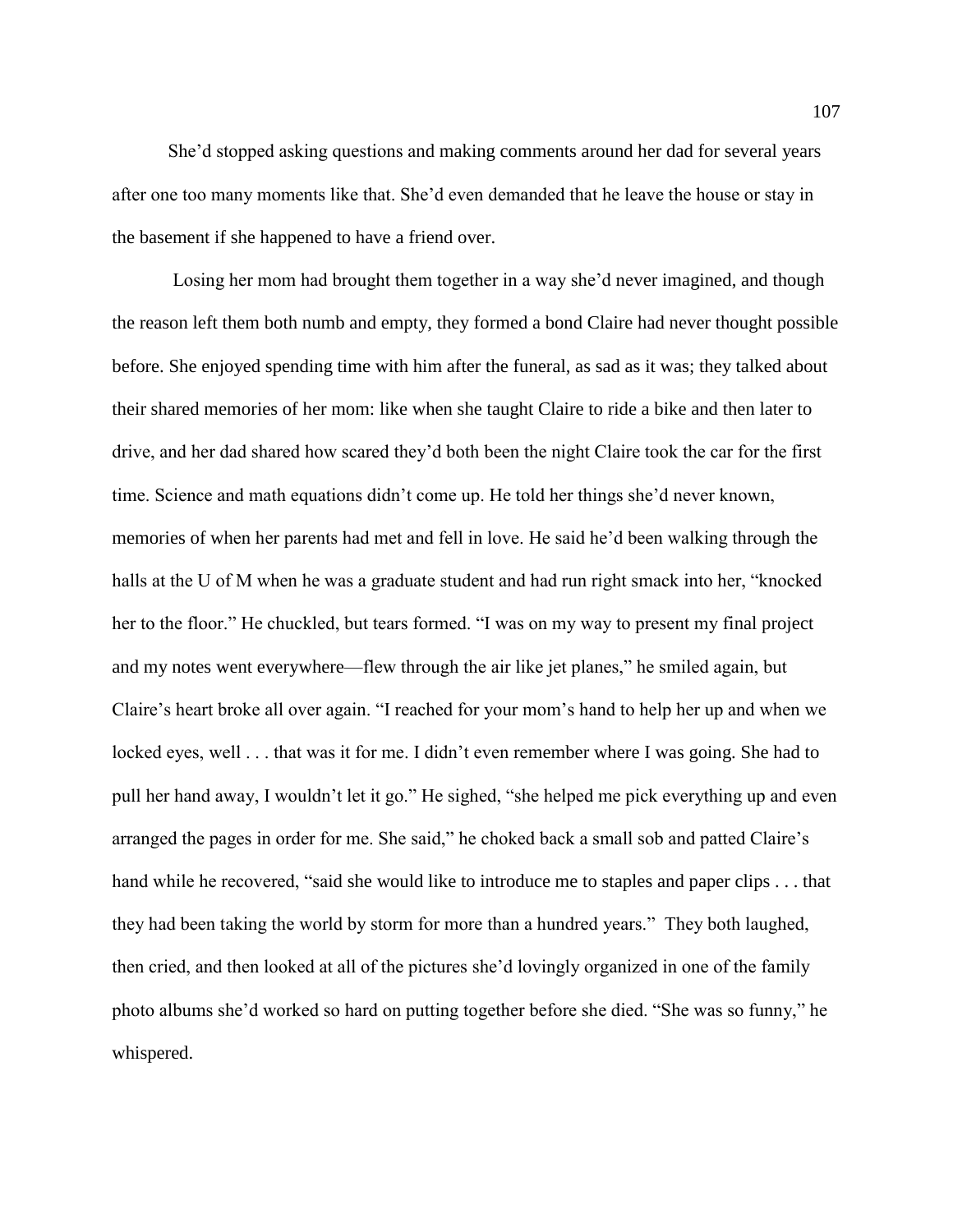She'd stopped asking questions and making comments around her dad for several years after one too many moments like that. She'd even demanded that he leave the house or stay in the basement if she happened to have a friend over.

Losing her mom had brought them together in a way she'd never imagined, and though the reason left them both numb and empty, they formed a bond Claire had never thought possible before. She enjoyed spending time with him after the funeral, as sad as it was; they talked about their shared memories of her mom: like when she taught Claire to ride a bike and then later to drive, and her dad shared how scared they'd both been the night Claire took the car for the first time. Science and math equations didn't come up. He told her things she'd never known, memories of when her parents had met and fell in love. He said he'd been walking through the halls at the U of M when he was a graduate student and had run right smack into her, "knocked her to the floor." He chuckled, but tears formed. "I was on my way to present my final project and my notes went everywhere—flew through the air like jet planes," he smiled again, but Claire's heart broke all over again. "I reached for your mom's hand to help her up and when we locked eyes, well . . . that was it for me. I didn't even remember where I was going. She had to pull her hand away, I wouldn't let it go." He sighed, "she helped me pick everything up and even arranged the pages in order for me. She said," he choked back a small sob and patted Claire's hand while he recovered, "said she would like to introduce me to staples and paper clips . . . that they had been taking the world by storm for more than a hundred years." They both laughed, then cried, and then looked at all of the pictures she'd lovingly organized in one of the family photo albums she'd worked so hard on putting together before she died. "She was so funny," he whispered.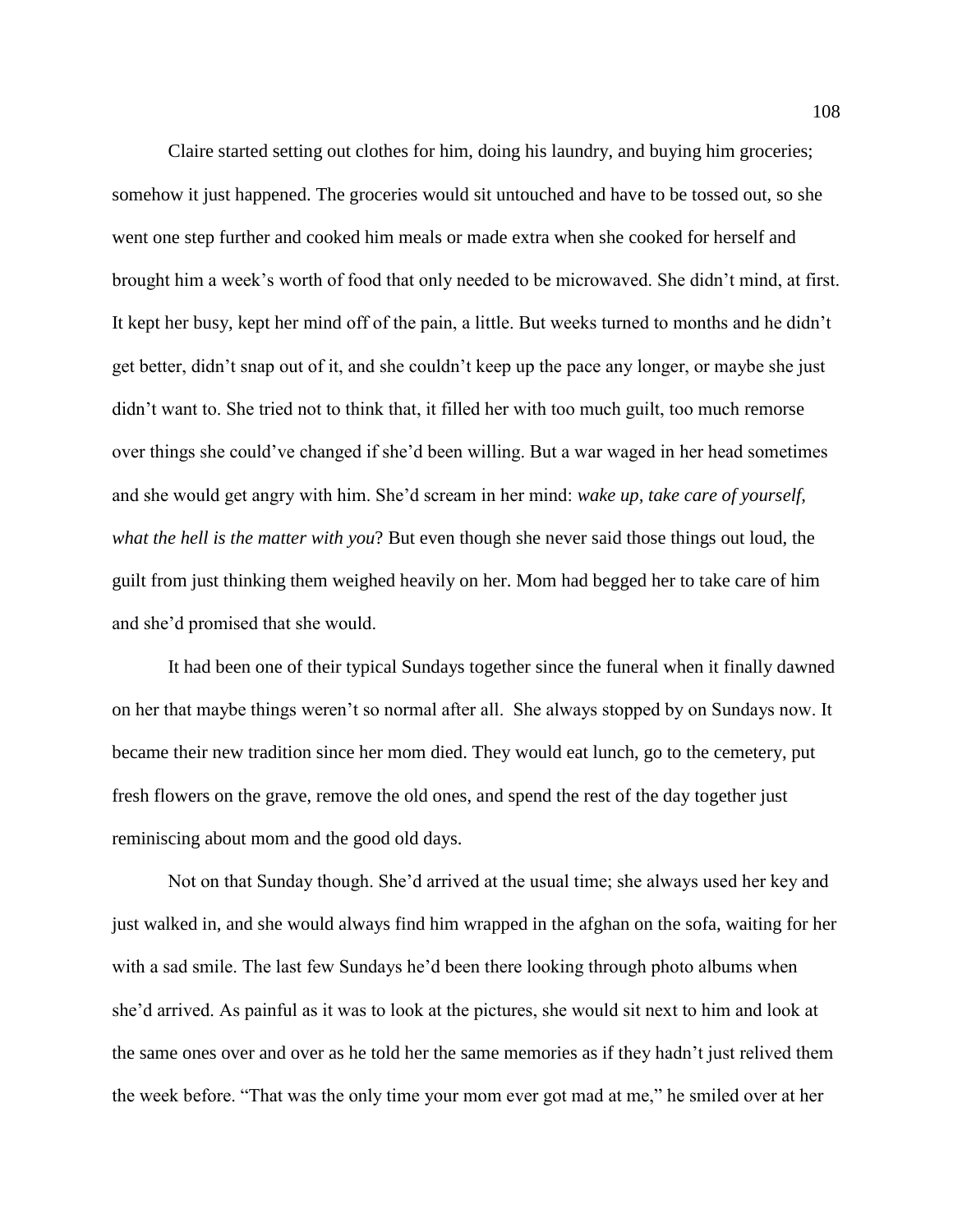Claire started setting out clothes for him, doing his laundry, and buying him groceries; somehow it just happened. The groceries would sit untouched and have to be tossed out, so she went one step further and cooked him meals or made extra when she cooked for herself and brought him a week's worth of food that only needed to be microwaved. She didn't mind, at first. It kept her busy, kept her mind off of the pain, a little. But weeks turned to months and he didn't get better, didn't snap out of it, and she couldn't keep up the pace any longer, or maybe she just didn't want to. She tried not to think that, it filled her with too much guilt, too much remorse over things she could've changed if she'd been willing. But a war waged in her head sometimes and she would get angry with him. She'd scream in her mind: *wake up, take care of yourself, what the hell is the matter with you*? But even though she never said those things out loud, the guilt from just thinking them weighed heavily on her. Mom had begged her to take care of him and she'd promised that she would.

It had been one of their typical Sundays together since the funeral when it finally dawned on her that maybe things weren't so normal after all. She always stopped by on Sundays now. It became their new tradition since her mom died. They would eat lunch, go to the cemetery, put fresh flowers on the grave, remove the old ones, and spend the rest of the day together just reminiscing about mom and the good old days.

Not on that Sunday though. She'd arrived at the usual time; she always used her key and just walked in, and she would always find him wrapped in the afghan on the sofa, waiting for her with a sad smile. The last few Sundays he'd been there looking through photo albums when she'd arrived. As painful as it was to look at the pictures, she would sit next to him and look at the same ones over and over as he told her the same memories as if they hadn't just relived them the week before. "That was the only time your mom ever got mad at me," he smiled over at her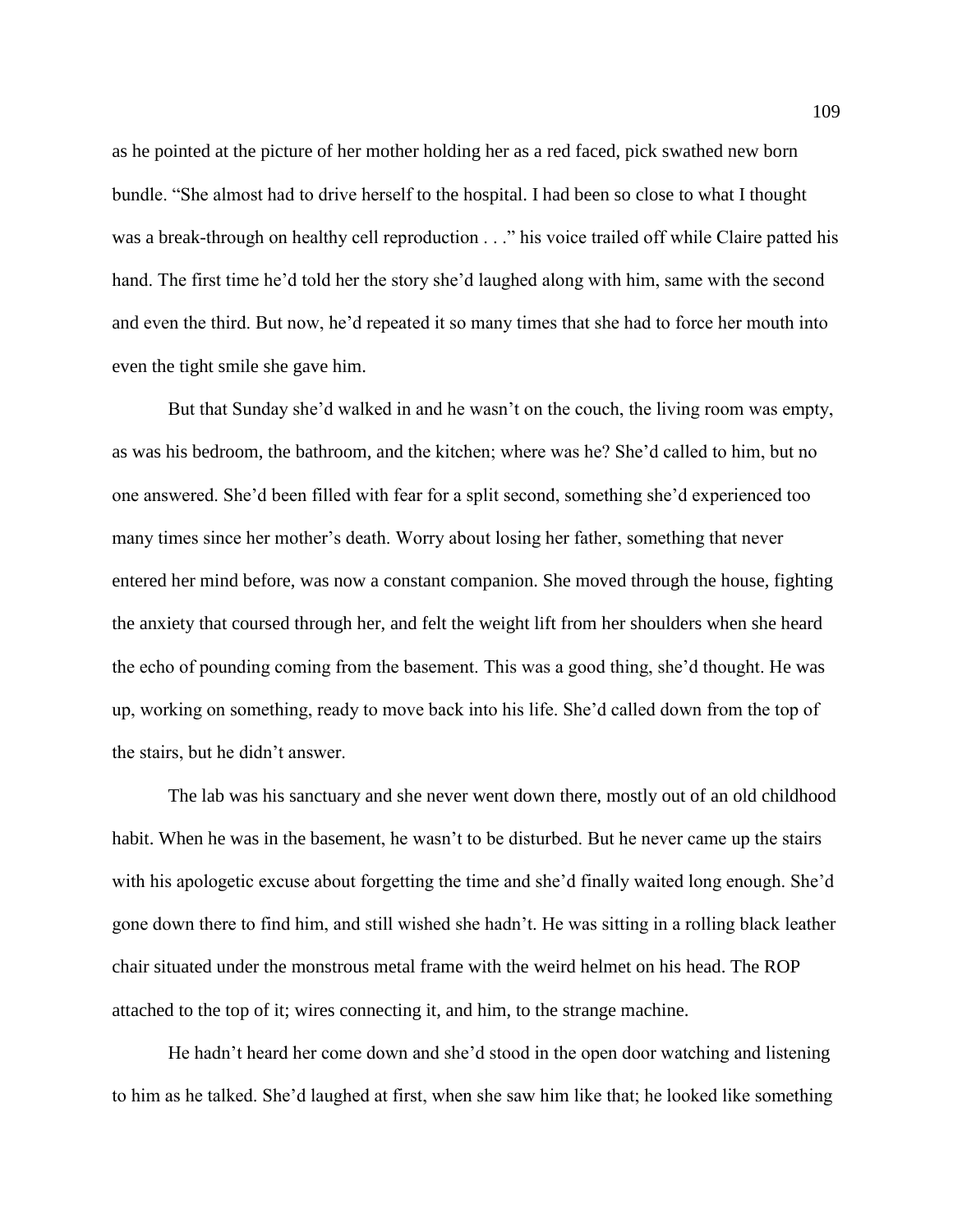as he pointed at the picture of her mother holding her as a red faced, pick swathed new born bundle. "She almost had to drive herself to the hospital. I had been so close to what I thought was a break-through on healthy cell reproduction . . ." his voice trailed off while Claire patted his hand. The first time he'd told her the story she'd laughed along with him, same with the second and even the third. But now, he'd repeated it so many times that she had to force her mouth into even the tight smile she gave him.

But that Sunday she'd walked in and he wasn't on the couch, the living room was empty, as was his bedroom, the bathroom, and the kitchen; where was he? She'd called to him, but no one answered. She'd been filled with fear for a split second, something she'd experienced too many times since her mother's death. Worry about losing her father, something that never entered her mind before, was now a constant companion. She moved through the house, fighting the anxiety that coursed through her, and felt the weight lift from her shoulders when she heard the echo of pounding coming from the basement. This was a good thing, she'd thought. He was up, working on something, ready to move back into his life. She'd called down from the top of the stairs, but he didn't answer.

The lab was his sanctuary and she never went down there, mostly out of an old childhood habit. When he was in the basement, he wasn't to be disturbed. But he never came up the stairs with his apologetic excuse about forgetting the time and she'd finally waited long enough. She'd gone down there to find him, and still wished she hadn't. He was sitting in a rolling black leather chair situated under the monstrous metal frame with the weird helmet on his head. The ROP attached to the top of it; wires connecting it, and him, to the strange machine.

He hadn't heard her come down and she'd stood in the open door watching and listening to him as he talked. She'd laughed at first, when she saw him like that; he looked like something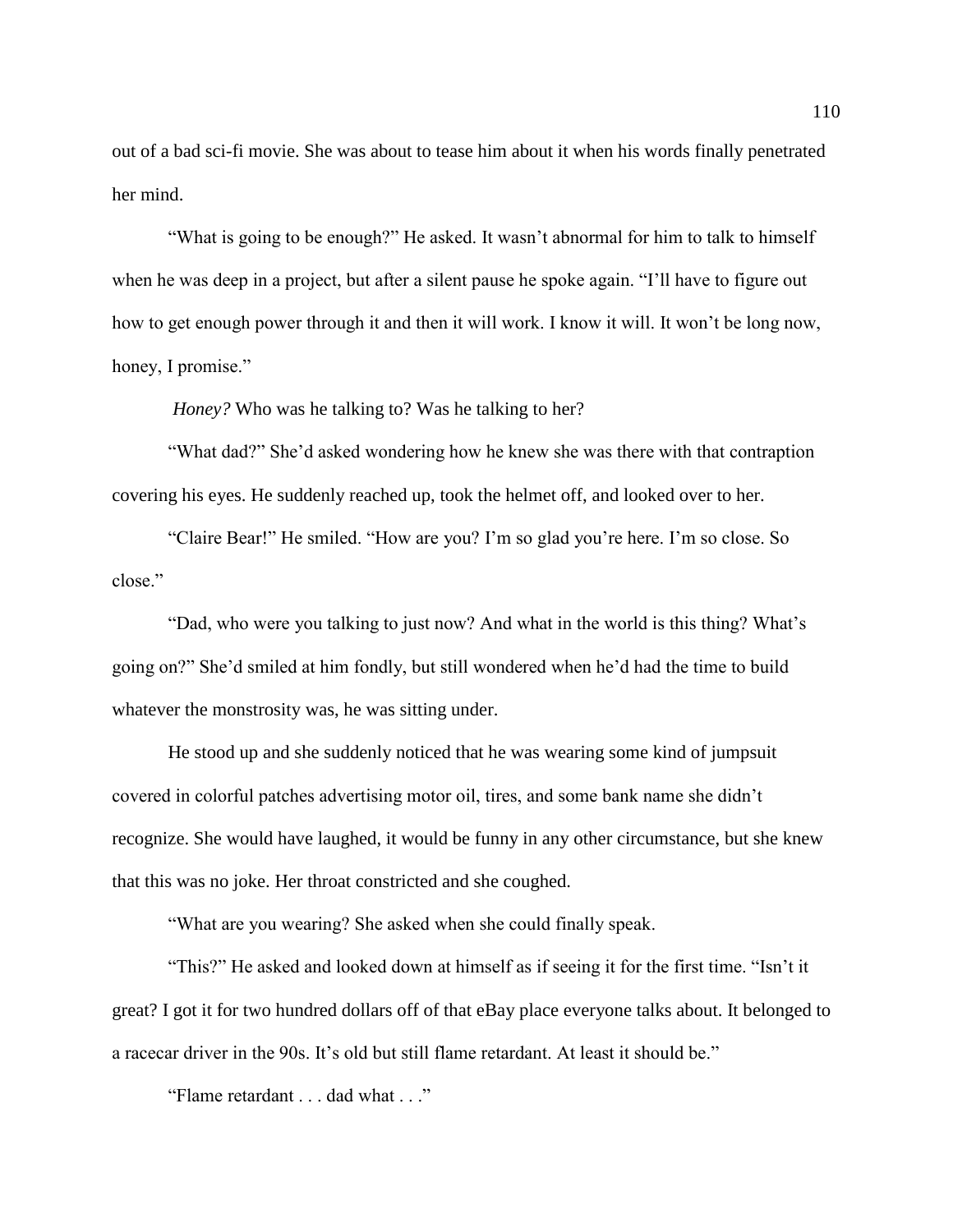out of a bad sci-fi movie. She was about to tease him about it when his words finally penetrated her mind.

"What is going to be enough?" He asked. It wasn't abnormal for him to talk to himself when he was deep in a project, but after a silent pause he spoke again. "I'll have to figure out how to get enough power through it and then it will work. I know it will. It won't be long now, honey, I promise."

*Honey?* Who was he talking to? Was he talking to her?

"What dad?" She'd asked wondering how he knew she was there with that contraption covering his eyes. He suddenly reached up, took the helmet off, and looked over to her.

"Claire Bear!" He smiled. "How are you? I'm so glad you're here. I'm so close. So close."

"Dad, who were you talking to just now? And what in the world is this thing? What's going on?" She'd smiled at him fondly, but still wondered when he'd had the time to build whatever the monstrosity was, he was sitting under.

He stood up and she suddenly noticed that he was wearing some kind of jumpsuit covered in colorful patches advertising motor oil, tires, and some bank name she didn't recognize. She would have laughed, it would be funny in any other circumstance, but she knew that this was no joke. Her throat constricted and she coughed.

"What are you wearing? She asked when she could finally speak.

"This?" He asked and looked down at himself as if seeing it for the first time. "Isn't it great? I got it for two hundred dollars off of that eBay place everyone talks about. It belonged to a racecar driver in the 90s. It's old but still flame retardant. At least it should be."

"Flame retardant . . . dad what . . ."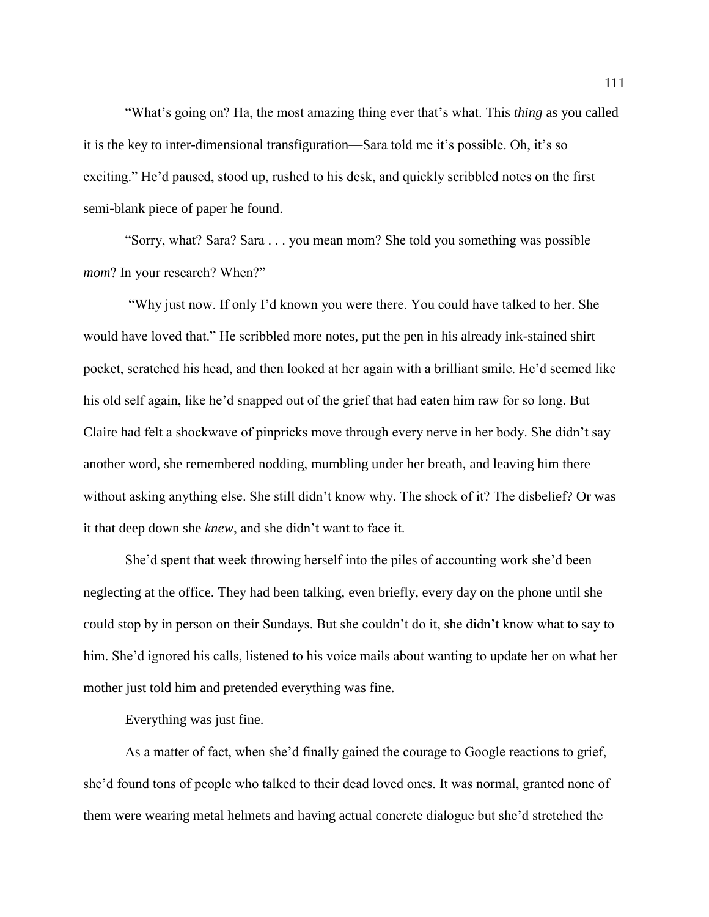"What's going on? Ha, the most amazing thing ever that's what. This *thing* as you called it is the key to inter-dimensional transfiguration—Sara told me it's possible. Oh, it's so exciting." He'd paused, stood up, rushed to his desk, and quickly scribbled notes on the first semi-blank piece of paper he found.

"Sorry, what? Sara? Sara . . . you mean mom? She told you something was possible—*mom*? In your research? When?"

"Why just now. If only I'd known you were there. You could have talked to her. She would have loved that." He scribbled more notes, put the pen in his already ink-stained shirt pocket, scratched his head, and then looked at her again with a brilliant smile. He'd seemed like his old self again, like he'd snapped out of the grief that had eaten him raw for so long. But Claire had felt a shockwave of pinpricks move through every nerve in her body. She didn't say another word, she remembered nodding, mumbling under her breath, and leaving him there without asking anything else. She still didn't know why. The shock of it? The disbelief? Or was it that deep down she *knew*, and she didn't want to face it.

She'd spent that week throwing herself into the piles of accounting work she'd been neglecting at the office. They had been talking, even briefly, every day on the phone until she could stop by in person on their Sundays. But she couldn't do it, she didn't know what to say to him. She'd ignored his calls, listened to his voice mails about wanting to update her on what her mother just told him and pretended everything was fine.

Everything was just fine.

As a matter of fact, when she'd finally gained the courage to Google reactions to grief, she'd found tons of people who talked to their dead loved ones. It was normal, granted none of them were wearing metal helmets and having actual concrete dialogue but she'd stretched the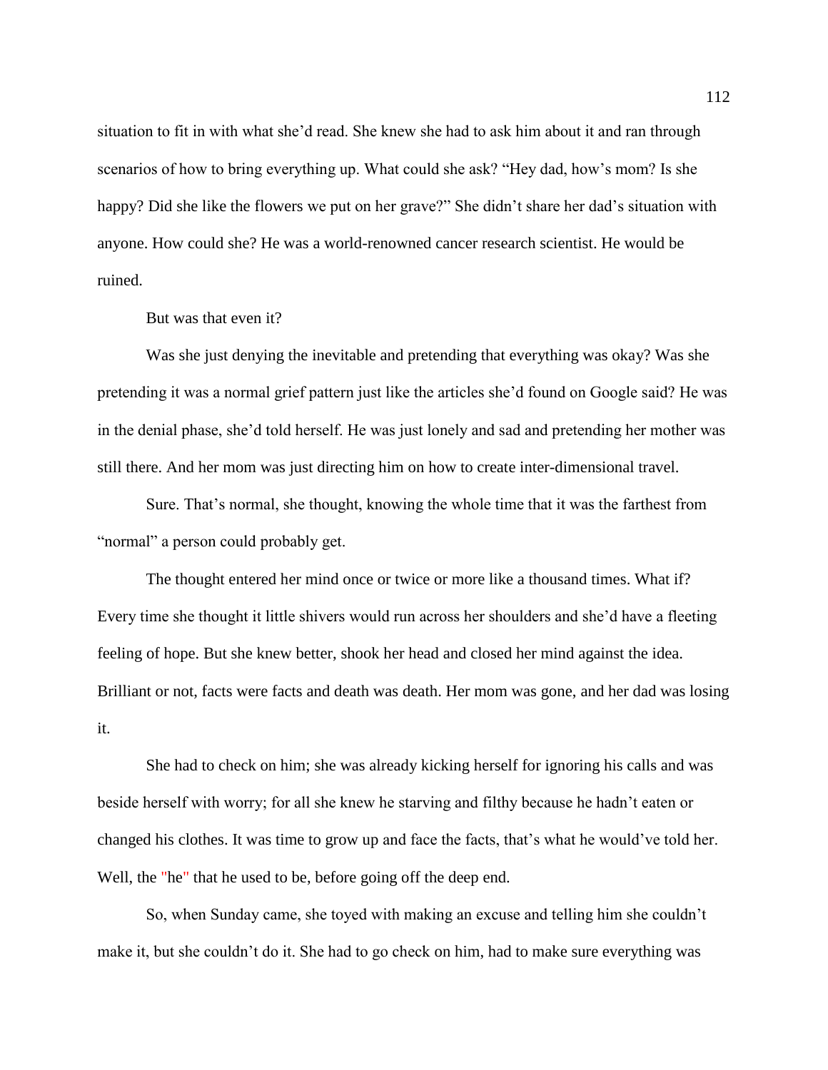situation to fit in with what she'd read. She knew she had to ask him about it and ran through scenarios of how to bring everything up. What could she ask? "Hey dad, how's mom? Is she happy? Did she like the flowers we put on her grave?" She didn't share her dad's situation with anyone. How could she? He was a world-renowned cancer research scientist. He would be ruined.

But was that even it?

Was she just denying the inevitable and pretending that everything was okay? Was she pretending it was a normal grief pattern just like the articles she'd found on Google said? He was in the denial phase, she'd told herself. He was just lonely and sad and pretending her mother was still there. And her mom was just directing him on how to create inter-dimensional travel.

Sure. That's normal, she thought, knowing the whole time that it was the farthest from "normal" a person could probably get.

The thought entered her mind once or twice or more like a thousand times. What if? Every time she thought it little shivers would run across her shoulders and she'd have a fleeting feeling of hope. But she knew better, shook her head and closed her mind against the idea. Brilliant or not, facts were facts and death was death. Her mom was gone, and her dad was losing it.

She had to check on him; she was already kicking herself for ignoring his calls and was beside herself with worry; for all she knew he starving and filthy because he hadn't eaten or changed his clothes. It was time to grow up and face the facts, that's what he would've told her. Well, the "he" that he used to be, before going off the deep end.

So, when Sunday came, she toyed with making an excuse and telling him she couldn't make it, but she couldn't do it. She had to go check on him, had to make sure everything was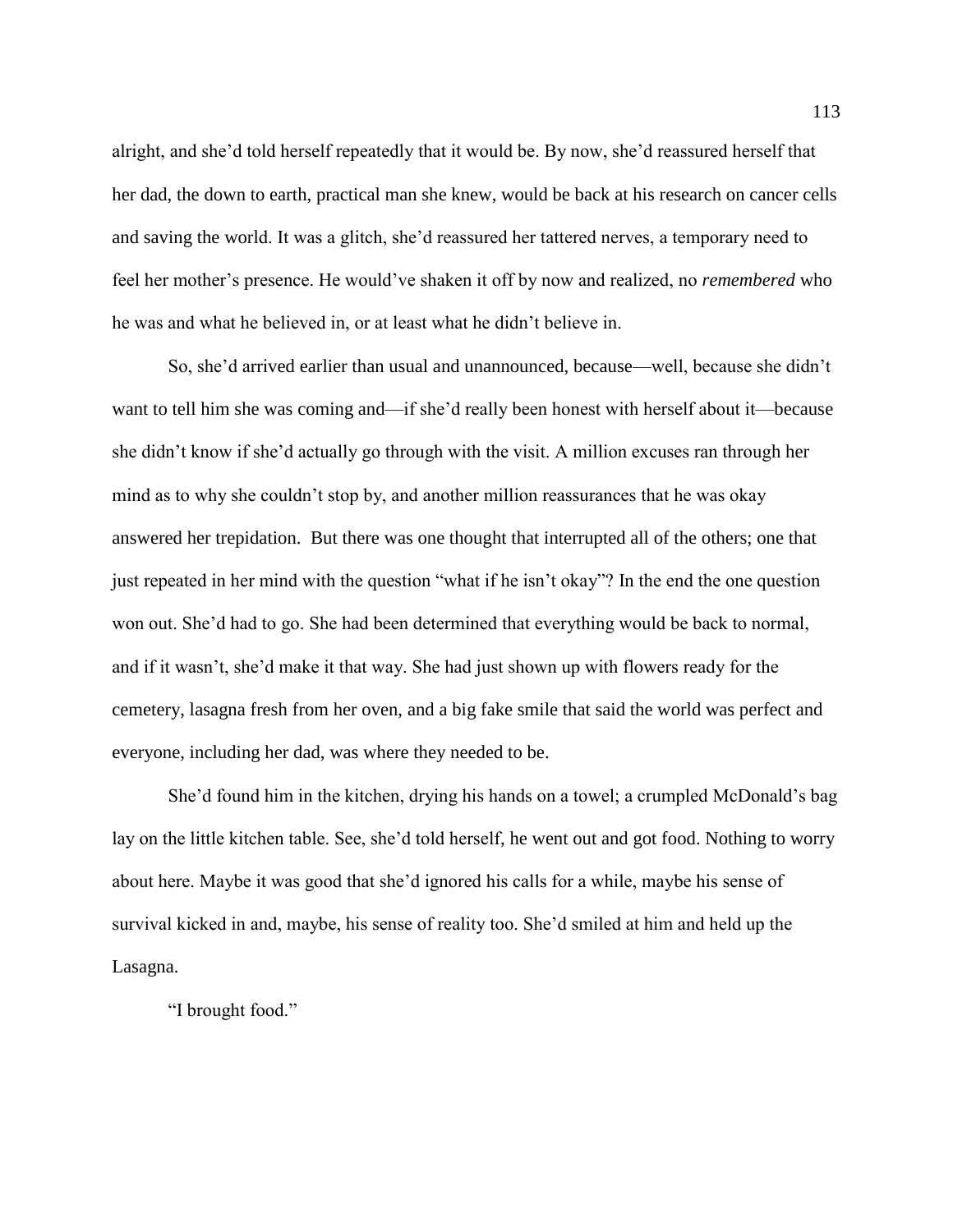alright, and she'd told herself repeatedly that it would be. By now, she'd reassured herself that her dad, the down to earth, practical man she knew, would be back at his research on cancer cells and saving the world. It was a glitch, she'd reassured her tattered nerves, a temporary need to feel her mother's presence. He would've shaken it off by now and realized, no *remembered* who he was and what he believed in, or at least what he didn't believe in.

So, she'd arrived earlier than usual and unannounced, because—well, because she didn't want to tell him she was coming and—if she'd really been honest with herself about it—because she didn't know if she'd actually go through with the visit. A million excuses ran through her mind as to why she couldn't stop by, and another million reassurances that he was okay answered her trepidation. But there was one thought that interrupted all of the others; one that just repeated in her mind with the question "what if he isn't okay"? In the end the one question won out. She'd had to go. She had been determined that everything would be back to normal, and if it wasn't, she'd make it that way. She had just shown up with flowers ready for the cemetery, lasagna fresh from her oven, and a big fake smile that said the world was perfect and everyone, including her dad, was where they needed to be.

She'd found him in the kitchen, drying his hands on a towel; a crumpled McDonald's bag lay on the little kitchen table. See, she'd told herself, he went out and got food. Nothing to worry about here. Maybe it was good that she'd ignored his calls for a while, maybe his sense of survival kicked in and, maybe, his sense of reality too. She'd smiled at him and held up the Lasagna.

"I brought food."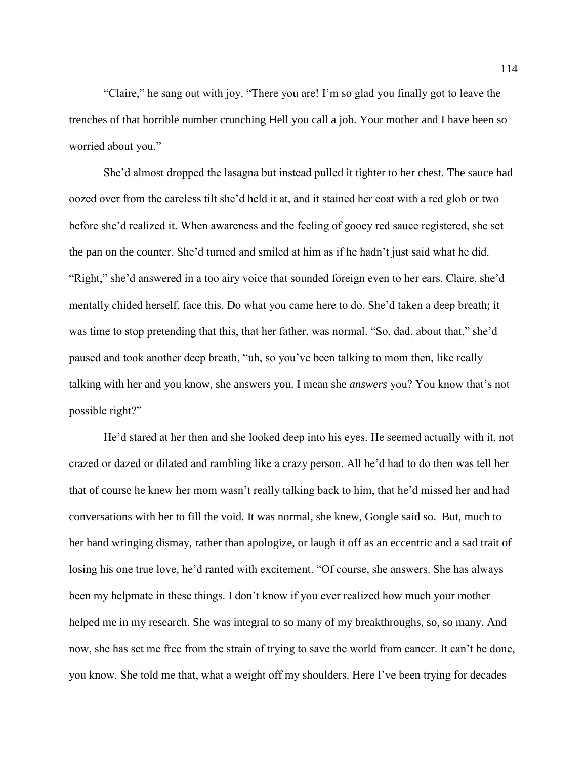"Claire," he sang out with joy. "There you are! I'm so glad you finally got to leave the trenches of that horrible number crunching Hell you call a job. Your mother and I have been so worried about you."

She'd almost dropped the lasagna but instead pulled it tighter to her chest. The sauce had oozed over from the careless tilt she'd held it at, and it stained her coat with a red glob or two before she'd realized it. When awareness and the feeling of gooey red sauce registered, she set the pan on the counter. She'd turned and smiled at him as if he hadn't just said what he did. "Right," she'd answered in a too airy voice that sounded foreign even to her ears. Claire, she'd mentally chided herself, face this. Do what you came here to do. She'd taken a deep breath; it was time to stop pretending that this, that her father, was normal. "So, dad, about that," she'd paused and took another deep breath, "uh, so you've been talking to mom then, like really talking with her and you know, she answers you. I mean she *answers* you? You know that's not possible right?"

He'd stared at her then and she looked deep into his eyes. He seemed actually with it, not crazed or dazed or dilated and rambling like a crazy person. All he'd had to do then was tell her that of course he knew her mom wasn't really talking back to him, that he'd missed her and had conversations with her to fill the void. It was normal, she knew, Google said so. But, much to her hand wringing dismay, rather than apologize, or laugh it off as an eccentric and a sad trait of losing his one true love, he'd ranted with excitement. "Of course, she answers. She has always been my helpmate in these things. I don't know if you ever realized how much your mother helped me in my research. She was integral to so many of my breakthroughs, so, so many. And now, she has set me free from the strain of trying to save the world from cancer. It can't be done, you know. She told me that, what a weight off my shoulders. Here I've been trying for decades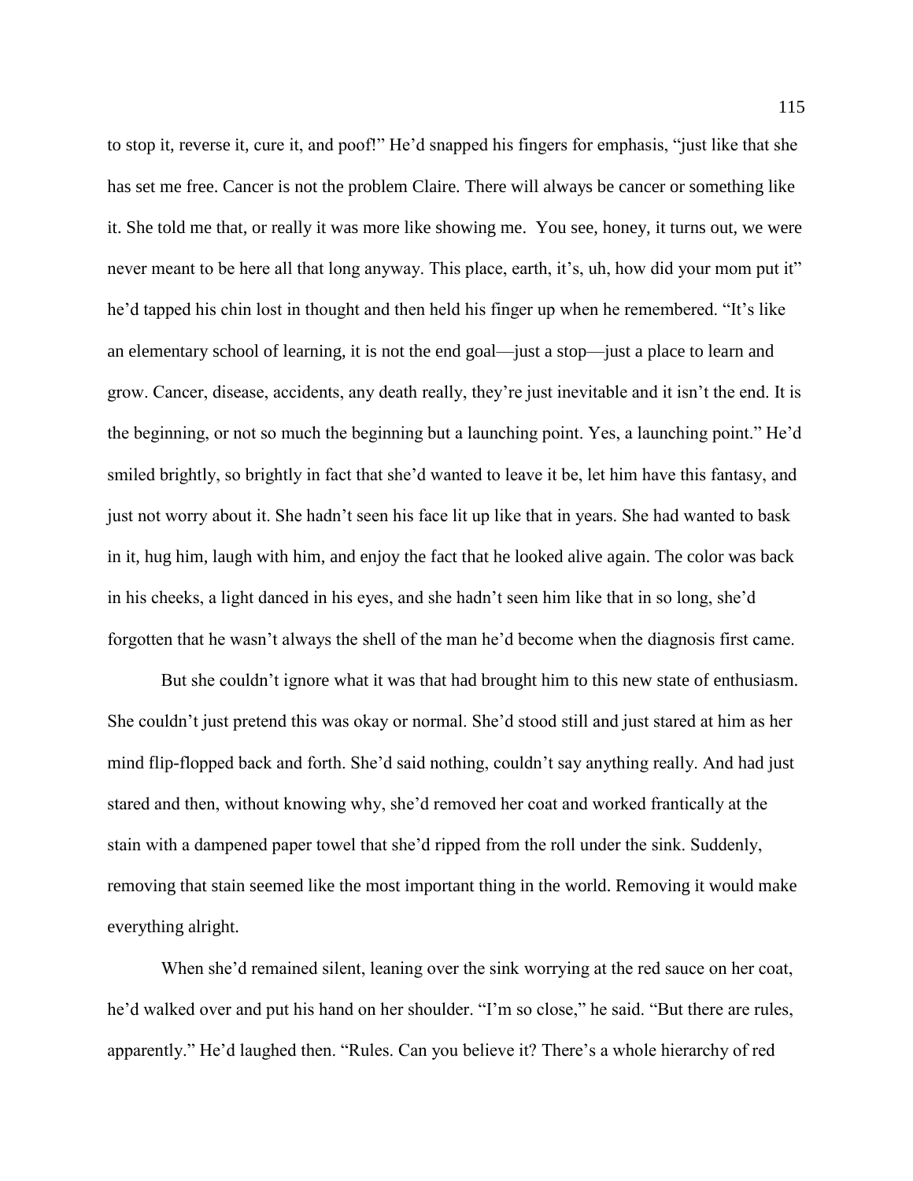to stop it, reverse it, cure it, and poof!" He'd snapped his fingers for emphasis, "just like that she has set me free. Cancer is not the problem Claire. There will always be cancer or something like it. She told me that, or really it was more like showing me.  You see, honey, it turns out, we were never meant to be here all that long anyway. This place, earth, it's, uh, how did your mom put it" he'd tapped his chin lost in thought and then held his finger up when he remembered. "It's like an elementary school of learning, it is not the end goal—just a stop—just a place to learn and grow. Cancer, disease, accidents, any death really, they're just inevitable and it isn't the end. It is the beginning, or not so much the beginning but a launching point. Yes, a launching point." He'd smiled brightly, so brightly in fact that she'd wanted to leave it be, let him have this fantasy, and just not worry about it. She hadn't seen his face lit up like that in years. She had wanted to bask in it, hug him, laugh with him, and enjoy the fact that he looked alive again. The color was back in his cheeks, a light danced in his eyes, and she hadn't seen him like that in so long, she'd forgotten that he wasn't always the shell of the man he'd become when the diagnosis first came.

But she couldn't ignore what it was that had brought him to this new state of enthusiasm. She couldn't just pretend this was okay or normal. She'd stood still and just stared at him as her mind flip-flopped back and forth. She'd said nothing, couldn't say anything really. And had just stared and then, without knowing why, she'd removed her coat and worked frantically at the stain with a dampened paper towel that she'd ripped from the roll under the sink. Suddenly, removing that stain seemed like the most important thing in the world. Removing it would make everything alright.

When she'd remained silent, leaning over the sink worrying at the red sauce on her coat, he'd walked over and put his hand on her shoulder. "I'm so close," he said. "But there are rules, apparently." He'd laughed then. "Rules. Can you believe it? There's a whole hierarchy of red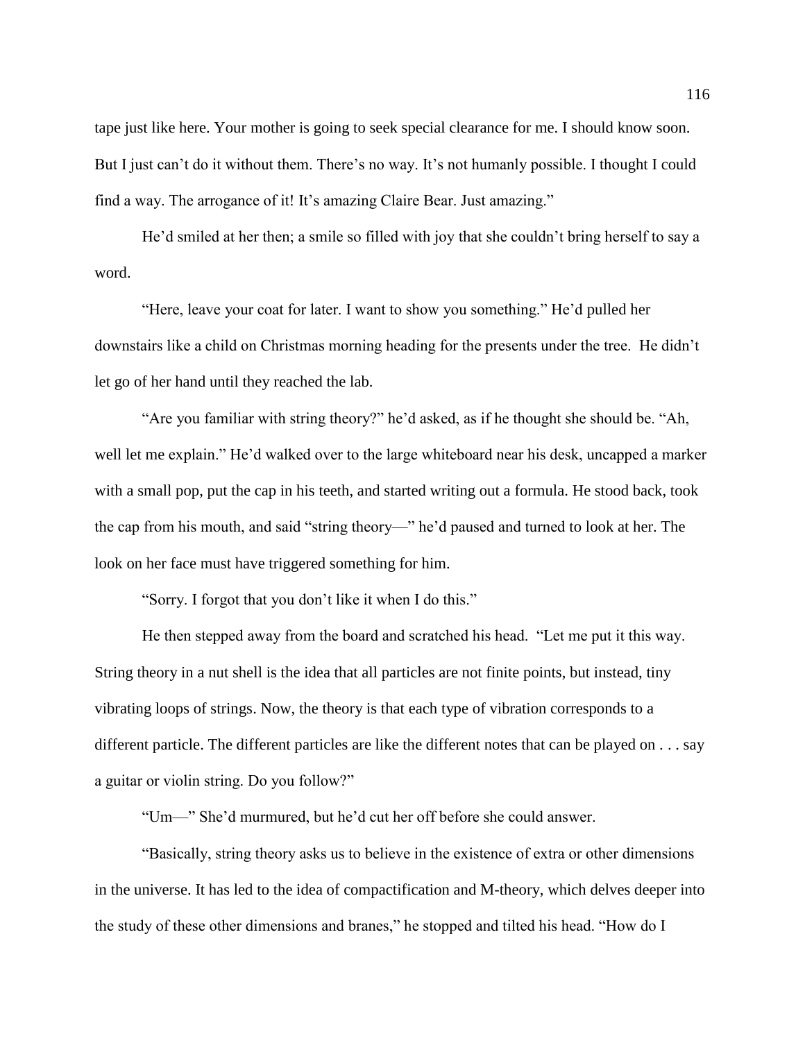tape just like here. Your mother is going to seek special clearance for me. I should know soon. But I just can't do it without them. There's no way. It's not humanly possible. I thought I could find a way. The arrogance of it! It's amazing Claire Bear. Just amazing."

He'd smiled at her then; a smile so filled with joy that she couldn't bring herself to say a word.

"Here, leave your coat for later. I want to show you something." He'd pulled her downstairs like a child on Christmas morning heading for the presents under the tree. He didn't let go of her hand until they reached the lab.

"Are you familiar with string theory?" he'd asked, as if he thought she should be. "Ah, well let me explain." He'd walked over to the large whiteboard near his desk, uncapped a marker with a small pop, put the cap in his teeth, and started writing out a formula. He stood back, took the cap from his mouth, and said "string theory—" he'd paused and turned to look at her. The look on her face must have triggered something for him.

"Sorry. I forgot that you don't like it when I do this."

He then stepped away from the board and scratched his head. "Let me put it this way. String theory in a nut shell is the idea that all particles are not finite points, but instead, tiny vibrating loops of strings. Now, the theory is that each type of vibration corresponds to a different particle. The different particles are like the different notes that can be played on . . . say a guitar or violin string. Do you follow?"

"Um—" She'd murmured, but he'd cut her off before she could answer.

"Basically, string theory asks us to believe in the existence of extra or other dimensions in the universe. It has led to the idea of compactification and M-theory, which delves deeper into the study of these other dimensions and branes," he stopped and tilted his head. "How do I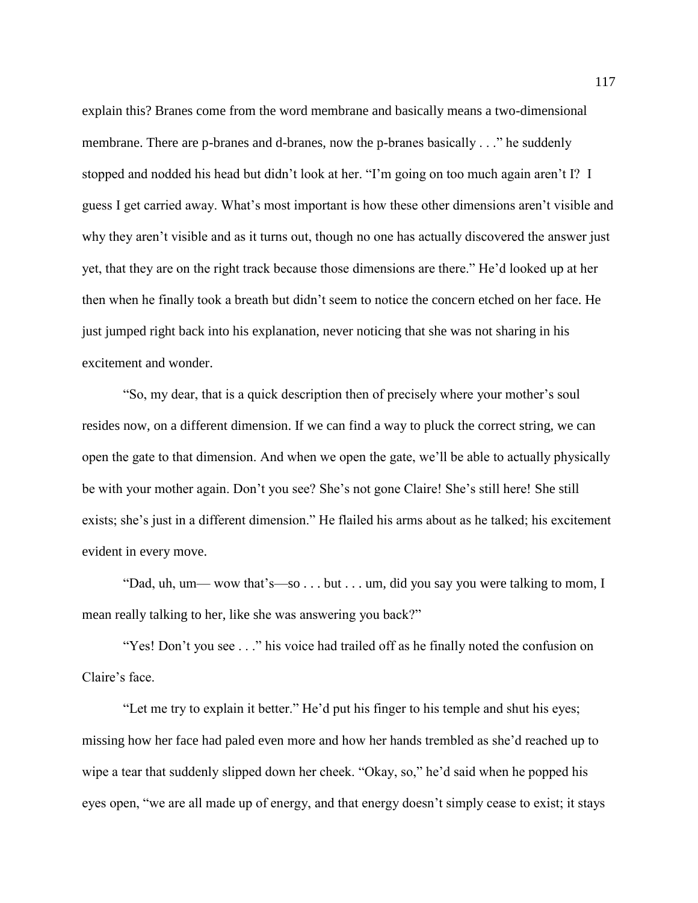explain this? Branes come from the word membrane and basically means a two-dimensional membrane. There are p-branes and d-branes, now the p-branes basically . . ." he suddenly stopped and nodded his head but didn't look at her. "I'm going on too much again aren't I? I guess I get carried away. What's most important is how these other dimensions aren't visible and why they aren't visible and as it turns out, though no one has actually discovered the answer just yet, that they are on the right track because those dimensions are there." He'd looked up at her then when he finally took a breath but didn't seem to notice the concern etched on her face. He just jumped right back into his explanation, never noticing that she was not sharing in his excitement and wonder.

"So, my dear, that is a quick description then of precisely where your mother's soul resides now, on a different dimension. If we can find a way to pluck the correct string, we can open the gate to that dimension. And when we open the gate, we'll be able to actually physically be with your mother again. Don't you see? She's not gone Claire! She's still here! She still exists; she's just in a different dimension." He flailed his arms about as he talked; his excitement evident in every move.

"Dad, uh, um— wow that's—so . . . but . . . um, did you say you were talking to mom, I mean really talking to her, like she was answering you back?"

"Yes! Don't you see . . ." his voice had trailed off as he finally noted the confusion on Claire's face.

"Let me try to explain it better." He'd put his finger to his temple and shut his eyes; missing how her face had paled even more and how her hands trembled as she'd reached up to wipe a tear that suddenly slipped down her cheek. "Okay, so," he'd said when he popped his eyes open, "we are all made up of energy, and that energy doesn't simply cease to exist; it stays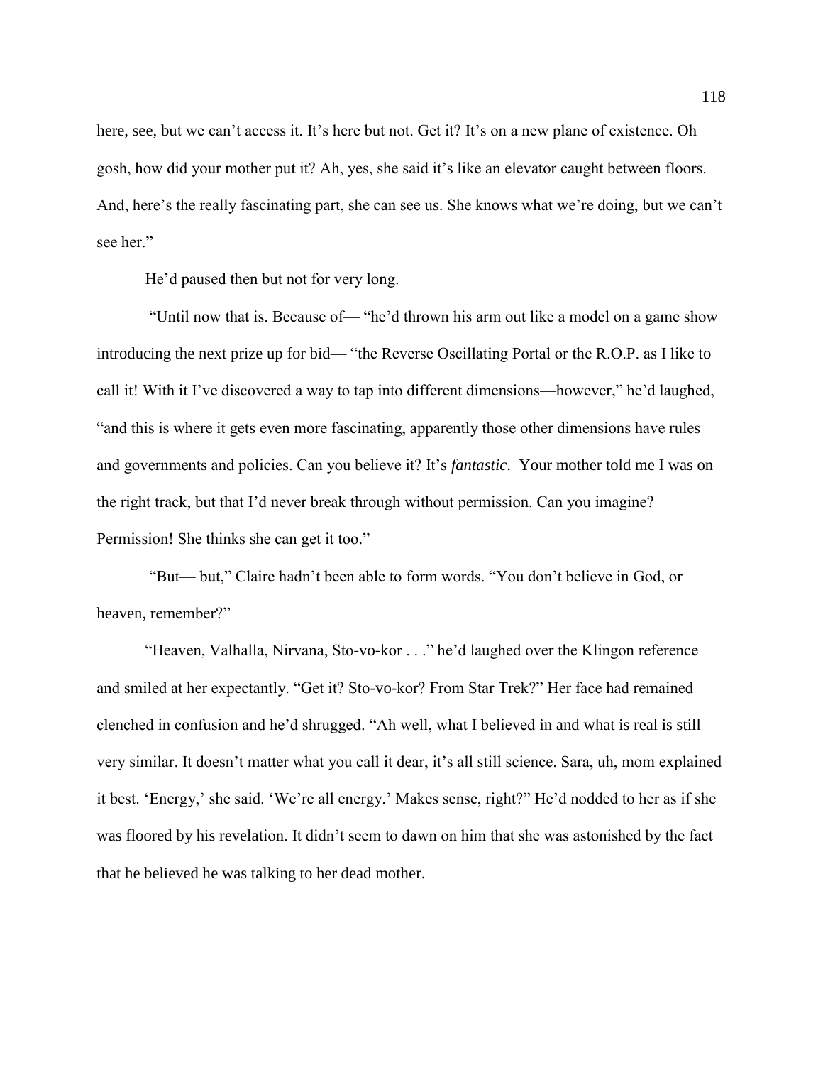here, see, but we can't access it. It's here but not. Get it? It's on a new plane of existence. Oh gosh, how did your mother put it? Ah, yes, she said it's like an elevator caught between floors. And, here's the really fascinating part, she can see us. She knows what we're doing, but we can't see her."

He'd paused then but not for very long.

"Until now that is. Because of— "he'd thrown his arm out like a model on a game show introducing the next prize up for bid— "the Reverse Oscillating Portal or the R.O.P. as I like to call it! With it I've discovered a way to tap into different dimensions—however," he'd laughed, "and this is where it gets even more fascinating, apparently those other dimensions have rules and governments and policies. Can you believe it? It's *fantastic*. Your mother told me I was on the right track, but that I'd never break through without permission. Can you imagine? Permission! She thinks she can get it too."

"But— but," Claire hadn't been able to form words. "You don't believe in God, or heaven, remember?"

"Heaven, Valhalla, Nirvana, Sto-vo-kor . . ." he'd laughed over the Klingon reference and smiled at her expectantly. "Get it? Sto-vo-kor? From Star Trek?" Her face had remained clenched in confusion and he'd shrugged. "Ah well, what I believed in and what is real is still very similar. It doesn't matter what you call it dear, it's all still science. Sara, uh, mom explained it best. 'Energy,' she said. 'We're all energy.' Makes sense, right?" He'd nodded to her as if she was floored by his revelation. It didn't seem to dawn on him that she was astonished by the fact that he believed he was talking to her dead mother.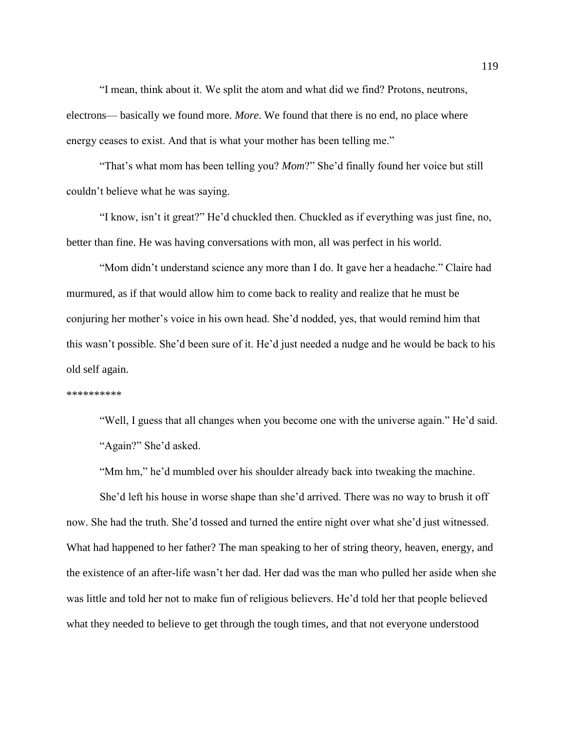"I mean, think about it. We split the atom and what did we find? Protons, neutrons, electrons— basically we found more. *More*. We found that there is no end, no place where energy ceases to exist. And that is what your mother has been telling me."

"That's what mom has been telling you? *Mom*?" She'd finally found her voice but still couldn't believe what he was saying.

"I know, isn't it great?" He'd chuckled then. Chuckled as if everything was just fine, no, better than fine. He was having conversations with mon, all was perfect in his world.

"Mom didn't understand science any more than I do. It gave her a headache." Claire had murmured, as if that would allow him to come back to reality and realize that he must be conjuring her mother's voice in his own head. She'd nodded, yes, that would remind him that this wasn't possible. She'd been sure of it. He'd just needed a nudge and he would be back to his old self again.

**********

"Well, I guess that all changes when you become one with the universe again." He'd said.

"Again?" She'd asked.

"Mm hm," he'd mumbled over his shoulder already back into tweaking the machine.

She'd left his house in worse shape than she'd arrived. There was no way to brush it off now. She had the truth. She'd tossed and turned the entire night over what she'd just witnessed. What had happened to her father? The man speaking to her of string theory, heaven, energy, and the existence of an after-life wasn't her dad. Her dad was the man who pulled her aside when she was little and told her not to make fun of religious believers. He'd told her that people believed what they needed to believe to get through the tough times, and that not everyone understood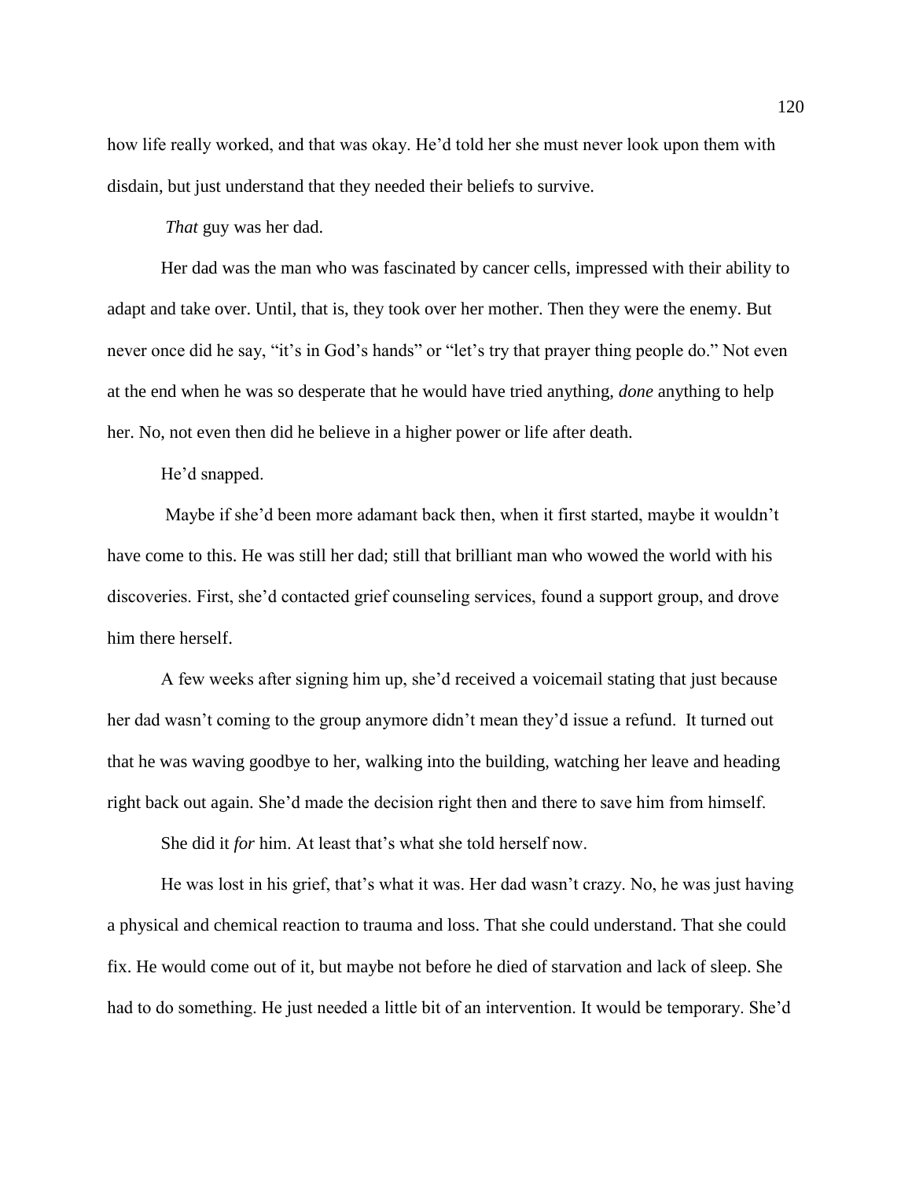how life really worked, and that was okay. He'd told her she must never look upon them with disdain, but just understand that they needed their beliefs to survive.

*That* guy was her dad.

Her dad was the man who was fascinated by cancer cells, impressed with their ability to adapt and take over. Until, that is, they took over her mother. Then they were the enemy. But never once did he say, "it's in God's hands" or "let's try that prayer thing people do." Not even at the end when he was so desperate that he would have tried anything, *done* anything to help her. No, not even then did he believe in a higher power or life after death.

He'd snapped.

Maybe if she'd been more adamant back then, when it first started, maybe it wouldn't have come to this. He was still her dad; still that brilliant man who wowed the world with his discoveries. First, she'd contacted grief counseling services, found a support group, and drove him there herself.

A few weeks after signing him up, she'd received a voicemail stating that just because her dad wasn't coming to the group anymore didn't mean they'd issue a refund. It turned out that he was waving goodbye to her, walking into the building, watching her leave and heading right back out again. She'd made the decision right then and there to save him from himself.

She did it *for* him. At least that's what she told herself now.

He was lost in his grief, that's what it was. Her dad wasn't crazy. No, he was just having a physical and chemical reaction to trauma and loss. That she could understand. That she could fix. He would come out of it, but maybe not before he died of starvation and lack of sleep. She had to do something. He just needed a little bit of an intervention. It would be temporary. She'd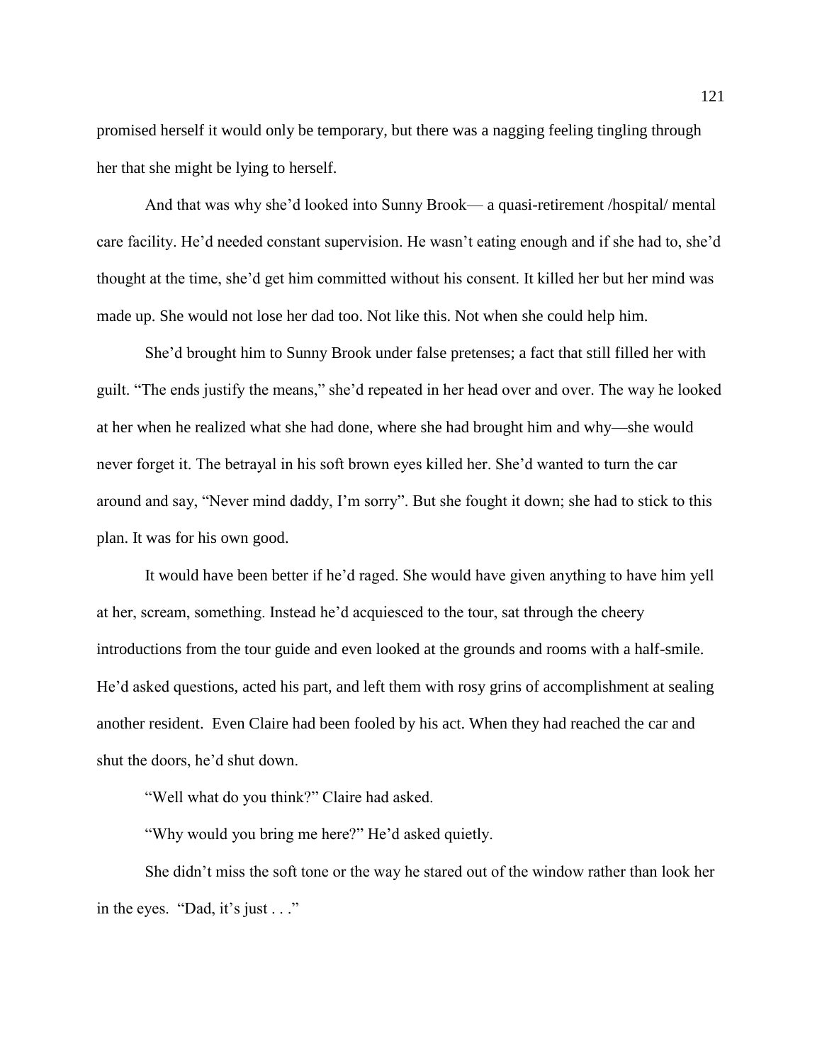promised herself it would only be temporary, but there was a nagging feeling tingling through her that she might be lying to herself.

And that was why she'd looked into Sunny Brook— a quasi-retirement /hospital/ mental care facility. He'd needed constant supervision. He wasn't eating enough and if she had to, she'd thought at the time, she'd get him committed without his consent. It killed her but her mind was made up. She would not lose her dad too. Not like this. Not when she could help him.

She'd brought him to Sunny Brook under false pretenses; a fact that still filled her with guilt. "The ends justify the means," she'd repeated in her head over and over. The way he looked at her when he realized what she had done, where she had brought him and why—she would never forget it. The betrayal in his soft brown eyes killed her. She'd wanted to turn the car around and say, "Never mind daddy, I'm sorry". But she fought it down; she had to stick to this plan. It was for his own good.

It would have been better if he'd raged. She would have given anything to have him yell at her, scream, something. Instead he'd acquiesced to the tour, sat through the cheery introductions from the tour guide and even looked at the grounds and rooms with a half-smile. He'd asked questions, acted his part, and left them with rosy grins of accomplishment at sealing another resident. Even Claire had been fooled by his act. When they had reached the car and shut the doors, he'd shut down.

"Well what do you think?" Claire had asked.

"Why would you bring me here?" He'd asked quietly.

She didn't miss the soft tone or the way he stared out of the window rather than look her in the eyes. "Dad, it's just . . ."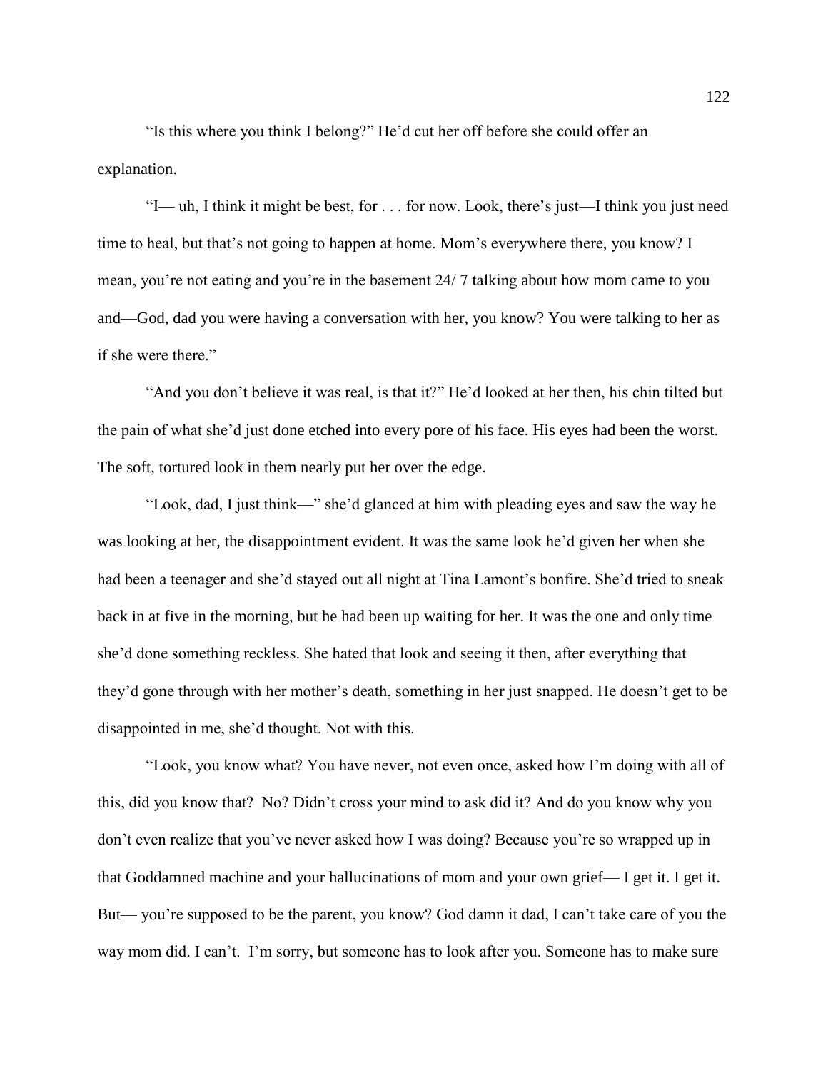"Is this where you think I belong?" He'd cut her off before she could offer an explanation.

"I— uh, I think it might be best, for . . . for now. Look, there's just—I think you just need time to heal, but that's not going to happen at home. Mom's everywhere there, you know? I mean, you're not eating and you're in the basement 24/ 7 talking about how mom came to you and—God, dad you were having a conversation with her, you know? You were talking to her as if she were there."

"And you don't believe it was real, is that it?" He'd looked at her then, his chin tilted but the pain of what she'd just done etched into every pore of his face. His eyes had been the worst. The soft, tortured look in them nearly put her over the edge.

"Look, dad, I just think—" she'd glanced at him with pleading eyes and saw the way he was looking at her, the disappointment evident. It was the same look he'd given her when she had been a teenager and she'd stayed out all night at Tina Lamont's bonfire. She'd tried to sneak back in at five in the morning, but he had been up waiting for her. It was the one and only time she'd done something reckless. She hated that look and seeing it then, after everything that they'd gone through with her mother's death, something in her just snapped. He doesn't get to be disappointed in me, she'd thought. Not with this.

"Look, you know what? You have never, not even once, asked how I'm doing with all of this, did you know that? No? Didn't cross your mind to ask did it? And do you know why you don't even realize that you've never asked how I was doing? Because you're so wrapped up in that Goddamned machine and your hallucinations of mom and your own grief— I get it. I get it. But— you're supposed to be the parent, you know? God damn it dad, I can't take care of you the way mom did. I can't. I'm sorry, but someone has to look after you. Someone has to make sure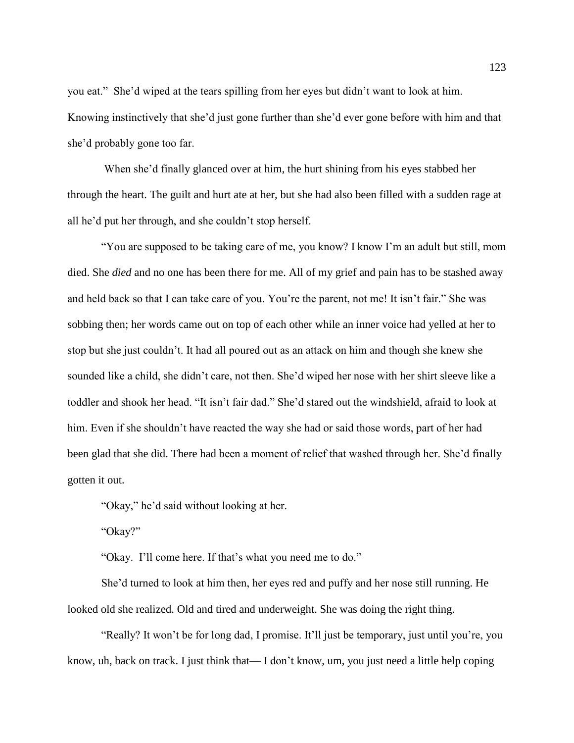you eat." She'd wiped at the tears spilling from her eyes but didn't want to look at him. Knowing instinctively that she'd just gone further than she'd ever gone before with him and that she'd probably gone too far.

When she'd finally glanced over at him, the hurt shining from his eyes stabbed her through the heart. The guilt and hurt ate at her, but she had also been filled with a sudden rage at all he'd put her through, and she couldn't stop herself.

"You are supposed to be taking care of me, you know? I know I'm an adult but still, mom died. She *died* and no one has been there for me. All of my grief and pain has to be stashed away and held back so that I can take care of you. You're the parent, not me! It isn't fair." She was sobbing then; her words came out on top of each other while an inner voice had yelled at her to stop but she just couldn't. It had all poured out as an attack on him and though she knew she sounded like a child, she didn't care, not then. She'd wiped her nose with her shirt sleeve like a toddler and shook her head. "It isn't fair dad." She'd stared out the windshield, afraid to look at him. Even if she shouldn't have reacted the way she had or said those words, part of her had been glad that she did. There had been a moment of relief that washed through her. She'd finally gotten it out.

"Okay," he'd said without looking at her.

"Okay?"

"Okay. I'll come here. If that's what you need me to do."

She'd turned to look at him then, her eyes red and puffy and her nose still running. He looked old she realized. Old and tired and underweight. She was doing the right thing.

"Really? It won't be for long dad, I promise. It'll just be temporary, just until you're, you know, uh, back on track. I just think that— I don't know, um, you just need a little help coping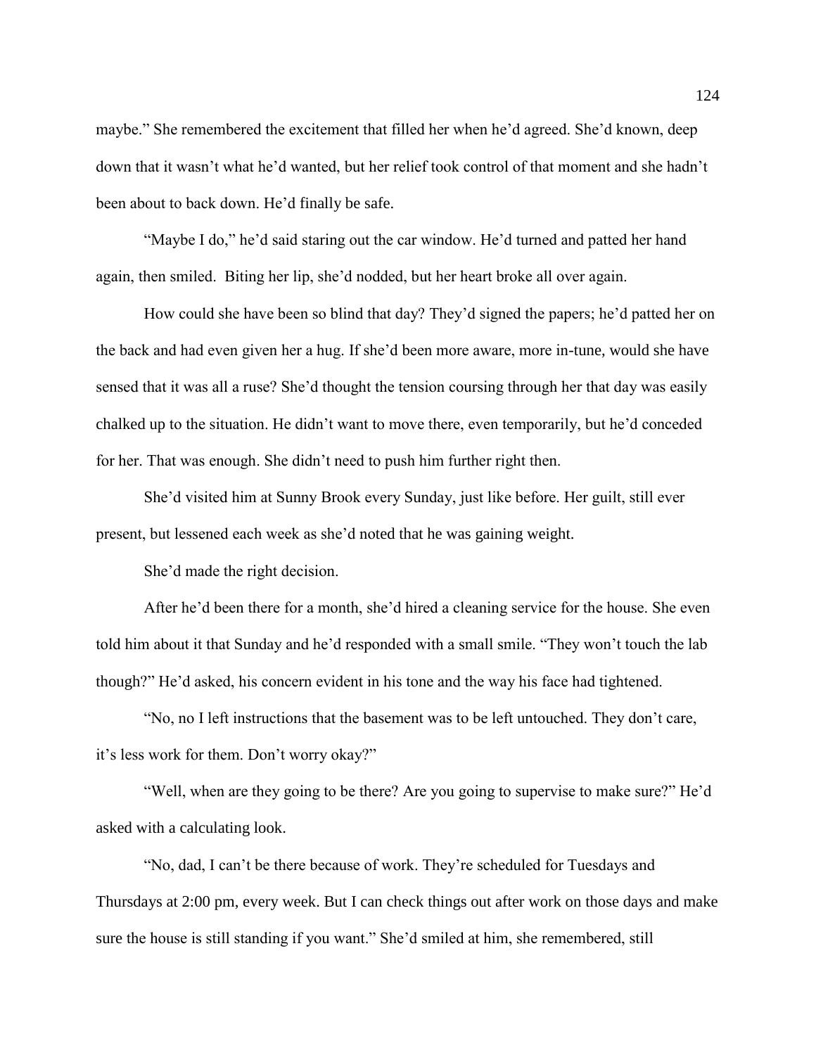maybe." She remembered the excitement that filled her when he'd agreed. She'd known, deep down that it wasn't what he'd wanted, but her relief took control of that moment and she hadn't been about to back down. He'd finally be safe.

"Maybe I do," he'd said staring out the car window. He'd turned and patted her hand again, then smiled. Biting her lip, she'd nodded, but her heart broke all over again.

How could she have been so blind that day? They'd signed the papers; he'd patted her on the back and had even given her a hug. If she'd been more aware, more in-tune, would she have sensed that it was all a ruse? She'd thought the tension coursing through her that day was easily chalked up to the situation. He didn't want to move there, even temporarily, but he'd conceded for her. That was enough. She didn't need to push him further right then.

She'd visited him at Sunny Brook every Sunday, just like before. Her guilt, still ever present, but lessened each week as she'd noted that he was gaining weight.

She'd made the right decision.

After he'd been there for a month, she'd hired a cleaning service for the house. She even told him about it that Sunday and he'd responded with a small smile. "They won't touch the lab though?" He'd asked, his concern evident in his tone and the way his face had tightened.

"No, no I left instructions that the basement was to be left untouched. They don't care, it's less work for them. Don't worry okay?"

"Well, when are they going to be there? Are you going to supervise to make sure?" He'd asked with a calculating look.

"No, dad, I can't be there because of work. They're scheduled for Tuesdays and Thursdays at 2:00 pm, every week. But I can check things out after work on those days and make sure the house is still standing if you want." She'd smiled at him, she remembered, still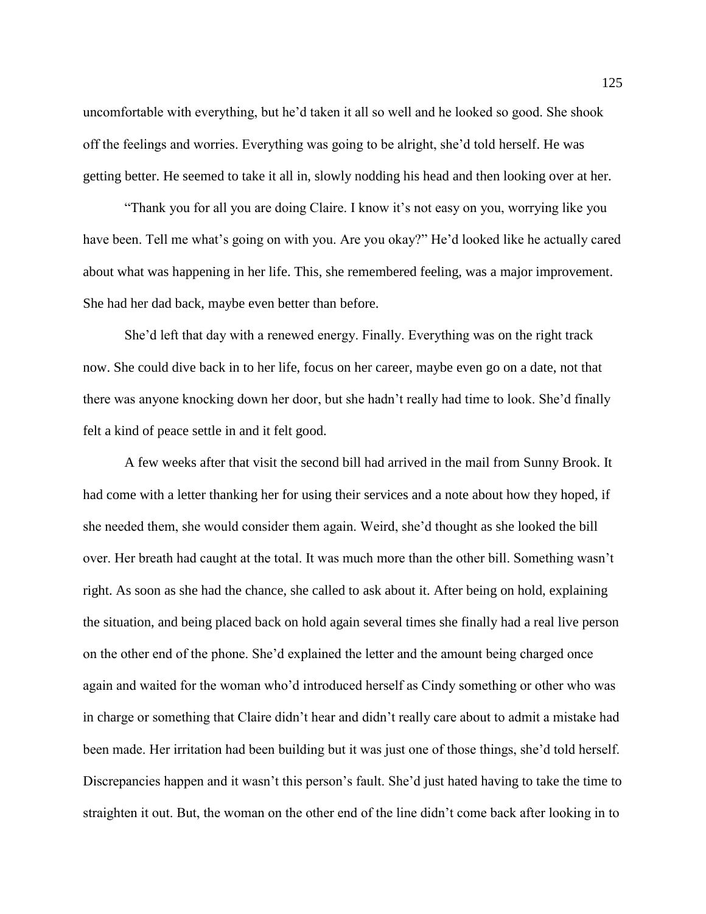uncomfortable with everything, but he'd taken it all so well and he looked so good. She shook off the feelings and worries. Everything was going to be alright, she'd told herself. He was getting better. He seemed to take it all in, slowly nodding his head and then looking over at her.

"Thank you for all you are doing Claire. I know it's not easy on you, worrying like you have been. Tell me what's going on with you. Are you okay?" He'd looked like he actually cared about what was happening in her life. This, she remembered feeling, was a major improvement. She had her dad back, maybe even better than before.

She'd left that day with a renewed energy. Finally. Everything was on the right track now. She could dive back in to her life, focus on her career, maybe even go on a date, not that there was anyone knocking down her door, but she hadn't really had time to look. She'd finally felt a kind of peace settle in and it felt good.

A few weeks after that visit the second bill had arrived in the mail from Sunny Brook. It had come with a letter thanking her for using their services and a note about how they hoped, if she needed them, she would consider them again. Weird, she'd thought as she looked the bill over. Her breath had caught at the total. It was much more than the other bill. Something wasn't right. As soon as she had the chance, she called to ask about it. After being on hold, explaining the situation, and being placed back on hold again several times she finally had a real live person on the other end of the phone. She'd explained the letter and the amount being charged once again and waited for the woman who'd introduced herself as Cindy something or other who was in charge or something that Claire didn't hear and didn't really care about to admit a mistake had been made. Her irritation had been building but it was just one of those things, she'd told herself. Discrepancies happen and it wasn't this person's fault. She'd just hated having to take the time to straighten it out. But, the woman on the other end of the line didn't come back after looking in to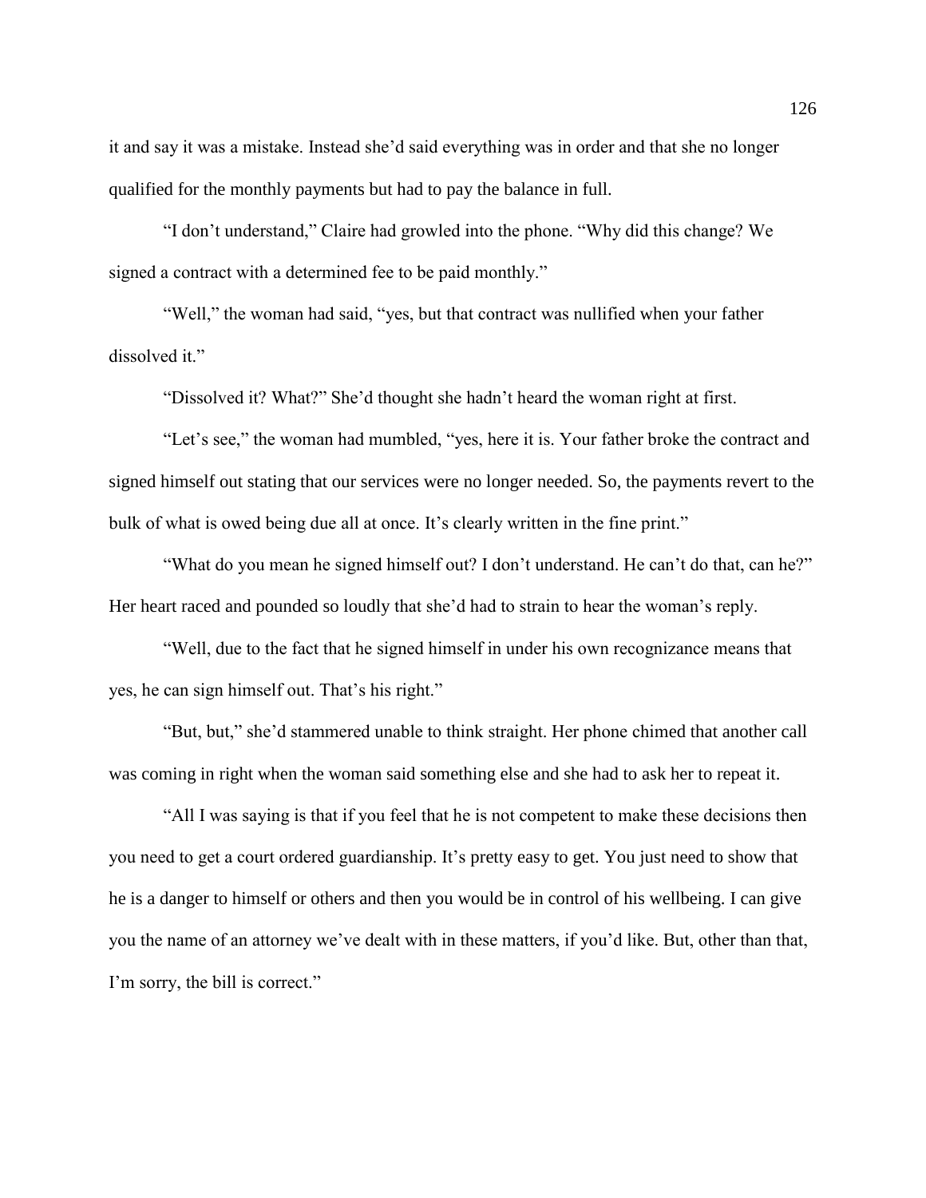it and say it was a mistake. Instead she'd said everything was in order and that she no longer qualified for the monthly payments but had to pay the balance in full.

"I don't understand," Claire had growled into the phone. "Why did this change? We signed a contract with a determined fee to be paid monthly."

"Well," the woman had said, "yes, but that contract was nullified when your father dissolved it."

"Dissolved it? What?" She'd thought she hadn't heard the woman right at first.

"Let's see," the woman had mumbled, "yes, here it is. Your father broke the contract and signed himself out stating that our services were no longer needed. So, the payments revert to the bulk of what is owed being due all at once. It's clearly written in the fine print."

"What do you mean he signed himself out? I don't understand. He can't do that, can he?" Her heart raced and pounded so loudly that she'd had to strain to hear the woman's reply.

"Well, due to the fact that he signed himself in under his own recognizance means that yes, he can sign himself out. That's his right."

"But, but," she'd stammered unable to think straight. Her phone chimed that another call was coming in right when the woman said something else and she had to ask her to repeat it.

"All I was saying is that if you feel that he is not competent to make these decisions then you need to get a court ordered guardianship. It's pretty easy to get. You just need to show that he is a danger to himself or others and then you would be in control of his wellbeing. I can give you the name of an attorney we've dealt with in these matters, if you'd like. But, other than that, I'm sorry, the bill is correct."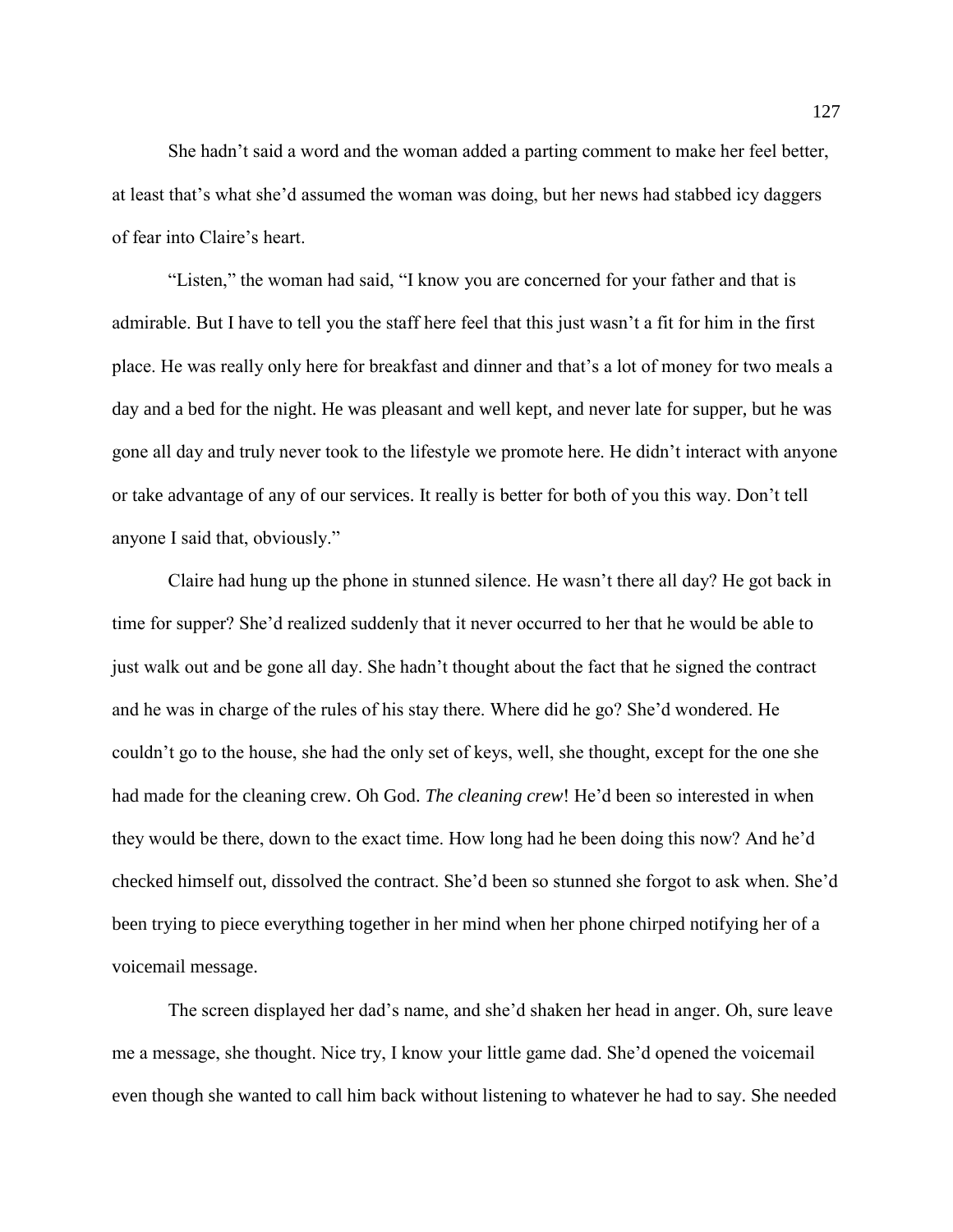She hadn't said a word and the woman added a parting comment to make her feel better, at least that's what she'd assumed the woman was doing, but her news had stabbed icy daggers of fear into Claire's heart.

"Listen," the woman had said, "I know you are concerned for your father and that is admirable. But I have to tell you the staff here feel that this just wasn't a fit for him in the first place. He was really only here for breakfast and dinner and that's a lot of money for two meals a day and a bed for the night. He was pleasant and well kept, and never late for supper, but he was gone all day and truly never took to the lifestyle we promote here. He didn't interact with anyone or take advantage of any of our services. It really is better for both of you this way. Don't tell anyone I said that, obviously."

Claire had hung up the phone in stunned silence. He wasn't there all day? He got back in time for supper? She'd realized suddenly that it never occurred to her that he would be able to just walk out and be gone all day. She hadn't thought about the fact that he signed the contract and he was in charge of the rules of his stay there. Where did he go? She'd wondered. He couldn't go to the house, she had the only set of keys, well, she thought, except for the one she had made for the cleaning crew. Oh God. *The cleaning crew*! He'd been so interested in when they would be there, down to the exact time. How long had he been doing this now? And he'd checked himself out, dissolved the contract. She'd been so stunned she forgot to ask when. She'd been trying to piece everything together in her mind when her phone chirped notifying her of a voicemail message.

The screen displayed her dad's name, and she'd shaken her head in anger. Oh, sure leave me a message, she thought. Nice try, I know your little game dad. She'd opened the voicemail even though she wanted to call him back without listening to whatever he had to say. She needed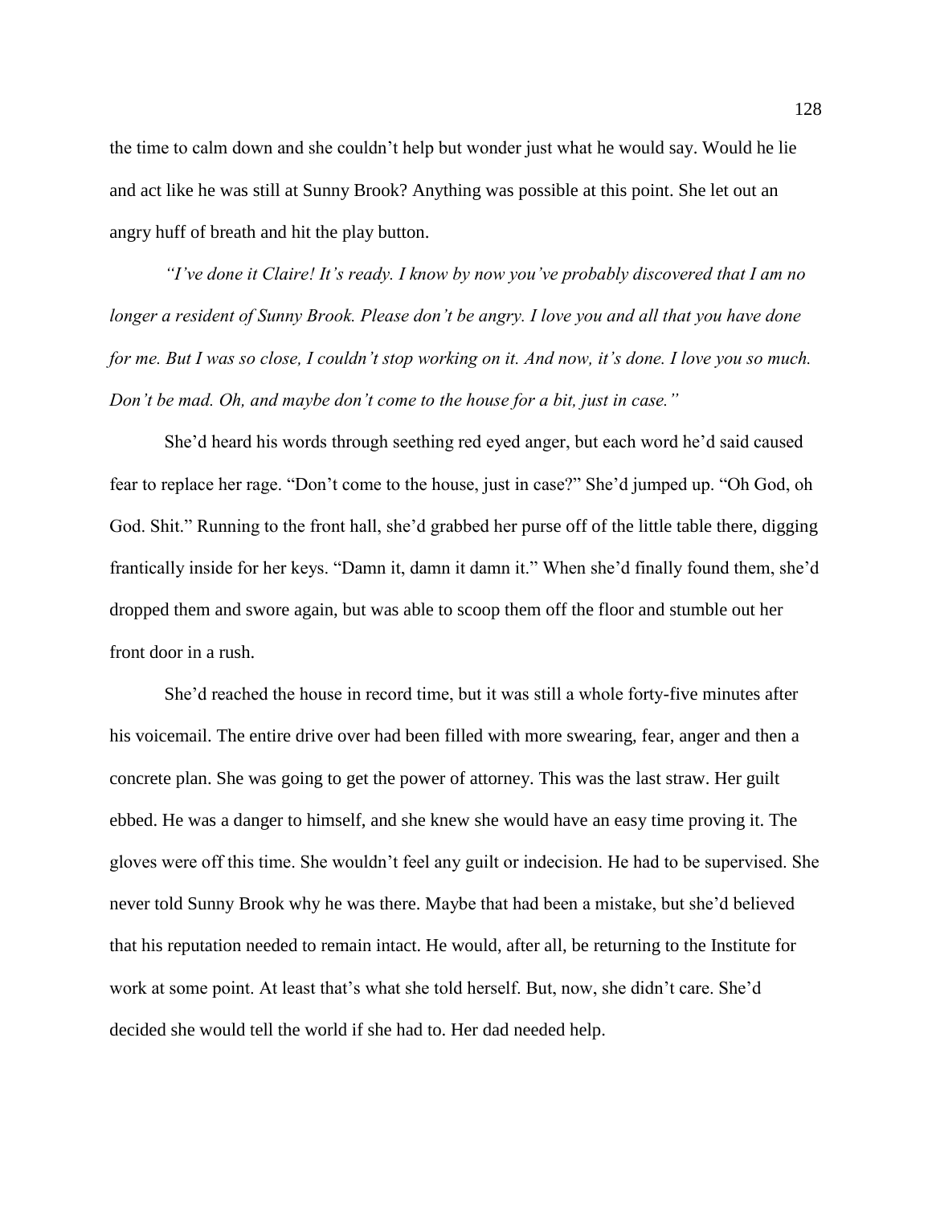the time to calm down and she couldn't help but wonder just what he would say. Would he lie and act like he was still at Sunny Brook? Anything was possible at this point. She let out an angry huff of breath and hit the play button.

*"I've done it Claire! It's ready. I know by now you've probably discovered that I am no longer a resident of Sunny Brook. Please don't be angry. I love you and all that you have done for me. But I was so close, I couldn't stop working on it. And now, it's done. I love you so much. Don't be mad. Oh, and maybe don't come to the house for a bit, just in case."*

She'd heard his words through seething red eyed anger, but each word he'd said caused fear to replace her rage. "Don't come to the house, just in case?" She'd jumped up. "Oh God, oh God. Shit." Running to the front hall, she'd grabbed her purse off of the little table there, digging frantically inside for her keys. "Damn it, damn it damn it." When she'd finally found them, she'd dropped them and swore again, but was able to scoop them off the floor and stumble out her front door in a rush.

She'd reached the house in record time, but it was still a whole forty-five minutes after his voicemail. The entire drive over had been filled with more swearing, fear, anger and then a concrete plan. She was going to get the power of attorney. This was the last straw. Her guilt ebbed. He was a danger to himself, and she knew she would have an easy time proving it. The gloves were off this time. She wouldn't feel any guilt or indecision. He had to be supervised. She never told Sunny Brook why he was there. Maybe that had been a mistake, but she'd believed that his reputation needed to remain intact. He would, after all, be returning to the Institute for work at some point. At least that's what she told herself. But, now, she didn't care. She'd decided she would tell the world if she had to. Her dad needed help.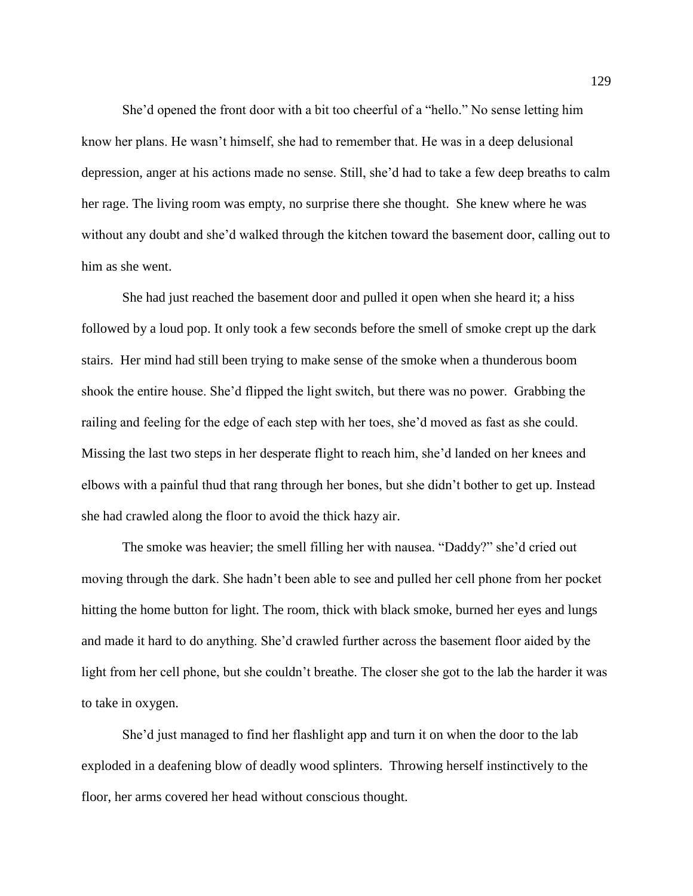She'd opened the front door with a bit too cheerful of a "hello." No sense letting him know her plans. He wasn't himself, she had to remember that. He was in a deep delusional depression, anger at his actions made no sense. Still, she'd had to take a few deep breaths to calm her rage. The living room was empty, no surprise there she thought. She knew where he was without any doubt and she'd walked through the kitchen toward the basement door, calling out to him as she went.

She had just reached the basement door and pulled it open when she heard it; a hiss followed by a loud pop. It only took a few seconds before the smell of smoke crept up the dark stairs. Her mind had still been trying to make sense of the smoke when a thunderous boom shook the entire house. She'd flipped the light switch, but there was no power. Grabbing the railing and feeling for the edge of each step with her toes, she'd moved as fast as she could. Missing the last two steps in her desperate flight to reach him, she'd landed on her knees and elbows with a painful thud that rang through her bones, but she didn't bother to get up. Instead she had crawled along the floor to avoid the thick hazy air.

The smoke was heavier; the smell filling her with nausea. "Daddy?" she'd cried out moving through the dark. She hadn't been able to see and pulled her cell phone from her pocket hitting the home button for light. The room, thick with black smoke, burned her eyes and lungs and made it hard to do anything. She'd crawled further across the basement floor aided by the light from her cell phone, but she couldn't breathe. The closer she got to the lab the harder it was to take in oxygen.

She'd just managed to find her flashlight app and turn it on when the door to the lab exploded in a deafening blow of deadly wood splinters. Throwing herself instinctively to the floor, her arms covered her head without conscious thought.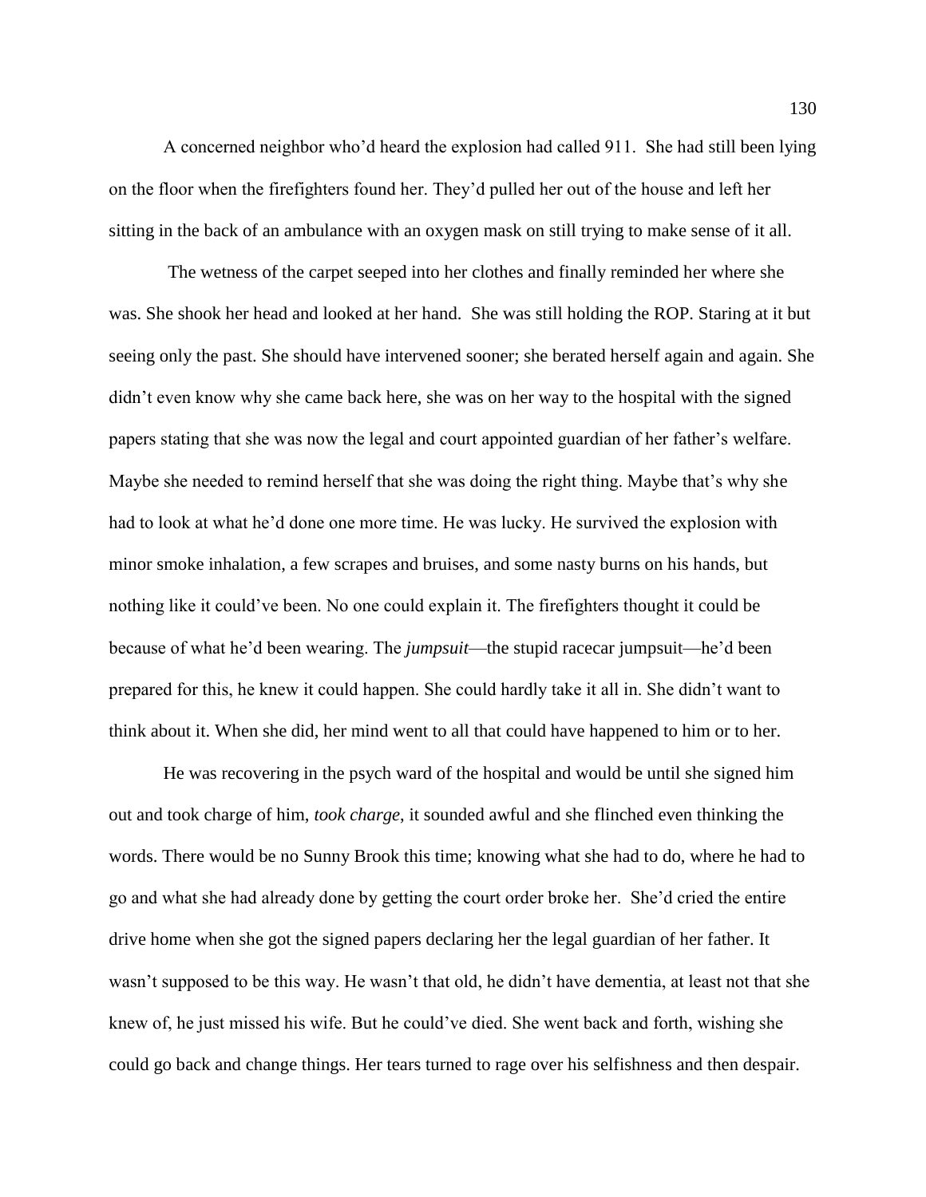A concerned neighbor who'd heard the explosion had called 911. She had still been lying on the floor when the firefighters found her. They'd pulled her out of the house and left her sitting in the back of an ambulance with an oxygen mask on still trying to make sense of it all.

The wetness of the carpet seeped into her clothes and finally reminded her where she was. She shook her head and looked at her hand. She was still holding the ROP. Staring at it but seeing only the past. She should have intervened sooner; she berated herself again and again. She didn't even know why she came back here, she was on her way to the hospital with the signed papers stating that she was now the legal and court appointed guardian of her father's welfare. Maybe she needed to remind herself that she was doing the right thing. Maybe that's why she had to look at what he'd done one more time. He was lucky. He survived the explosion with minor smoke inhalation, a few scrapes and bruises, and some nasty burns on his hands, but nothing like it could've been. No one could explain it. The firefighters thought it could be because of what he'd been wearing. The *jumpsuit*—the stupid racecar jumpsuit—he'd been prepared for this, he knew it could happen. She could hardly take it all in. She didn't want to think about it. When she did, her mind went to all that could have happened to him or to her.

He was recovering in the psych ward of the hospital and would be until she signed him out and took charge of him, *took charge*, it sounded awful and she flinched even thinking the words. There would be no Sunny Brook this time; knowing what she had to do, where he had to go and what she had already done by getting the court order broke her. She'd cried the entire drive home when she got the signed papers declaring her the legal guardian of her father. It wasn't supposed to be this way. He wasn't that old, he didn't have dementia, at least not that she knew of, he just missed his wife. But he could've died. She went back and forth, wishing she could go back and change things. Her tears turned to rage over his selfishness and then despair.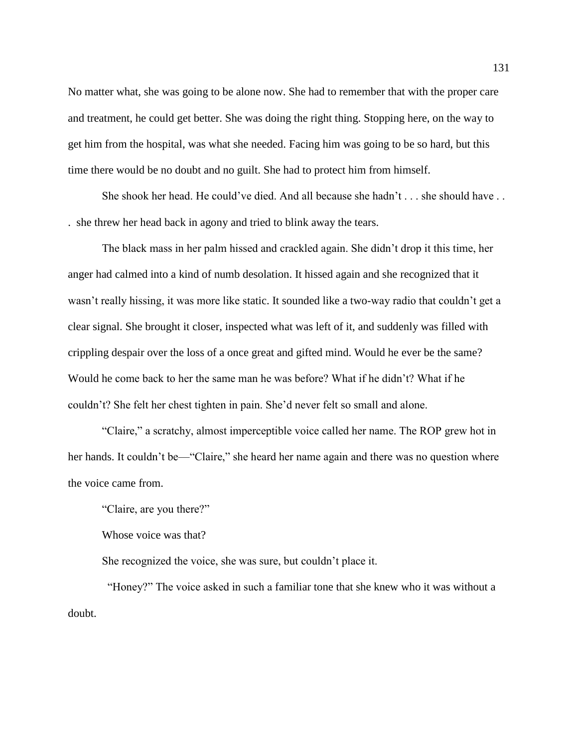No matter what, she was going to be alone now. She had to remember that with the proper care and treatment, he could get better. She was doing the right thing. Stopping here, on the way to get him from the hospital, was what she needed. Facing him was going to be so hard, but this time there would be no doubt and no guilt. She had to protect him from himself.

She shook her head. He could've died. And all because she hadn't . . . she should have . . . she threw her head back in agony and tried to blink away the tears.

The black mass in her palm hissed and crackled again. She didn't drop it this time, her anger had calmed into a kind of numb desolation. It hissed again and she recognized that it wasn't really hissing, it was more like static. It sounded like a two-way radio that couldn't get a clear signal. She brought it closer, inspected what was left of it, and suddenly was filled with crippling despair over the loss of a once great and gifted mind. Would he ever be the same? Would he come back to her the same man he was before? What if he didn't? What if he couldn't? She felt her chest tighten in pain. She'd never felt so small and alone.

"Claire," a scratchy, almost imperceptible voice called her name. The ROP grew hot in her hands. It couldn't be—"Claire," she heard her name again and there was no question where the voice came from.

"Claire, are you there?"

Whose voice was that?

She recognized the voice, she was sure, but couldn't place it.

"Honey?" The voice asked in such a familiar tone that she knew who it was without a doubt.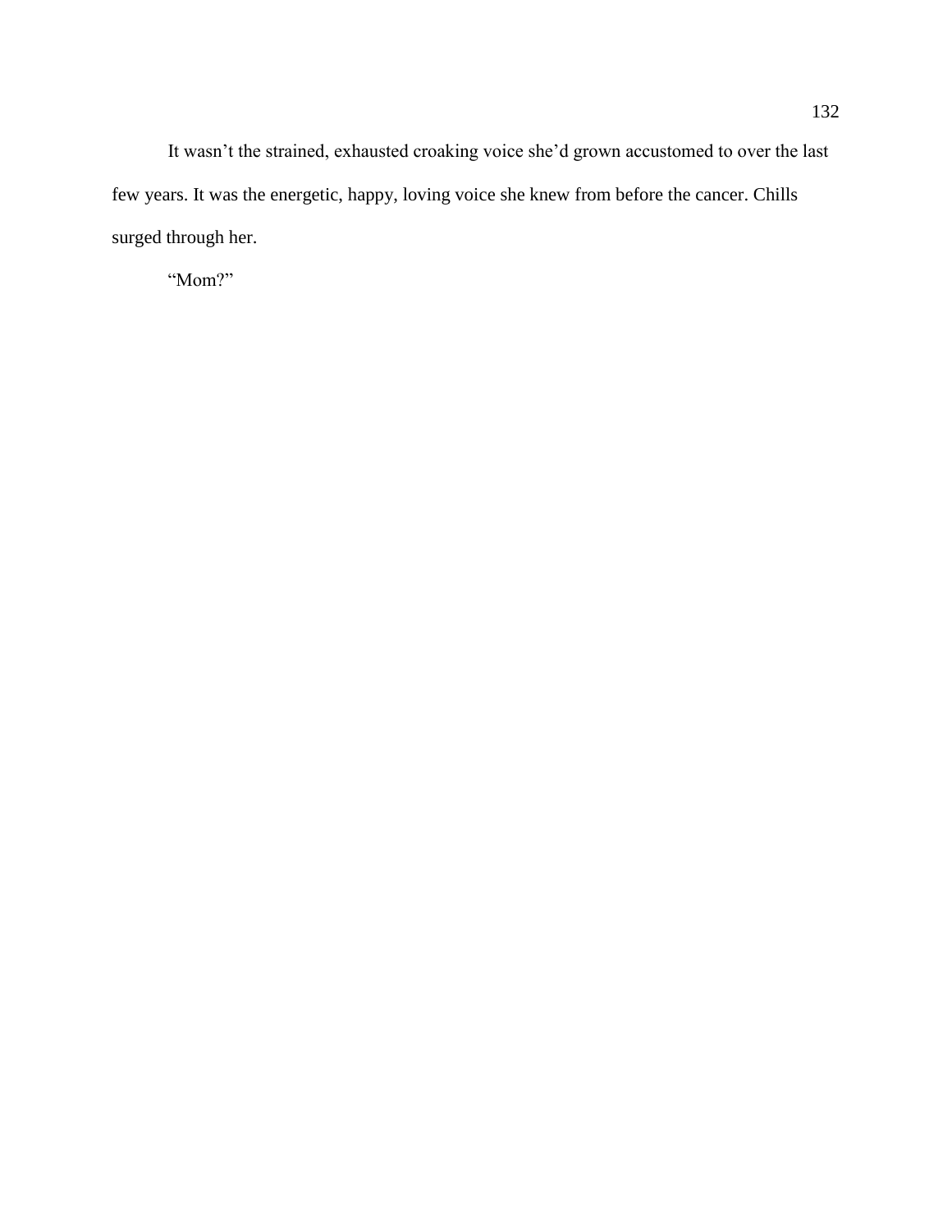It wasn’t the strained, exhausted croaking voice she’d grown accustomed to over the last few years. It was the energetic, happy, loving voice she knew from before the cancer. Chills surged through her.

“Mom?”